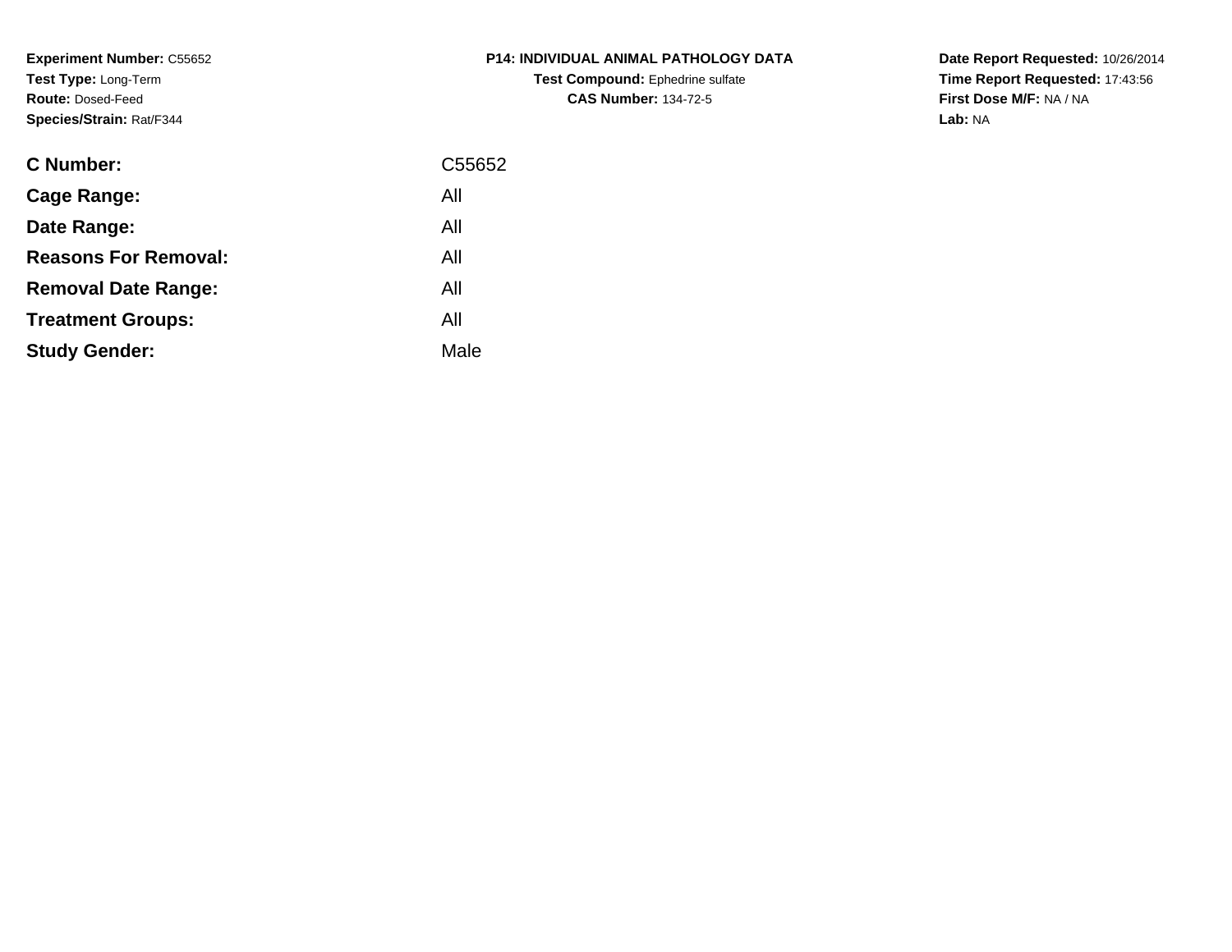**Experiment Number:** C55652
**Test Type:** Long-Term
**Route:** Dosed-Feed
**Species/Strain:** Rat/F344

**P14: INDIVIDUAL ANIMAL PATHOLOGY DATA**
**Test Compound:** Ephedrine sulfate
**CAS Number:** 134-72-5

**Date Report Requested:** 10/26/2014
**Time Report Requested:** 17:43:56
**First Dose M/F:** NA / NA
**Lab:** NA

| | |
|---|---|
| **C Number:** | C55652 |
| **Cage Range:** | All |
| **Date Range:** | All |
| **Reasons For Removal:** | All |
| **Removal Date Range:** | All |
| **Treatment Groups:** | All |
| **Study Gender:** | Male |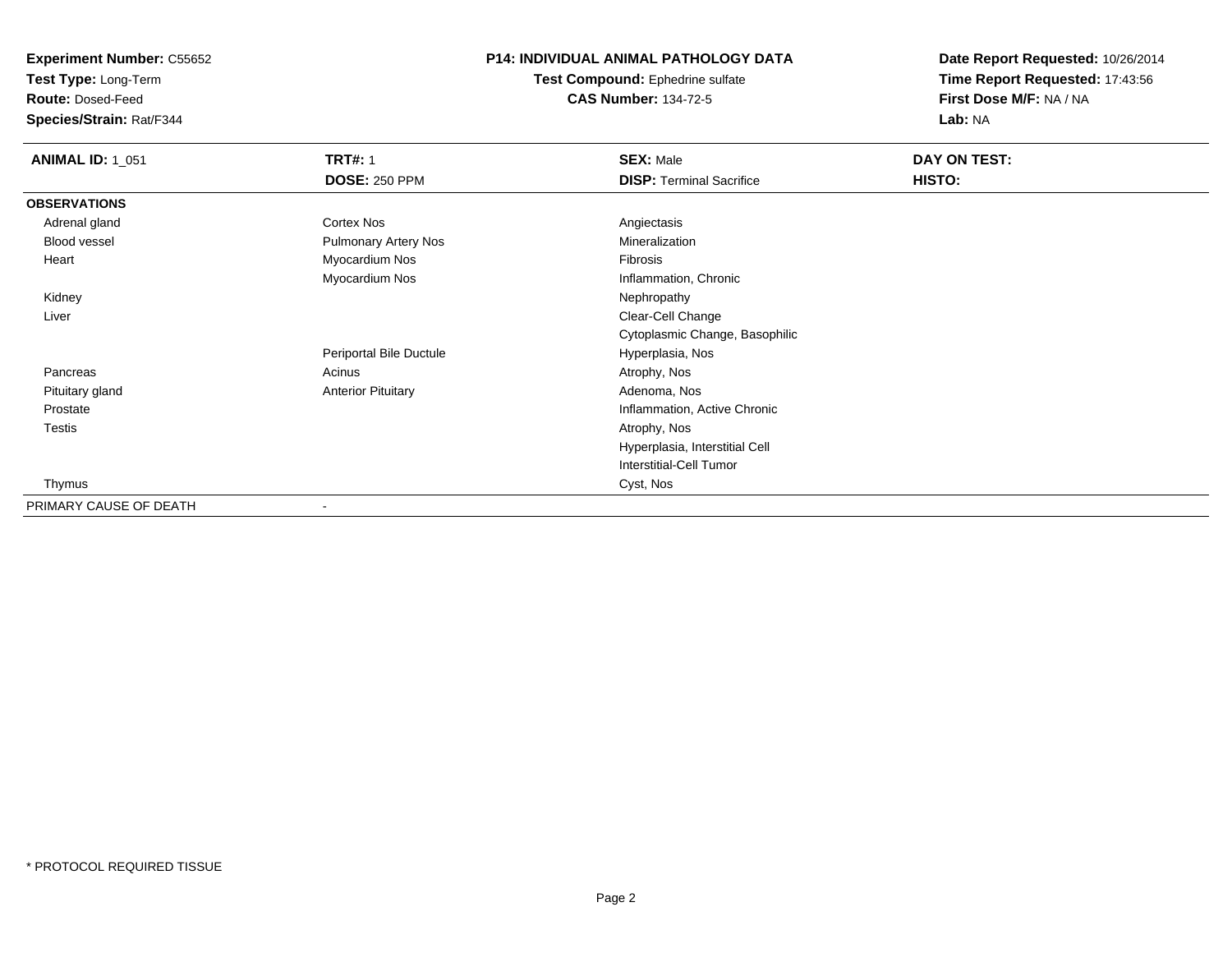**Experiment Number:** C55652
**Test Type:** Long-Term
**Route:** Dosed-Feed
**Species/Strain:** Rat/F344

**P14: INDIVIDUAL ANIMAL PATHOLOGY DATA**
**Test Compound:** Ephedrine sulfate
**CAS Number:** 134-72-5

**Date Report Requested:** 10/26/2014
**Time Report Requested:** 17:43:56
**First Dose M/F:** NA / NA
**Lab:** NA

| **ANIMAL ID:** 1_051 | **TRT#:** 1 | **SEX:** Male | **DAY ON TEST:** |
|---|---|---|---|
| | **DOSE:** 250 PPM | **DISP:** Terminal Sacrifice | **HISTO:** |
| **OBSERVATIONS** | | | |
| Adrenal gland | Cortex Nos | Angiectasis | |
| Blood vessel | Pulmonary Artery Nos | Mineralization | |
| Heart | Myocardium Nos | Fibrosis | |
| | Myocardium Nos | Inflammation, Chronic | |
| Kidney | | Nephropathy | |
| Liver | | Clear-Cell Change | |
| | | Cytoplasmic Change, Basophilic | |
| | Periportal Bile Ductule | Hyperplasia, Nos | |
| Pancreas | Acinus | Atrophy, Nos | |
| Pituitary gland | Anterior Pituitary | Adenoma, Nos | |
| Prostate | | Inflammation, Active Chronic | |
| Testis | | Atrophy, Nos | |
| | | Hyperplasia, Interstitial Cell | |
| | | Interstitial-Cell Tumor | |
| Thymus | | Cyst, Nos | |
| PRIMARY CAUSE OF DEATH | - | | |

* PROTOCOL REQUIRED TISSUE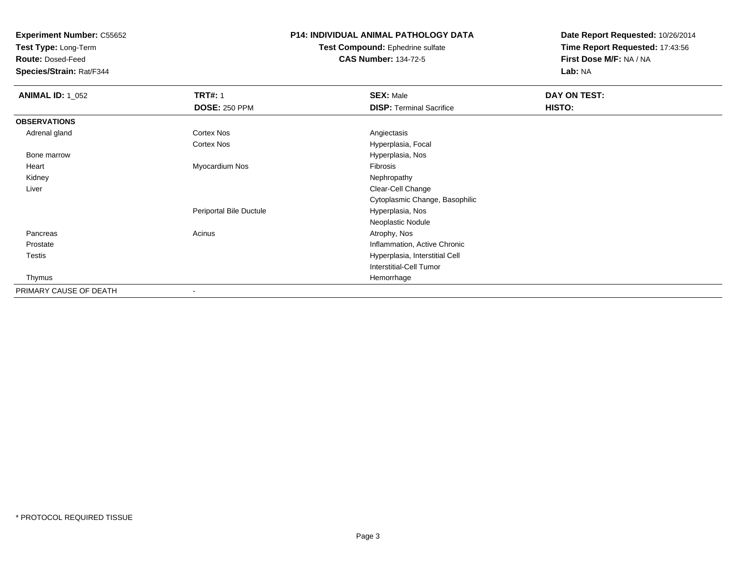**Experiment Number:** C55652
**Test Type:** Long-Term
**Route:** Dosed-Feed
**Species/Strain:** Rat/F344

# P14: INDIVIDUAL ANIMAL PATHOLOGY DATA

**Test Compound:** Ephedrine sulfate
**CAS Number:** 134-72-5

**Date Report Requested:** 10/26/2014
**Time Report Requested:** 17:43:56
**First Dose M/F:** NA / NA
**Lab:** NA

| **ANIMAL ID:** 1_052 | **TRT#:** 1 | **SEX:** Male | **DAY ON TEST:** |
|---|---|---|---|
| | **DOSE:** 250 PPM | **DISP:** Terminal Sacrifice | **HISTO:** |
| **OBSERVATIONS** | | | |
| Adrenal gland | Cortex Nos | Angiectasis | |
| | Cortex Nos | Hyperplasia, Focal | |
| Bone marrow | | Hyperplasia, Nos | |
| Heart | Myocardium Nos | Fibrosis | |
| Kidney | | Nephropathy | |
| Liver | | Clear-Cell Change | |
| | | Cytoplasmic Change, Basophilic | |
| | Periportal Bile Ductule | Hyperplasia, Nos | |
| | | Neoplastic Nodule | |
| Pancreas | Acinus | Atrophy, Nos | |
| Prostate | | Inflammation, Active Chronic | |
| Testis | | Hyperplasia, Interstitial Cell | |
| | | Interstitial-Cell Tumor | |
| Thymus | | Hemorrhage | |
| PRIMARY CAUSE OF DEATH | - | | |

* PROTOCOL REQUIRED TISSUE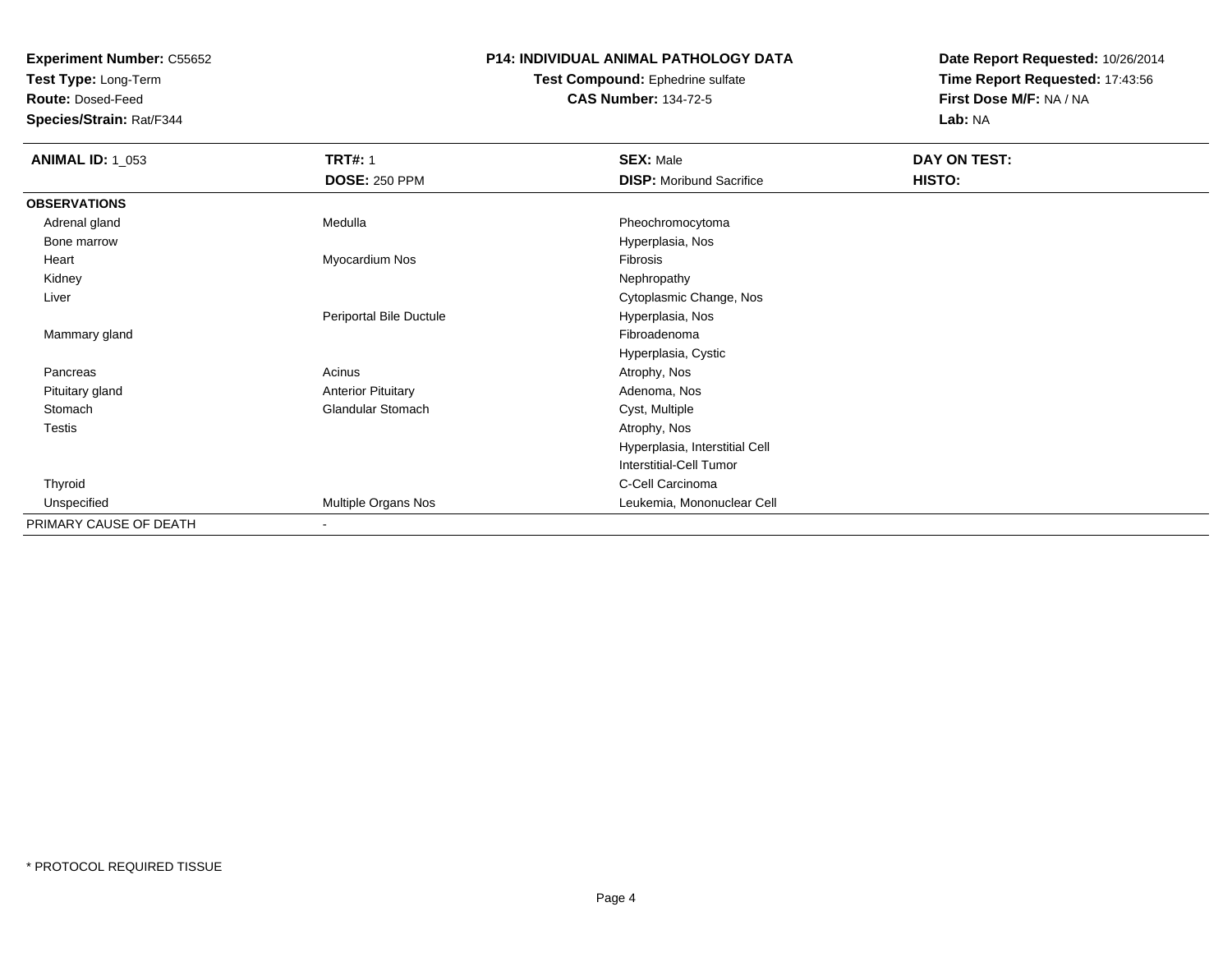**Experiment Number:** C55652
**Test Type:** Long-Term
**Route:** Dosed-Feed
**Species/Strain:** Rat/F344

**P14: INDIVIDUAL ANIMAL PATHOLOGY DATA**
**Test Compound:** Ephedrine sulfate
**CAS Number:** 134-72-5

**Date Report Requested:** 10/26/2014
**Time Report Requested:** 17:43:56
**First Dose M/F:** NA / NA
**Lab:** NA

| **ANIMAL ID:** 1_053 | **TRT#:** 1 | **SEX:** Male | **DAY ON TEST:** |
|---|---|---|---|
| | **DOSE:** 250 PPM | **DISP:** Moribund Sacrifice | **HISTO:** |
| **OBSERVATIONS** | | | |
| Adrenal gland | Medulla | Pheochromocytoma | |
| Bone marrow | | Hyperplasia, Nos | |
| Heart | Myocardium Nos | Fibrosis | |
| Kidney | | Nephropathy | |
| Liver | | Cytoplasmic Change, Nos | |
| | Periportal Bile Ductule | Hyperplasia, Nos | |
| Mammary gland | | Fibroadenoma | |
| | | Hyperplasia, Cystic | |
| Pancreas | Acinus | Atrophy, Nos | |
| Pituitary gland | Anterior Pituitary | Adenoma, Nos | |
| Stomach | Glandular Stomach | Cyst, Multiple | |
| Testis | | Atrophy, Nos | |
| | | Hyperplasia, Interstitial Cell | |
| | | Interstitial-Cell Tumor | |
| Thyroid | | C-Cell Carcinoma | |
| Unspecified | Multiple Organs Nos | Leukemia, Mononuclear Cell | |
| PRIMARY CAUSE OF DEATH | - | | |

* PROTOCOL REQUIRED TISSUE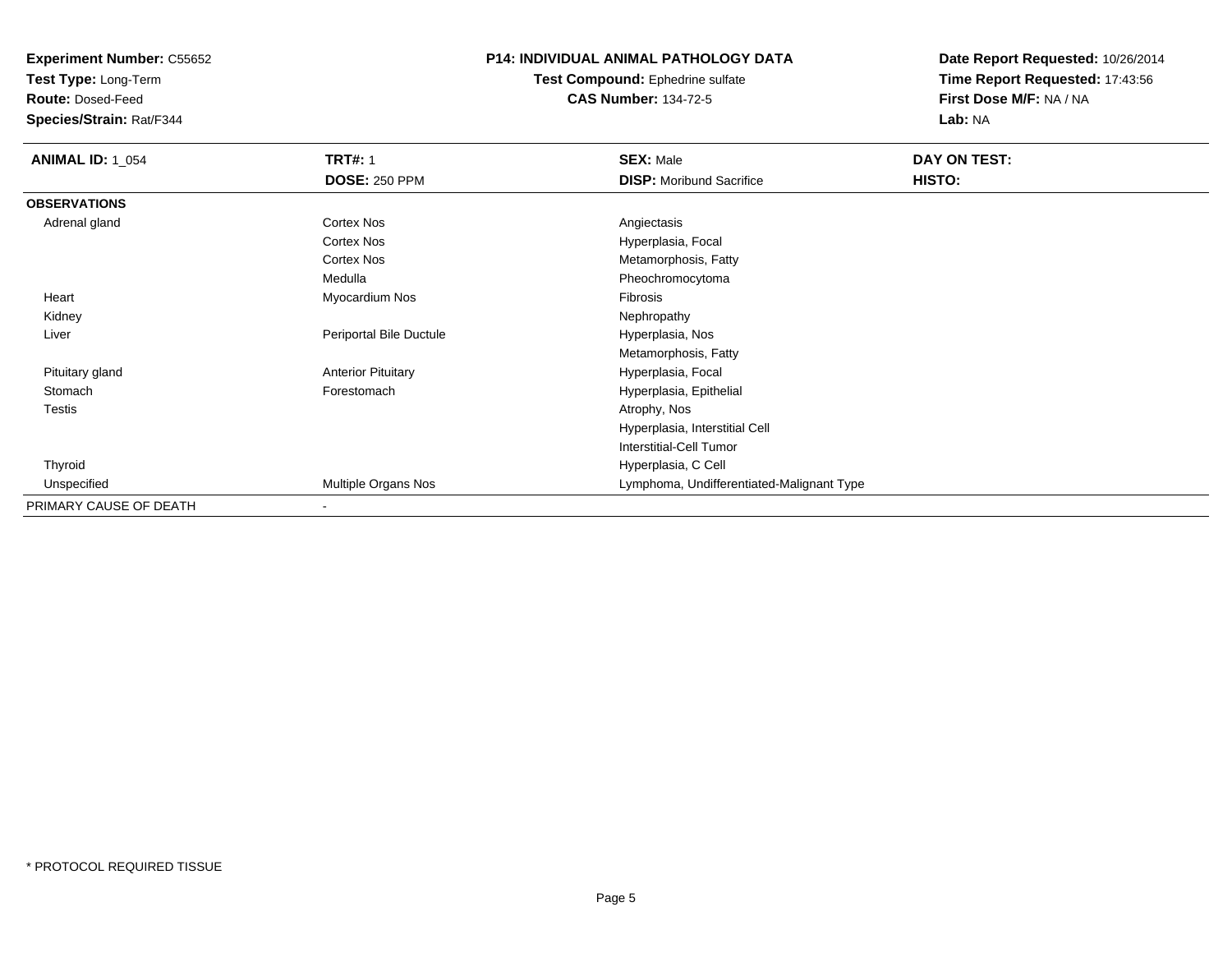**Experiment Number:** C55652
**Test Type:** Long-Term
**Route:** Dosed-Feed
**Species/Strain:** Rat/F344

**P14: INDIVIDUAL ANIMAL PATHOLOGY DATA**
**Test Compound:** Ephedrine sulfate
**CAS Number:** 134-72-5

**Date Report Requested:** 10/26/2014
**Time Report Requested:** 17:43:56
**First Dose M/F:** NA / NA
**Lab:** NA

| **ANIMAL ID:** 1_054 | **TRT#:** 1 | **SEX:** Male | **DAY ON TEST:** |
|---|---|---|---|
| | **DOSE:** 250 PPM | **DISP:** Moribund Sacrifice | **HISTO:** |
| **OBSERVATIONS** | | | |
| Adrenal gland | Cortex Nos | Angiectasis | |
| | Cortex Nos | Hyperplasia, Focal | |
| | Cortex Nos | Metamorphosis, Fatty | |
| | Medulla | Pheochromocytoma | |
| Heart | Myocardium Nos | Fibrosis | |
| Kidney | | Nephropathy | |
| Liver | Periportal Bile Ductule | Hyperplasia, Nos | |
| | | Metamorphosis, Fatty | |
| Pituitary gland | Anterior Pituitary | Hyperplasia, Focal | |
| Stomach | Forestomach | Hyperplasia, Epithelial | |
| Testis | | Atrophy, Nos | |
| | | Hyperplasia, Interstitial Cell | |
| | | Interstitial-Cell Tumor | |
| Thyroid | | Hyperplasia, C Cell | |
| Unspecified | Multiple Organs Nos | Lymphoma, Undifferentiated-Malignant Type | |
| PRIMARY CAUSE OF DEATH | - | | |

* PROTOCOL REQUIRED TISSUE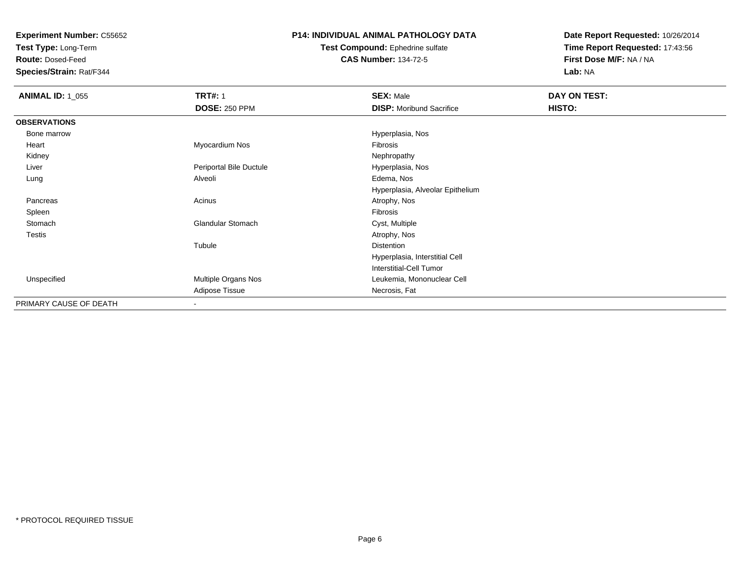**Experiment Number:** C55652
**Test Type:** Long-Term
**Route:** Dosed-Feed
**Species/Strain:** Rat/F344

**P14: INDIVIDUAL ANIMAL PATHOLOGY DATA**
**Test Compound:** Ephedrine sulfate
**CAS Number:** 134-72-5

**Date Report Requested:** 10/26/2014
**Time Report Requested:** 17:43:56
**First Dose M/F:** NA / NA
**Lab:** NA

| **ANIMAL ID:** 1_055 | **TRT#:** 1 | **SEX:** Male | **DAY ON TEST:** |
|---|---|---|---|
| | **DOSE:** 250 PPM | **DISP:** Moribund Sacrifice | **HISTO:** |
| **OBSERVATIONS** | | | |
| Bone marrow | | Hyperplasia, Nos | |
| Heart | Myocardium Nos | Fibrosis | |
| Kidney | | Nephropathy | |
| Liver | Periportal Bile Ductule | Hyperplasia, Nos | |
| Lung | Alveoli | Edema, Nos | |
| | | Hyperplasia, Alveolar Epithelium | |
| Pancreas | Acinus | Atrophy, Nos | |
| Spleen | | Fibrosis | |
| Stomach | Glandular Stomach | Cyst, Multiple | |
| Testis | | Atrophy, Nos | |
| | Tubule | Distention | |
| | | Hyperplasia, Interstitial Cell | |
| | | Interstitial-Cell Tumor | |
| Unspecified | Multiple Organs Nos | Leukemia, Mononuclear Cell | |
| | Adipose Tissue | Necrosis, Fat | |
| PRIMARY CAUSE OF DEATH | - | | |

* PROTOCOL REQUIRED TISSUE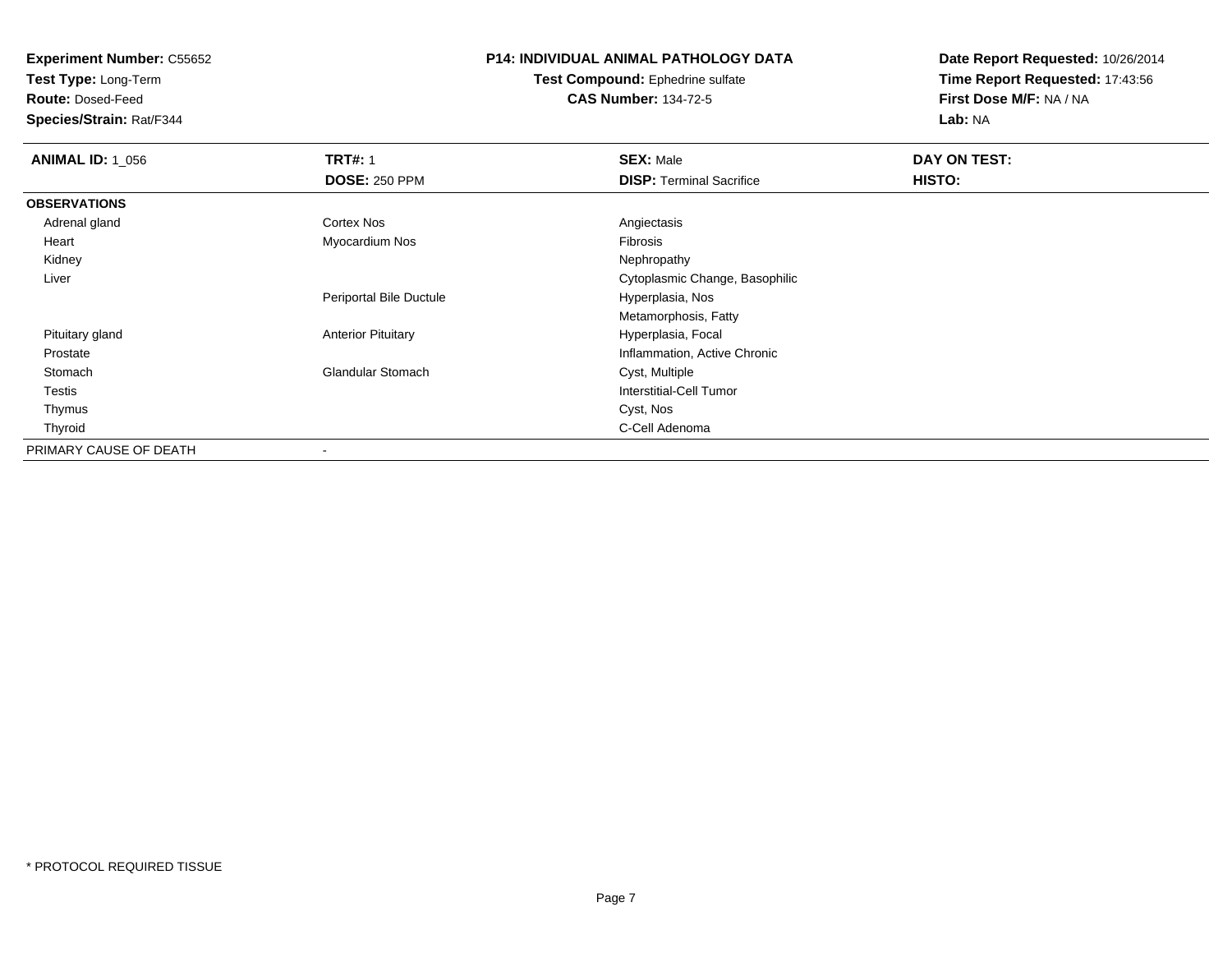**Experiment Number:** C55652
**Test Type:** Long-Term
**Route:** Dosed-Feed
**Species/Strain:** Rat/F344

**P14: INDIVIDUAL ANIMAL PATHOLOGY DATA**
**Test Compound:** Ephedrine sulfate
**CAS Number:** 134-72-5

**Date Report Requested:** 10/26/2014
**Time Report Requested:** 17:43:56
**First Dose M/F:** NA / NA
**Lab:** NA

| **ANIMAL ID:** 1_056 | **TRT#:** 1 | **SEX:** Male | **DAY ON TEST:** |
|---|---|---|---|
| | **DOSE:** 250 PPM | **DISP:** Terminal Sacrifice | **HISTO:** |
| **OBSERVATIONS** | | | |
| Adrenal gland | Cortex Nos | Angiectasis | |
| Heart | Myocardium Nos | Fibrosis | |
| Kidney | | Nephropathy | |
| Liver | | Cytoplasmic Change, Basophilic | |
| | Periportal Bile Ductule | Hyperplasia, Nos | |
| | | Metamorphosis, Fatty | |
| Pituitary gland | Anterior Pituitary | Hyperplasia, Focal | |
| Prostate | | Inflammation, Active Chronic | |
| Stomach | Glandular Stomach | Cyst, Multiple | |
| Testis | | Interstitial-Cell Tumor | |
| Thymus | | Cyst, Nos | |
| Thyroid | | C-Cell Adenoma | |
| PRIMARY CAUSE OF DEATH | - | | |

* PROTOCOL REQUIRED TISSUE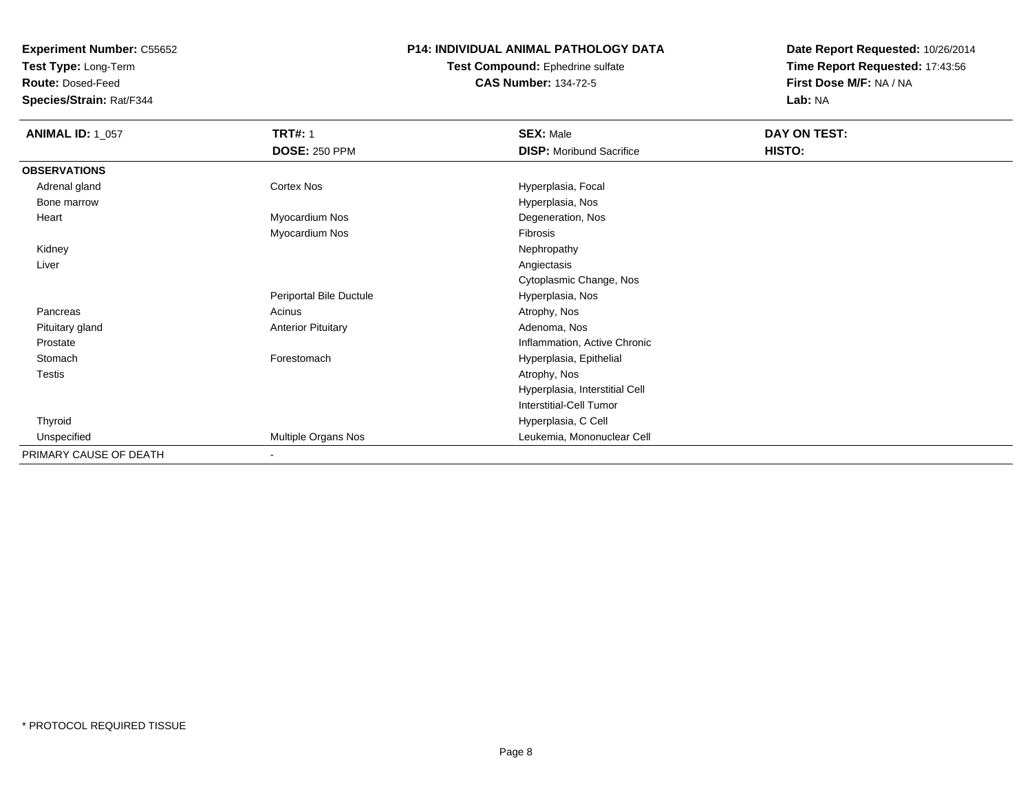**Experiment Number:** C55652
**Test Type:** Long-Term
**Route:** Dosed-Feed
**Species/Strain:** Rat/F344

**P14: INDIVIDUAL ANIMAL PATHOLOGY DATA**
**Test Compound:** Ephedrine sulfate
**CAS Number:** 134-72-5

**Date Report Requested:** 10/26/2014
**Time Report Requested:** 17:43:56
**First Dose M/F:** NA / NA
**Lab:** NA

| **ANIMAL ID:** 1_057 | **TRT#:** 1 | **SEX:** Male | **DAY ON TEST:** |
|---|---|---|---|
| | **DOSE:** 250 PPM | **DISP:** Moribund Sacrifice | **HISTO:** |
| **OBSERVATIONS** | | | |
| Adrenal gland | Cortex Nos | Hyperplasia, Focal | |
| Bone marrow | | Hyperplasia, Nos | |
| Heart | Myocardium Nos | Degeneration, Nos | |
| | Myocardium Nos | Fibrosis | |
| Kidney | | Nephropathy | |
| Liver | | Angiectasis | |
| | | Cytoplasmic Change, Nos | |
| | Periportal Bile Ductule | Hyperplasia, Nos | |
| Pancreas | Acinus | Atrophy, Nos | |
| Pituitary gland | Anterior Pituitary | Adenoma, Nos | |
| Prostate | | Inflammation, Active Chronic | |
| Stomach | Forestomach | Hyperplasia, Epithelial | |
| Testis | | Atrophy, Nos | |
| | | Hyperplasia, Interstitial Cell | |
| | | Interstitial-Cell Tumor | |
| Thyroid | | Hyperplasia, C Cell | |
| Unspecified | Multiple Organs Nos | Leukemia, Mononuclear Cell | |
| PRIMARY CAUSE OF DEATH | - | | |

* PROTOCOL REQUIRED TISSUE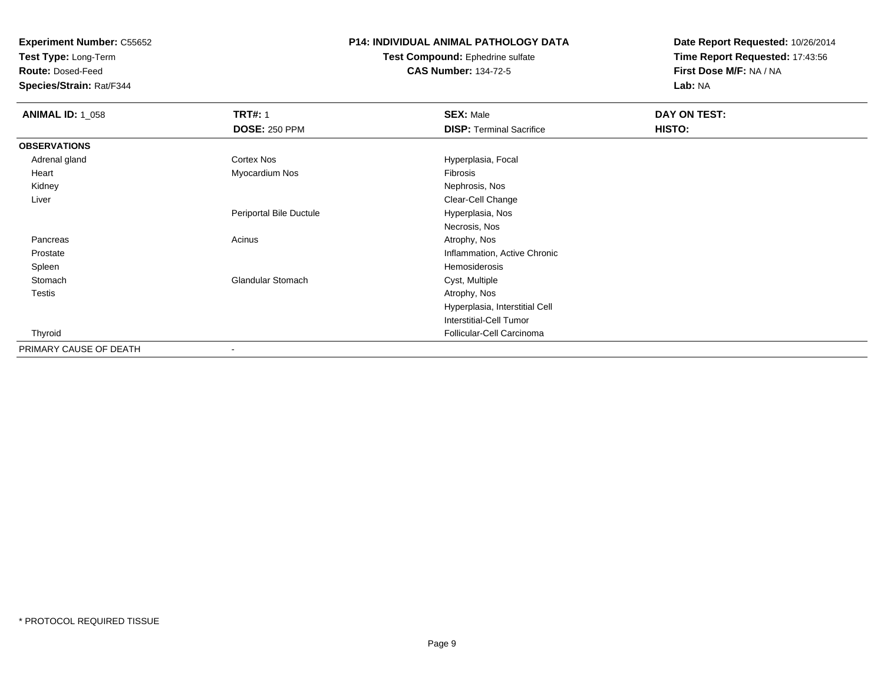**Experiment Number:** C55652
**Test Type:** Long-Term
**Route:** Dosed-Feed
**Species/Strain:** Rat/F344

**P14: INDIVIDUAL ANIMAL PATHOLOGY DATA**
**Test Compound:** Ephedrine sulfate
**CAS Number:** 134-72-5

**Date Report Requested:** 10/26/2014
**Time Report Requested:** 17:43:56
**First Dose M/F:** NA / NA
**Lab:** NA

| **ANIMAL ID:** 1_058 | **TRT#:** 1 | **SEX:** Male | **DAY ON TEST:** |
|---|---|---|---|
| | **DOSE:** 250 PPM | **DISP:** Terminal Sacrifice | **HISTO:** |
| **OBSERVATIONS** | | | |
| Adrenal gland | Cortex Nos | Hyperplasia, Focal | |
| Heart | Myocardium Nos | Fibrosis | |
| Kidney | | Nephrosis, Nos | |
| Liver | | Clear-Cell Change | |
| | Periportal Bile Ductule | Hyperplasia, Nos | |
| | | Necrosis, Nos | |
| Pancreas | Acinus | Atrophy, Nos | |
| Prostate | | Inflammation, Active Chronic | |
| Spleen | | Hemosiderosis | |
| Stomach | Glandular Stomach | Cyst, Multiple | |
| Testis | | Atrophy, Nos | |
| | | Hyperplasia, Interstitial Cell | |
| | | Interstitial-Cell Tumor | |
| Thyroid | | Follicular-Cell Carcinoma | |
| PRIMARY CAUSE OF DEATH | - | | |

* PROTOCOL REQUIRED TISSUE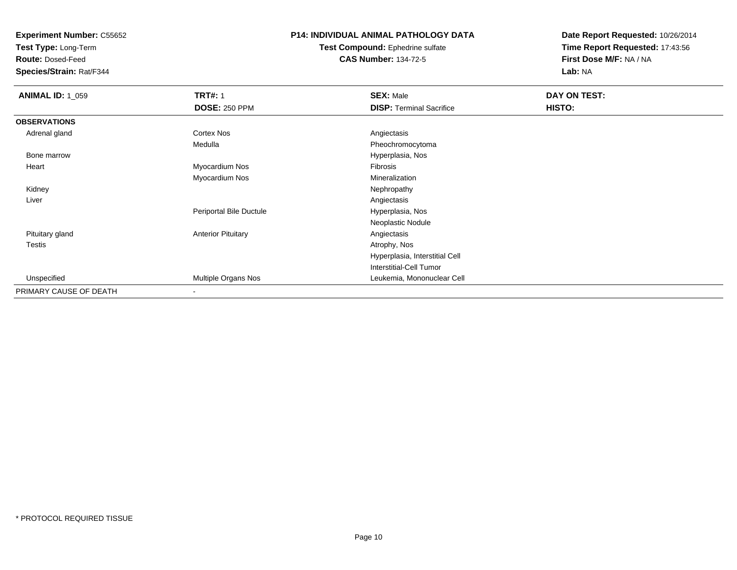**Experiment Number:** C55652
**Test Type:** Long-Term
**Route:** Dosed-Feed
**Species/Strain:** Rat/F344

**P14: INDIVIDUAL ANIMAL PATHOLOGY DATA**
**Test Compound:** Ephedrine sulfate
**CAS Number:** 134-72-5

**Date Report Requested:** 10/26/2014
**Time Report Requested:** 17:43:56
**First Dose M/F:** NA / NA
**Lab:** NA

| **ANIMAL ID:** 1_059 | **TRT#:** 1 | **SEX:** Male | **DAY ON TEST:** |
|---|---|---|---|
| | **DOSE:** 250 PPM | **DISP:** Terminal Sacrifice | **HISTO:** |
| **OBSERVATIONS** | | | |
| Adrenal gland | Cortex Nos | Angiectasis | |
| | Medulla | Pheochromocytoma | |
| Bone marrow | | Hyperplasia, Nos | |
| Heart | Myocardium Nos | Fibrosis | |
| | Myocardium Nos | Mineralization | |
| Kidney | | Nephropathy | |
| Liver | | Angiectasis | |
| | Periportal Bile Ductule | Hyperplasia, Nos | |
| | | Neoplastic Nodule | |
| Pituitary gland | Anterior Pituitary | Angiectasis | |
| Testis | | Atrophy, Nos | |
| | | Hyperplasia, Interstitial Cell | |
| | | Interstitial-Cell Tumor | |
| Unspecified | Multiple Organs Nos | Leukemia, Mononuclear Cell | |
| PRIMARY CAUSE OF DEATH | - | | |

* PROTOCOL REQUIRED TISSUE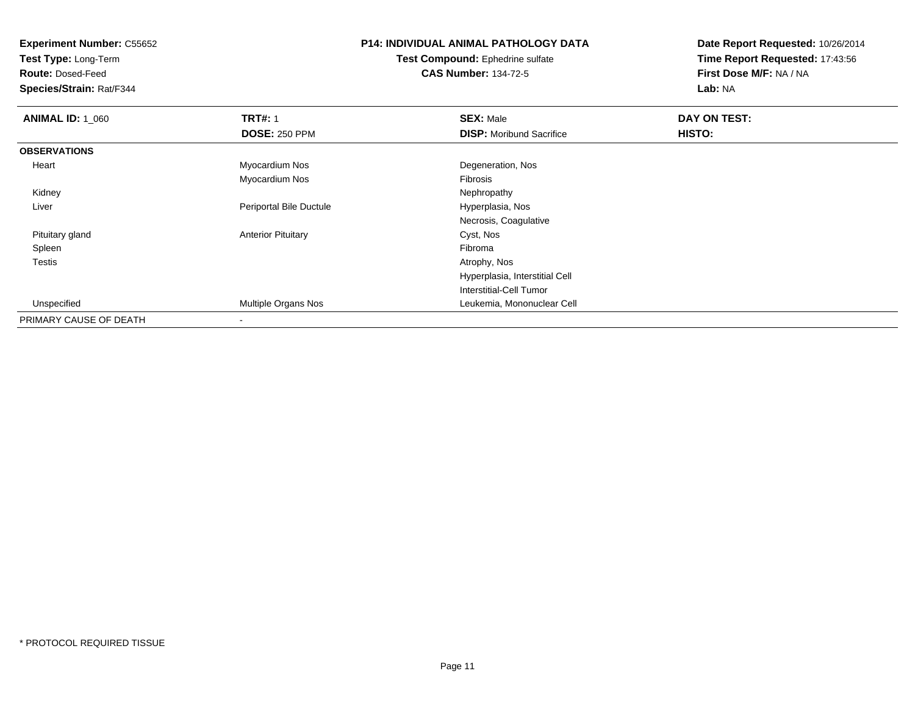**Experiment Number:** C55652
**Test Type:** Long-Term
**Route:** Dosed-Feed
**Species/Strain:** Rat/F344

**P14: INDIVIDUAL ANIMAL PATHOLOGY DATA**
**Test Compound:** Ephedrine sulfate
**CAS Number:** 134-72-5

**Date Report Requested:** 10/26/2014
**Time Report Requested:** 17:43:56
**First Dose M/F:** NA / NA
**Lab:** NA

| **ANIMAL ID:** 1_060 | **TRT#:** 1 | **SEX:** Male | **DAY ON TEST:** |
|---|---|---|---|
| | **DOSE:** 250 PPM | **DISP:** Moribund Sacrifice | **HISTO:** |
| **OBSERVATIONS** | | | |
| Heart | Myocardium Nos | Degeneration, Nos | |
| | Myocardium Nos | Fibrosis | |
| Kidney | | Nephropathy | |
| Liver | Periportal Bile Ductule | Hyperplasia, Nos | |
| | | Necrosis, Coagulative | |
| Pituitary gland | Anterior Pituitary | Cyst, Nos | |
| Spleen | | Fibroma | |
| Testis | | Atrophy, Nos | |
| | | Hyperplasia, Interstitial Cell | |
| | | Interstitial-Cell Tumor | |
| Unspecified | Multiple Organs Nos | Leukemia, Mononuclear Cell | |
| PRIMARY CAUSE OF DEATH | - | | |

\* PROTOCOL REQUIRED TISSUE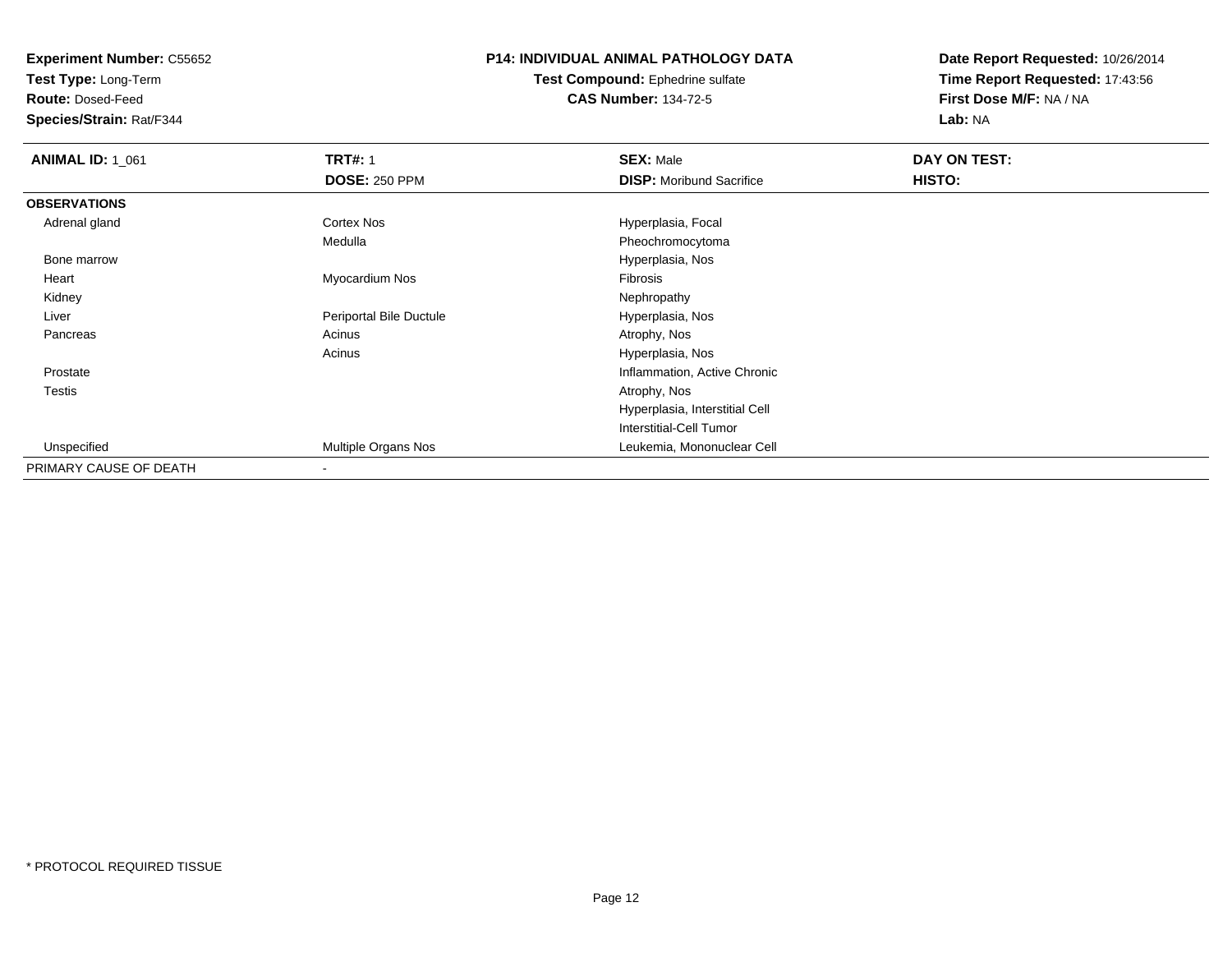**Experiment Number:** C55652
**Test Type:** Long-Term
**Route:** Dosed-Feed
**Species/Strain:** Rat/F344

**P14: INDIVIDUAL ANIMAL PATHOLOGY DATA**
**Test Compound:** Ephedrine sulfate
**CAS Number:** 134-72-5

**Date Report Requested:** 10/26/2014
**Time Report Requested:** 17:43:56
**First Dose M/F:** NA / NA
**Lab:** NA

| **ANIMAL ID:** 1_061 | **TRT#:** 1 | **SEX:** Male | **DAY ON TEST:** |
|---|---|---|---|
| | **DOSE:** 250 PPM | **DISP:** Moribund Sacrifice | **HISTO:** |
| **OBSERVATIONS** | | | |
| Adrenal gland | Cortex Nos | Hyperplasia, Focal | |
| | Medulla | Pheochromocytoma | |
| Bone marrow | | Hyperplasia, Nos | |
| Heart | Myocardium Nos | Fibrosis | |
| Kidney | | Nephropathy | |
| Liver | Periportal Bile Ductule | Hyperplasia, Nos | |
| Pancreas | Acinus | Atrophy, Nos | |
| | Acinus | Hyperplasia, Nos | |
| Prostate | | Inflammation, Active Chronic | |
| Testis | | Atrophy, Nos | |
| | | Hyperplasia, Interstitial Cell | |
| | | Interstitial-Cell Tumor | |
| Unspecified | Multiple Organs Nos | Leukemia, Mononuclear Cell | |
| PRIMARY CAUSE OF DEATH | - | | |

\* PROTOCOL REQUIRED TISSUE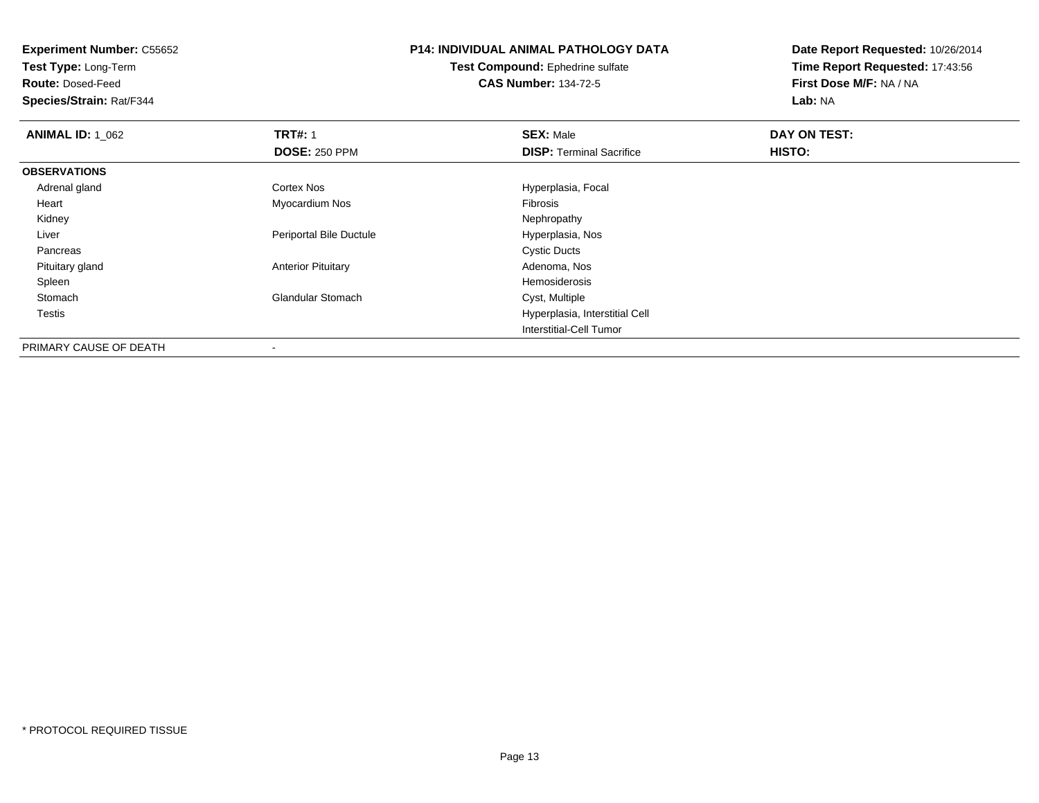**Experiment Number:** C55652
**Test Type:** Long-Term
**Route:** Dosed-Feed
**Species/Strain:** Rat/F344

**P14: INDIVIDUAL ANIMAL PATHOLOGY DATA**
**Test Compound:** Ephedrine sulfate
**CAS Number:** 134-72-5

**Date Report Requested:** 10/26/2014
**Time Report Requested:** 17:43:56
**First Dose M/F:** NA / NA
**Lab:** NA

| **ANIMAL ID:** 1_062 | **TRT#:** 1 | **SEX:** Male | **DAY ON TEST:** |
|---|---|---|---|
| | **DOSE:** 250 PPM | **DISP:** Terminal Sacrifice | **HISTO:** |
| **OBSERVATIONS** | | | |
| Adrenal gland | Cortex Nos | Hyperplasia, Focal | |
| Heart | Myocardium Nos | Fibrosis | |
| Kidney | | Nephropathy | |
| Liver | Periportal Bile Ductule | Hyperplasia, Nos | |
| Pancreas | | Cystic Ducts | |
| Pituitary gland | Anterior Pituitary | Adenoma, Nos | |
| Spleen | | Hemosiderosis | |
| Stomach | Glandular Stomach | Cyst, Multiple | |
| Testis | | Hyperplasia, Interstitial Cell | |
| | | Interstitial-Cell Tumor | |
| PRIMARY CAUSE OF DEATH | - | | |

\* PROTOCOL REQUIRED TISSUE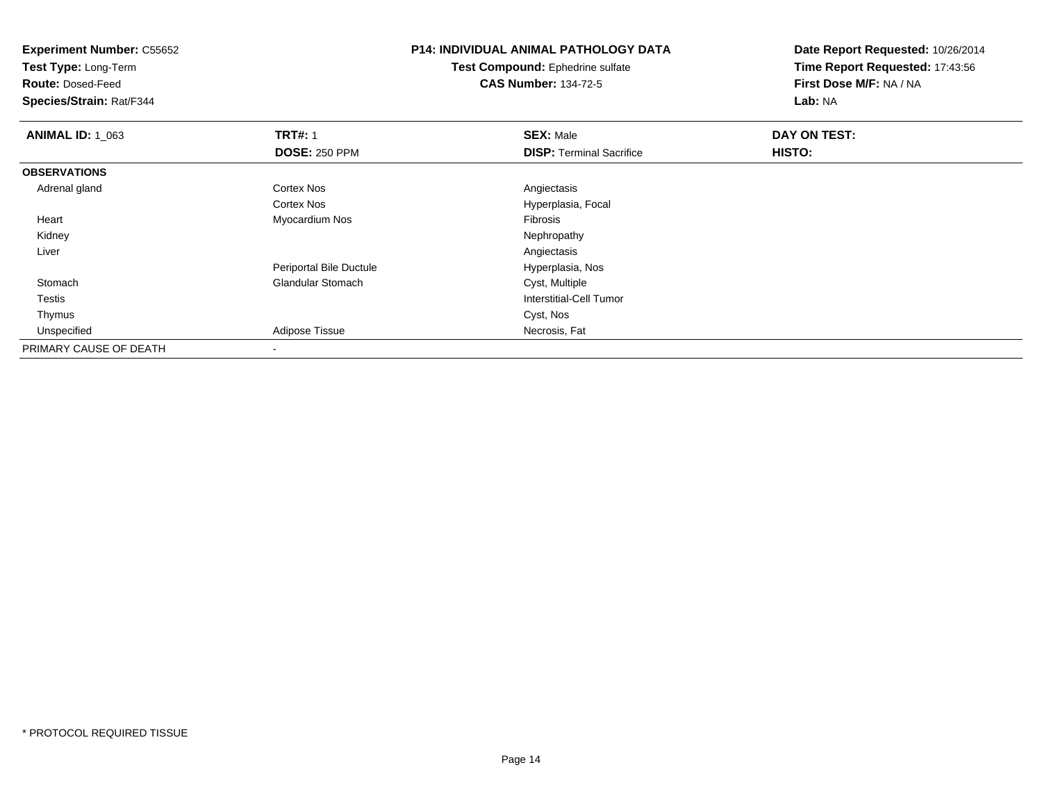**Experiment Number:** C55652
**Test Type:** Long-Term
**Route:** Dosed-Feed
**Species/Strain:** Rat/F344

**P14: INDIVIDUAL ANIMAL PATHOLOGY DATA**
**Test Compound:** Ephedrine sulfate
**CAS Number:** 134-72-5

**Date Report Requested:** 10/26/2014
**Time Report Requested:** 17:43:56
**First Dose M/F:** NA / NA
**Lab:** NA

| **ANIMAL ID:** 1_063 | **TRT#:** 1 | **SEX:** Male | **DAY ON TEST:** |
|---|---|---|---|
| | **DOSE:** 250 PPM | **DISP:** Terminal Sacrifice | **HISTO:** |
| **OBSERVATIONS** | | | |
| Adrenal gland | Cortex Nos | Angiectasis | |
| | Cortex Nos | Hyperplasia, Focal | |
| Heart | Myocardium Nos | Fibrosis | |
| Kidney | | Nephropathy | |
| Liver | | Angiectasis | |
| | Periportal Bile Ductule | Hyperplasia, Nos | |
| Stomach | Glandular Stomach | Cyst, Multiple | |
| Testis | | Interstitial-Cell Tumor | |
| Thymus | | Cyst, Nos | |
| Unspecified | Adipose Tissue | Necrosis, Fat | |
| PRIMARY CAUSE OF DEATH | - | | |

* PROTOCOL REQUIRED TISSUE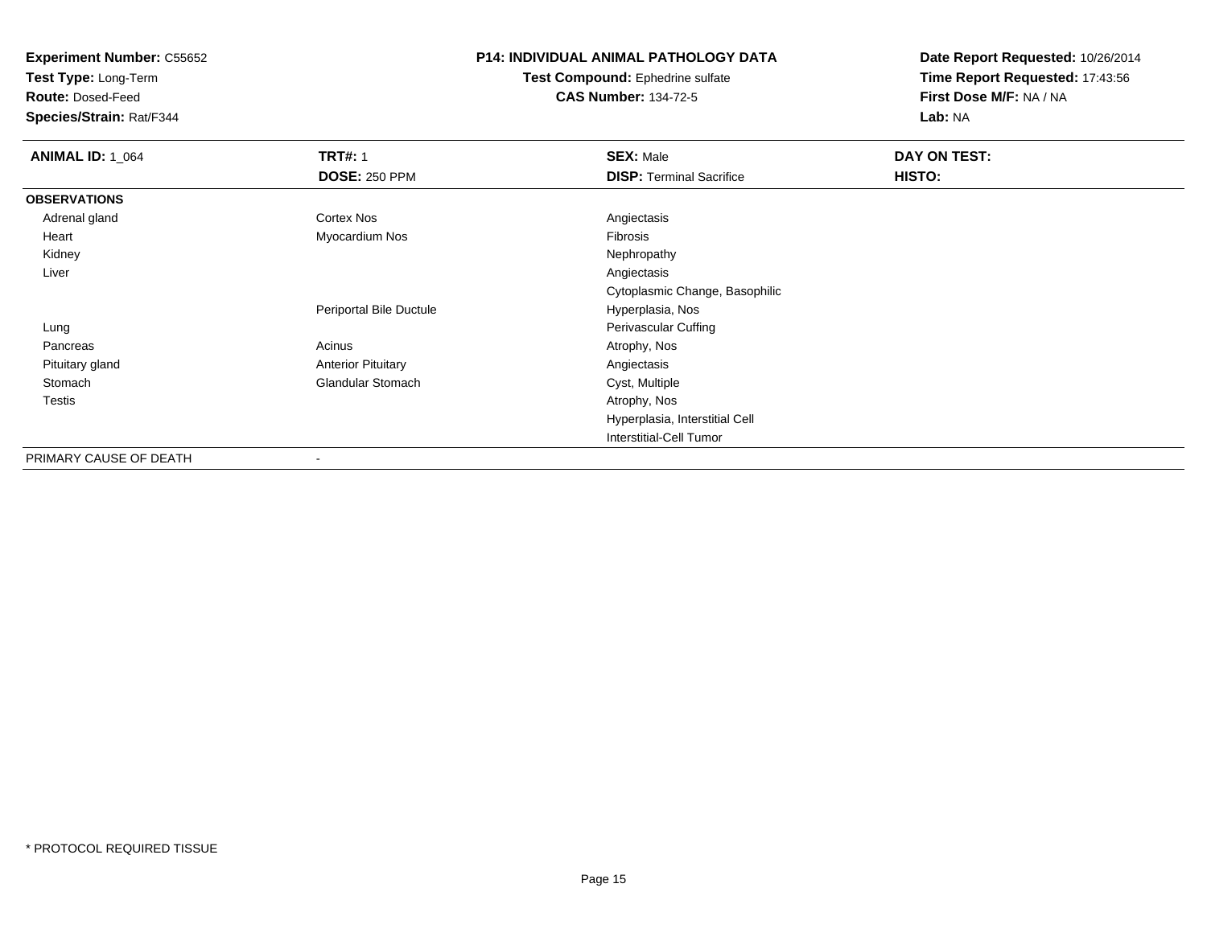**Experiment Number:** C55652
**Test Type:** Long-Term
**Route:** Dosed-Feed
**Species/Strain:** Rat/F344

**P14: INDIVIDUAL ANIMAL PATHOLOGY DATA**
**Test Compound:** Ephedrine sulfate
**CAS Number:** 134-72-5

**Date Report Requested:** 10/26/2014
**Time Report Requested:** 17:43:56
**First Dose M/F:** NA / NA
**Lab:** NA

| **ANIMAL ID:** 1_064 | **TRT#:** 1 | **SEX:** Male | **DAY ON TEST:** |
|---|---|---|---|
| | **DOSE:** 250 PPM | **DISP:** Terminal Sacrifice | **HISTO:** |
| **OBSERVATIONS** | | | |
| Adrenal gland | Cortex Nos | Angiectasis | |
| Heart | Myocardium Nos | Fibrosis | |
| Kidney | | Nephropathy | |
| Liver | | Angiectasis | |
| | | Cytoplasmic Change, Basophilic | |
| | Periportal Bile Ductule | Hyperplasia, Nos | |
| Lung | | Perivascular Cuffing | |
| Pancreas | Acinus | Atrophy, Nos | |
| Pituitary gland | Anterior Pituitary | Angiectasis | |
| Stomach | Glandular Stomach | Cyst, Multiple | |
| Testis | | Atrophy, Nos | |
| | | Hyperplasia, Interstitial Cell | |
| | | Interstitial-Cell Tumor | |
| PRIMARY CAUSE OF DEATH | - | | |

* PROTOCOL REQUIRED TISSUE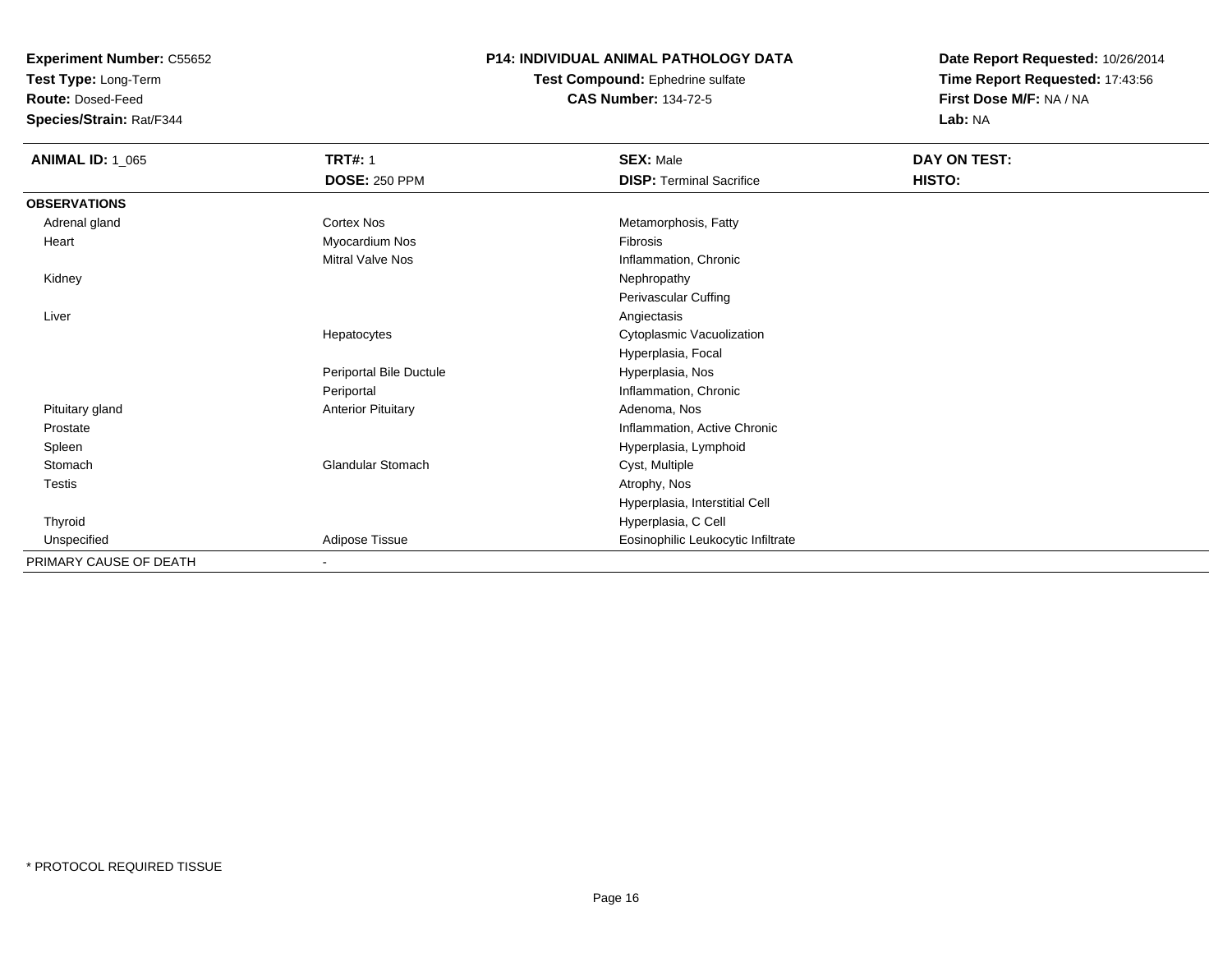**Experiment Number:** C55652
**Test Type:** Long-Term
**Route:** Dosed-Feed
**Species/Strain:** Rat/F344

**P14: INDIVIDUAL ANIMAL PATHOLOGY DATA**
**Test Compound:** Ephedrine sulfate
**CAS Number:** 134-72-5

**Date Report Requested:** 10/26/2014
**Time Report Requested:** 17:43:56
**First Dose M/F:** NA / NA
**Lab:** NA

| **ANIMAL ID:** 1_065 | **TRT#:** 1 | **SEX:** Male | **DAY ON TEST:** |
|---|---|---|---|
| | **DOSE:** 250 PPM | **DISP:** Terminal Sacrifice | **HISTO:** |
| **OBSERVATIONS** | | | |
| Adrenal gland | Cortex Nos | Metamorphosis, Fatty | |
| Heart | Myocardium Nos | Fibrosis | |
| | Mitral Valve Nos | Inflammation, Chronic | |
| Kidney | | Nephropathy | |
| | | Perivascular Cuffing | |
| Liver | | Angiectasis | |
| | Hepatocytes | Cytoplasmic Vacuolization | |
| | | Hyperplasia, Focal | |
| | Periportal Bile Ductule | Hyperplasia, Nos | |
| | Periportal | Inflammation, Chronic | |
| Pituitary gland | Anterior Pituitary | Adenoma, Nos | |
| Prostate | | Inflammation, Active Chronic | |
| Spleen | | Hyperplasia, Lymphoid | |
| Stomach | Glandular Stomach | Cyst, Multiple | |
| Testis | | Atrophy, Nos | |
| | | Hyperplasia, Interstitial Cell | |
| Thyroid | | Hyperplasia, C Cell | |
| Unspecified | Adipose Tissue | Eosinophilic Leukocytic Infiltrate | |
| PRIMARY CAUSE OF DEATH | - | | |

* PROTOCOL REQUIRED TISSUE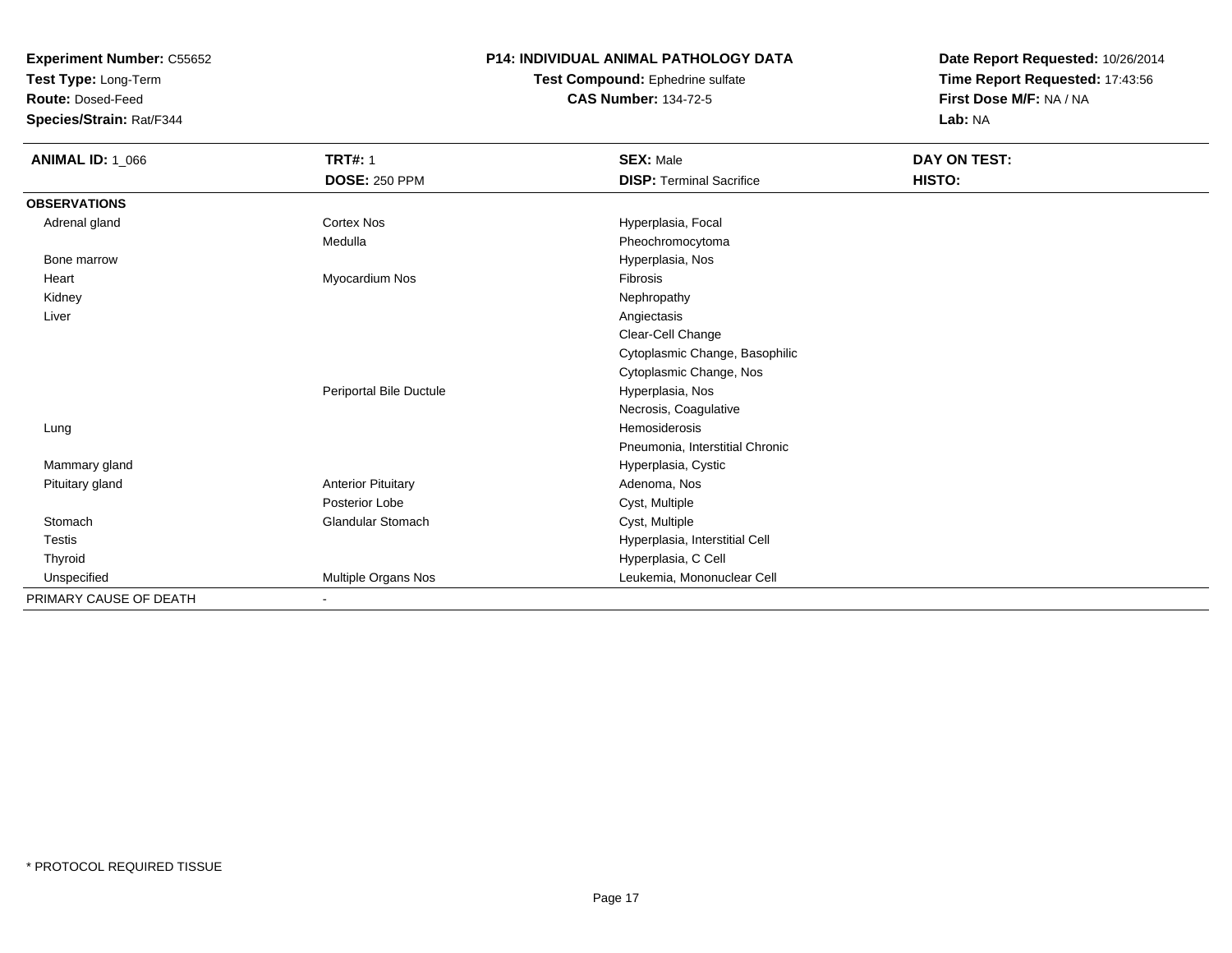**Experiment Number:** C55652
**Test Type:** Long-Term
**Route:** Dosed-Feed
**Species/Strain:** Rat/F344

**P14: INDIVIDUAL ANIMAL PATHOLOGY DATA**
**Test Compound:** Ephedrine sulfate
**CAS Number:** 134-72-5

**Date Report Requested:** 10/26/2014
**Time Report Requested:** 17:43:56
**First Dose M/F:** NA / NA
**Lab:** NA

| **ANIMAL ID:** 1_066 | **TRT#:** 1 | **SEX:** Male | **DAY ON TEST:** |
|---|---|---|---|
| | **DOSE:** 250 PPM | **DISP:** Terminal Sacrifice | **HISTO:** |
| **OBSERVATIONS** | | | |
| Adrenal gland | Cortex Nos | Hyperplasia, Focal | |
| | Medulla | Pheochromocytoma | |
| Bone marrow | | Hyperplasia, Nos | |
| Heart | Myocardium Nos | Fibrosis | |
| Kidney | | Nephropathy | |
| Liver | | Angiectasis | |
| | | Clear-Cell Change | |
| | | Cytoplasmic Change, Basophilic | |
| | | Cytoplasmic Change, Nos | |
| | Periportal Bile Ductule | Hyperplasia, Nos | |
| | | Necrosis, Coagulative | |
| Lung | | Hemosiderosis | |
| | | Pneumonia, Interstitial Chronic | |
| Mammary gland | | Hyperplasia, Cystic | |
| Pituitary gland | Anterior Pituitary | Adenoma, Nos | |
| | Posterior Lobe | Cyst, Multiple | |
| Stomach | Glandular Stomach | Cyst, Multiple | |
| Testis | | Hyperplasia, Interstitial Cell | |
| Thyroid | | Hyperplasia, C Cell | |
| Unspecified | Multiple Organs Nos | Leukemia, Mononuclear Cell | |
| PRIMARY CAUSE OF DEATH | - | | |

* PROTOCOL REQUIRED TISSUE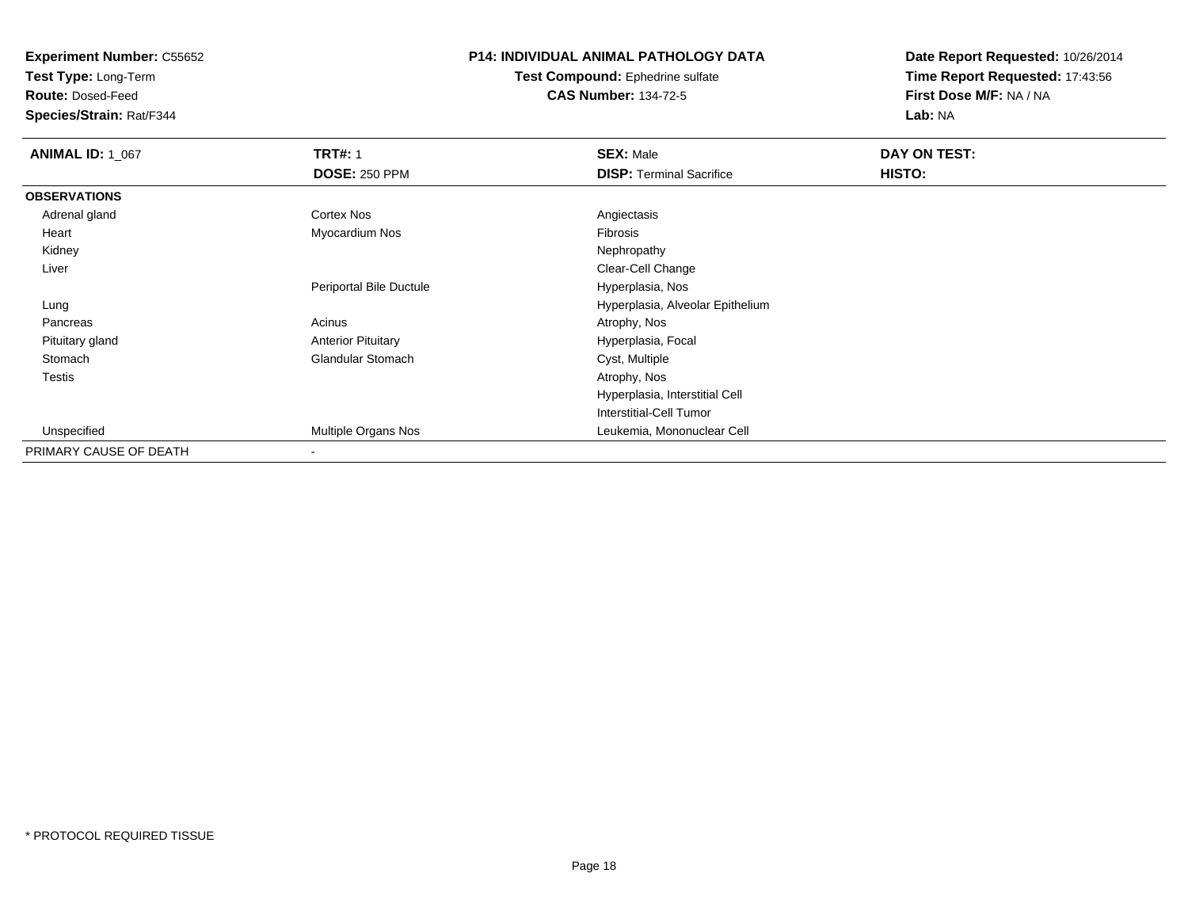**Experiment Number:** C55652
**Test Type:** Long-Term
**Route:** Dosed-Feed
**Species/Strain:** Rat/F344

# P14: INDIVIDUAL ANIMAL PATHOLOGY DATA

**Test Compound:** Ephedrine sulfate
**CAS Number:** 134-72-5

**Date Report Requested:** 10/26/2014
**Time Report Requested:** 17:43:56
**First Dose M/F:** NA / NA
**Lab:** NA

| **ANIMAL ID:** 1_067 | **TRT#:** 1 | **SEX:** Male | **DAY ON TEST:** |
|---|---|---|---|
| | **DOSE:** 250 PPM | **DISP:** Terminal Sacrifice | **HISTO:** |
| **OBSERVATIONS** | | | |
| Adrenal gland | Cortex Nos | Angiectasis | |
| Heart | Myocardium Nos | Fibrosis | |
| Kidney | | Nephropathy | |
| Liver | | Clear-Cell Change | |
| | Periportal Bile Ductule | Hyperplasia, Nos | |
| Lung | | Hyperplasia, Alveolar Epithelium | |
| Pancreas | Acinus | Atrophy, Nos | |
| Pituitary gland | Anterior Pituitary | Hyperplasia, Focal | |
| Stomach | Glandular Stomach | Cyst, Multiple | |
| Testis | | Atrophy, Nos | |
| | | Hyperplasia, Interstitial Cell | |
| | | Interstitial-Cell Tumor | |
| Unspecified | Multiple Organs Nos | Leukemia, Mononuclear Cell | |
| PRIMARY CAUSE OF DEATH | - | | |

\* PROTOCOL REQUIRED TISSUE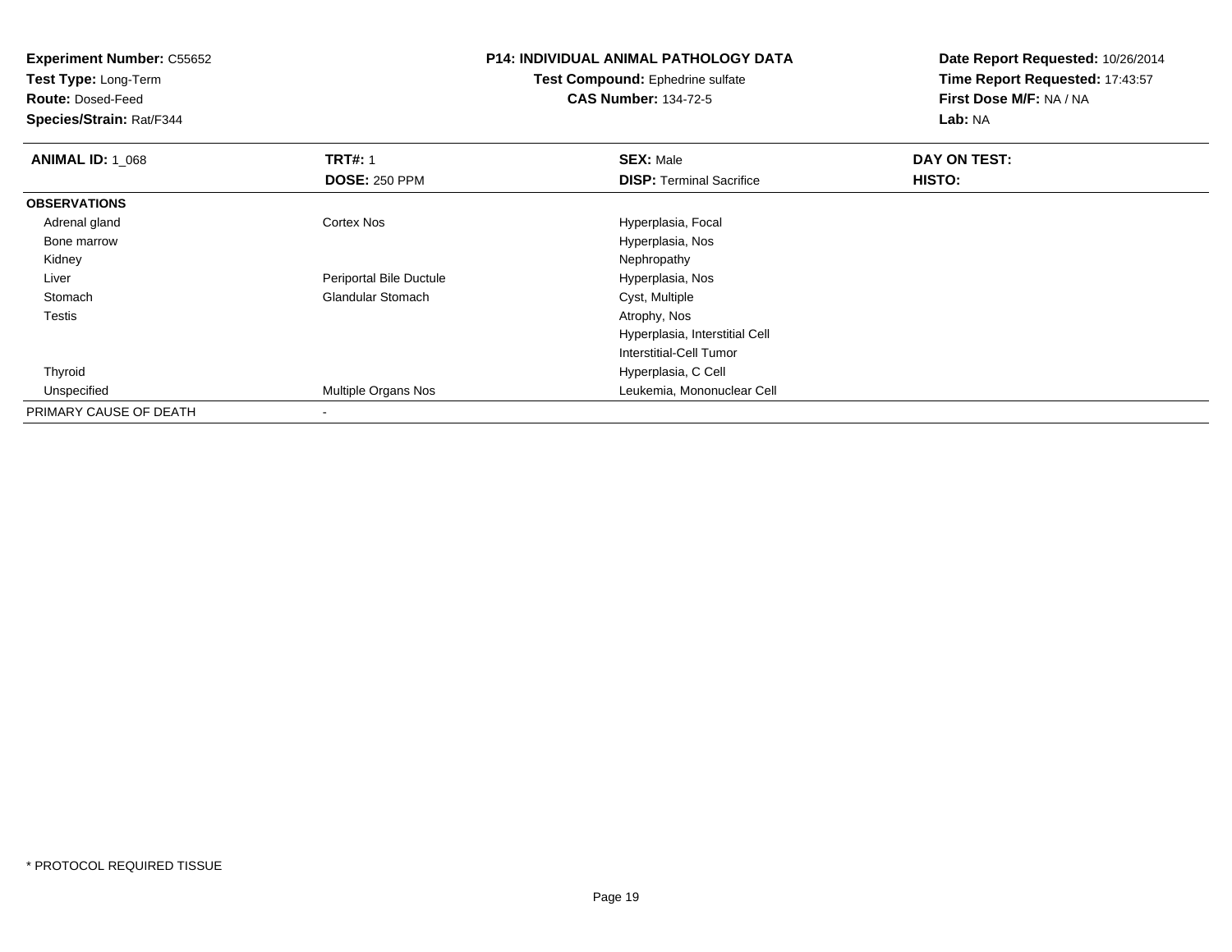**Experiment Number:** C55652
**Test Type:** Long-Term
**Route:** Dosed-Feed
**Species/Strain:** Rat/F344

# P14: INDIVIDUAL ANIMAL PATHOLOGY DATA

**Test Compound:** Ephedrine sulfate
**CAS Number:** 134-72-5

**Date Report Requested:** 10/26/2014
**Time Report Requested:** 17:43:57
**First Dose M/F:** NA / NA
**Lab:** NA

| **ANIMAL ID:** 1_068 | **TRT#:** 1 | **SEX:** Male | **DAY ON TEST:** |
|---|---|---|---|
| | **DOSE:** 250 PPM | **DISP:** Terminal Sacrifice | **HISTO:** |
| **OBSERVATIONS** | | | |
| Adrenal gland | Cortex Nos | Hyperplasia, Focal | |
| Bone marrow | | Hyperplasia, Nos | |
| Kidney | | Nephropathy | |
| Liver | Periportal Bile Ductule | Hyperplasia, Nos | |
| Stomach | Glandular Stomach | Cyst, Multiple | |
| Testis | | Atrophy, Nos | |
| | | Hyperplasia, Interstitial Cell | |
| | | Interstitial-Cell Tumor | |
| Thyroid | | Hyperplasia, C Cell | |
| Unspecified | Multiple Organs Nos | Leukemia, Mononuclear Cell | |
| PRIMARY CAUSE OF DEATH | - | | |

* PROTOCOL REQUIRED TISSUE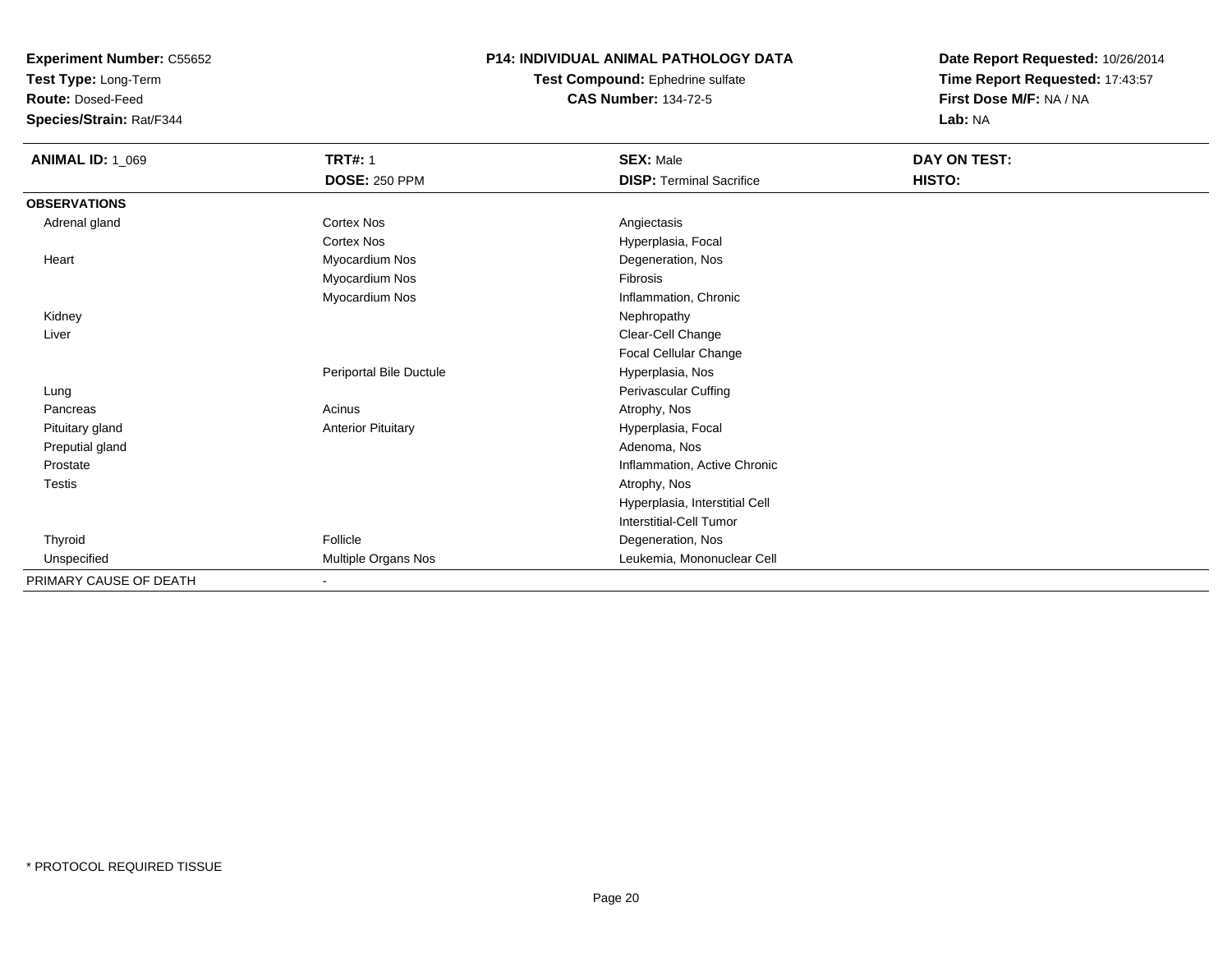**Experiment Number:** C55652
**Test Type:** Long-Term
**Route:** Dosed-Feed
**Species/Strain:** Rat/F344

# P14: INDIVIDUAL ANIMAL PATHOLOGY DATA

**Test Compound:** Ephedrine sulfate
**CAS Number:** 134-72-5

**Date Report Requested:** 10/26/2014
**Time Report Requested:** 17:43:57
**First Dose M/F:** NA / NA
**Lab:** NA

| **ANIMAL ID:** 1_069 | **TRT#:** 1 | **SEX:** Male | **DAY ON TEST:** |
|---|---|---|---|
| | **DOSE:** 250 PPM | **DISP:** Terminal Sacrifice | **HISTO:** |
| **OBSERVATIONS** | | | |
| Adrenal gland | Cortex Nos | Angiectasis | |
| | Cortex Nos | Hyperplasia, Focal | |
| Heart | Myocardium Nos | Degeneration, Nos | |
| | Myocardium Nos | Fibrosis | |
| | Myocardium Nos | Inflammation, Chronic | |
| Kidney | | Nephropathy | |
| Liver | | Clear-Cell Change | |
| | | Focal Cellular Change | |
| | Periportal Bile Ductule | Hyperplasia, Nos | |
| Lung | | Perivascular Cuffing | |
| Pancreas | Acinus | Atrophy, Nos | |
| Pituitary gland | Anterior Pituitary | Hyperplasia, Focal | |
| Preputial gland | | Adenoma, Nos | |
| Prostate | | Inflammation, Active Chronic | |
| Testis | | Atrophy, Nos | |
| | | Hyperplasia, Interstitial Cell | |
| | | Interstitial-Cell Tumor | |
| Thyroid | Follicle | Degeneration, Nos | |
| Unspecified | Multiple Organs Nos | Leukemia, Mononuclear Cell | |
| PRIMARY CAUSE OF DEATH | - | | |

\* PROTOCOL REQUIRED TISSUE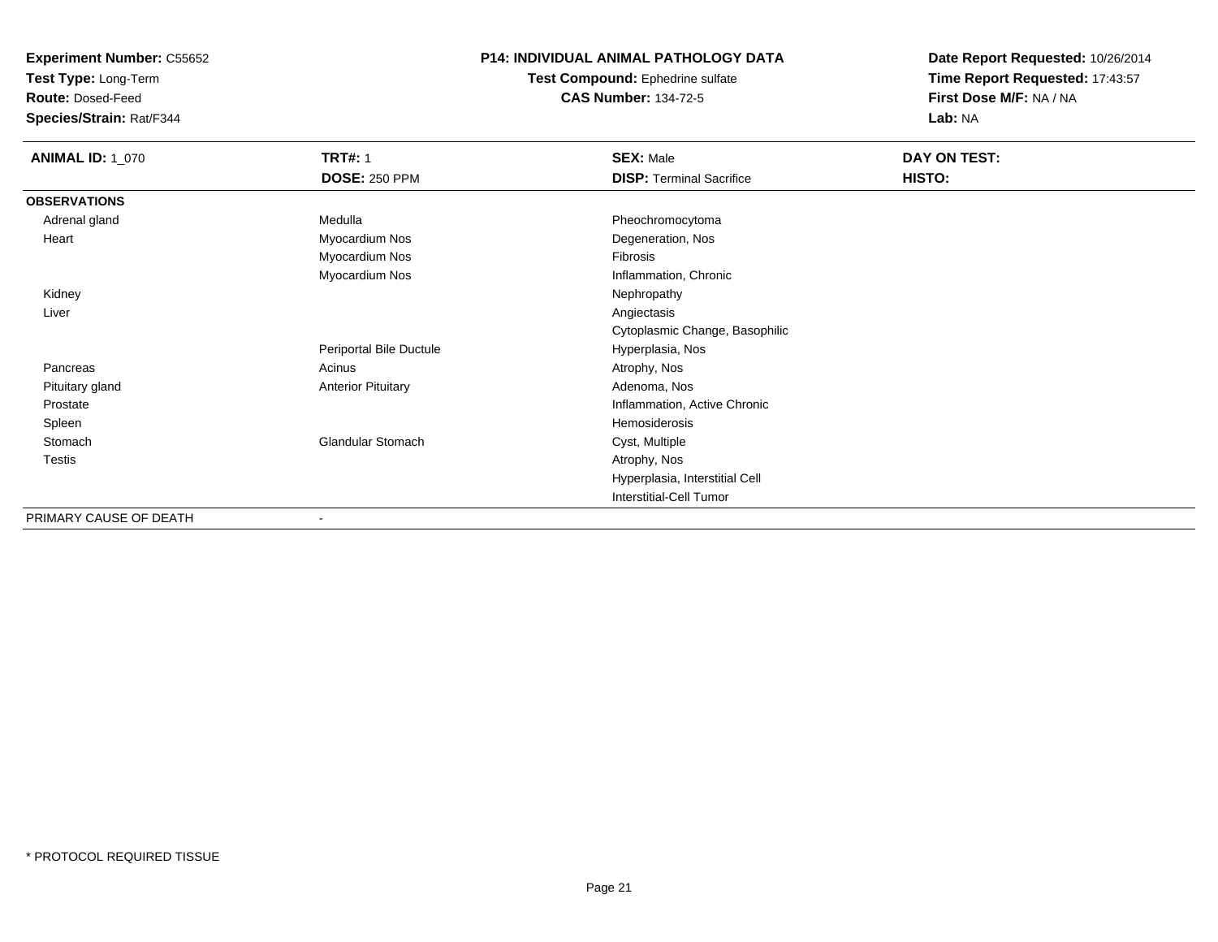**Experiment Number:** C55652
**Test Type:** Long-Term
**Route:** Dosed-Feed
**Species/Strain:** Rat/F344

**P14: INDIVIDUAL ANIMAL PATHOLOGY DATA**
**Test Compound:** Ephedrine sulfate
**CAS Number:** 134-72-5

**Date Report Requested:** 10/26/2014
**Time Report Requested:** 17:43:57
**First Dose M/F:** NA / NA
**Lab:** NA

| **ANIMAL ID:** 1_070 | **TRT#:** 1 | **SEX:** Male | **DAY ON TEST:** |
|---|---|---|---|
| | **DOSE:** 250 PPM | **DISP:** Terminal Sacrifice | **HISTO:** |
| **OBSERVATIONS** | | | |
| Adrenal gland | Medulla | Pheochromocytoma | |
| Heart | Myocardium Nos | Degeneration, Nos | |
| | Myocardium Nos | Fibrosis | |
| | Myocardium Nos | Inflammation, Chronic | |
| Kidney | | Nephropathy | |
| Liver | | Angiectasis | |
| | | Cytoplasmic Change, Basophilic | |
| | Periportal Bile Ductule | Hyperplasia, Nos | |
| Pancreas | Acinus | Atrophy, Nos | |
| Pituitary gland | Anterior Pituitary | Adenoma, Nos | |
| Prostate | | Inflammation, Active Chronic | |
| Spleen | | Hemosiderosis | |
| Stomach | Glandular Stomach | Cyst, Multiple | |
| Testis | | Atrophy, Nos | |
| | | Hyperplasia, Interstitial Cell | |
| | | Interstitial-Cell Tumor | |
| PRIMARY CAUSE OF DEATH | - | | |

* PROTOCOL REQUIRED TISSUE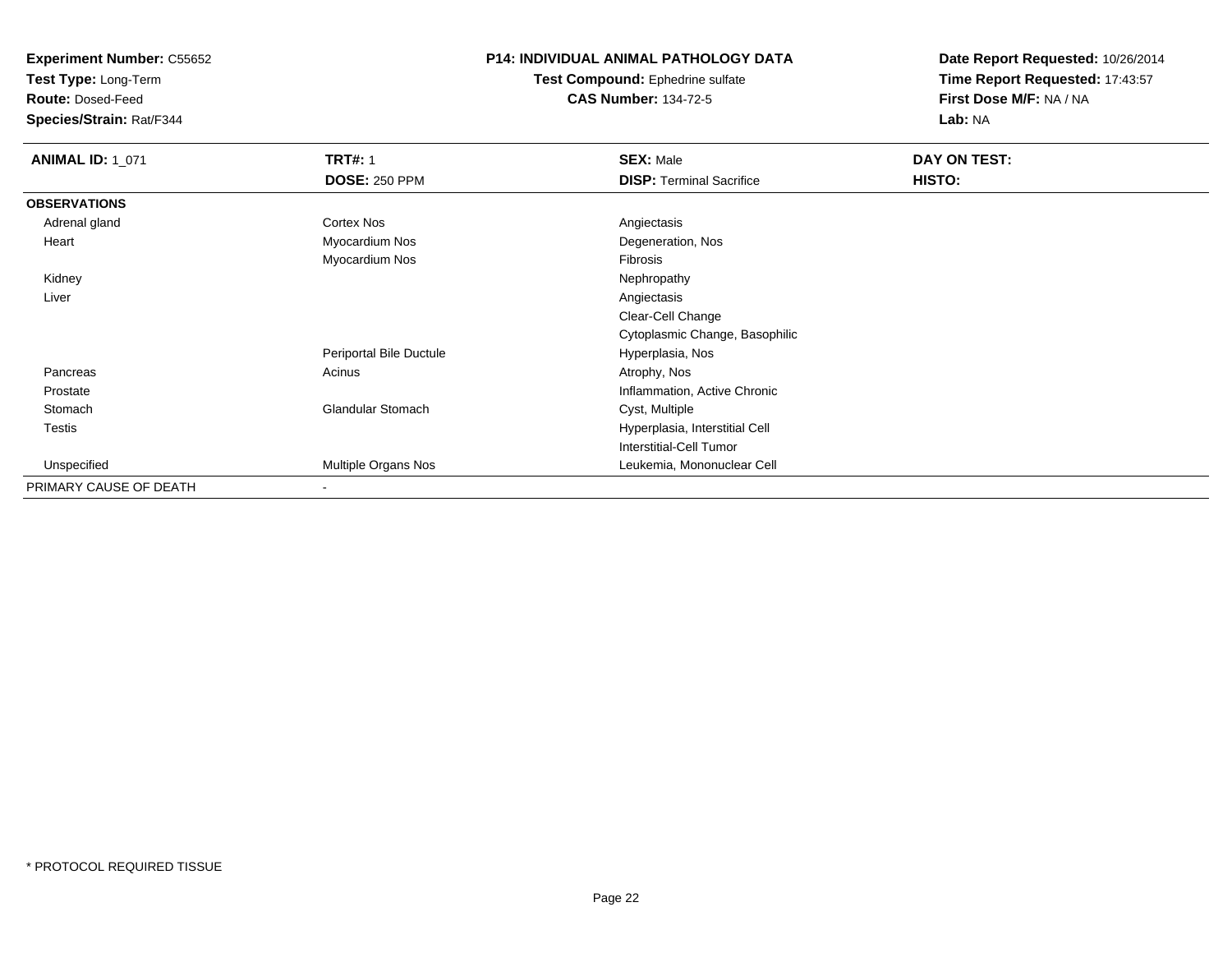**Experiment Number:** C55652
**Test Type:** Long-Term
**Route:** Dosed-Feed
**Species/Strain:** Rat/F344

**P14: INDIVIDUAL ANIMAL PATHOLOGY DATA**
**Test Compound:** Ephedrine sulfate
**CAS Number:** 134-72-5

**Date Report Requested:** 10/26/2014
**Time Report Requested:** 17:43:57
**First Dose M/F:** NA / NA
**Lab:** NA

| **ANIMAL ID:** 1_071 | **TRT#:** 1 | **SEX:** Male | **DAY ON TEST:** |
|---|---|---|---|
| | **DOSE:** 250 PPM | **DISP:** Terminal Sacrifice | **HISTO:** |
| **OBSERVATIONS** | | | |
| Adrenal gland | Cortex Nos | Angiectasis | |
| Heart | Myocardium Nos | Degeneration, Nos | |
| | Myocardium Nos | Fibrosis | |
| Kidney | | Nephropathy | |
| Liver | | Angiectasis | |
| | | Clear-Cell Change | |
| | | Cytoplasmic Change, Basophilic | |
| | Periportal Bile Ductule | Hyperplasia, Nos | |
| Pancreas | Acinus | Atrophy, Nos | |
| Prostate | | Inflammation, Active Chronic | |
| Stomach | Glandular Stomach | Cyst, Multiple | |
| Testis | | Hyperplasia, Interstitial Cell | |
| | | Interstitial-Cell Tumor | |
| Unspecified | Multiple Organs Nos | Leukemia, Mononuclear Cell | |
| PRIMARY CAUSE OF DEATH | - | | |

* PROTOCOL REQUIRED TISSUE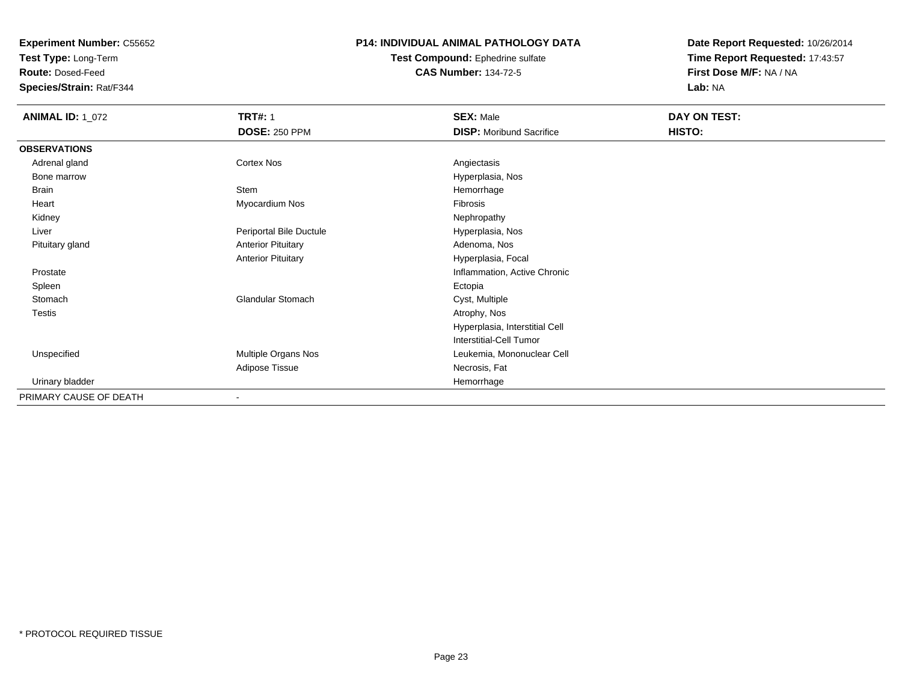**Experiment Number:** C55652
**Test Type:** Long-Term
**Route:** Dosed-Feed
**Species/Strain:** Rat/F344

**P14: INDIVIDUAL ANIMAL PATHOLOGY DATA**
**Test Compound:** Ephedrine sulfate
**CAS Number:** 134-72-5

**Date Report Requested:** 10/26/2014
**Time Report Requested:** 17:43:57
**First Dose M/F:** NA / NA
**Lab:** NA

| **ANIMAL ID:** 1_072 | **TRT#:** 1 | **SEX:** Male | **DAY ON TEST:** |
|---|---|---|---|
| | **DOSE:** 250 PPM | **DISP:** Moribund Sacrifice | **HISTO:** |
| **OBSERVATIONS** | | | |
| Adrenal gland | Cortex Nos | Angiectasis | |
| Bone marrow | | Hyperplasia, Nos | |
| Brain | Stem | Hemorrhage | |
| Heart | Myocardium Nos | Fibrosis | |
| Kidney | | Nephropathy | |
| Liver | Periportal Bile Ductule | Hyperplasia, Nos | |
| Pituitary gland | Anterior Pituitary | Adenoma, Nos | |
| | Anterior Pituitary | Hyperplasia, Focal | |
| Prostate | | Inflammation, Active Chronic | |
| Spleen | | Ectopia | |
| Stomach | Glandular Stomach | Cyst, Multiple | |
| Testis | | Atrophy, Nos | |
| | | Hyperplasia, Interstitial Cell | |
| | | Interstitial-Cell Tumor | |
| Unspecified | Multiple Organs Nos | Leukemia, Mononuclear Cell | |
| | Adipose Tissue | Necrosis, Fat | |
| Urinary bladder | | Hemorrhage | |
| PRIMARY CAUSE OF DEATH | - | | |

\* PROTOCOL REQUIRED TISSUE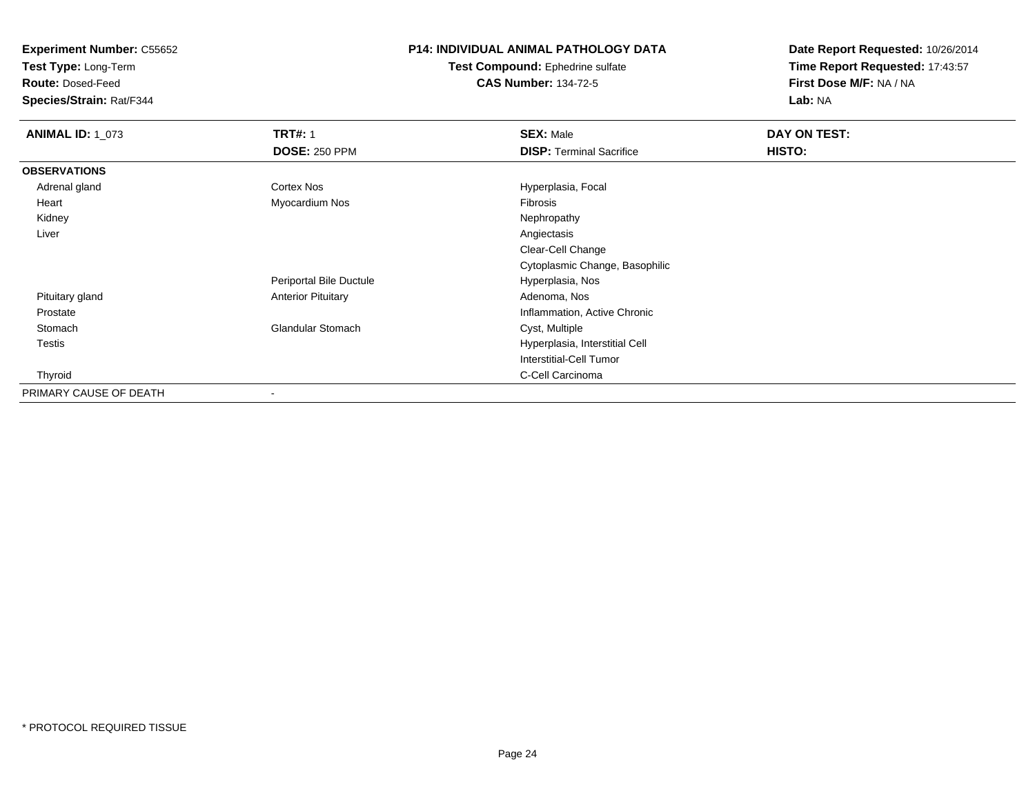**Experiment Number:** C55652
**Test Type:** Long-Term
**Route:** Dosed-Feed
**Species/Strain:** Rat/F344

# P14: INDIVIDUAL ANIMAL PATHOLOGY DATA

**Test Compound:** Ephedrine sulfate
**CAS Number:** 134-72-5

**Date Report Requested:** 10/26/2014
**Time Report Requested:** 17:43:57
**First Dose M/F:** NA / NA
**Lab:** NA

| **ANIMAL ID:** 1_073 | **TRT#:** 1 | **SEX:** Male | **DAY ON TEST:** |
|---|---|---|---|
| | **DOSE:** 250 PPM | **DISP:** Terminal Sacrifice | **HISTO:** |
| **OBSERVATIONS** | | | |
| Adrenal gland | Cortex Nos | Hyperplasia, Focal | |
| Heart | Myocardium Nos | Fibrosis | |
| Kidney | | Nephropathy | |
| Liver | | Angiectasis | |
| | | Clear-Cell Change | |
| | | Cytoplasmic Change, Basophilic | |
| | Periportal Bile Ductule | Hyperplasia, Nos | |
| Pituitary gland | Anterior Pituitary | Adenoma, Nos | |
| Prostate | | Inflammation, Active Chronic | |
| Stomach | Glandular Stomach | Cyst, Multiple | |
| Testis | | Hyperplasia, Interstitial Cell | |
| | | Interstitial-Cell Tumor | |
| Thyroid | | C-Cell Carcinoma | |
| PRIMARY CAUSE OF DEATH | - | | |

* PROTOCOL REQUIRED TISSUE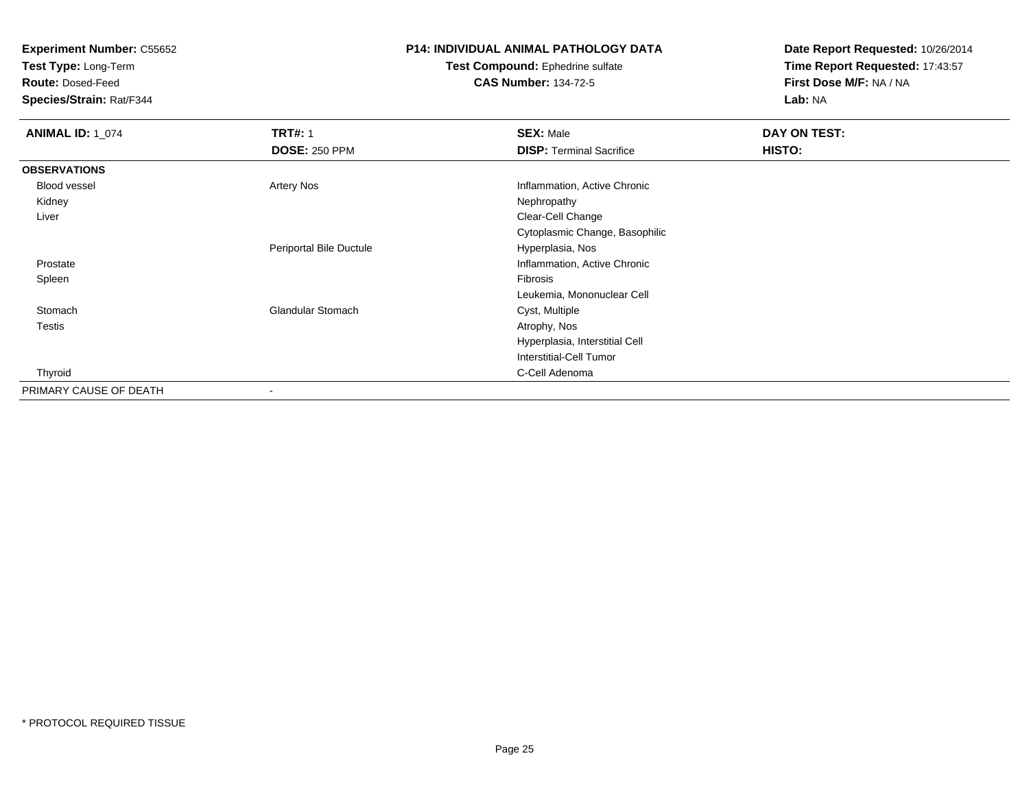**Experiment Number:** C55652
**Test Type:** Long-Term
**Route:** Dosed-Feed
**Species/Strain:** Rat/F344

**P14: INDIVIDUAL ANIMAL PATHOLOGY DATA**
**Test Compound:** Ephedrine sulfate
**CAS Number:** 134-72-5

**Date Report Requested:** 10/26/2014
**Time Report Requested:** 17:43:57
**First Dose M/F:** NA / NA
**Lab:** NA

| **ANIMAL ID:** 1_074 | **TRT#:** 1<br>**DOSE:** 250 PPM | **SEX:** Male<br>**DISP:** Terminal Sacrifice | **DAY ON TEST:**<br>**HISTO:** |
|---|---|---|---|
| **OBSERVATIONS** | | | |
| Blood vessel | Artery Nos | Inflammation, Active Chronic | |
| Kidney | | Nephropathy | |
| Liver | | Clear-Cell Change | |
| | | Cytoplasmic Change, Basophilic | |
| | Periportal Bile Ductule | Hyperplasia, Nos | |
| Prostate | | Inflammation, Active Chronic | |
| Spleen | | Fibrosis | |
| | | Leukemia, Mononuclear Cell | |
| Stomach | Glandular Stomach | Cyst, Multiple | |
| Testis | | Atrophy, Nos | |
| | | Hyperplasia, Interstitial Cell | |
| | | Interstitial-Cell Tumor | |
| Thyroid | | C-Cell Adenoma | |
| PRIMARY CAUSE OF DEATH | - | | |

* PROTOCOL REQUIRED TISSUE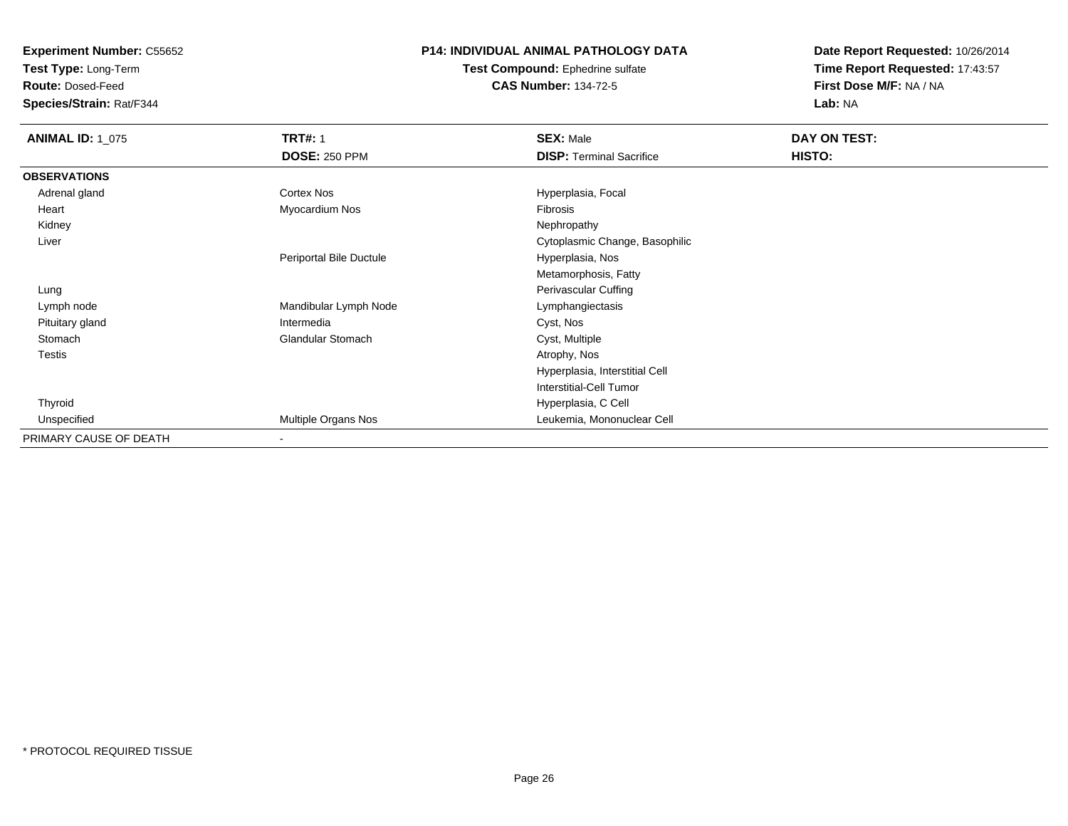**Experiment Number:** C55652
**Test Type:** Long-Term
**Route:** Dosed-Feed
**Species/Strain:** Rat/F344

**P14: INDIVIDUAL ANIMAL PATHOLOGY DATA**
**Test Compound:** Ephedrine sulfate
**CAS Number:** 134-72-5

**Date Report Requested:** 10/26/2014
**Time Report Requested:** 17:43:57
**First Dose M/F:** NA / NA
**Lab:** NA

| **ANIMAL ID:** 1_075 | **TRT#:** 1 | **SEX:** Male | **DAY ON TEST:** |
|---|---|---|---|
| | **DOSE:** 250 PPM | **DISP:** Terminal Sacrifice | **HISTO:** |
| **OBSERVATIONS** | | | |
| Adrenal gland | Cortex Nos | Hyperplasia, Focal | |
| Heart | Myocardium Nos | Fibrosis | |
| Kidney | | Nephropathy | |
| Liver | | Cytoplasmic Change, Basophilic | |
| | Periportal Bile Ductule | Hyperplasia, Nos | |
| | | Metamorphosis, Fatty | |
| Lung | | Perivascular Cuffing | |
| Lymph node | Mandibular Lymph Node | Lymphangiectasis | |
| Pituitary gland | Intermedia | Cyst, Nos | |
| Stomach | Glandular Stomach | Cyst, Multiple | |
| Testis | | Atrophy, Nos | |
| | | Hyperplasia, Interstitial Cell | |
| | | Interstitial-Cell Tumor | |
| Thyroid | | Hyperplasia, C Cell | |
| Unspecified | Multiple Organs Nos | Leukemia, Mononuclear Cell | |
| PRIMARY CAUSE OF DEATH | - | | |

* PROTOCOL REQUIRED TISSUE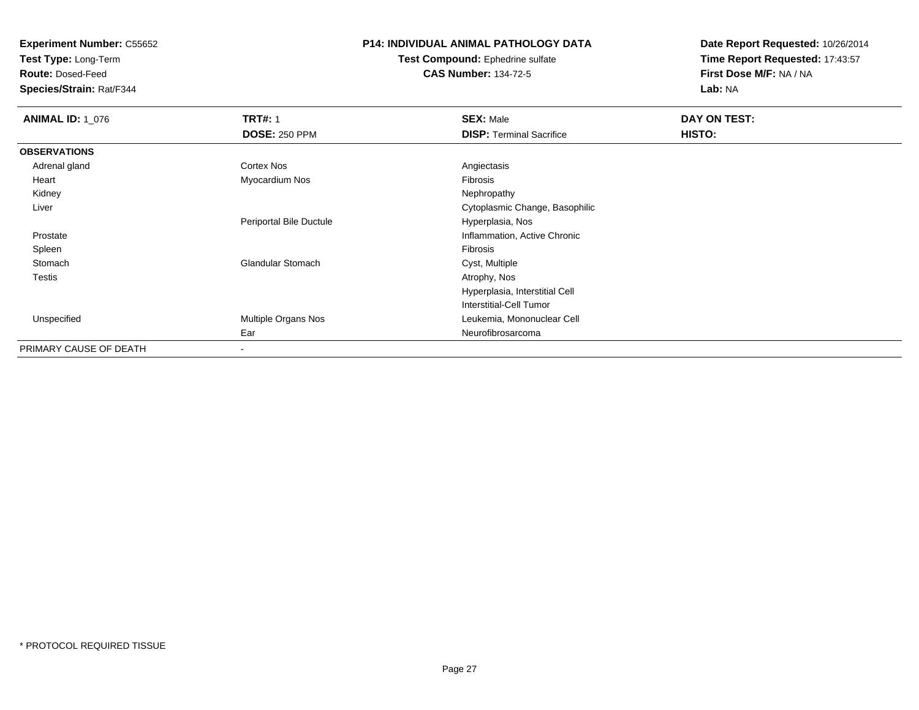**Experiment Number:** C55652
**Test Type:** Long-Term
**Route:** Dosed-Feed
**Species/Strain:** Rat/F344

**P14: INDIVIDUAL ANIMAL PATHOLOGY DATA**
**Test Compound:** Ephedrine sulfate
**CAS Number:** 134-72-5

**Date Report Requested:** 10/26/2014
**Time Report Requested:** 17:43:57
**First Dose M/F:** NA / NA
**Lab:** NA

| **ANIMAL ID:** 1_076 | **TRT#:** 1<br>**DOSE:** 250 PPM | **SEX:** Male<br>**DISP:** Terminal Sacrifice | **DAY ON TEST:**<br>**HISTO:** |
|---|---|---|---|
| **OBSERVATIONS** | | | |
| Adrenal gland | Cortex Nos | Angiectasis | |
| Heart | Myocardium Nos | Fibrosis | |
| Kidney | | Nephropathy | |
| Liver | | Cytoplasmic Change, Basophilic | |
| | Periportal Bile Ductule | Hyperplasia, Nos | |
| Prostate | | Inflammation, Active Chronic | |
| Spleen | | Fibrosis | |
| Stomach | Glandular Stomach | Cyst, Multiple | |
| Testis | | Atrophy, Nos | |
| | | Hyperplasia, Interstitial Cell | |
| | | Interstitial-Cell Tumor | |
| Unspecified | Multiple Organs Nos | Leukemia, Mononuclear Cell | |
| | Ear | Neurofibrosarcoma | |
| PRIMARY CAUSE OF DEATH | - | | |

* PROTOCOL REQUIRED TISSUE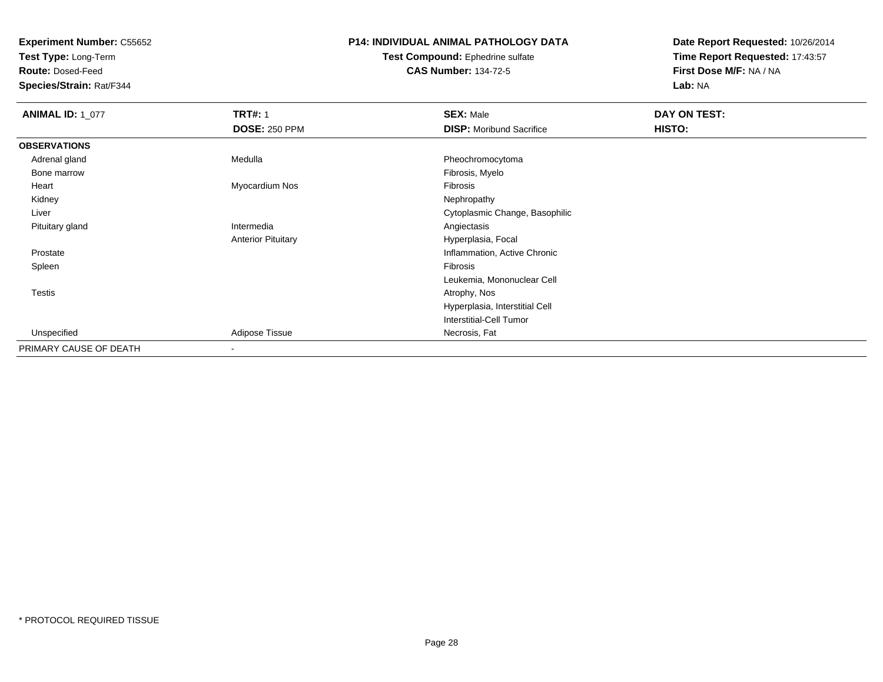**Experiment Number:** C55652
**Test Type:** Long-Term
**Route:** Dosed-Feed
**Species/Strain:** Rat/F344

**P14: INDIVIDUAL ANIMAL PATHOLOGY DATA**
**Test Compound:** Ephedrine sulfate
**CAS Number:** 134-72-5

**Date Report Requested:** 10/26/2014
**Time Report Requested:** 17:43:57
**First Dose M/F:** NA / NA
**Lab:** NA

| **ANIMAL ID:** 1_077 | **TRT#:** 1 | **SEX:** Male | **DAY ON TEST:** |
|---|---|---|---|
| | **DOSE:** 250 PPM | **DISP:** Moribund Sacrifice | **HISTO:** |
| **OBSERVATIONS** | | | |
| Adrenal gland | Medulla | Pheochromocytoma | |
| Bone marrow | | Fibrosis, Myelo | |
| Heart | Myocardium Nos | Fibrosis | |
| Kidney | | Nephropathy | |
| Liver | | Cytoplasmic Change, Basophilic | |
| Pituitary gland | Intermedia | Angiectasis | |
| | Anterior Pituitary | Hyperplasia, Focal | |
| Prostate | | Inflammation, Active Chronic | |
| Spleen | | Fibrosis | |
| | | Leukemia, Mononuclear Cell | |
| Testis | | Atrophy, Nos | |
| | | Hyperplasia, Interstitial Cell | |
| | | Interstitial-Cell Tumor | |
| Unspecified | Adipose Tissue | Necrosis, Fat | |
| PRIMARY CAUSE OF DEATH | - | | |

* PROTOCOL REQUIRED TISSUE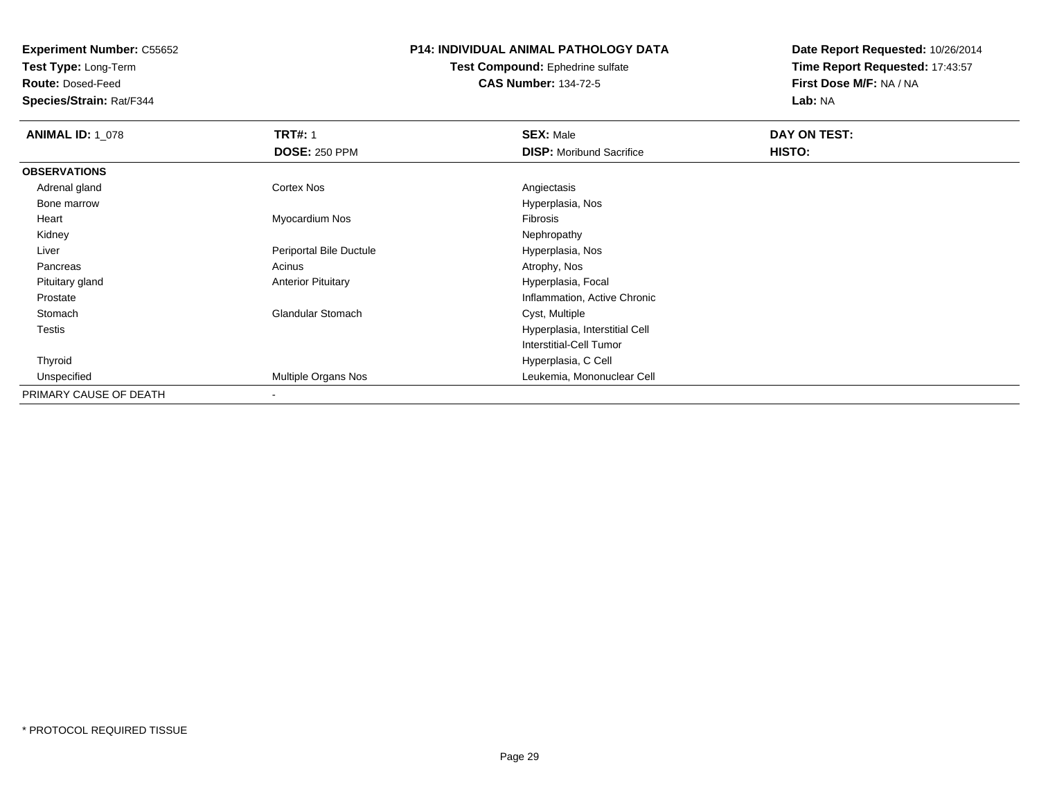**Experiment Number:** C55652
**Test Type:** Long-Term
**Route:** Dosed-Feed
**Species/Strain:** Rat/F344

**P14: INDIVIDUAL ANIMAL PATHOLOGY DATA**
**Test Compound:** Ephedrine sulfate
**CAS Number:** 134-72-5

**Date Report Requested:** 10/26/2014
**Time Report Requested:** 17:43:57
**First Dose M/F:** NA / NA
**Lab:** NA

| **ANIMAL ID:** 1_078 | **TRT#:** 1 | **SEX:** Male | **DAY ON TEST:** |
|---|---|---|---|
| | **DOSE:** 250 PPM | **DISP:** Moribund Sacrifice | **HISTO:** |
| **OBSERVATIONS** | | | |
| Adrenal gland | Cortex Nos | Angiectasis | |
| Bone marrow | | Hyperplasia, Nos | |
| Heart | Myocardium Nos | Fibrosis | |
| Kidney | | Nephropathy | |
| Liver | Periportal Bile Ductule | Hyperplasia, Nos | |
| Pancreas | Acinus | Atrophy, Nos | |
| Pituitary gland | Anterior Pituitary | Hyperplasia, Focal | |
| Prostate | | Inflammation, Active Chronic | |
| Stomach | Glandular Stomach | Cyst, Multiple | |
| Testis | | Hyperplasia, Interstitial Cell | |
| | | Interstitial-Cell Tumor | |
| Thyroid | | Hyperplasia, C Cell | |
| Unspecified | Multiple Organs Nos | Leukemia, Mononuclear Cell | |
| PRIMARY CAUSE OF DEATH | - | | |

* PROTOCOL REQUIRED TISSUE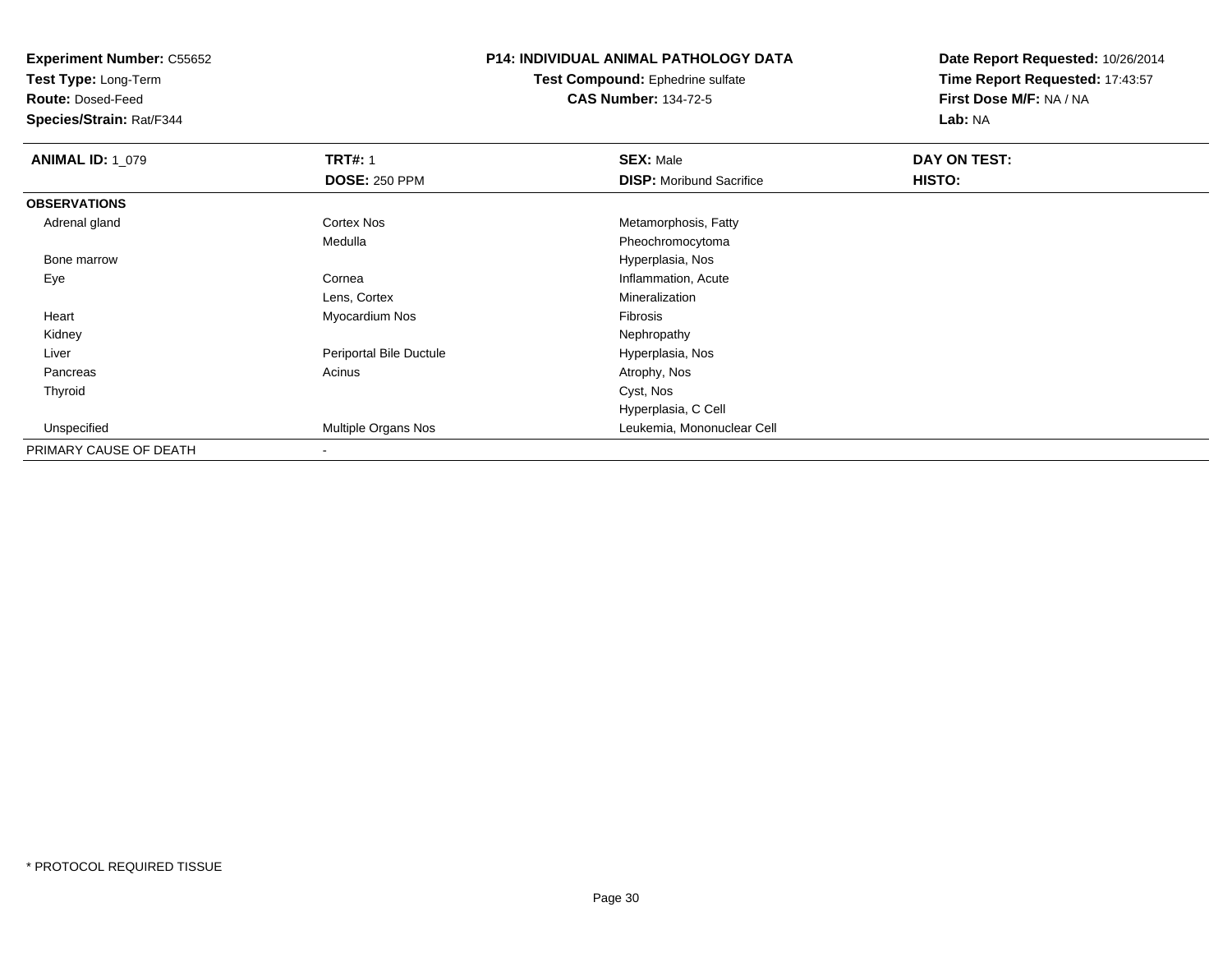**Experiment Number:** C55652
**Test Type:** Long-Term
**Route:** Dosed-Feed
**Species/Strain:** Rat/F344

**P14: INDIVIDUAL ANIMAL PATHOLOGY DATA**
**Test Compound:** Ephedrine sulfate
**CAS Number:** 134-72-5

**Date Report Requested:** 10/26/2014
**Time Report Requested:** 17:43:57
**First Dose M/F:** NA / NA
**Lab:** NA

| **ANIMAL ID:** 1_079 | **TRT#:** 1 | **SEX:** Male | **DAY ON TEST:** |
|---|---|---|---|
| | **DOSE:** 250 PPM | **DISP:** Moribund Sacrifice | **HISTO:** |
| **OBSERVATIONS** | | | |
| Adrenal gland | Cortex Nos | Metamorphosis, Fatty | |
| | Medulla | Pheochromocytoma | |
| Bone marrow | | Hyperplasia, Nos | |
| Eye | Cornea | Inflammation, Acute | |
| | Lens, Cortex | Mineralization | |
| Heart | Myocardium Nos | Fibrosis | |
| Kidney | | Nephropathy | |
| Liver | Periportal Bile Ductule | Hyperplasia, Nos | |
| Pancreas | Acinus | Atrophy, Nos | |
| Thyroid | | Cyst, Nos | |
| | | Hyperplasia, C Cell | |
| Unspecified | Multiple Organs Nos | Leukemia, Mononuclear Cell | |
| PRIMARY CAUSE OF DEATH | - | | |

\* PROTOCOL REQUIRED TISSUE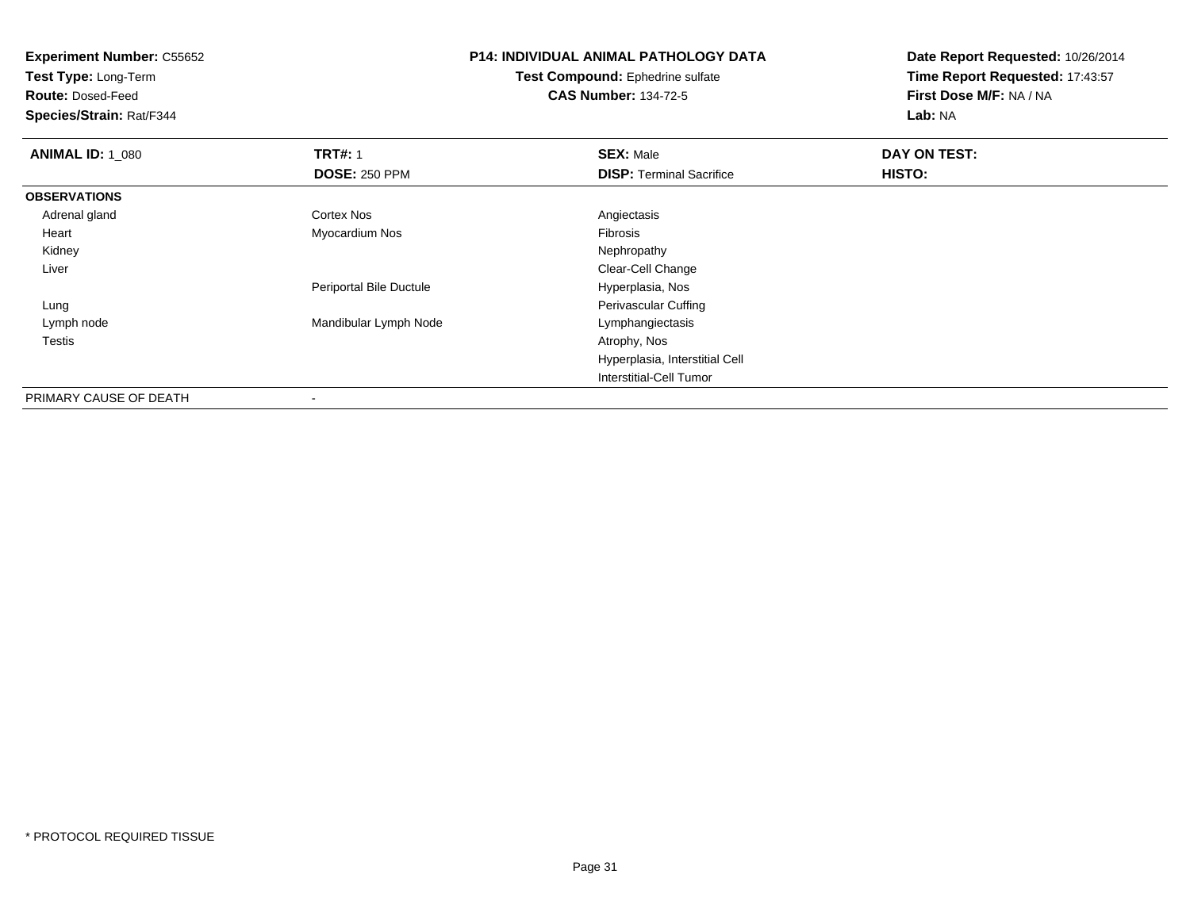**Experiment Number:** C55652
**Test Type:** Long-Term
**Route:** Dosed-Feed
**Species/Strain:** Rat/F344

**P14: INDIVIDUAL ANIMAL PATHOLOGY DATA**
**Test Compound:** Ephedrine sulfate
**CAS Number:** 134-72-5

**Date Report Requested:** 10/26/2014
**Time Report Requested:** 17:43:57
**First Dose M/F:** NA / NA
**Lab:** NA

| **ANIMAL ID:** 1_080 | **TRT#:** 1 | **SEX:** Male | **DAY ON TEST:** |
|---|---|---|---|
| | **DOSE:** 250 PPM | **DISP:** Terminal Sacrifice | **HISTO:** |
| **OBSERVATIONS** | | | |
| Adrenal gland | Cortex Nos | Angiectasis | |
| Heart | Myocardium Nos | Fibrosis | |
| Kidney | | Nephropathy | |
| Liver | | Clear-Cell Change | |
| | Periportal Bile Ductule | Hyperplasia, Nos | |
| Lung | | Perivascular Cuffing | |
| Lymph node | Mandibular Lymph Node | Lymphangiectasis | |
| Testis | | Atrophy, Nos | |
| | | Hyperplasia, Interstitial Cell | |
| | | Interstitial-Cell Tumor | |
| PRIMARY CAUSE OF DEATH | - | | |

* PROTOCOL REQUIRED TISSUE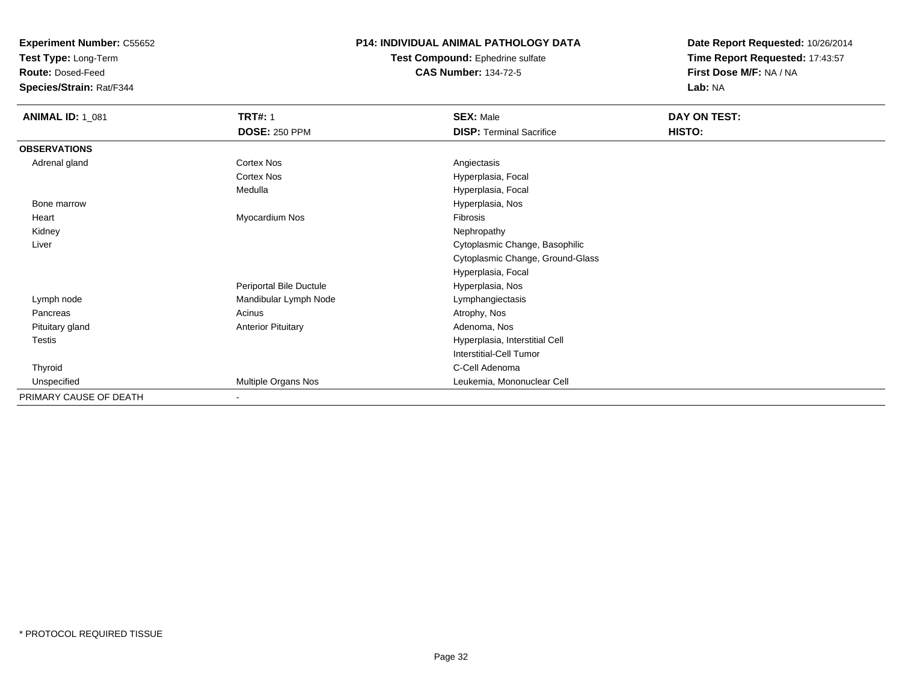**Experiment Number:** C55652
**Test Type:** Long-Term
**Route:** Dosed-Feed
**Species/Strain:** Rat/F344

**P14: INDIVIDUAL ANIMAL PATHOLOGY DATA**
**Test Compound:** Ephedrine sulfate
**CAS Number:** 134-72-5

**Date Report Requested:** 10/26/2014
**Time Report Requested:** 17:43:57
**First Dose M/F:** NA / NA
**Lab:** NA

| **ANIMAL ID:** 1_081 | **TRT#:** 1 | **SEX:** Male | **DAY ON TEST:** |
|---|---|---|---|
| | **DOSE:** 250 PPM | **DISP:** Terminal Sacrifice | **HISTO:** |
| **OBSERVATIONS** | | | |
| Adrenal gland | Cortex Nos | Angiectasis | |
| | Cortex Nos | Hyperplasia, Focal | |
| | Medulla | Hyperplasia, Focal | |
| Bone marrow | | Hyperplasia, Nos | |
| Heart | Myocardium Nos | Fibrosis | |
| Kidney | | Nephropathy | |
| Liver | | Cytoplasmic Change, Basophilic | |
| | | Cytoplasmic Change, Ground-Glass | |
| | | Hyperplasia, Focal | |
| | Periportal Bile Ductule | Hyperplasia, Nos | |
| Lymph node | Mandibular Lymph Node | Lymphangiectasis | |
| Pancreas | Acinus | Atrophy, Nos | |
| Pituitary gland | Anterior Pituitary | Adenoma, Nos | |
| Testis | | Hyperplasia, Interstitial Cell | |
| | | Interstitial-Cell Tumor | |
| Thyroid | | C-Cell Adenoma | |
| Unspecified | Multiple Organs Nos | Leukemia, Mononuclear Cell | |
| PRIMARY CAUSE OF DEATH | - | | |

\* PROTOCOL REQUIRED TISSUE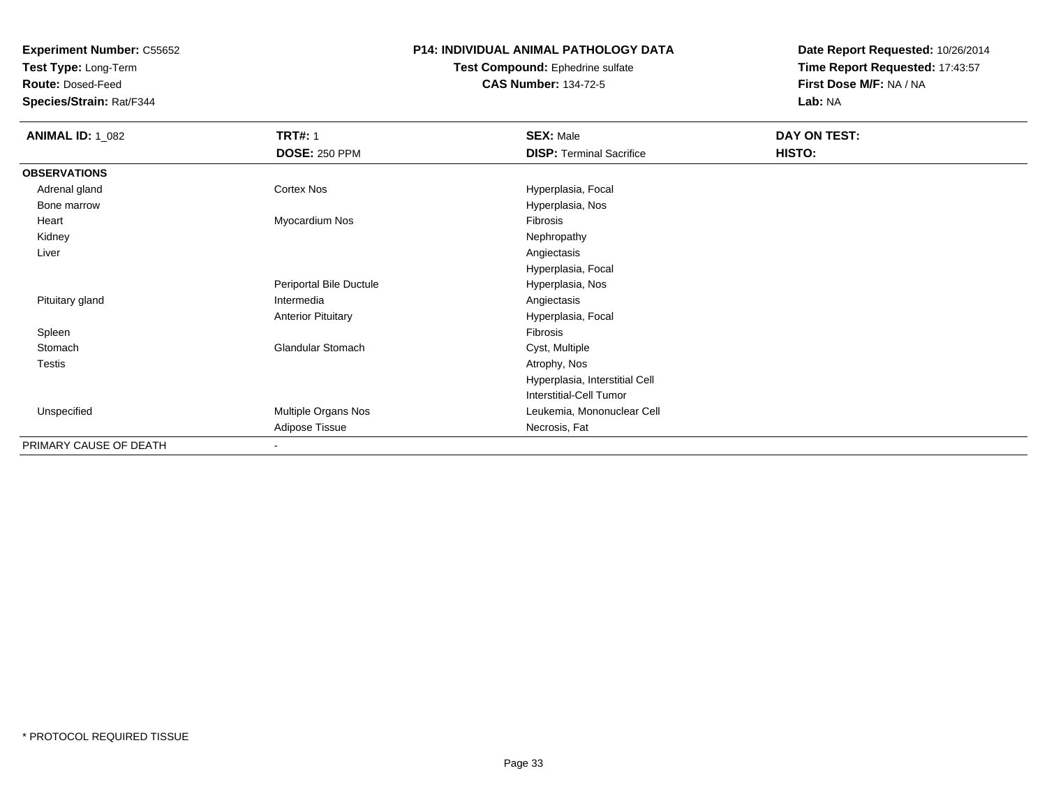**Experiment Number:** C55652
**Test Type:** Long-Term
**Route:** Dosed-Feed
**Species/Strain:** Rat/F344

**P14: INDIVIDUAL ANIMAL PATHOLOGY DATA**
**Test Compound:** Ephedrine sulfate
**CAS Number:** 134-72-5

**Date Report Requested:** 10/26/2014
**Time Report Requested:** 17:43:57
**First Dose M/F:** NA / NA
**Lab:** NA

| **ANIMAL ID:** 1_082 | **TRT#:** 1 | **SEX:** Male | **DAY ON TEST:** |
|---|---|---|---|
| | **DOSE:** 250 PPM | **DISP:** Terminal Sacrifice | **HISTO:** |
| **OBSERVATIONS** | | | |
| Adrenal gland | Cortex Nos | Hyperplasia, Focal | |
| Bone marrow | | Hyperplasia, Nos | |
| Heart | Myocardium Nos | Fibrosis | |
| Kidney | | Nephropathy | |
| Liver | | Angiectasis | |
| | | Hyperplasia, Focal | |
| | Periportal Bile Ductule | Hyperplasia, Nos | |
| Pituitary gland | Intermedia | Angiectasis | |
| | Anterior Pituitary | Hyperplasia, Focal | |
| Spleen | | Fibrosis | |
| Stomach | Glandular Stomach | Cyst, Multiple | |
| Testis | | Atrophy, Nos | |
| | | Hyperplasia, Interstitial Cell | |
| | | Interstitial-Cell Tumor | |
| Unspecified | Multiple Organs Nos | Leukemia, Mononuclear Cell | |
| | Adipose Tissue | Necrosis, Fat | |
| PRIMARY CAUSE OF DEATH | - | | |

* PROTOCOL REQUIRED TISSUE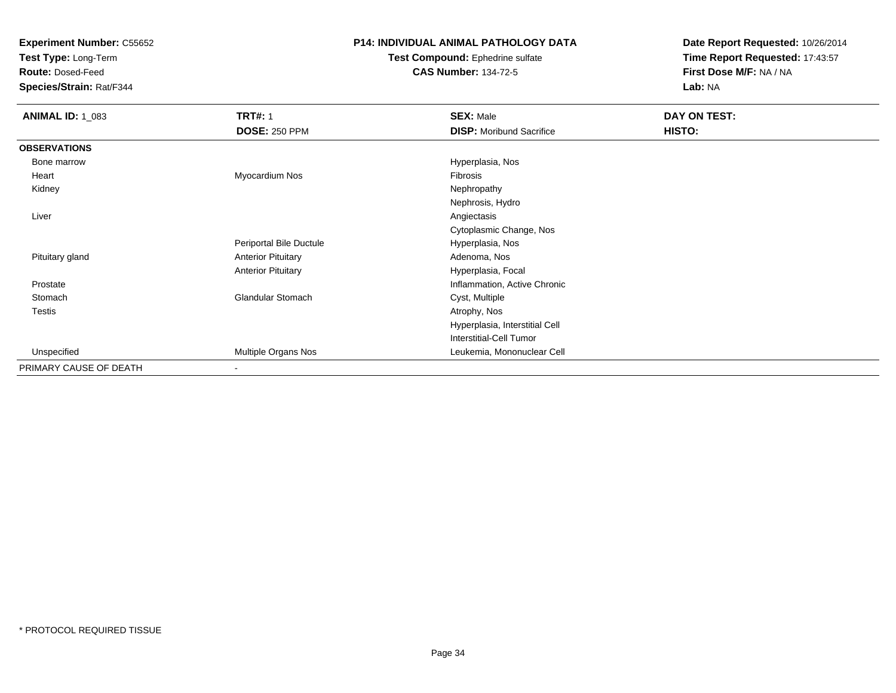**Experiment Number:** C55652
**Test Type:** Long-Term
**Route:** Dosed-Feed
**Species/Strain:** Rat/F344

**P14: INDIVIDUAL ANIMAL PATHOLOGY DATA**
**Test Compound:** Ephedrine sulfate
**CAS Number:** 134-72-5

**Date Report Requested:** 10/26/2014
**Time Report Requested:** 17:43:57
**First Dose M/F:** NA / NA
**Lab:** NA

| **ANIMAL ID:** 1_083 | **TRT#:** 1 | **SEX:** Male | **DAY ON TEST:** |
|---|---|---|---|
| | **DOSE:** 250 PPM | **DISP:** Moribund Sacrifice | **HISTO:** |
| **OBSERVATIONS** | | | |
| Bone marrow | | Hyperplasia, Nos | |
| Heart | Myocardium Nos | Fibrosis | |
| Kidney | | Nephropathy | |
| | | Nephrosis, Hydro | |
| Liver | | Angiectasis | |
| | | Cytoplasmic Change, Nos | |
| | Periportal Bile Ductule | Hyperplasia, Nos | |
| Pituitary gland | Anterior Pituitary | Adenoma, Nos | |
| | Anterior Pituitary | Hyperplasia, Focal | |
| Prostate | | Inflammation, Active Chronic | |
| Stomach | Glandular Stomach | Cyst, Multiple | |
| Testis | | Atrophy, Nos | |
| | | Hyperplasia, Interstitial Cell | |
| | | Interstitial-Cell Tumor | |
| Unspecified | Multiple Organs Nos | Leukemia, Mononuclear Cell | |
| PRIMARY CAUSE OF DEATH | - | | |

* PROTOCOL REQUIRED TISSUE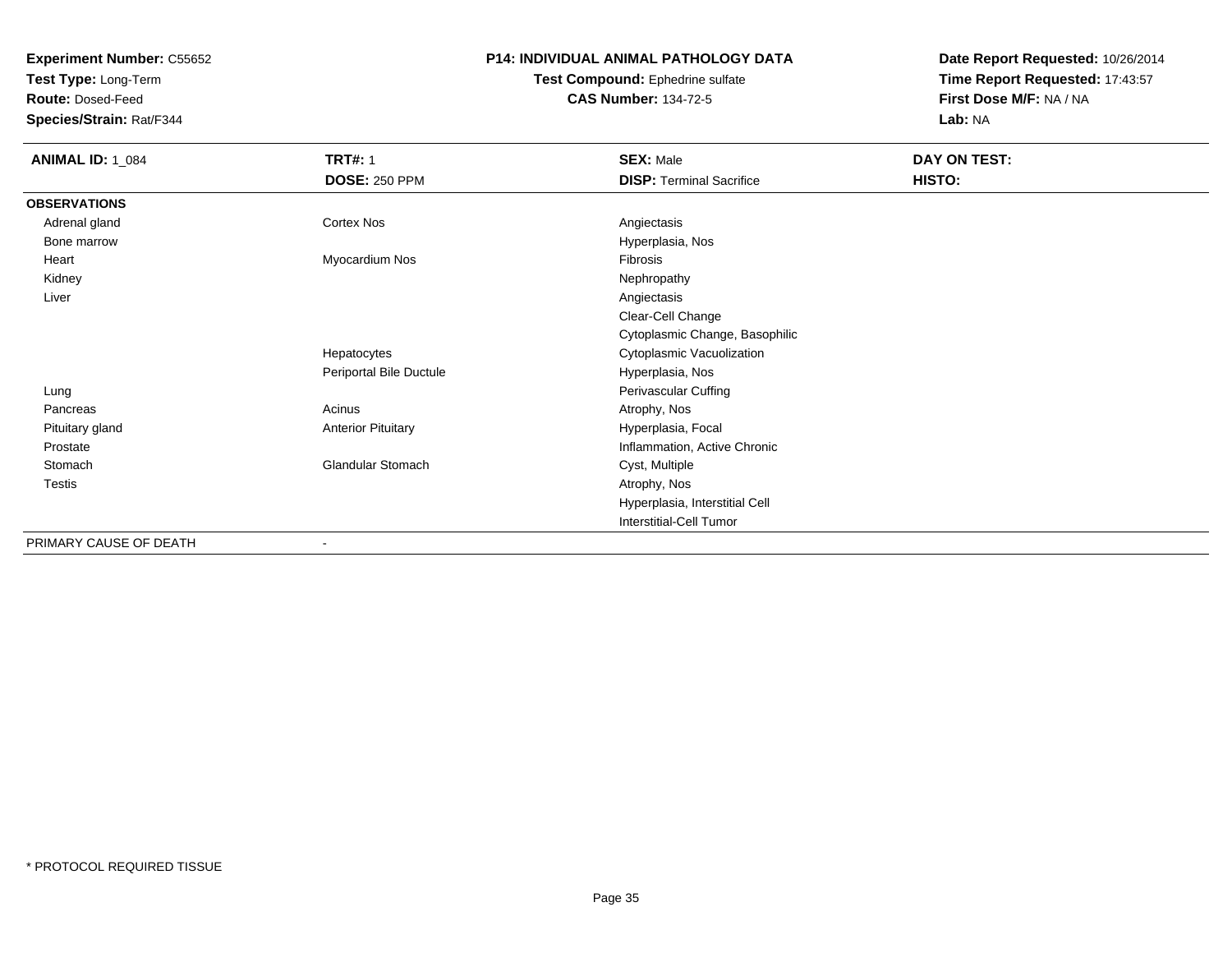**Experiment Number:** C55652
**Test Type:** Long-Term
**Route:** Dosed-Feed
**Species/Strain:** Rat/F344

**P14: INDIVIDUAL ANIMAL PATHOLOGY DATA**
**Test Compound:** Ephedrine sulfate
**CAS Number:** 134-72-5

**Date Report Requested:** 10/26/2014
**Time Report Requested:** 17:43:57
**First Dose M/F:** NA / NA
**Lab:** NA

| **ANIMAL ID:** 1_084 | **TRT#:** 1 | **SEX:** Male | **DAY ON TEST:** |
|---|---|---|---|
| | **DOSE:** 250 PPM | **DISP:** Terminal Sacrifice | **HISTO:** |
| **OBSERVATIONS** | | | |
| Adrenal gland | Cortex Nos | Angiectasis | |
| Bone marrow | | Hyperplasia, Nos | |
| Heart | Myocardium Nos | Fibrosis | |
| Kidney | | Nephropathy | |
| Liver | | Angiectasis | |
| | | Clear-Cell Change | |
| | | Cytoplasmic Change, Basophilic | |
| | Hepatocytes | Cytoplasmic Vacuolization | |
| | Periportal Bile Ductule | Hyperplasia, Nos | |
| Lung | | Perivascular Cuffing | |
| Pancreas | Acinus | Atrophy, Nos | |
| Pituitary gland | Anterior Pituitary | Hyperplasia, Focal | |
| Prostate | | Inflammation, Active Chronic | |
| Stomach | Glandular Stomach | Cyst, Multiple | |
| Testis | | Atrophy, Nos | |
| | | Hyperplasia, Interstitial Cell | |
| | | Interstitial-Cell Tumor | |
| PRIMARY CAUSE OF DEATH | - | | |

* PROTOCOL REQUIRED TISSUE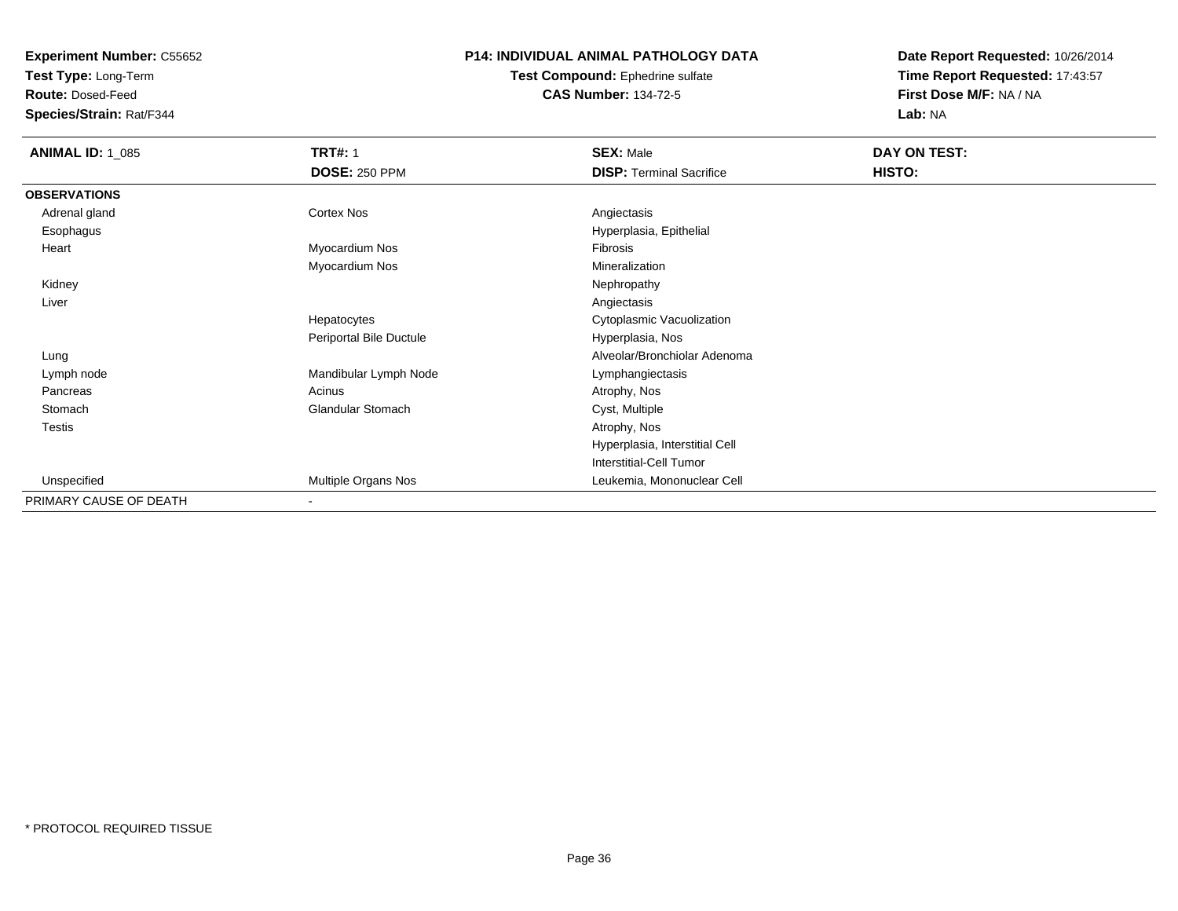**Experiment Number:** C55652
**Test Type:** Long-Term
**Route:** Dosed-Feed
**Species/Strain:** Rat/F344

**P14: INDIVIDUAL ANIMAL PATHOLOGY DATA**
**Test Compound:** Ephedrine sulfate
**CAS Number:** 134-72-5

**Date Report Requested:** 10/26/2014
**Time Report Requested:** 17:43:57
**First Dose M/F:** NA / NA
**Lab:** NA

| **ANIMAL ID:** 1_085 | **TRT#:** 1 | **SEX:** Male | **DAY ON TEST:** |
|---|---|---|---|
| | **DOSE:** 250 PPM | **DISP:** Terminal Sacrifice | **HISTO:** |
| **OBSERVATIONS** | | | |
| Adrenal gland | Cortex Nos | Angiectasis | |
| Esophagus | | Hyperplasia, Epithelial | |
| Heart | Myocardium Nos | Fibrosis | |
| | Myocardium Nos | Mineralization | |
| Kidney | | Nephropathy | |
| Liver | | Angiectasis | |
| | Hepatocytes | Cytoplasmic Vacuolization | |
| | Periportal Bile Ductule | Hyperplasia, Nos | |
| Lung | | Alveolar/Bronchiolar Adenoma | |
| Lymph node | Mandibular Lymph Node | Lymphangiectasis | |
| Pancreas | Acinus | Atrophy, Nos | |
| Stomach | Glandular Stomach | Cyst, Multiple | |
| Testis | | Atrophy, Nos | |
| | | Hyperplasia, Interstitial Cell | |
| | | Interstitial-Cell Tumor | |
| Unspecified | Multiple Organs Nos | Leukemia, Mononuclear Cell | |
| PRIMARY CAUSE OF DEATH | - | | |

* PROTOCOL REQUIRED TISSUE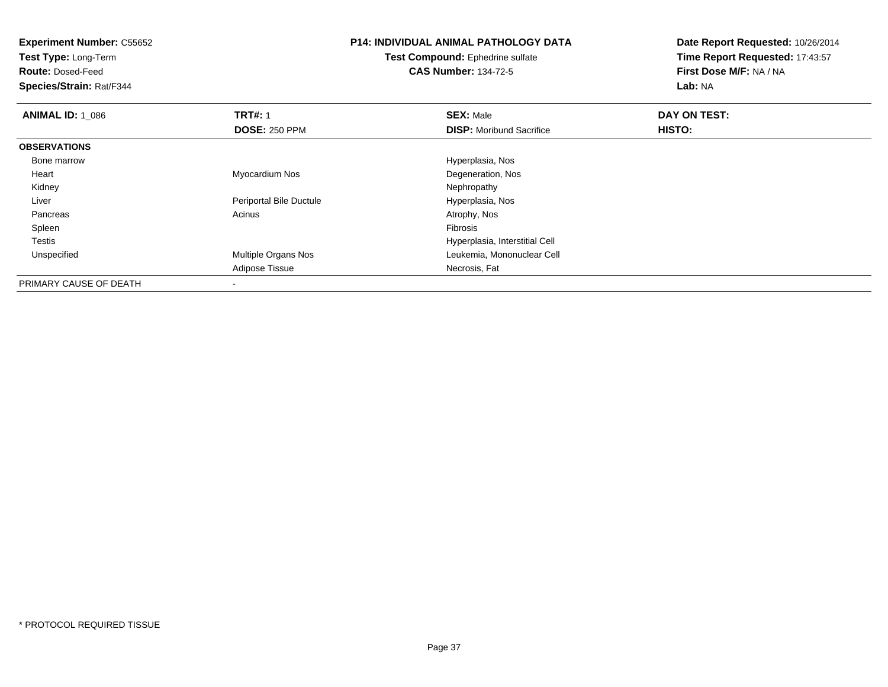**Experiment Number:** C55652
**Test Type:** Long-Term
**Route:** Dosed-Feed
**Species/Strain:** Rat/F344

**P14: INDIVIDUAL ANIMAL PATHOLOGY DATA**
**Test Compound:** Ephedrine sulfate
**CAS Number:** 134-72-5

**Date Report Requested:** 10/26/2014
**Time Report Requested:** 17:43:57
**First Dose M/F:** NA / NA
**Lab:** NA

| **ANIMAL ID:** 1_086 | **TRT#:** 1 | **SEX:** Male | **DAY ON TEST:** |
|---|---|---|---|
| | **DOSE:** 250 PPM | **DISP:** Moribund Sacrifice | **HISTO:** |
| **OBSERVATIONS** | | | |
| Bone marrow | | Hyperplasia, Nos | |
| Heart | Myocardium Nos | Degeneration, Nos | |
| Kidney | | Nephropathy | |
| Liver | Periportal Bile Ductule | Hyperplasia, Nos | |
| Pancreas | Acinus | Atrophy, Nos | |
| Spleen | | Fibrosis | |
| Testis | | Hyperplasia, Interstitial Cell | |
| Unspecified | Multiple Organs Nos | Leukemia, Mononuclear Cell | |
| | Adipose Tissue | Necrosis, Fat | |
| PRIMARY CAUSE OF DEATH | - | | |

* PROTOCOL REQUIRED TISSUE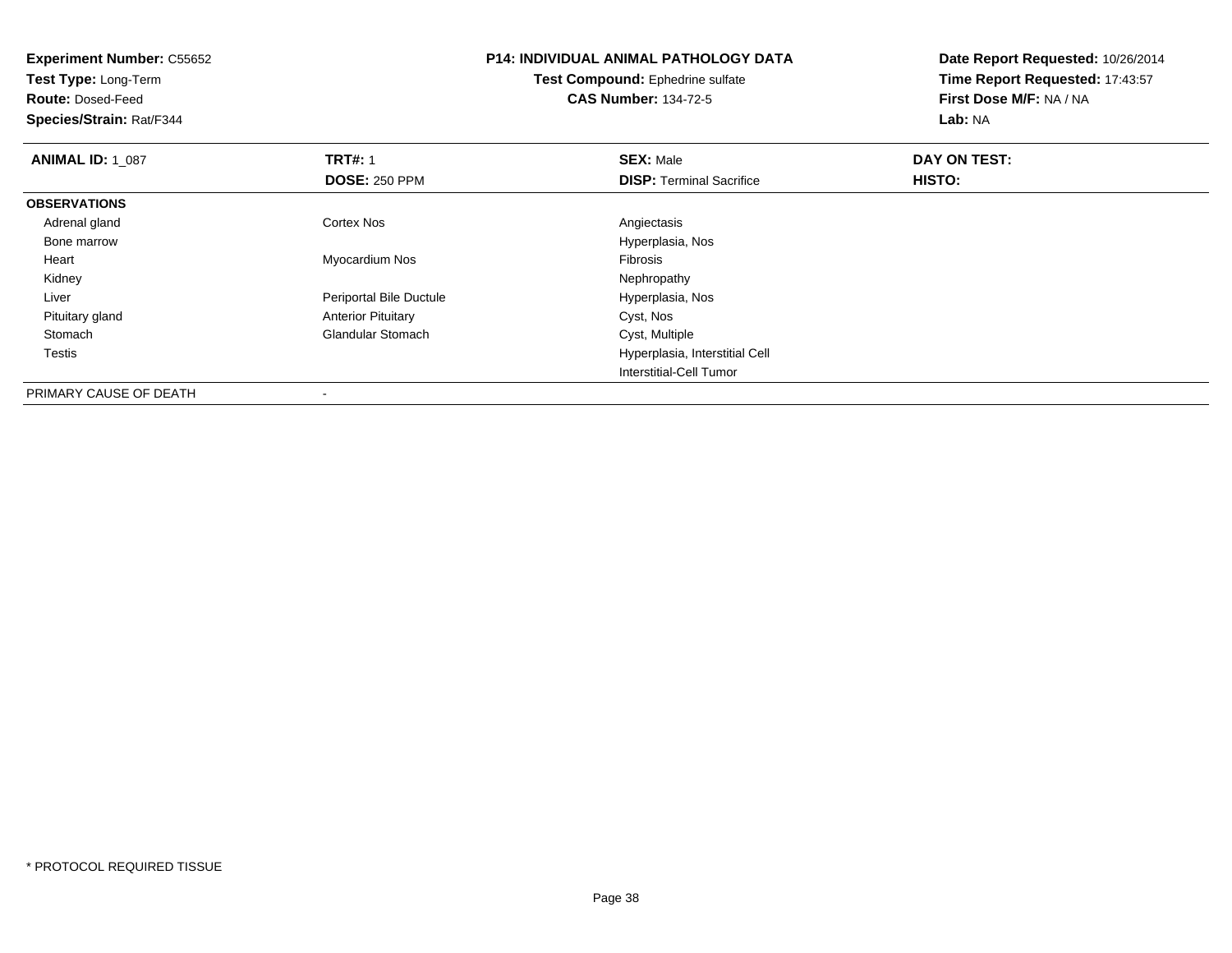**Experiment Number:** C55652
**Test Type:** Long-Term
**Route:** Dosed-Feed
**Species/Strain:** Rat/F344

**P14: INDIVIDUAL ANIMAL PATHOLOGY DATA**
**Test Compound:** Ephedrine sulfate
**CAS Number:** 134-72-5

**Date Report Requested:** 10/26/2014
**Time Report Requested:** 17:43:57
**First Dose M/F:** NA / NA
**Lab:** NA

| **ANIMAL ID:** 1_087 | **TRT#:** 1 | **SEX:** Male | **DAY ON TEST:** |
|---|---|---|---|
| | **DOSE:** 250 PPM | **DISP:** Terminal Sacrifice | **HISTO:** |
| **OBSERVATIONS** | | | |
| Adrenal gland | Cortex Nos | Angiectasis | |
| Bone marrow | | Hyperplasia, Nos | |
| Heart | Myocardium Nos | Fibrosis | |
| Kidney | | Nephropathy | |
| Liver | Periportal Bile Ductule | Hyperplasia, Nos | |
| Pituitary gland | Anterior Pituitary | Cyst, Nos | |
| Stomach | Glandular Stomach | Cyst, Multiple | |
| Testis | | Hyperplasia, Interstitial Cell | |
| | | Interstitial-Cell Tumor | |
| PRIMARY CAUSE OF DEATH | - | | |

* PROTOCOL REQUIRED TISSUE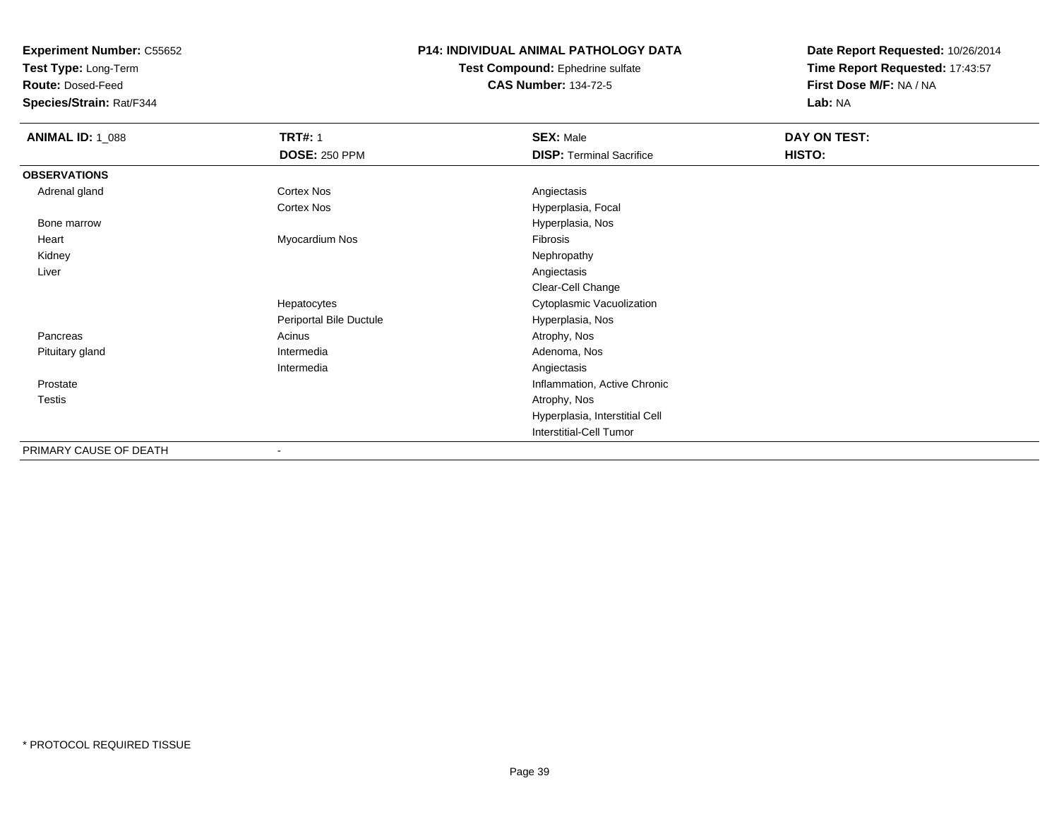**Experiment Number:** C55652
**Test Type:** Long-Term
**Route:** Dosed-Feed
**Species/Strain:** Rat/F344

**P14: INDIVIDUAL ANIMAL PATHOLOGY DATA**
**Test Compound:** Ephedrine sulfate
**CAS Number:** 134-72-5

**Date Report Requested:** 10/26/2014
**Time Report Requested:** 17:43:57
**First Dose M/F:** NA / NA
**Lab:** NA

| **ANIMAL ID:** 1_088 | **TRT#:** 1 | **SEX:** Male | **DAY ON TEST:** |
|---|---|---|---|
| | **DOSE:** 250 PPM | **DISP:** Terminal Sacrifice | **HISTO:** |
| **OBSERVATIONS** | | | |
| Adrenal gland | Cortex Nos | Angiectasis | |
| | Cortex Nos | Hyperplasia, Focal | |
| Bone marrow | | Hyperplasia, Nos | |
| Heart | Myocardium Nos | Fibrosis | |
| Kidney | | Nephropathy | |
| Liver | | Angiectasis | |
| | | Clear-Cell Change | |
| | Hepatocytes | Cytoplasmic Vacuolization | |
| | Periportal Bile Ductule | Hyperplasia, Nos | |
| Pancreas | Acinus | Atrophy, Nos | |
| Pituitary gland | Intermedia | Adenoma, Nos | |
| | Intermedia | Angiectasis | |
| Prostate | | Inflammation, Active Chronic | |
| Testis | | Atrophy, Nos | |
| | | Hyperplasia, Interstitial Cell | |
| | | Interstitial-Cell Tumor | |
| PRIMARY CAUSE OF DEATH | - | | |

* PROTOCOL REQUIRED TISSUE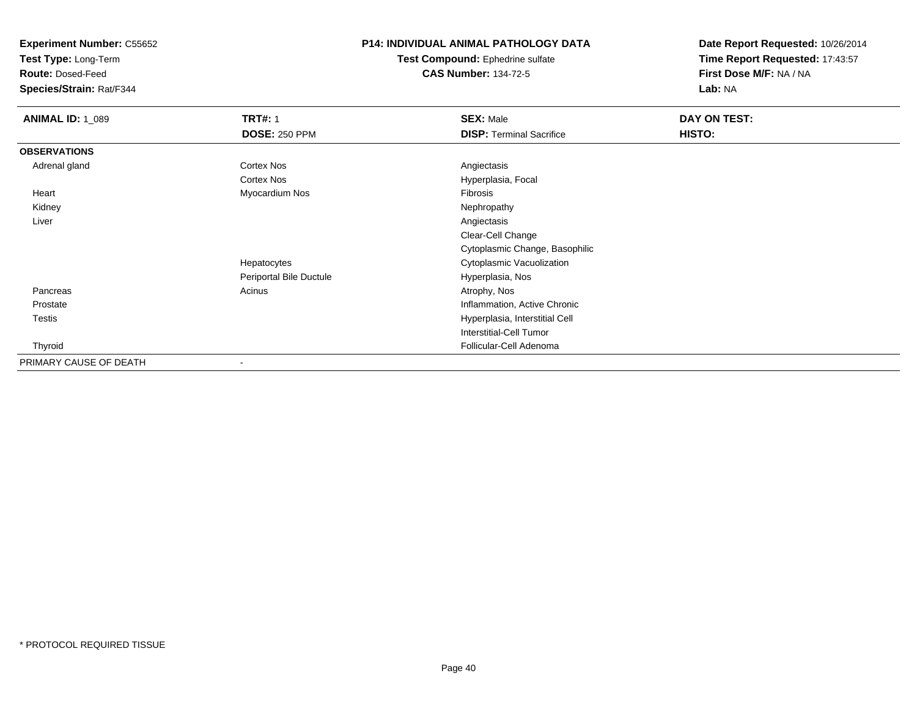**Experiment Number:** C55652
**Test Type:** Long-Term
**Route:** Dosed-Feed
**Species/Strain:** Rat/F344

**P14: INDIVIDUAL ANIMAL PATHOLOGY DATA**
**Test Compound:** Ephedrine sulfate
**CAS Number:** 134-72-5

**Date Report Requested:** 10/26/2014
**Time Report Requested:** 17:43:57
**First Dose M/F:** NA / NA
**Lab:** NA

| **ANIMAL ID:** 1_089 | **TRT#:** 1 | **SEX:** Male | **DAY ON TEST:** |
|---|---|---|---|
| | **DOSE:** 250 PPM | **DISP:** Terminal Sacrifice | **HISTO:** |
| **OBSERVATIONS** | | | |
| Adrenal gland | Cortex Nos | Angiectasis | |
| | Cortex Nos | Hyperplasia, Focal | |
| Heart | Myocardium Nos | Fibrosis | |
| Kidney | | Nephropathy | |
| Liver | | Angiectasis | |
| | | Clear-Cell Change | |
| | | Cytoplasmic Change, Basophilic | |
| | Hepatocytes | Cytoplasmic Vacuolization | |
| | Periportal Bile Ductule | Hyperplasia, Nos | |
| Pancreas | Acinus | Atrophy, Nos | |
| Prostate | | Inflammation, Active Chronic | |
| Testis | | Hyperplasia, Interstitial Cell | |
| | | Interstitial-Cell Tumor | |
| Thyroid | | Follicular-Cell Adenoma | |
| PRIMARY CAUSE OF DEATH | - | | |

\* PROTOCOL REQUIRED TISSUE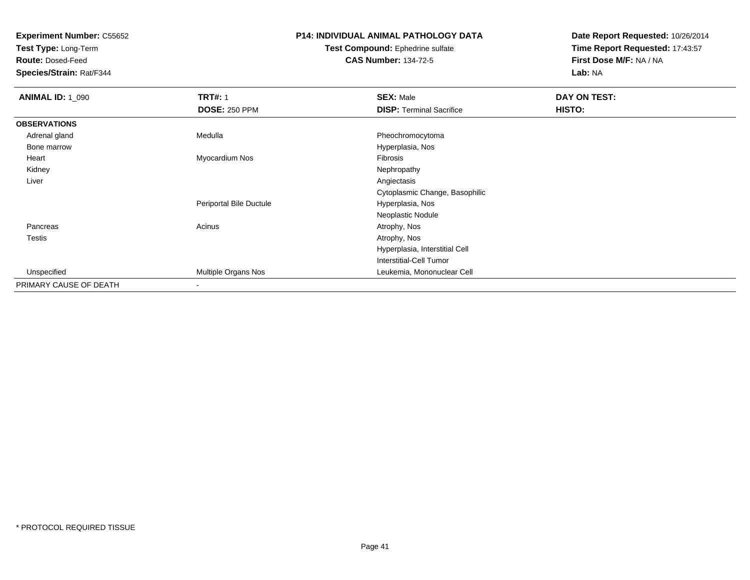**Experiment Number:** C55652
**Test Type:** Long-Term
**Route:** Dosed-Feed
**Species/Strain:** Rat/F344

**P14: INDIVIDUAL ANIMAL PATHOLOGY DATA**
**Test Compound:** Ephedrine sulfate
**CAS Number:** 134-72-5

**Date Report Requested:** 10/26/2014
**Time Report Requested:** 17:43:57
**First Dose M/F:** NA / NA
**Lab:** NA

| **ANIMAL ID:** 1_090 | **TRT#:** 1 | **SEX:** Male | **DAY ON TEST:** |
|---|---|---|---|
| | **DOSE:** 250 PPM | **DISP:** Terminal Sacrifice | **HISTO:** |
| **OBSERVATIONS** | | | |
| Adrenal gland | Medulla | Pheochromocytoma | |
| Bone marrow | | Hyperplasia, Nos | |
| Heart | Myocardium Nos | Fibrosis | |
| Kidney | | Nephropathy | |
| Liver | | Angiectasis | |
| | | Cytoplasmic Change, Basophilic | |
| | Periportal Bile Ductule | Hyperplasia, Nos | |
| | | Neoplastic Nodule | |
| Pancreas | Acinus | Atrophy, Nos | |
| Testis | | Atrophy, Nos | |
| | | Hyperplasia, Interstitial Cell | |
| | | Interstitial-Cell Tumor | |
| Unspecified | Multiple Organs Nos | Leukemia, Mononuclear Cell | |
| PRIMARY CAUSE OF DEATH | - | | |

\* PROTOCOL REQUIRED TISSUE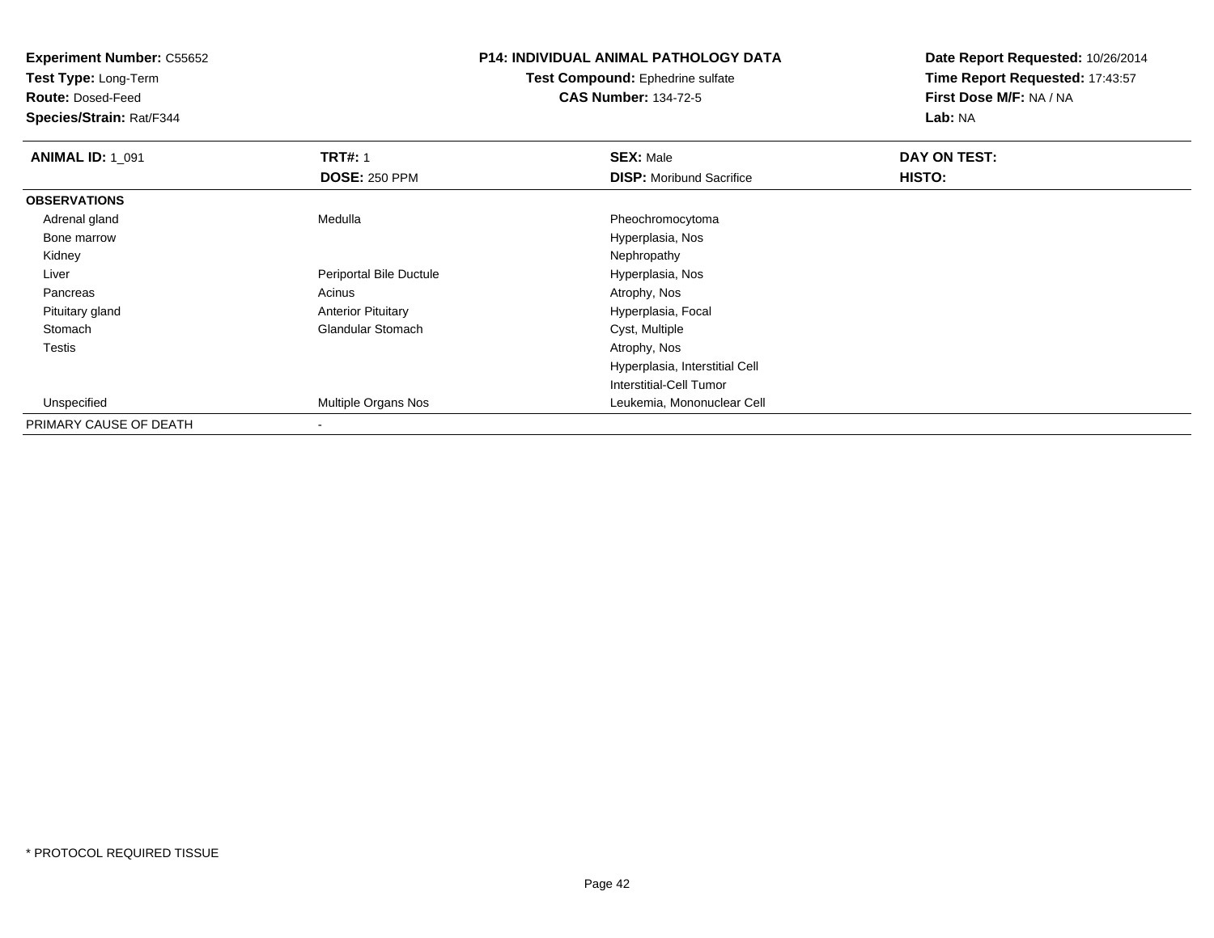**Experiment Number:** C55652
**Test Type:** Long-Term
**Route:** Dosed-Feed
**Species/Strain:** Rat/F344

**P14: INDIVIDUAL ANIMAL PATHOLOGY DATA**
**Test Compound:** Ephedrine sulfate
**CAS Number:** 134-72-5

**Date Report Requested:** 10/26/2014
**Time Report Requested:** 17:43:57
**First Dose M/F:** NA / NA
**Lab:** NA

| **ANIMAL ID:** 1_091 | **TRT#:** 1 | **SEX:** Male | **DAY ON TEST:** |
|---|---|---|---|
| | **DOSE:** 250 PPM | **DISP:** Moribund Sacrifice | **HISTO:** |
| **OBSERVATIONS** | | | |
| Adrenal gland | Medulla | Pheochromocytoma | |
| Bone marrow | | Hyperplasia, Nos | |
| Kidney | | Nephropathy | |
| Liver | Periportal Bile Ductule | Hyperplasia, Nos | |
| Pancreas | Acinus | Atrophy, Nos | |
| Pituitary gland | Anterior Pituitary | Hyperplasia, Focal | |
| Stomach | Glandular Stomach | Cyst, Multiple | |
| Testis | | Atrophy, Nos | |
| | | Hyperplasia, Interstitial Cell | |
| | | Interstitial-Cell Tumor | |
| Unspecified | Multiple Organs Nos | Leukemia, Mononuclear Cell | |
| PRIMARY CAUSE OF DEATH | - | | |

* PROTOCOL REQUIRED TISSUE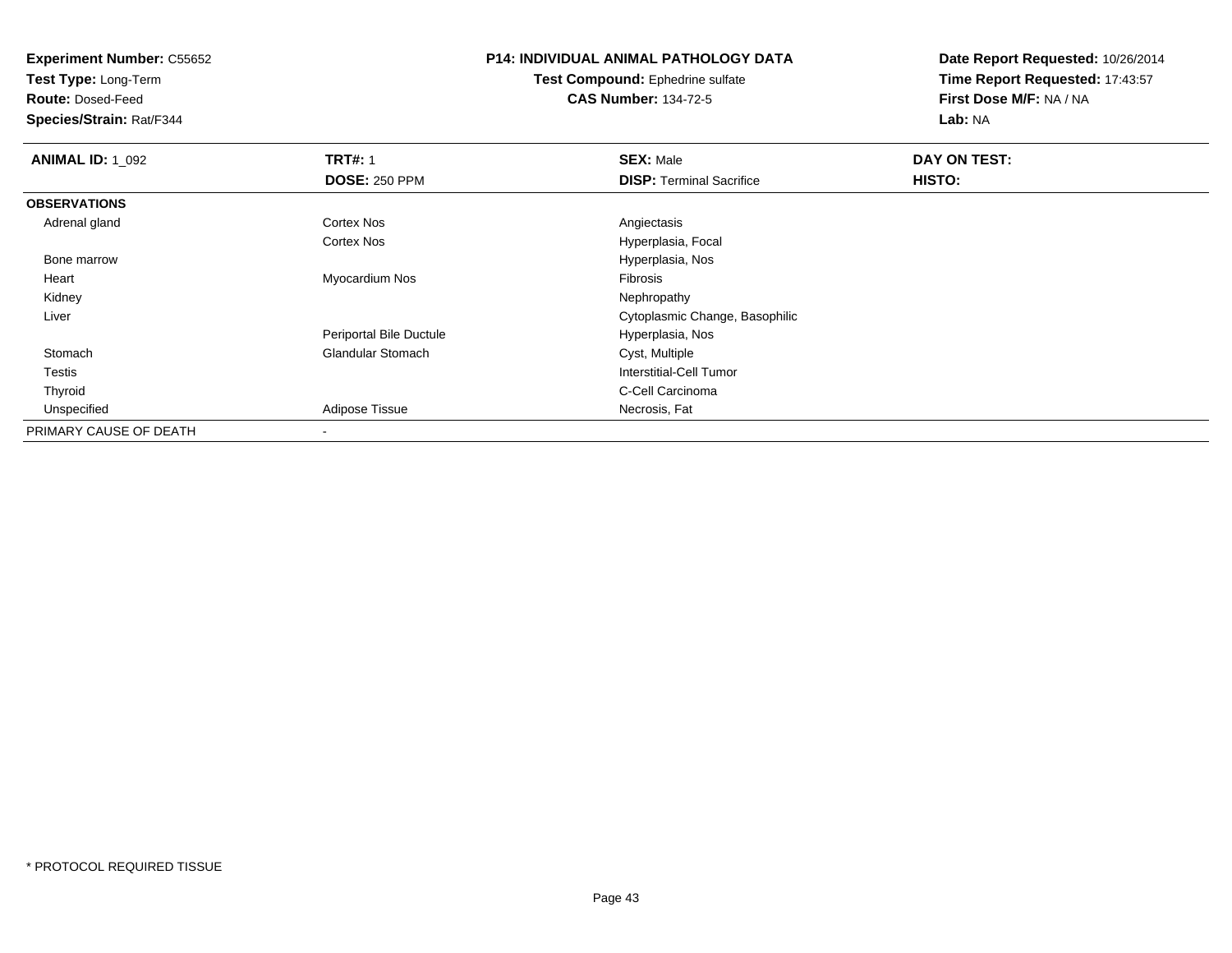**Experiment Number:** C55652
**Test Type:** Long-Term
**Route:** Dosed-Feed
**Species/Strain:** Rat/F344

**P14: INDIVIDUAL ANIMAL PATHOLOGY DATA**
**Test Compound:** Ephedrine sulfate
**CAS Number:** 134-72-5

**Date Report Requested:** 10/26/2014
**Time Report Requested:** 17:43:57
**First Dose M/F:** NA / NA
**Lab:** NA

| **ANIMAL ID:** 1_092 | **TRT#:** 1 | **SEX:** Male | **DAY ON TEST:** |
|---|---|---|---|
| | **DOSE:** 250 PPM | **DISP:** Terminal Sacrifice | **HISTO:** |
| **OBSERVATIONS** | | | |
| Adrenal gland | Cortex Nos | Angiectasis | |
| | Cortex Nos | Hyperplasia, Focal | |
| Bone marrow | | Hyperplasia, Nos | |
| Heart | Myocardium Nos | Fibrosis | |
| Kidney | | Nephropathy | |
| Liver | | Cytoplasmic Change, Basophilic | |
| | Periportal Bile Ductule | Hyperplasia, Nos | |
| Stomach | Glandular Stomach | Cyst, Multiple | |
| Testis | | Interstitial-Cell Tumor | |
| Thyroid | | C-Cell Carcinoma | |
| Unspecified | Adipose Tissue | Necrosis, Fat | |
| PRIMARY CAUSE OF DEATH | - | | |

* PROTOCOL REQUIRED TISSUE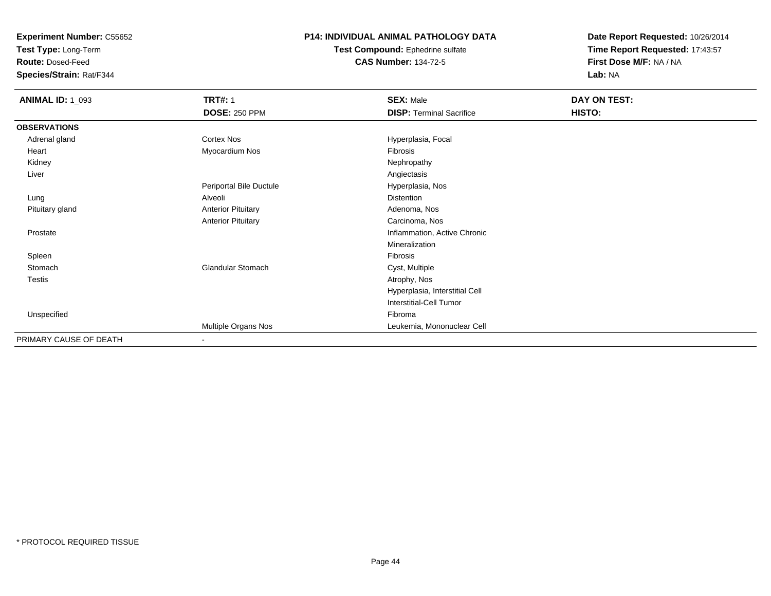**Experiment Number:** C55652
**Test Type:** Long-Term
**Route:** Dosed-Feed
**Species/Strain:** Rat/F344

**P14: INDIVIDUAL ANIMAL PATHOLOGY DATA**
**Test Compound:** Ephedrine sulfate
**CAS Number:** 134-72-5

**Date Report Requested:** 10/26/2014
**Time Report Requested:** 17:43:57
**First Dose M/F:** NA / NA
**Lab:** NA

| **ANIMAL ID:** 1_093 | **TRT#:** 1 | **SEX:** Male | **DAY ON TEST:** |
|---|---|---|---|
| | **DOSE:** 250 PPM | **DISP:** Terminal Sacrifice | **HISTO:** |
| **OBSERVATIONS** | | | |
| Adrenal gland | Cortex Nos | Hyperplasia, Focal | |
| Heart | Myocardium Nos | Fibrosis | |
| Kidney | | Nephropathy | |
| Liver | | Angiectasis | |
| | Periportal Bile Ductule | Hyperplasia, Nos | |
| Lung | Alveoli | Distention | |
| Pituitary gland | Anterior Pituitary | Adenoma, Nos | |
| | Anterior Pituitary | Carcinoma, Nos | |
| Prostate | | Inflammation, Active Chronic | |
| | | Mineralization | |
| Spleen | | Fibrosis | |
| Stomach | Glandular Stomach | Cyst, Multiple | |
| Testis | | Atrophy, Nos | |
| | | Hyperplasia, Interstitial Cell | |
| | | Interstitial-Cell Tumor | |
| Unspecified | | Fibroma | |
| | Multiple Organs Nos | Leukemia, Mononuclear Cell | |
| PRIMARY CAUSE OF DEATH | - | | |

* PROTOCOL REQUIRED TISSUE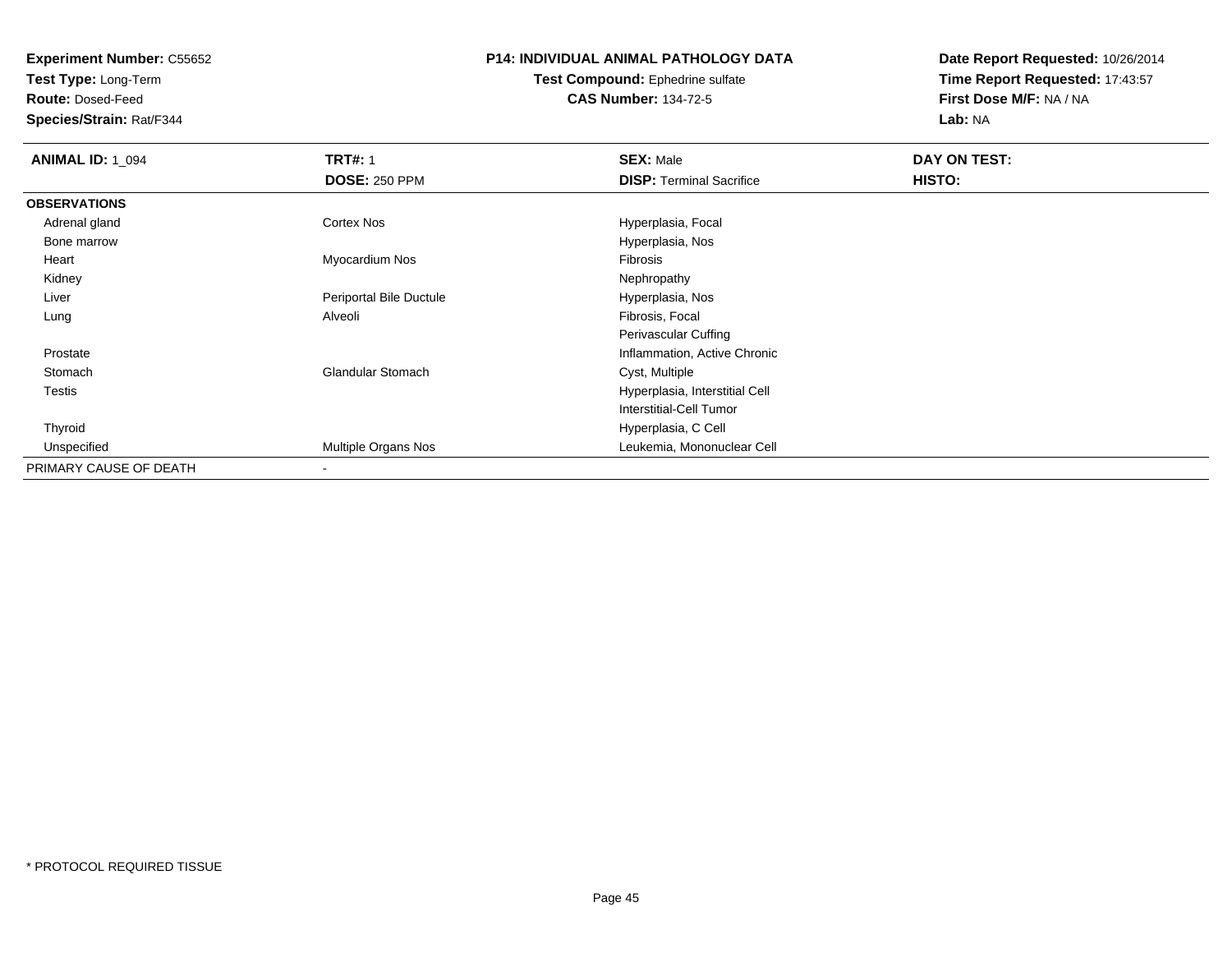**Experiment Number:** C55652
**Test Type:** Long-Term
**Route:** Dosed-Feed
**Species/Strain:** Rat/F344

## P14: INDIVIDUAL ANIMAL PATHOLOGY DATA

**Test Compound:** Ephedrine sulfate
**CAS Number:** 134-72-5

**Date Report Requested:** 10/26/2014
**Time Report Requested:** 17:43:57
**First Dose M/F:** NA / NA
**Lab:** NA

| **ANIMAL ID:** 1_094 | **TRT#:** 1 | **SEX:** Male | **DAY ON TEST:** |
|---|---|---|---|
| | **DOSE:** 250 PPM | **DISP:** Terminal Sacrifice | **HISTO:** |
| **OBSERVATIONS** | | | |
| Adrenal gland | Cortex Nos | Hyperplasia, Focal | |
| Bone marrow | | Hyperplasia, Nos | |
| Heart | Myocardium Nos | Fibrosis | |
| Kidney | | Nephropathy | |
| Liver | Periportal Bile Ductule | Hyperplasia, Nos | |
| Lung | Alveoli | Fibrosis, Focal | |
| | | Perivascular Cuffing | |
| Prostate | | Inflammation, Active Chronic | |
| Stomach | Glandular Stomach | Cyst, Multiple | |
| Testis | | Hyperplasia, Interstitial Cell | |
| | | Interstitial-Cell Tumor | |
| Thyroid | | Hyperplasia, C Cell | |
| Unspecified | Multiple Organs Nos | Leukemia, Mononuclear Cell | |
| PRIMARY CAUSE OF DEATH | - | | |

* PROTOCOL REQUIRED TISSUE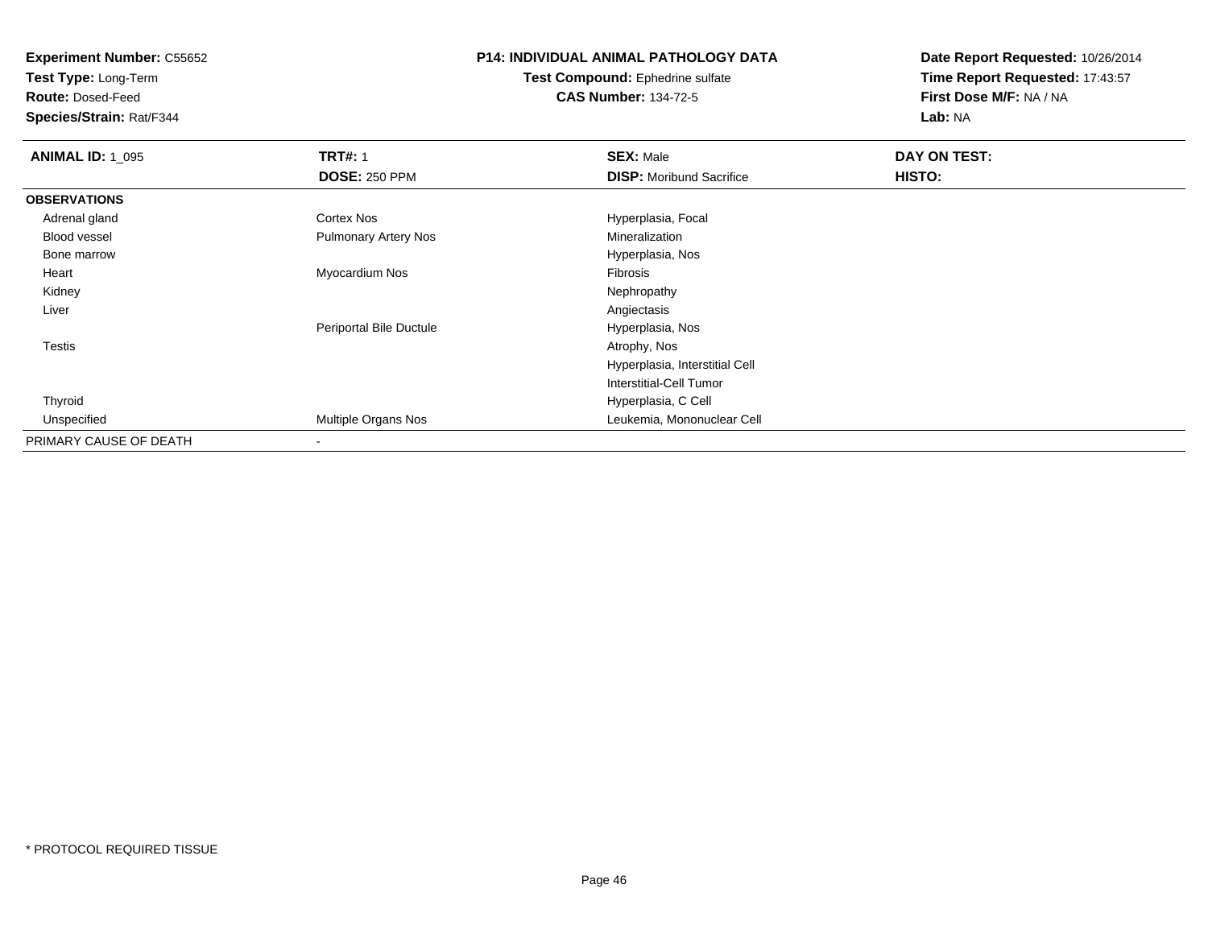**Experiment Number:** C55652
**Test Type:** Long-Term
**Route:** Dosed-Feed
**Species/Strain:** Rat/F344

**P14: INDIVIDUAL ANIMAL PATHOLOGY DATA**
**Test Compound:** Ephedrine sulfate
**CAS Number:** 134-72-5

**Date Report Requested:** 10/26/2014
**Time Report Requested:** 17:43:57
**First Dose M/F:** NA / NA
**Lab:** NA

| **ANIMAL ID:** 1_095 | **TRT#:** 1 | **SEX:** Male | **DAY ON TEST:** |
|---|---|---|---|
| | **DOSE:** 250 PPM | **DISP:** Moribund Sacrifice | **HISTO:** |
| **OBSERVATIONS** | | | |
| Adrenal gland | Cortex Nos | Hyperplasia, Focal | |
| Blood vessel | Pulmonary Artery Nos | Mineralization | |
| Bone marrow | | Hyperplasia, Nos | |
| Heart | Myocardium Nos | Fibrosis | |
| Kidney | | Nephropathy | |
| Liver | | Angiectasis | |
| | Periportal Bile Ductule | Hyperplasia, Nos | |
| Testis | | Atrophy, Nos | |
| | | Hyperplasia, Interstitial Cell | |
| | | Interstitial-Cell Tumor | |
| Thyroid | | Hyperplasia, C Cell | |
| Unspecified | Multiple Organs Nos | Leukemia, Mononuclear Cell | |
| PRIMARY CAUSE OF DEATH | - | | |

\* PROTOCOL REQUIRED TISSUE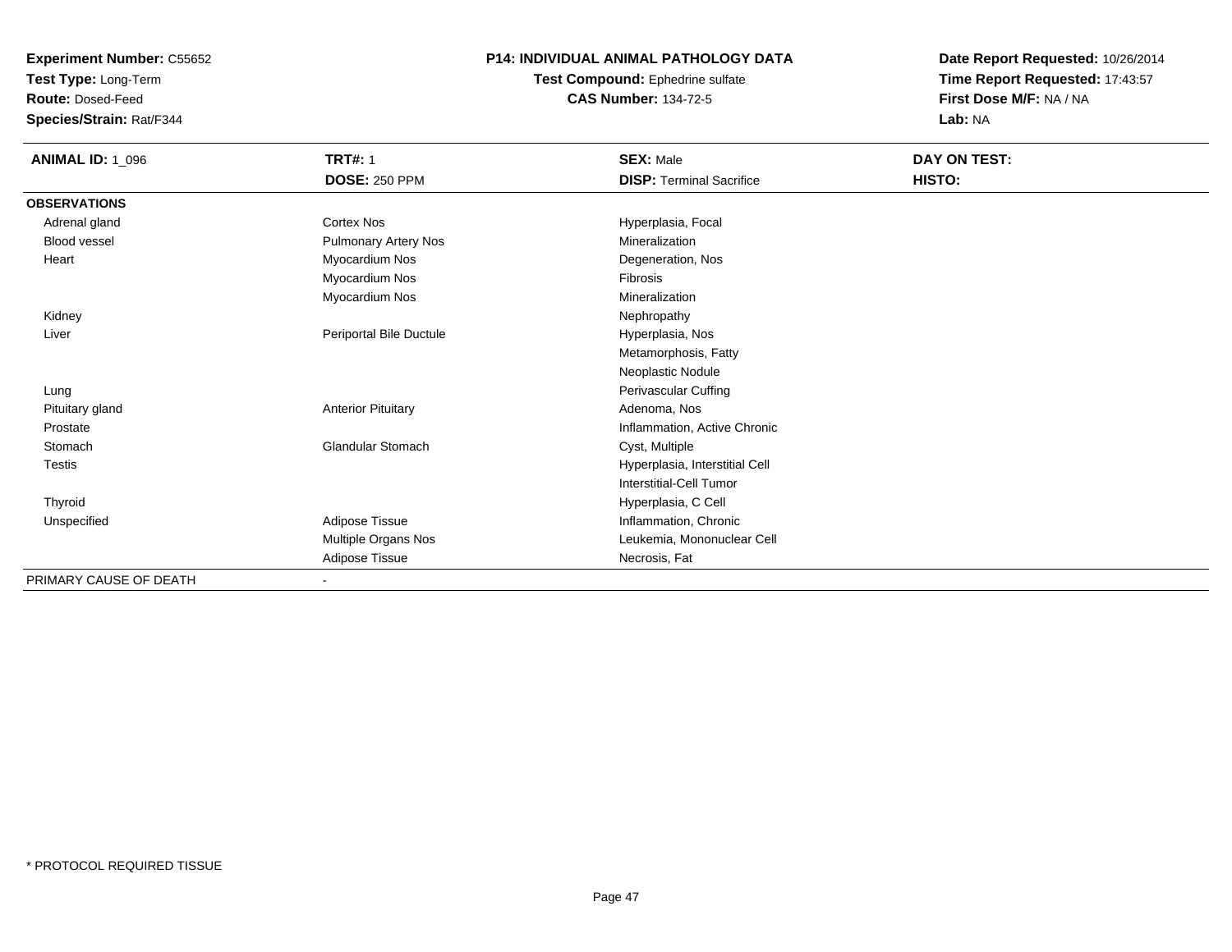**Experiment Number:** C55652
**Test Type:** Long-Term
**Route:** Dosed-Feed
**Species/Strain:** Rat/F344

**P14: INDIVIDUAL ANIMAL PATHOLOGY DATA**
**Test Compound:** Ephedrine sulfate
**CAS Number:** 134-72-5

**Date Report Requested:** 10/26/2014
**Time Report Requested:** 17:43:57
**First Dose M/F:** NA / NA
**Lab:** NA

| **ANIMAL ID:** 1_096 | **TRT#:** 1 | **SEX:** Male | **DAY ON TEST:** |
|---|---|---|---|
| | **DOSE:** 250 PPM | **DISP:** Terminal Sacrifice | **HISTO:** |
| **OBSERVATIONS** | | | |
| Adrenal gland | Cortex Nos | Hyperplasia, Focal | |
| Blood vessel | Pulmonary Artery Nos | Mineralization | |
| Heart | Myocardium Nos | Degeneration, Nos | |
| | Myocardium Nos | Fibrosis | |
| | Myocardium Nos | Mineralization | |
| Kidney | | Nephropathy | |
| Liver | Periportal Bile Ductule | Hyperplasia, Nos | |
| | | Metamorphosis, Fatty | |
| | | Neoplastic Nodule | |
| Lung | | Perivascular Cuffing | |
| Pituitary gland | Anterior Pituitary | Adenoma, Nos | |
| Prostate | | Inflammation, Active Chronic | |
| Stomach | Glandular Stomach | Cyst, Multiple | |
| Testis | | Hyperplasia, Interstitial Cell | |
| | | Interstitial-Cell Tumor | |
| Thyroid | | Hyperplasia, C Cell | |
| Unspecified | Adipose Tissue | Inflammation, Chronic | |
| | Multiple Organs Nos | Leukemia, Mononuclear Cell | |
| | Adipose Tissue | Necrosis, Fat | |
| PRIMARY CAUSE OF DEATH | - | | |

\* PROTOCOL REQUIRED TISSUE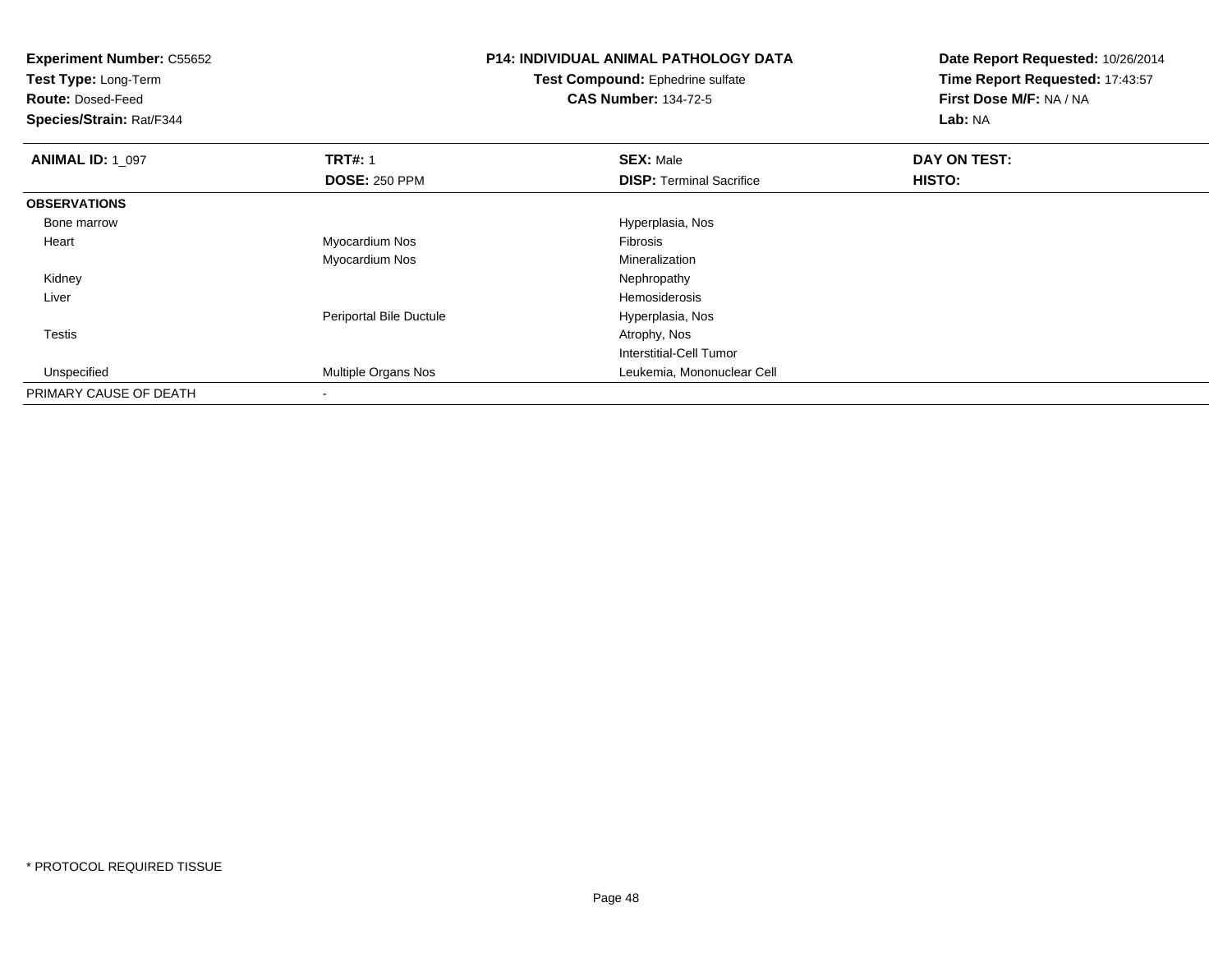**Experiment Number:** C55652
**Test Type:** Long-Term
**Route:** Dosed-Feed
**Species/Strain:** Rat/F344

**P14: INDIVIDUAL ANIMAL PATHOLOGY DATA**
**Test Compound:** Ephedrine sulfate
**CAS Number:** 134-72-5

**Date Report Requested:** 10/26/2014
**Time Report Requested:** 17:43:57
**First Dose M/F:** NA / NA
**Lab:** NA

| **ANIMAL ID:** 1_097 | **TRT#:** 1 | **SEX:** Male | **DAY ON TEST:** |
|---|---|---|---|
| | **DOSE:** 250 PPM | **DISP:** Terminal Sacrifice | **HISTO:** |
| **OBSERVATIONS** | | | |
| Bone marrow | | Hyperplasia, Nos | |
| Heart | Myocardium Nos | Fibrosis | |
| | Myocardium Nos | Mineralization | |
| Kidney | | Nephropathy | |
| Liver | | Hemosiderosis | |
| | Periportal Bile Ductule | Hyperplasia, Nos | |
| Testis | | Atrophy, Nos | |
| | | Interstitial-Cell Tumor | |
| Unspecified | Multiple Organs Nos | Leukemia, Mononuclear Cell | |
| PRIMARY CAUSE OF DEATH | - | | |

\* PROTOCOL REQUIRED TISSUE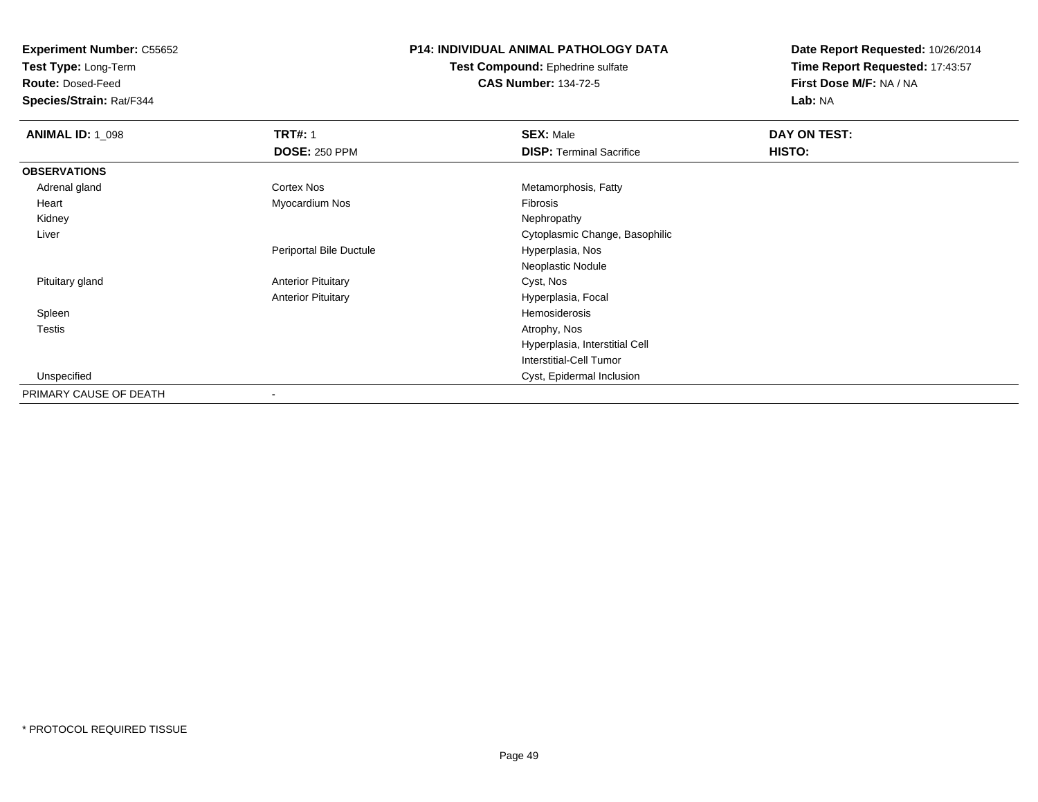**Experiment Number:** C55652
**Test Type:** Long-Term
**Route:** Dosed-Feed
**Species/Strain:** Rat/F344

**P14: INDIVIDUAL ANIMAL PATHOLOGY DATA**
**Test Compound:** Ephedrine sulfate
**CAS Number:** 134-72-5

**Date Report Requested:** 10/26/2014
**Time Report Requested:** 17:43:57
**First Dose M/F:** NA / NA
**Lab:** NA

| **ANIMAL ID:** 1_098 | **TRT#:** 1 | **SEX:** Male | **DAY ON TEST:** |
|---|---|---|---|
| | **DOSE:** 250 PPM | **DISP:** Terminal Sacrifice | **HISTO:** |
| **OBSERVATIONS** | | | |
| Adrenal gland | Cortex Nos | Metamorphosis, Fatty | |
| Heart | Myocardium Nos | Fibrosis | |
| Kidney | | Nephropathy | |
| Liver | | Cytoplasmic Change, Basophilic | |
| | Periportal Bile Ductule | Hyperplasia, Nos | |
| | | Neoplastic Nodule | |
| Pituitary gland | Anterior Pituitary | Cyst, Nos | |
| | Anterior Pituitary | Hyperplasia, Focal | |
| Spleen | | Hemosiderosis | |
| Testis | | Atrophy, Nos | |
| | | Hyperplasia, Interstitial Cell | |
| | | Interstitial-Cell Tumor | |
| Unspecified | | Cyst, Epidermal Inclusion | |
| PRIMARY CAUSE OF DEATH | - | | |

\* PROTOCOL REQUIRED TISSUE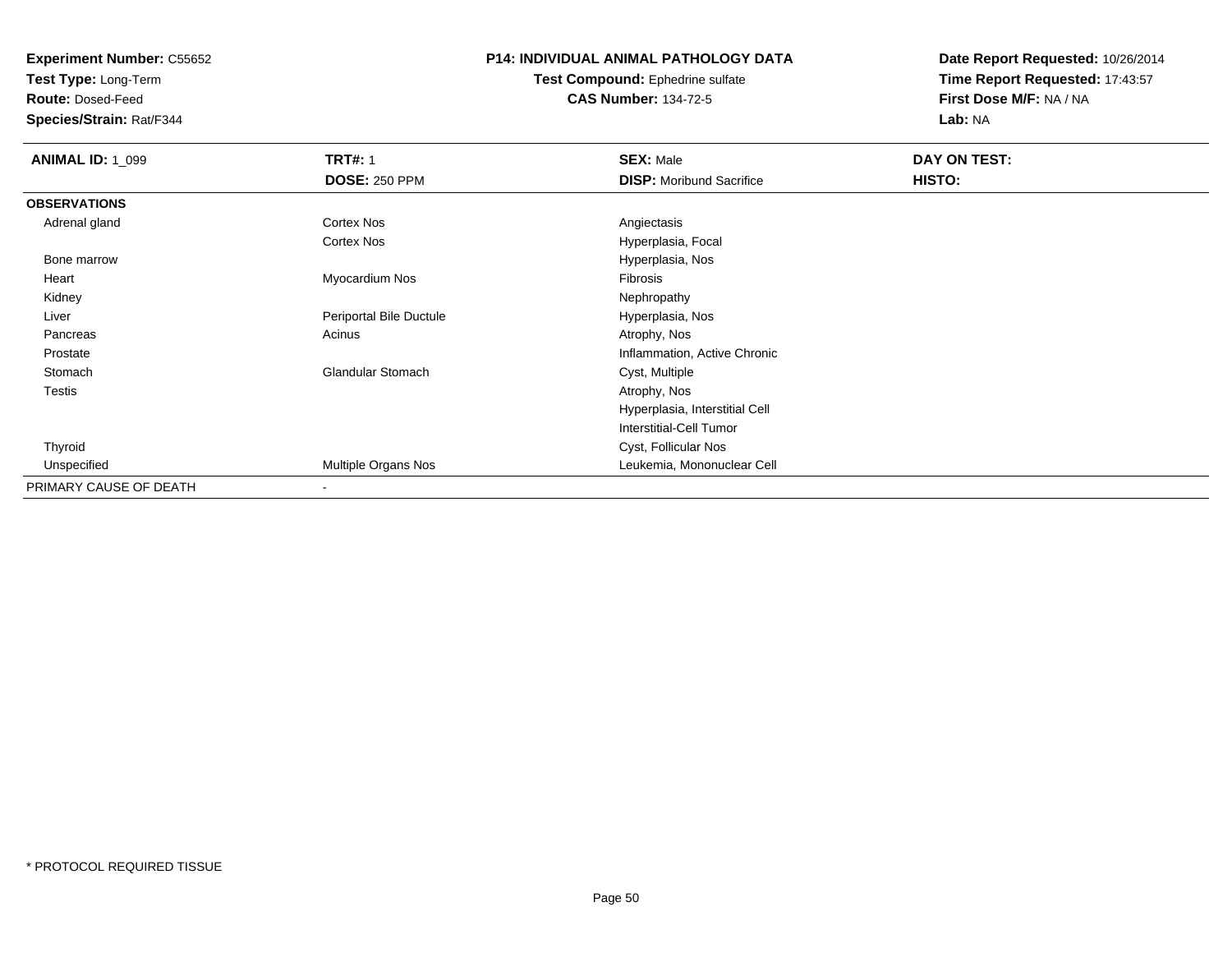**Experiment Number:** C55652
**Test Type:** Long-Term
**Route:** Dosed-Feed
**Species/Strain:** Rat/F344

**P14: INDIVIDUAL ANIMAL PATHOLOGY DATA**
**Test Compound:** Ephedrine sulfate
**CAS Number:** 134-72-5

**Date Report Requested:** 10/26/2014
**Time Report Requested:** 17:43:57
**First Dose M/F:** NA / NA
**Lab:** NA

| **ANIMAL ID:** 1_099 | **TRT#:** 1 | **SEX:** Male | **DAY ON TEST:** |
|---|---|---|---|
| | **DOSE:** 250 PPM | **DISP:** Moribund Sacrifice | **HISTO:** |
| **OBSERVATIONS** | | | |
| Adrenal gland | Cortex Nos | Angiectasis | |
| | Cortex Nos | Hyperplasia, Focal | |
| Bone marrow | | Hyperplasia, Nos | |
| Heart | Myocardium Nos | Fibrosis | |
| Kidney | | Nephropathy | |
| Liver | Periportal Bile Ductule | Hyperplasia, Nos | |
| Pancreas | Acinus | Atrophy, Nos | |
| Prostate | | Inflammation, Active Chronic | |
| Stomach | Glandular Stomach | Cyst, Multiple | |
| Testis | | Atrophy, Nos | |
| | | Hyperplasia, Interstitial Cell | |
| | | Interstitial-Cell Tumor | |
| Thyroid | | Cyst, Follicular Nos | |
| Unspecified | Multiple Organs Nos | Leukemia, Mononuclear Cell | |
| PRIMARY CAUSE OF DEATH | - | | |

* PROTOCOL REQUIRED TISSUE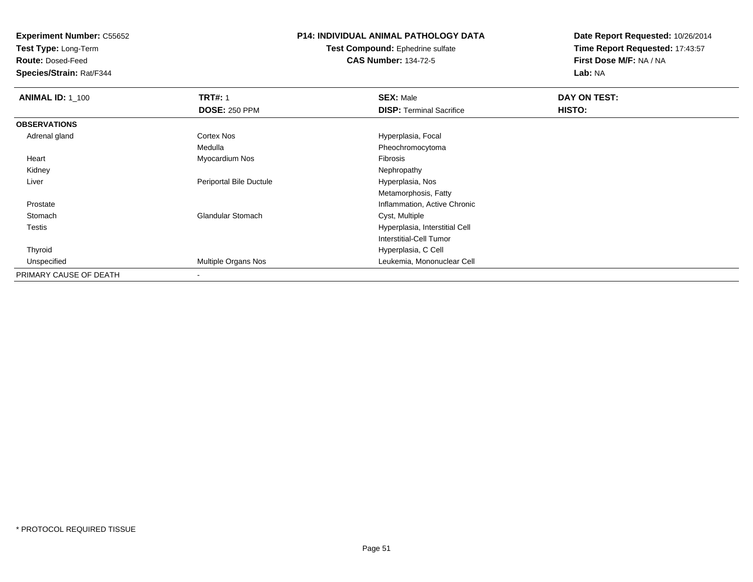**Experiment Number:** C55652
**Test Type:** Long-Term
**Route:** Dosed-Feed
**Species/Strain:** Rat/F344

**P14: INDIVIDUAL ANIMAL PATHOLOGY DATA**
**Test Compound:** Ephedrine sulfate
**CAS Number:** 134-72-5

**Date Report Requested:** 10/26/2014
**Time Report Requested:** 17:43:57
**First Dose M/F:** NA / NA
**Lab:** NA

| **ANIMAL ID:** 1_100 | **TRT#:** 1 | **SEX:** Male | **DAY ON TEST:** |
|---|---|---|---|
| | **DOSE:** 250 PPM | **DISP:** Terminal Sacrifice | **HISTO:** |
| **OBSERVATIONS** | | | |
| Adrenal gland | Cortex Nos | Hyperplasia, Focal | |
| | Medulla | Pheochromocytoma | |
| Heart | Myocardium Nos | Fibrosis | |
| Kidney | | Nephropathy | |
| Liver | Periportal Bile Ductule | Hyperplasia, Nos | |
| | | Metamorphosis, Fatty | |
| Prostate | | Inflammation, Active Chronic | |
| Stomach | Glandular Stomach | Cyst, Multiple | |
| Testis | | Hyperplasia, Interstitial Cell | |
| | | Interstitial-Cell Tumor | |
| Thyroid | | Hyperplasia, C Cell | |
| Unspecified | Multiple Organs Nos | Leukemia, Mononuclear Cell | |
| PRIMARY CAUSE OF DEATH | - | | |

* PROTOCOL REQUIRED TISSUE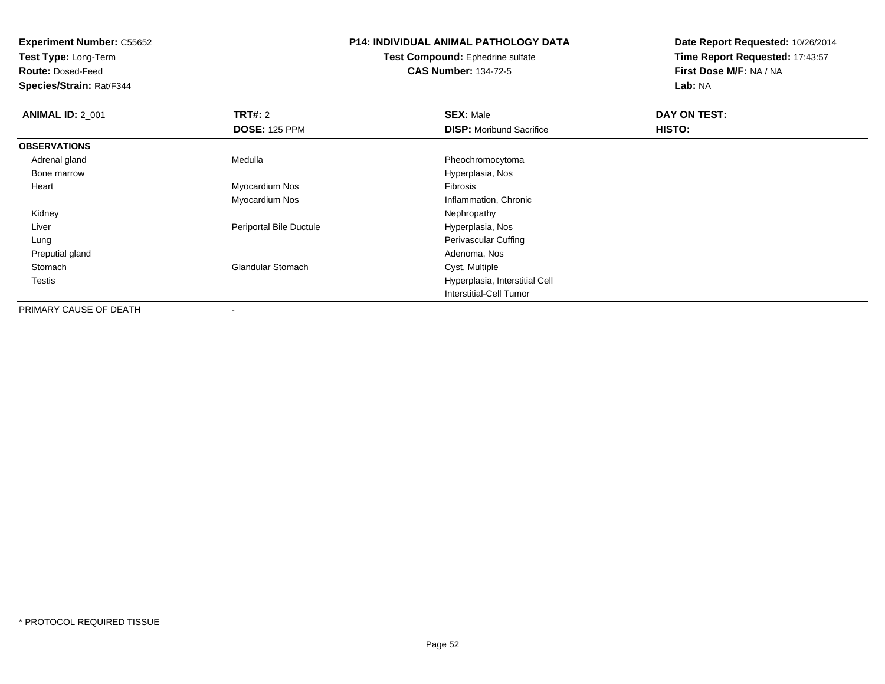**Experiment Number:** C55652
**Test Type:** Long-Term
**Route:** Dosed-Feed
**Species/Strain:** Rat/F344

**P14: INDIVIDUAL ANIMAL PATHOLOGY DATA**
**Test Compound:** Ephedrine sulfate
**CAS Number:** 134-72-5

**Date Report Requested:** 10/26/2014
**Time Report Requested:** 17:43:57
**First Dose M/F:** NA / NA
**Lab:** NA

| **ANIMAL ID:** 2_001 | **TRT#:** 2 | **SEX:** Male | **DAY ON TEST:** |
|---|---|---|---|
| | **DOSE:** 125 PPM | **DISP:** Moribund Sacrifice | **HISTO:** |
| **OBSERVATIONS** | | | |
| Adrenal gland | Medulla | Pheochromocytoma | |
| Bone marrow | | Hyperplasia, Nos | |
| Heart | Myocardium Nos | Fibrosis | |
| | Myocardium Nos | Inflammation, Chronic | |
| Kidney | | Nephropathy | |
| Liver | Periportal Bile Ductule | Hyperplasia, Nos | |
| Lung | | Perivascular Cuffing | |
| Preputial gland | | Adenoma, Nos | |
| Stomach | Glandular Stomach | Cyst, Multiple | |
| Testis | | Hyperplasia, Interstitial Cell | |
| | | Interstitial-Cell Tumor | |
| PRIMARY CAUSE OF DEATH | - | | |

* PROTOCOL REQUIRED TISSUE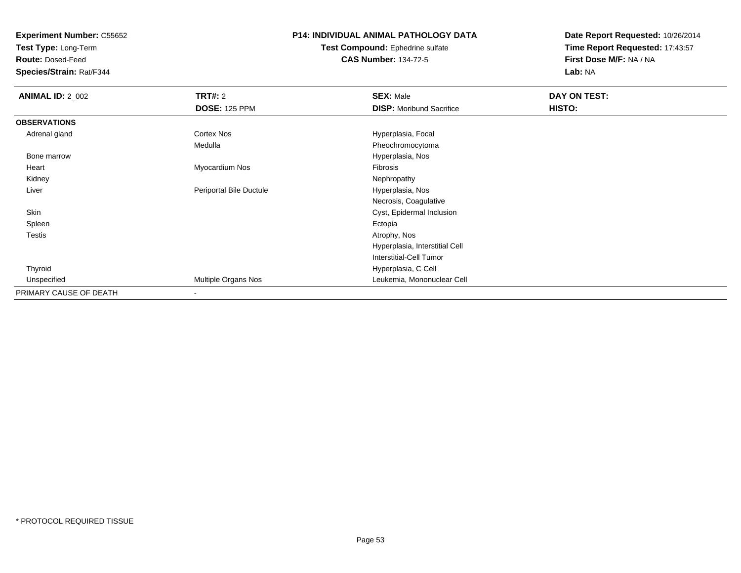**Experiment Number:** C55652
**Test Type:** Long-Term
**Route:** Dosed-Feed
**Species/Strain:** Rat/F344

**P14: INDIVIDUAL ANIMAL PATHOLOGY DATA**
**Test Compound:** Ephedrine sulfate
**CAS Number:** 134-72-5

**Date Report Requested:** 10/26/2014
**Time Report Requested:** 17:43:57
**First Dose M/F:** NA / NA
**Lab:** NA

| **ANIMAL ID:** 2_002 | **TRT#:** 2 | **SEX:** Male | **DAY ON TEST:** |
|---|---|---|---|
| | **DOSE:** 125 PPM | **DISP:** Moribund Sacrifice | **HISTO:** |
| **OBSERVATIONS** | | | |
| Adrenal gland | Cortex Nos | Hyperplasia, Focal | |
| | Medulla | Pheochromocytoma | |
| Bone marrow | | Hyperplasia, Nos | |
| Heart | Myocardium Nos | Fibrosis | |
| Kidney | | Nephropathy | |
| Liver | Periportal Bile Ductule | Hyperplasia, Nos | |
| | | Necrosis, Coagulative | |
| Skin | | Cyst, Epidermal Inclusion | |
| Spleen | | Ectopia | |
| Testis | | Atrophy, Nos | |
| | | Hyperplasia, Interstitial Cell | |
| | | Interstitial-Cell Tumor | |
| Thyroid | | Hyperplasia, C Cell | |
| Unspecified | Multiple Organs Nos | Leukemia, Mononuclear Cell | |
| PRIMARY CAUSE OF DEATH | - | | |

\* PROTOCOL REQUIRED TISSUE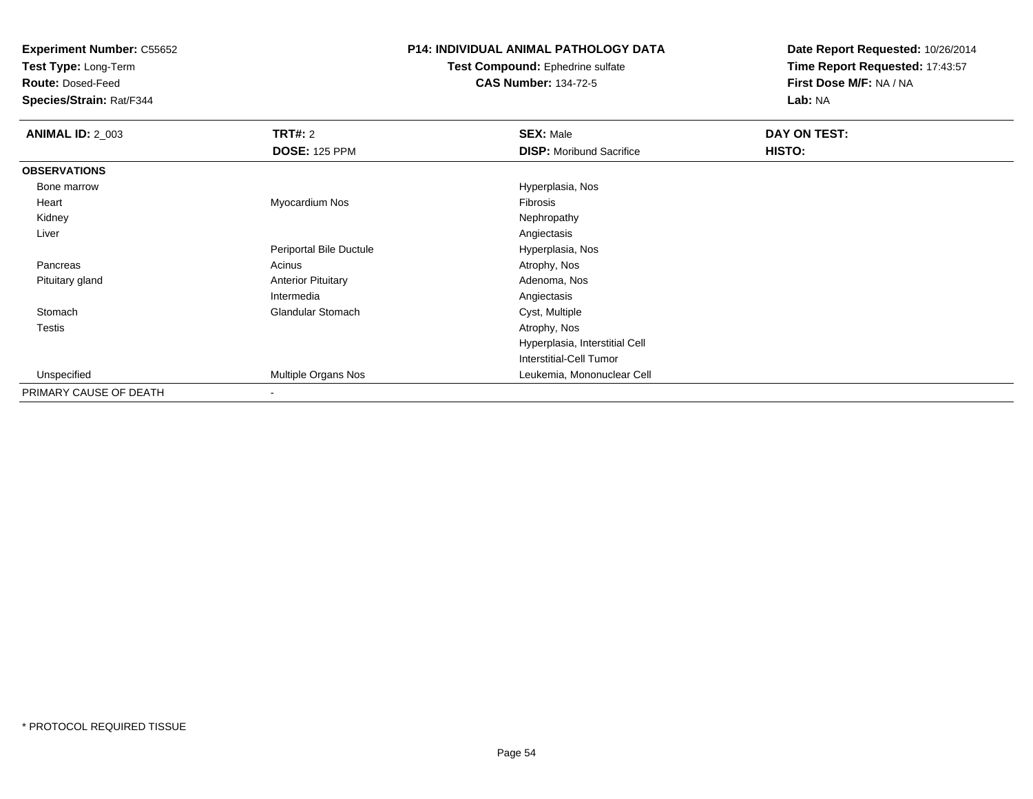**Experiment Number:** C55652
**Test Type:** Long-Term
**Route:** Dosed-Feed
**Species/Strain:** Rat/F344

**P14: INDIVIDUAL ANIMAL PATHOLOGY DATA**
**Test Compound:** Ephedrine sulfate
**CAS Number:** 134-72-5

**Date Report Requested:** 10/26/2014
**Time Report Requested:** 17:43:57
**First Dose M/F:** NA / NA
**Lab:** NA

| **ANIMAL ID:** 2_003 | **TRT#:** 2 | **SEX:** Male | **DAY ON TEST:** |
|---|---|---|---|
| | **DOSE:** 125 PPM | **DISP:** Moribund Sacrifice | **HISTO:** |
| **OBSERVATIONS** | | | |
| Bone marrow | | Hyperplasia, Nos | |
| Heart | Myocardium Nos | Fibrosis | |
| Kidney | | Nephropathy | |
| Liver | | Angiectasis | |
| | Periportal Bile Ductule | Hyperplasia, Nos | |
| Pancreas | Acinus | Atrophy, Nos | |
| Pituitary gland | Anterior Pituitary | Adenoma, Nos | |
| | Intermedia | Angiectasis | |
| Stomach | Glandular Stomach | Cyst, Multiple | |
| Testis | | Atrophy, Nos | |
| | | Hyperplasia, Interstitial Cell | |
| | | Interstitial-Cell Tumor | |
| Unspecified | Multiple Organs Nos | Leukemia, Mononuclear Cell | |
| PRIMARY CAUSE OF DEATH | - | | |

\* PROTOCOL REQUIRED TISSUE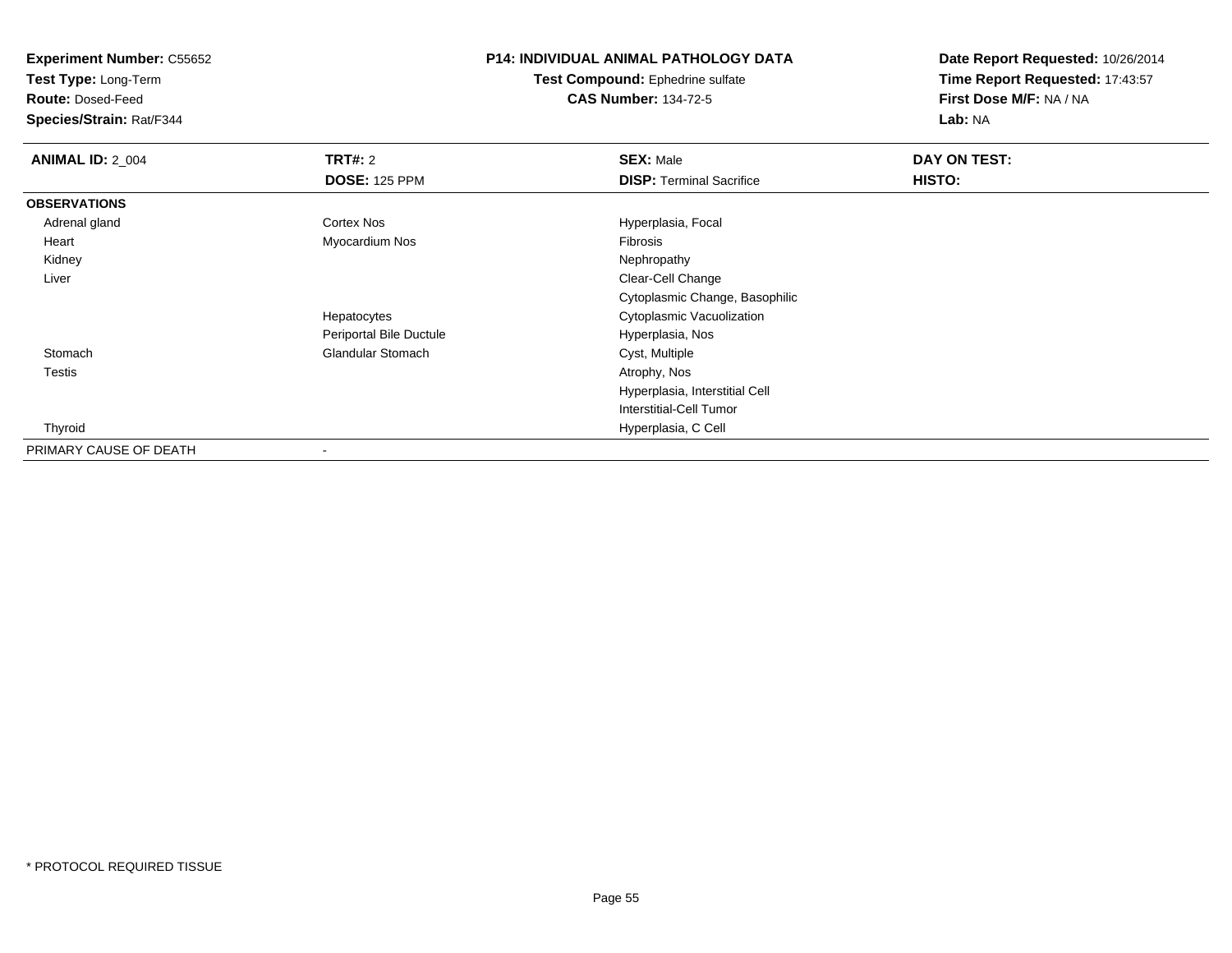**Experiment Number:** C55652
**Test Type:** Long-Term
**Route:** Dosed-Feed
**Species/Strain:** Rat/F344

**P14: INDIVIDUAL ANIMAL PATHOLOGY DATA**
**Test Compound:** Ephedrine sulfate
**CAS Number:** 134-72-5

**Date Report Requested:** 10/26/2014
**Time Report Requested:** 17:43:57
**First Dose M/F:** NA / NA
**Lab:** NA

| **ANIMAL ID:** 2_004 | **TRT#:** 2 | **SEX:** Male | **DAY ON TEST:** |
|---|---|---|---|
| | **DOSE:** 125 PPM | **DISP:** Terminal Sacrifice | **HISTO:** |
| **OBSERVATIONS** | | | |
| Adrenal gland | Cortex Nos | Hyperplasia, Focal | |
| Heart | Myocardium Nos | Fibrosis | |
| Kidney | | Nephropathy | |
| Liver | | Clear-Cell Change | |
| | | Cytoplasmic Change, Basophilic | |
| | Hepatocytes | Cytoplasmic Vacuolization | |
| | Periportal Bile Ductule | Hyperplasia, Nos | |
| Stomach | Glandular Stomach | Cyst, Multiple | |
| Testis | | Atrophy, Nos | |
| | | Hyperplasia, Interstitial Cell | |
| | | Interstitial-Cell Tumor | |
| Thyroid | | Hyperplasia, C Cell | |
| PRIMARY CAUSE OF DEATH | - | | |

* PROTOCOL REQUIRED TISSUE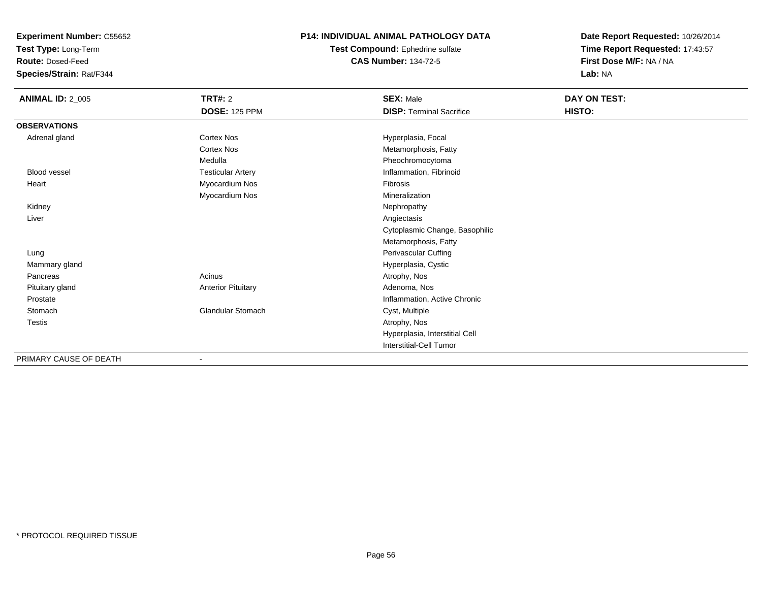**Experiment Number:** C55652
**Test Type:** Long-Term
**Route:** Dosed-Feed
**Species/Strain:** Rat/F344

**P14: INDIVIDUAL ANIMAL PATHOLOGY DATA**
**Test Compound:** Ephedrine sulfate
**CAS Number:** 134-72-5

**Date Report Requested:** 10/26/2014
**Time Report Requested:** 17:43:57
**First Dose M/F:** NA / NA
**Lab:** NA

| **ANIMAL ID:** 2_005 | **TRT#:** 2 | **SEX:** Male | **DAY ON TEST:** |
|---|---|---|---|
| | **DOSE:** 125 PPM | **DISP:** Terminal Sacrifice | **HISTO:** |
| **OBSERVATIONS** | | | |
| Adrenal gland | Cortex Nos | Hyperplasia, Focal | |
| | Cortex Nos | Metamorphosis, Fatty | |
| | Medulla | Pheochromocytoma | |
| Blood vessel | Testicular Artery | Inflammation, Fibrinoid | |
| Heart | Myocardium Nos | Fibrosis | |
| | Myocardium Nos | Mineralization | |
| Kidney | | Nephropathy | |
| Liver | | Angiectasis | |
| | | Cytoplasmic Change, Basophilic | |
| | | Metamorphosis, Fatty | |
| Lung | | Perivascular Cuffing | |
| Mammary gland | | Hyperplasia, Cystic | |
| Pancreas | Acinus | Atrophy, Nos | |
| Pituitary gland | Anterior Pituitary | Adenoma, Nos | |
| Prostate | | Inflammation, Active Chronic | |
| Stomach | Glandular Stomach | Cyst, Multiple | |
| Testis | | Atrophy, Nos | |
| | | Hyperplasia, Interstitial Cell | |
| | | Interstitial-Cell Tumor | |
| PRIMARY CAUSE OF DEATH | - | | |

* PROTOCOL REQUIRED TISSUE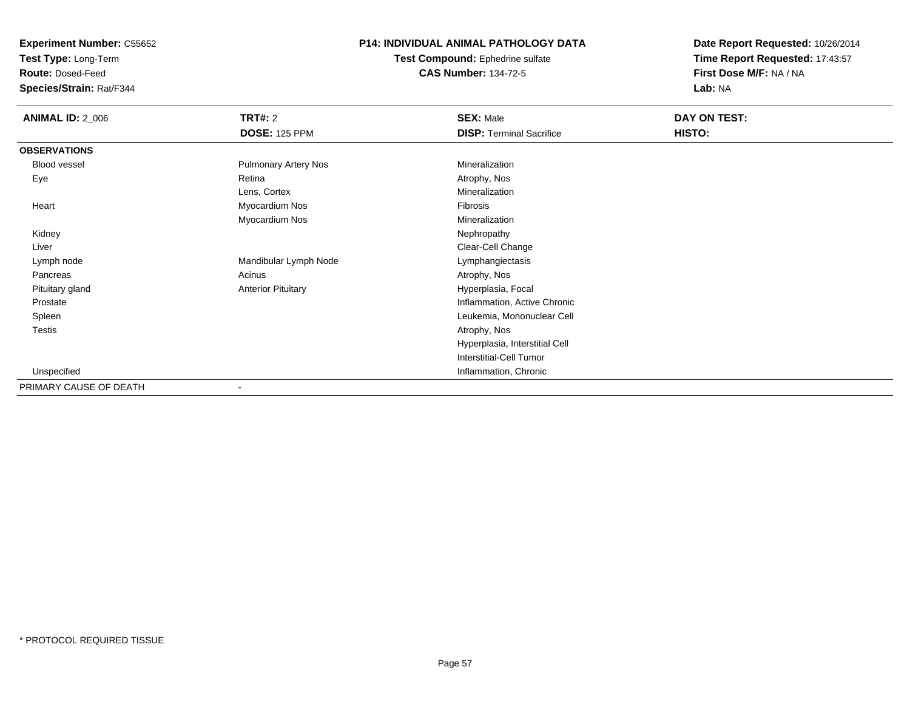**Experiment Number:** C55652
**Test Type:** Long-Term
**Route:** Dosed-Feed
**Species/Strain:** Rat/F344

**P14: INDIVIDUAL ANIMAL PATHOLOGY DATA**
**Test Compound:** Ephedrine sulfate
**CAS Number:** 134-72-5

**Date Report Requested:** 10/26/2014
**Time Report Requested:** 17:43:57
**First Dose M/F:** NA / NA
**Lab:** NA

| **ANIMAL ID:** 2_006 | **TRT#:** 2 | **SEX:** Male | **DAY ON TEST:** |
|---|---|---|---|
| | **DOSE:** 125 PPM | **DISP:** Terminal Sacrifice | **HISTO:** |
| **OBSERVATIONS** | | | |
| Blood vessel | Pulmonary Artery Nos | Mineralization | |
| Eye | Retina | Atrophy, Nos | |
| | Lens, Cortex | Mineralization | |
| Heart | Myocardium Nos | Fibrosis | |
| | Myocardium Nos | Mineralization | |
| Kidney | | Nephropathy | |
| Liver | | Clear-Cell Change | |
| Lymph node | Mandibular Lymph Node | Lymphangiectasis | |
| Pancreas | Acinus | Atrophy, Nos | |
| Pituitary gland | Anterior Pituitary | Hyperplasia, Focal | |
| Prostate | | Inflammation, Active Chronic | |
| Spleen | | Leukemia, Mononuclear Cell | |
| Testis | | Atrophy, Nos | |
| | | Hyperplasia, Interstitial Cell | |
| | | Interstitial-Cell Tumor | |
| Unspecified | | Inflammation, Chronic | |
| PRIMARY CAUSE OF DEATH | - | | |

* PROTOCOL REQUIRED TISSUE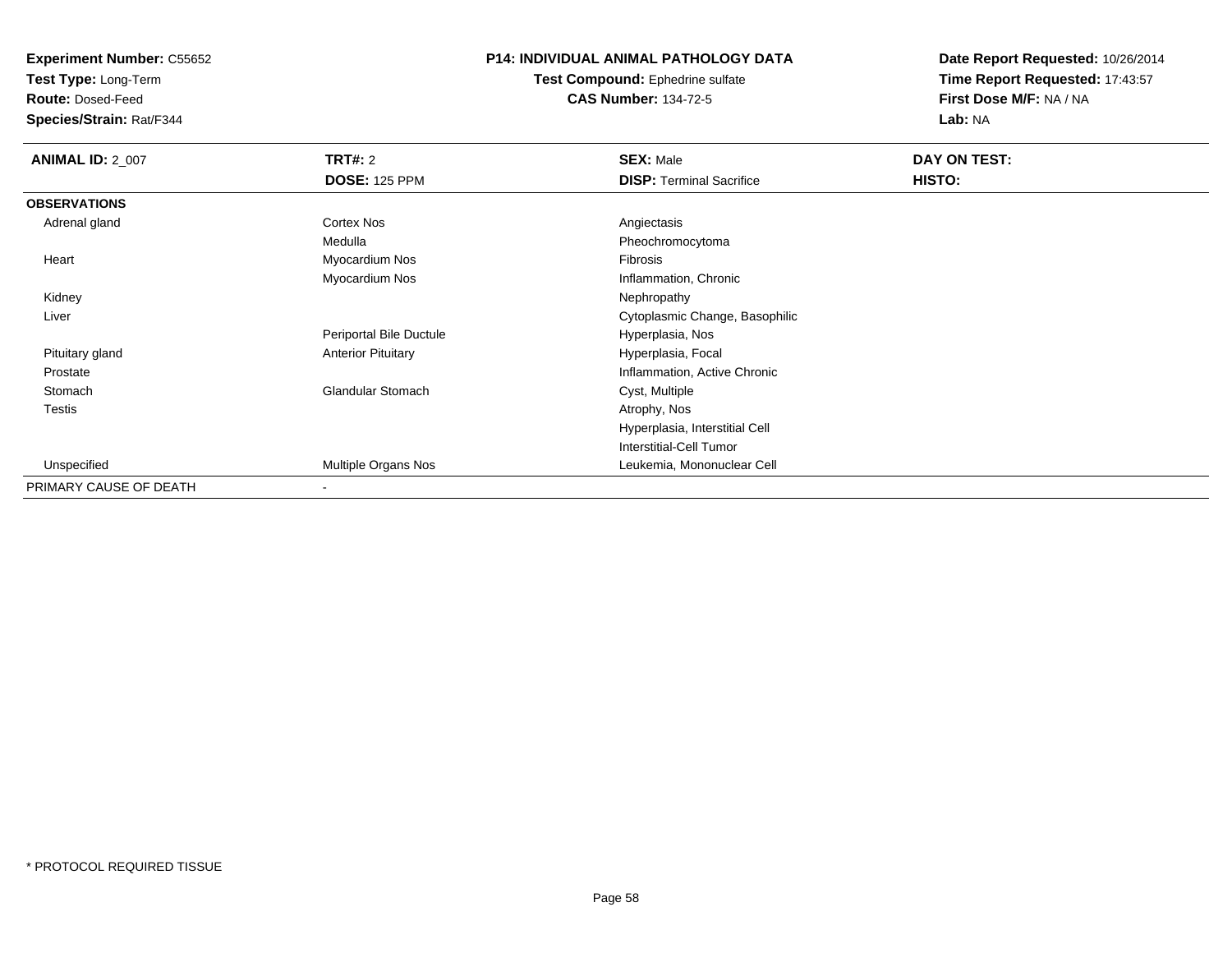**Experiment Number:** C55652
**Test Type:** Long-Term
**Route:** Dosed-Feed
**Species/Strain:** Rat/F344

**P14: INDIVIDUAL ANIMAL PATHOLOGY DATA**
**Test Compound:** Ephedrine sulfate
**CAS Number:** 134-72-5

**Date Report Requested:** 10/26/2014
**Time Report Requested:** 17:43:57
**First Dose M/F:** NA / NA
**Lab:** NA

| **ANIMAL ID:** 2_007 | **TRT#:** 2 | **SEX:** Male | **DAY ON TEST:** |
|---|---|---|---|
| | **DOSE:** 125 PPM | **DISP:** Terminal Sacrifice | **HISTO:** |
| **OBSERVATIONS** | | | |
| Adrenal gland | Cortex Nos | Angiectasis | |
| | Medulla | Pheochromocytoma | |
| Heart | Myocardium Nos | Fibrosis | |
| | Myocardium Nos | Inflammation, Chronic | |
| Kidney | | Nephropathy | |
| Liver | | Cytoplasmic Change, Basophilic | |
| | Periportal Bile Ductule | Hyperplasia, Nos | |
| Pituitary gland | Anterior Pituitary | Hyperplasia, Focal | |
| Prostate | | Inflammation, Active Chronic | |
| Stomach | Glandular Stomach | Cyst, Multiple | |
| Testis | | Atrophy, Nos | |
| | | Hyperplasia, Interstitial Cell | |
| | | Interstitial-Cell Tumor | |
| Unspecified | Multiple Organs Nos | Leukemia, Mononuclear Cell | |
| PRIMARY CAUSE OF DEATH | - | | |

* PROTOCOL REQUIRED TISSUE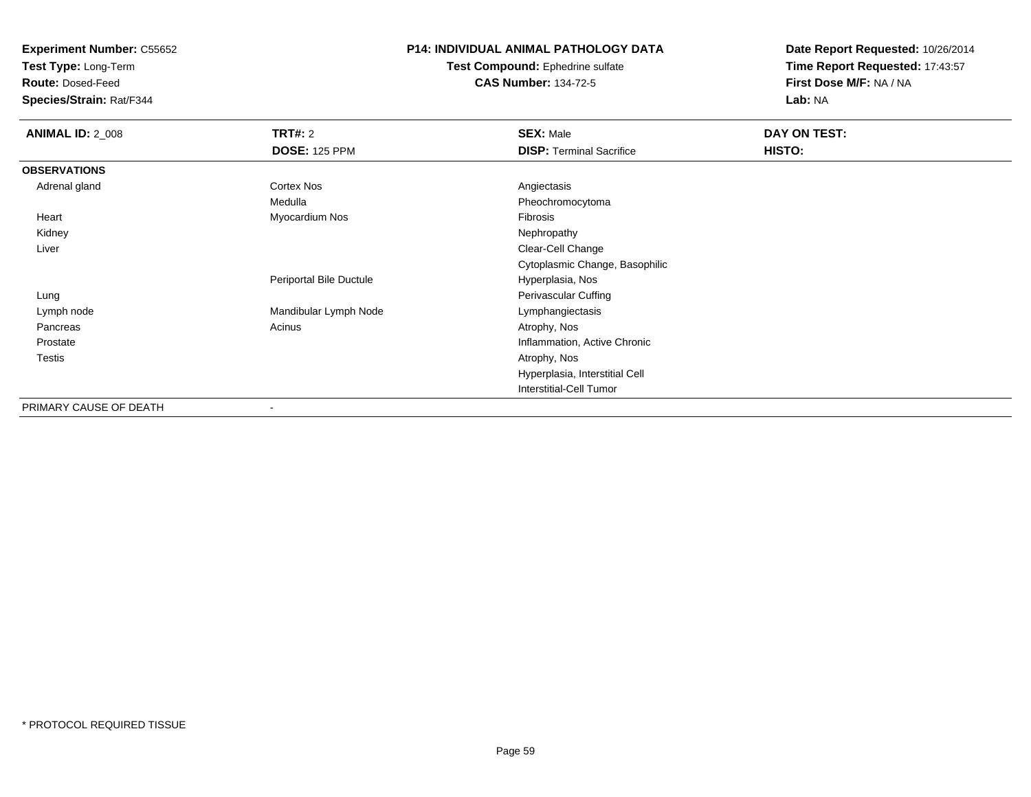**Experiment Number:** C55652
**Test Type:** Long-Term
**Route:** Dosed-Feed
**Species/Strain:** Rat/F344

**P14: INDIVIDUAL ANIMAL PATHOLOGY DATA**
**Test Compound:** Ephedrine sulfate
**CAS Number:** 134-72-5

**Date Report Requested:** 10/26/2014
**Time Report Requested:** 17:43:57
**First Dose M/F:** NA / NA
**Lab:** NA

| **ANIMAL ID:** 2_008 | **TRT#:** 2 | **SEX:** Male | **DAY ON TEST:** |
|---|---|---|---|
| | **DOSE:** 125 PPM | **DISP:** Terminal Sacrifice | **HISTO:** |
| **OBSERVATIONS** | | | |
| Adrenal gland | Cortex Nos | Angiectasis | |
| | Medulla | Pheochromocytoma | |
| Heart | Myocardium Nos | Fibrosis | |
| Kidney | | Nephropathy | |
| Liver | | Clear-Cell Change | |
| | | Cytoplasmic Change, Basophilic | |
| | Periportal Bile Ductule | Hyperplasia, Nos | |
| Lung | | Perivascular Cuffing | |
| Lymph node | Mandibular Lymph Node | Lymphangiectasis | |
| Pancreas | Acinus | Atrophy, Nos | |
| Prostate | | Inflammation, Active Chronic | |
| Testis | | Atrophy, Nos | |
| | | Hyperplasia, Interstitial Cell | |
| | | Interstitial-Cell Tumor | |
| PRIMARY CAUSE OF DEATH | - | | |

\* PROTOCOL REQUIRED TISSUE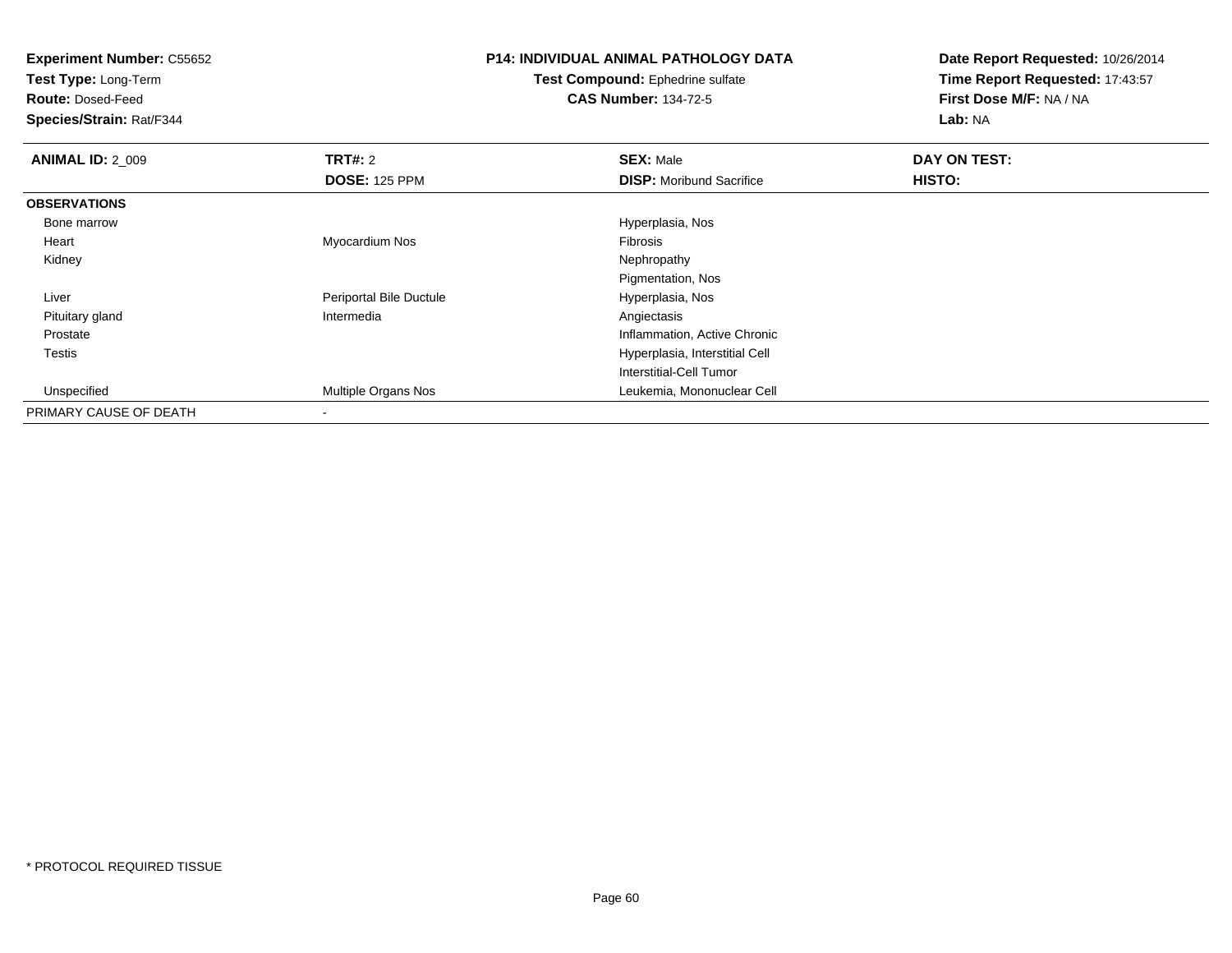**Experiment Number:** C55652
**Test Type:** Long-Term
**Route:** Dosed-Feed
**Species/Strain:** Rat/F344

**P14: INDIVIDUAL ANIMAL PATHOLOGY DATA**
**Test Compound:** Ephedrine sulfate
**CAS Number:** 134-72-5

**Date Report Requested:** 10/26/2014
**Time Report Requested:** 17:43:57
**First Dose M/F:** NA / NA
**Lab:** NA

| **ANIMAL ID:** 2_009 | **TRT#:** 2 | **SEX:** Male | **DAY ON TEST:** |
|---|---|---|---|
| | **DOSE:** 125 PPM | **DISP:** Moribund Sacrifice | **HISTO:** |
| **OBSERVATIONS** | | | |
| Bone marrow | | Hyperplasia, Nos | |
| Heart | Myocardium Nos | Fibrosis | |
| Kidney | | Nephropathy | |
| | | Pigmentation, Nos | |
| Liver | Periportal Bile Ductule | Hyperplasia, Nos | |
| Pituitary gland | Intermedia | Angiectasis | |
| Prostate | | Inflammation, Active Chronic | |
| Testis | | Hyperplasia, Interstitial Cell | |
| | | Interstitial-Cell Tumor | |
| Unspecified | Multiple Organs Nos | Leukemia, Mononuclear Cell | |
| PRIMARY CAUSE OF DEATH | - | | |

* PROTOCOL REQUIRED TISSUE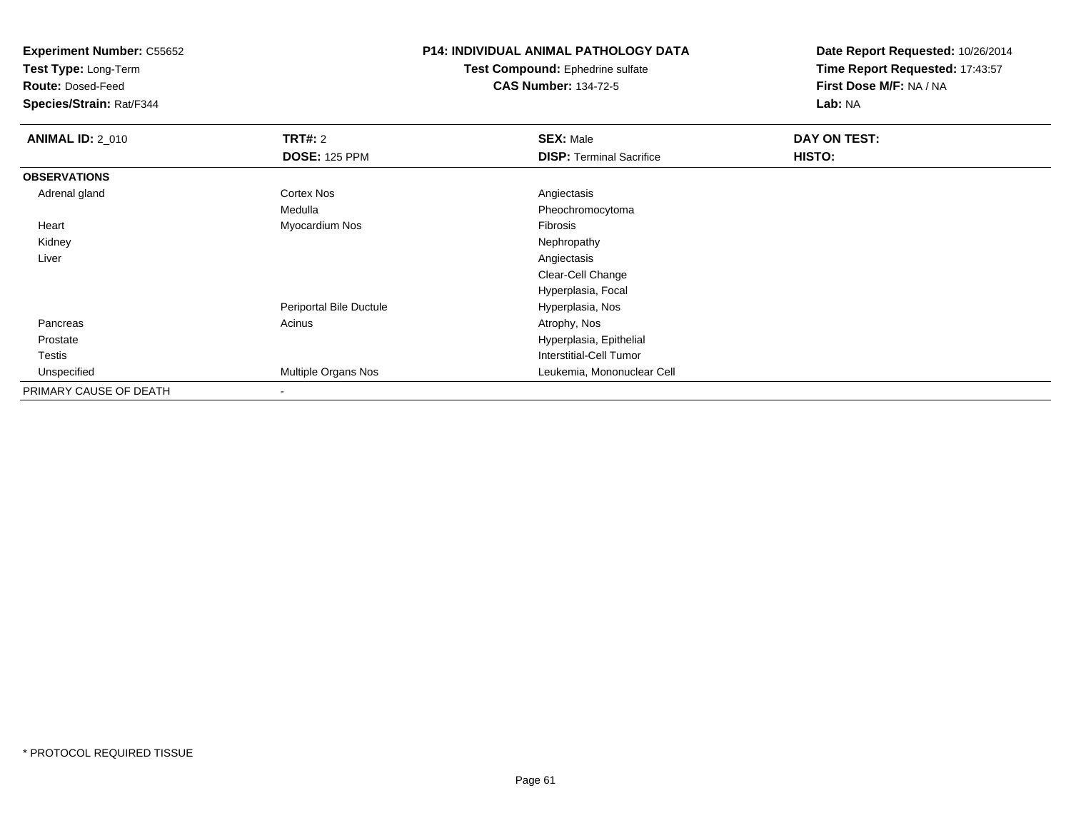**Experiment Number:** C55652
**Test Type:** Long-Term
**Route:** Dosed-Feed
**Species/Strain:** Rat/F344

**P14: INDIVIDUAL ANIMAL PATHOLOGY DATA**
**Test Compound:** Ephedrine sulfate
**CAS Number:** 134-72-5

**Date Report Requested:** 10/26/2014
**Time Report Requested:** 17:43:57
**First Dose M/F:** NA / NA
**Lab:** NA

| **ANIMAL ID:** 2_010 | **TRT#:** 2 | **SEX:** Male | **DAY ON TEST:** |
|---|---|---|---|
| | **DOSE:** 125 PPM | **DISP:** Terminal Sacrifice | **HISTO:** |
| **OBSERVATIONS** | | | |
| Adrenal gland | Cortex Nos | Angiectasis | |
| | Medulla | Pheochromocytoma | |
| Heart | Myocardium Nos | Fibrosis | |
| Kidney | | Nephropathy | |
| Liver | | Angiectasis | |
| | | Clear-Cell Change | |
| | | Hyperplasia, Focal | |
| | Periportal Bile Ductule | Hyperplasia, Nos | |
| Pancreas | Acinus | Atrophy, Nos | |
| Prostate | | Hyperplasia, Epithelial | |
| Testis | | Interstitial-Cell Tumor | |
| Unspecified | Multiple Organs Nos | Leukemia, Mononuclear Cell | |
| PRIMARY CAUSE OF DEATH | - | | |

* PROTOCOL REQUIRED TISSUE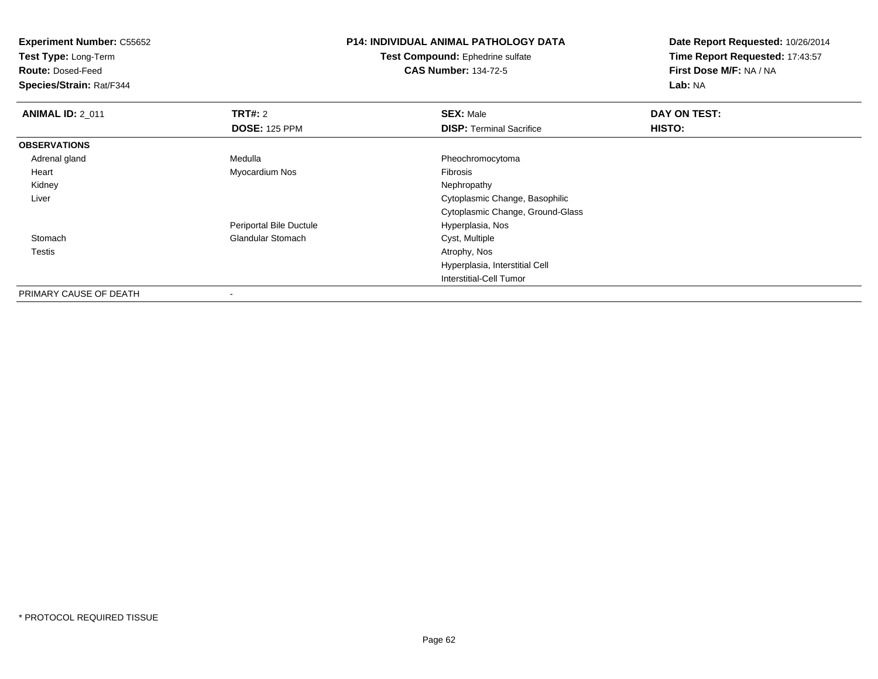**Experiment Number:** C55652
**Test Type:** Long-Term
**Route:** Dosed-Feed
**Species/Strain:** Rat/F344

**P14: INDIVIDUAL ANIMAL PATHOLOGY DATA**
**Test Compound:** Ephedrine sulfate
**CAS Number:** 134-72-5

**Date Report Requested:** 10/26/2014
**Time Report Requested:** 17:43:57
**First Dose M/F:** NA / NA
**Lab:** NA

| **ANIMAL ID:** 2_011 | **TRT#:** 2 | **SEX:** Male | **DAY ON TEST:** |
|---|---|---|---|
| | **DOSE:** 125 PPM | **DISP:** Terminal Sacrifice | **HISTO:** |
| **OBSERVATIONS** | | | |
| Adrenal gland | Medulla | Pheochromocytoma | |
| Heart | Myocardium Nos | Fibrosis | |
| Kidney | | Nephropathy | |
| Liver | | Cytoplasmic Change, Basophilic | |
| | | Cytoplasmic Change, Ground-Glass | |
| | Periportal Bile Ductule | Hyperplasia, Nos | |
| Stomach | Glandular Stomach | Cyst, Multiple | |
| Testis | | Atrophy, Nos | |
| | | Hyperplasia, Interstitial Cell | |
| | | Interstitial-Cell Tumor | |
| PRIMARY CAUSE OF DEATH | - | | |

* PROTOCOL REQUIRED TISSUE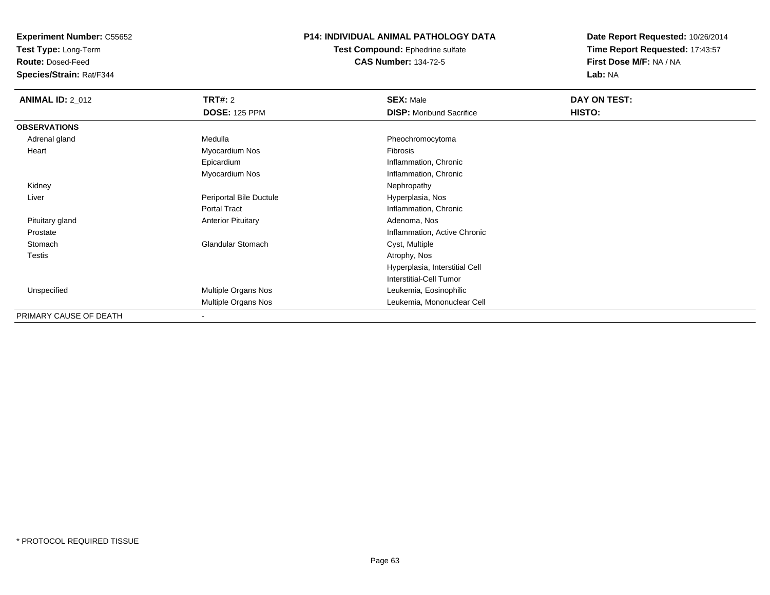**Experiment Number:** C55652
**Test Type:** Long-Term
**Route:** Dosed-Feed
**Species/Strain:** Rat/F344

**P14: INDIVIDUAL ANIMAL PATHOLOGY DATA**
**Test Compound:** Ephedrine sulfate
**CAS Number:** 134-72-5

**Date Report Requested:** 10/26/2014
**Time Report Requested:** 17:43:57
**First Dose M/F:** NA / NA
**Lab:** NA

| **ANIMAL ID:** 2_012 | **TRT#:** 2 | **SEX:** Male | **DAY ON TEST:** |
|---|---|---|---|
| | **DOSE:** 125 PPM | **DISP:** Moribund Sacrifice | **HISTO:** |
| **OBSERVATIONS** | | | |
| Adrenal gland | Medulla | Pheochromocytoma | |
| Heart | Myocardium Nos | Fibrosis | |
| | Epicardium | Inflammation, Chronic | |
| | Myocardium Nos | Inflammation, Chronic | |
| Kidney | | Nephropathy | |
| Liver | Periportal Bile Ductule | Hyperplasia, Nos | |
| | Portal Tract | Inflammation, Chronic | |
| Pituitary gland | Anterior Pituitary | Adenoma, Nos | |
| Prostate | | Inflammation, Active Chronic | |
| Stomach | Glandular Stomach | Cyst, Multiple | |
| Testis | | Atrophy, Nos | |
| | | Hyperplasia, Interstitial Cell | |
| | | Interstitial-Cell Tumor | |
| Unspecified | Multiple Organs Nos | Leukemia, Eosinophilic | |
| | Multiple Organs Nos | Leukemia, Mononuclear Cell | |
| PRIMARY CAUSE OF DEATH | - | | |

* PROTOCOL REQUIRED TISSUE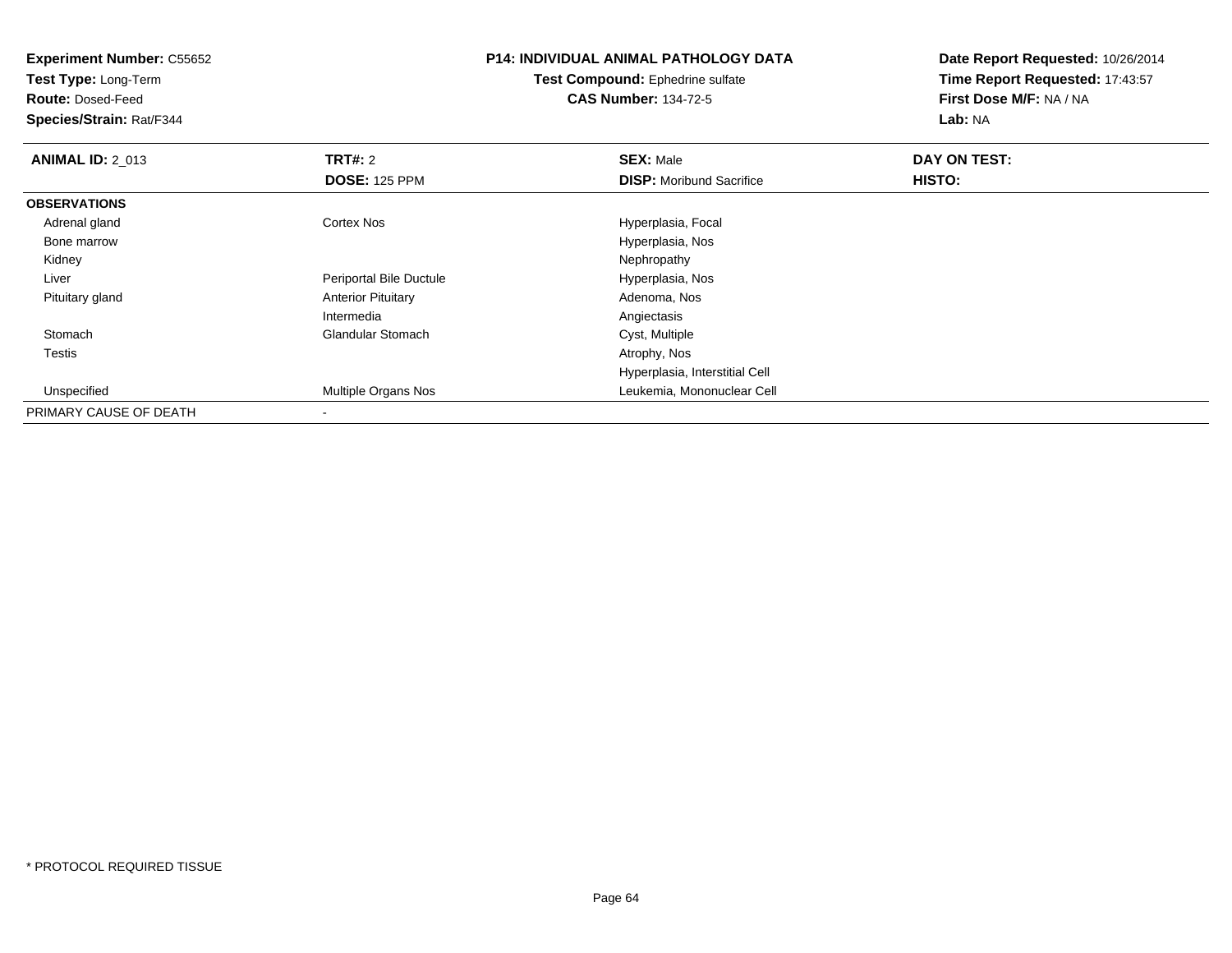**Experiment Number:** C55652
**Test Type:** Long-Term
**Route:** Dosed-Feed
**Species/Strain:** Rat/F344

**P14: INDIVIDUAL ANIMAL PATHOLOGY DATA**
**Test Compound:** Ephedrine sulfate
**CAS Number:** 134-72-5

**Date Report Requested:** 10/26/2014
**Time Report Requested:** 17:43:57
**First Dose M/F:** NA / NA
**Lab:** NA

| **ANIMAL ID:** 2_013 | **TRT#:** 2 | **SEX:** Male | **DAY ON TEST:** |
|---|---|---|---|
| | **DOSE:** 125 PPM | **DISP:** Moribund Sacrifice | **HISTO:** |
| **OBSERVATIONS** | | | |
| Adrenal gland | Cortex Nos | Hyperplasia, Focal | |
| Bone marrow | | Hyperplasia, Nos | |
| Kidney | | Nephropathy | |
| Liver | Periportal Bile Ductule | Hyperplasia, Nos | |
| Pituitary gland | Anterior Pituitary | Adenoma, Nos | |
| | Intermedia | Angiectasis | |
| Stomach | Glandular Stomach | Cyst, Multiple | |
| Testis | | Atrophy, Nos | |
| | | Hyperplasia, Interstitial Cell | |
| Unspecified | Multiple Organs Nos | Leukemia, Mononuclear Cell | |
| PRIMARY CAUSE OF DEATH | - | | |

\* PROTOCOL REQUIRED TISSUE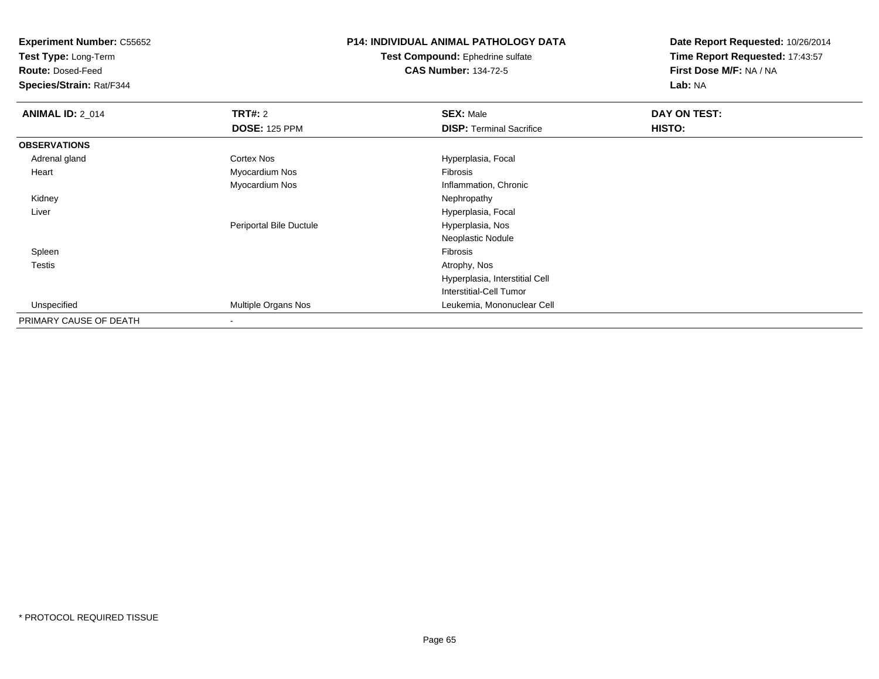**Experiment Number:** C55652
**Test Type:** Long-Term
**Route:** Dosed-Feed
**Species/Strain:** Rat/F344

# P14: INDIVIDUAL ANIMAL PATHOLOGY DATA

**Test Compound:** Ephedrine sulfate
**CAS Number:** 134-72-5

**Date Report Requested:** 10/26/2014
**Time Report Requested:** 17:43:57
**First Dose M/F:** NA / NA
**Lab:** NA

| **ANIMAL ID:** 2_014 | **TRT#:** 2 | **SEX:** Male | **DAY ON TEST:** |
|---|---|---|---|
| | **DOSE:** 125 PPM | **DISP:** Terminal Sacrifice | **HISTO:** |
| **OBSERVATIONS** | | | |
| Adrenal gland | Cortex Nos | Hyperplasia, Focal | |
| Heart | Myocardium Nos | Fibrosis | |
| | Myocardium Nos | Inflammation, Chronic | |
| Kidney | | Nephropathy | |
| Liver | | Hyperplasia, Focal | |
| | Periportal Bile Ductule | Hyperplasia, Nos | |
| | | Neoplastic Nodule | |
| Spleen | | Fibrosis | |
| Testis | | Atrophy, Nos | |
| | | Hyperplasia, Interstitial Cell | |
| | | Interstitial-Cell Tumor | |
| Unspecified | Multiple Organs Nos | Leukemia, Mononuclear Cell | |
| PRIMARY CAUSE OF DEATH | - | | |

* PROTOCOL REQUIRED TISSUE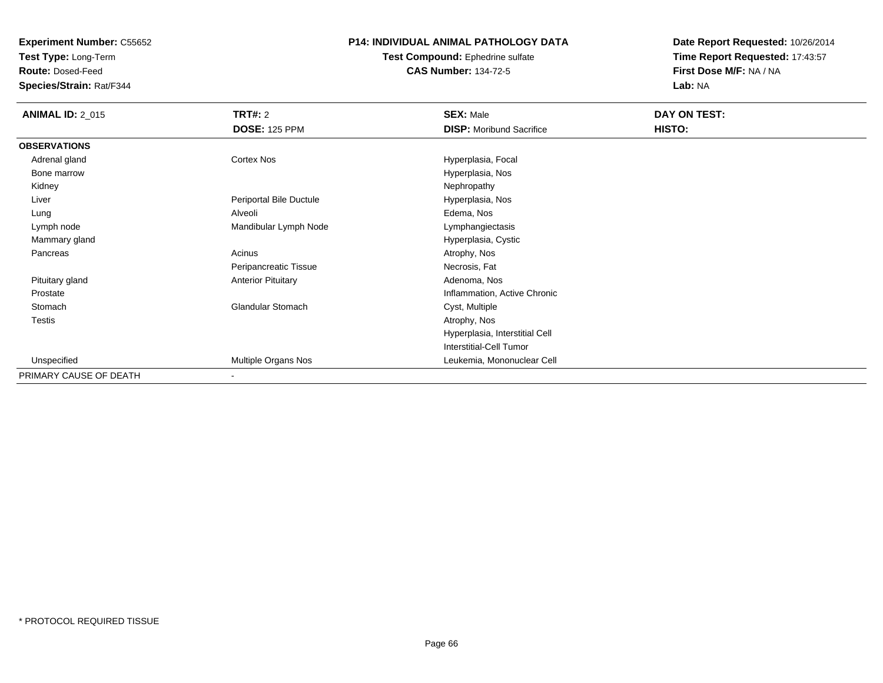**Experiment Number:** C55652
**Test Type:** Long-Term
**Route:** Dosed-Feed
**Species/Strain:** Rat/F344

**P14: INDIVIDUAL ANIMAL PATHOLOGY DATA**
**Test Compound:** Ephedrine sulfate
**CAS Number:** 134-72-5

**Date Report Requested:** 10/26/2014
**Time Report Requested:** 17:43:57
**First Dose M/F:** NA / NA
**Lab:** NA

| **ANIMAL ID:** 2_015 | **TRT#:** 2 | **SEX:** Male | **DAY ON TEST:** |
|---|---|---|---|
| | **DOSE:** 125 PPM | **DISP:** Moribund Sacrifice | **HISTO:** |
| **OBSERVATIONS** | | | |
| Adrenal gland | Cortex Nos | Hyperplasia, Focal | |
| Bone marrow | | Hyperplasia, Nos | |
| Kidney | | Nephropathy | |
| Liver | Periportal Bile Ductule | Hyperplasia, Nos | |
| Lung | Alveoli | Edema, Nos | |
| Lymph node | Mandibular Lymph Node | Lymphangiectasis | |
| Mammary gland | | Hyperplasia, Cystic | |
| Pancreas | Acinus | Atrophy, Nos | |
| | Peripancreatic Tissue | Necrosis, Fat | |
| Pituitary gland | Anterior Pituitary | Adenoma, Nos | |
| Prostate | | Inflammation, Active Chronic | |
| Stomach | Glandular Stomach | Cyst, Multiple | |
| Testis | | Atrophy, Nos | |
| | | Hyperplasia, Interstitial Cell | |
| | | Interstitial-Cell Tumor | |
| Unspecified | Multiple Organs Nos | Leukemia, Mononuclear Cell | |
| PRIMARY CAUSE OF DEATH | - | | |

* PROTOCOL REQUIRED TISSUE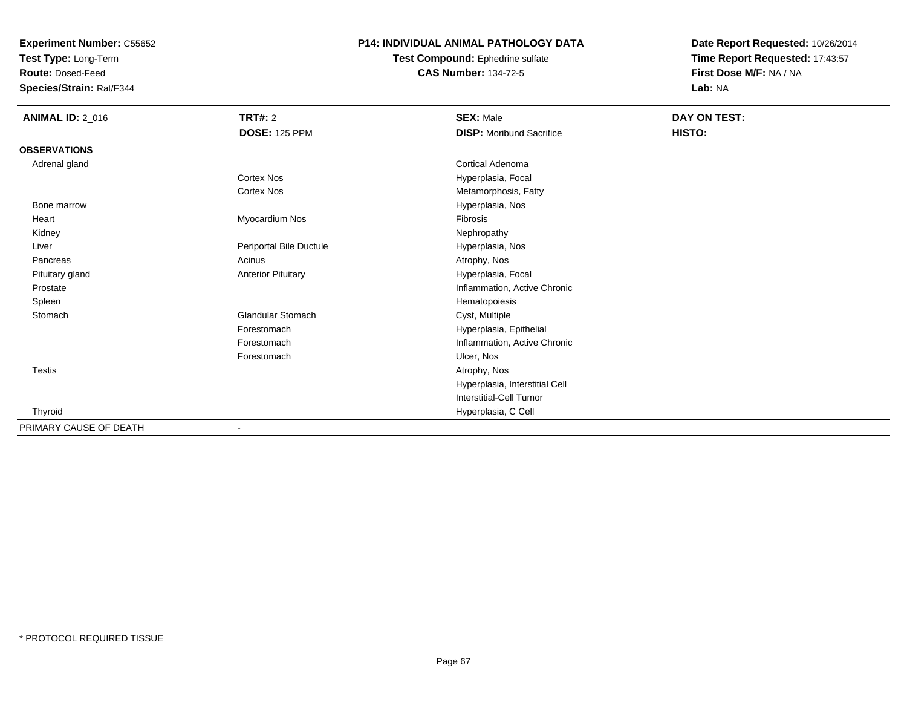**Experiment Number:** C55652
**Test Type:** Long-Term
**Route:** Dosed-Feed
**Species/Strain:** Rat/F344

**P14: INDIVIDUAL ANIMAL PATHOLOGY DATA**
**Test Compound:** Ephedrine sulfate
**CAS Number:** 134-72-5

**Date Report Requested:** 10/26/2014
**Time Report Requested:** 17:43:57
**First Dose M/F:** NA / NA
**Lab:** NA

| **ANIMAL ID:** 2_016 | **TRT#:** 2 | **SEX:** Male | **DAY ON TEST:** |
|---|---|---|---|
| | **DOSE:** 125 PPM | **DISP:** Moribund Sacrifice | **HISTO:** |
| **OBSERVATIONS** | | | |
| Adrenal gland | | Cortical Adenoma | |
| | Cortex Nos | Hyperplasia, Focal | |
| | Cortex Nos | Metamorphosis, Fatty | |
| Bone marrow | | Hyperplasia, Nos | |
| Heart | Myocardium Nos | Fibrosis | |
| Kidney | | Nephropathy | |
| Liver | Periportal Bile Ductule | Hyperplasia, Nos | |
| Pancreas | Acinus | Atrophy, Nos | |
| Pituitary gland | Anterior Pituitary | Hyperplasia, Focal | |
| Prostate | | Inflammation, Active Chronic | |
| Spleen | | Hematopoiesis | |
| Stomach | Glandular Stomach | Cyst, Multiple | |
| | Forestomach | Hyperplasia, Epithelial | |
| | Forestomach | Inflammation, Active Chronic | |
| | Forestomach | Ulcer, Nos | |
| Testis | | Atrophy, Nos | |
| | | Hyperplasia, Interstitial Cell | |
| | | Interstitial-Cell Tumor | |
| Thyroid | | Hyperplasia, C Cell | |
| PRIMARY CAUSE OF DEATH | - | | |

* PROTOCOL REQUIRED TISSUE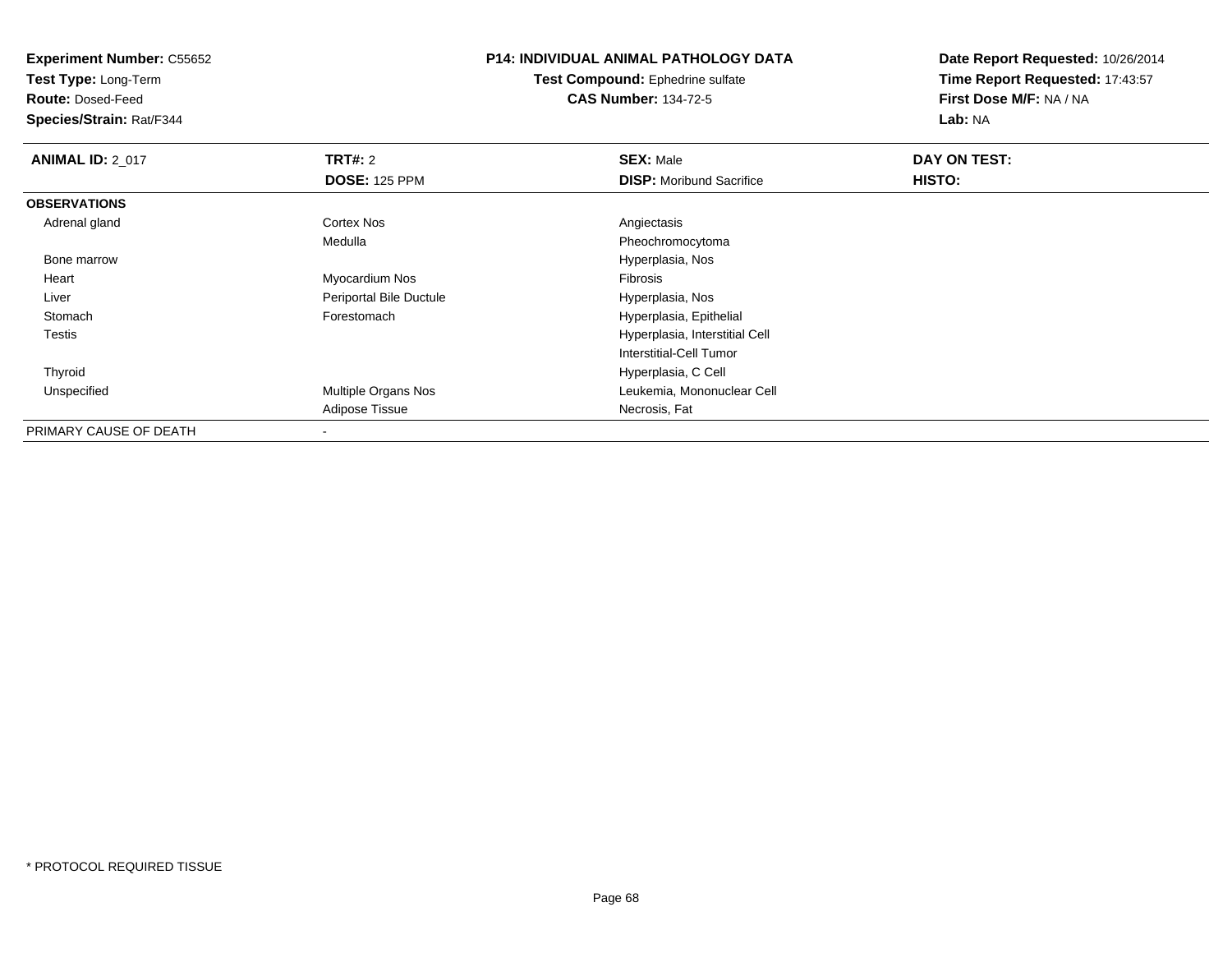**Experiment Number:** C55652
**Test Type:** Long-Term
**Route:** Dosed-Feed
**Species/Strain:** Rat/F344

**P14: INDIVIDUAL ANIMAL PATHOLOGY DATA**
**Test Compound:** Ephedrine sulfate
**CAS Number:** 134-72-5

**Date Report Requested:** 10/26/2014
**Time Report Requested:** 17:43:57
**First Dose M/F:** NA / NA
**Lab:** NA

| **ANIMAL ID:** 2_017 | **TRT#:** 2 | **SEX:** Male | **DAY ON TEST:** |
|---|---|---|---|
| | **DOSE:** 125 PPM | **DISP:** Moribund Sacrifice | **HISTO:** |
| **OBSERVATIONS** | | | |
| Adrenal gland | Cortex Nos | Angiectasis | |
| | Medulla | Pheochromocytoma | |
| Bone marrow | | Hyperplasia, Nos | |
| Heart | Myocardium Nos | Fibrosis | |
| Liver | Periportal Bile Ductule | Hyperplasia, Nos | |
| Stomach | Forestomach | Hyperplasia, Epithelial | |
| Testis | | Hyperplasia, Interstitial Cell | |
| | | Interstitial-Cell Tumor | |
| Thyroid | | Hyperplasia, C Cell | |
| Unspecified | Multiple Organs Nos | Leukemia, Mononuclear Cell | |
| | Adipose Tissue | Necrosis, Fat | |
| PRIMARY CAUSE OF DEATH | - | | |

* PROTOCOL REQUIRED TISSUE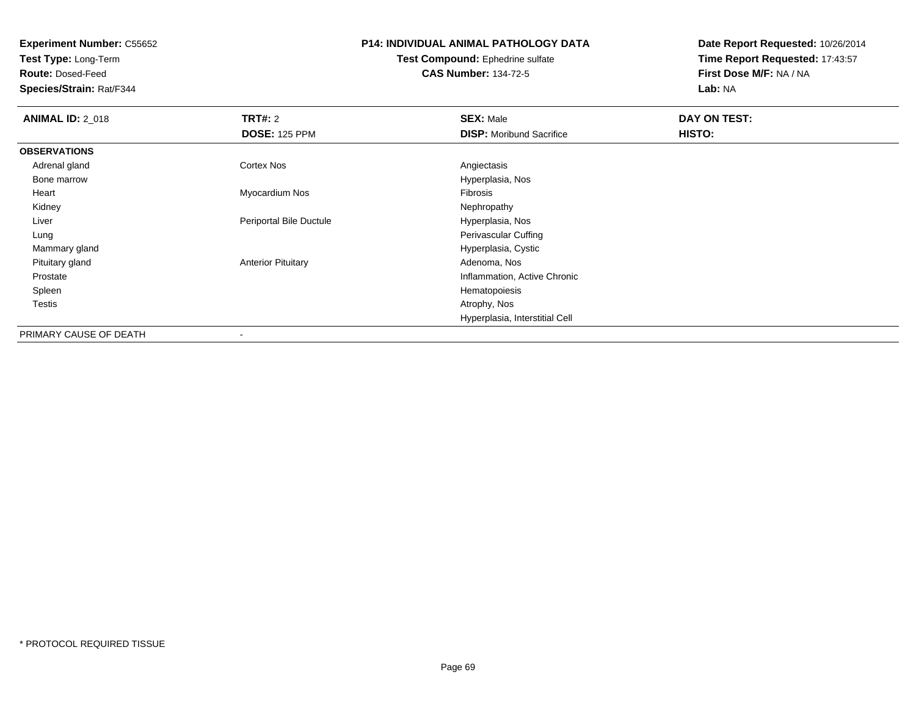**Experiment Number:** C55652
**Test Type:** Long-Term
**Route:** Dosed-Feed
**Species/Strain:** Rat/F344

**P14: INDIVIDUAL ANIMAL PATHOLOGY DATA**
**Test Compound:** Ephedrine sulfate
**CAS Number:** 134-72-5

**Date Report Requested:** 10/26/2014
**Time Report Requested:** 17:43:57
**First Dose M/F:** NA / NA
**Lab:** NA

| **ANIMAL ID:** 2_018 | **TRT#:** 2 | **SEX:** Male | **DAY ON TEST:** |
|---|---|---|---|
| | **DOSE:** 125 PPM | **DISP:** Moribund Sacrifice | **HISTO:** |
| **OBSERVATIONS** | | | |
| Adrenal gland | Cortex Nos | Angiectasis | |
| Bone marrow | | Hyperplasia, Nos | |
| Heart | Myocardium Nos | Fibrosis | |
| Kidney | | Nephropathy | |
| Liver | Periportal Bile Ductule | Hyperplasia, Nos | |
| Lung | | Perivascular Cuffing | |
| Mammary gland | | Hyperplasia, Cystic | |
| Pituitary gland | Anterior Pituitary | Adenoma, Nos | |
| Prostate | | Inflammation, Active Chronic | |
| Spleen | | Hematopoiesis | |
| Testis | | Atrophy, Nos | |
| | | Hyperplasia, Interstitial Cell | |
| PRIMARY CAUSE OF DEATH | - | | |

\* PROTOCOL REQUIRED TISSUE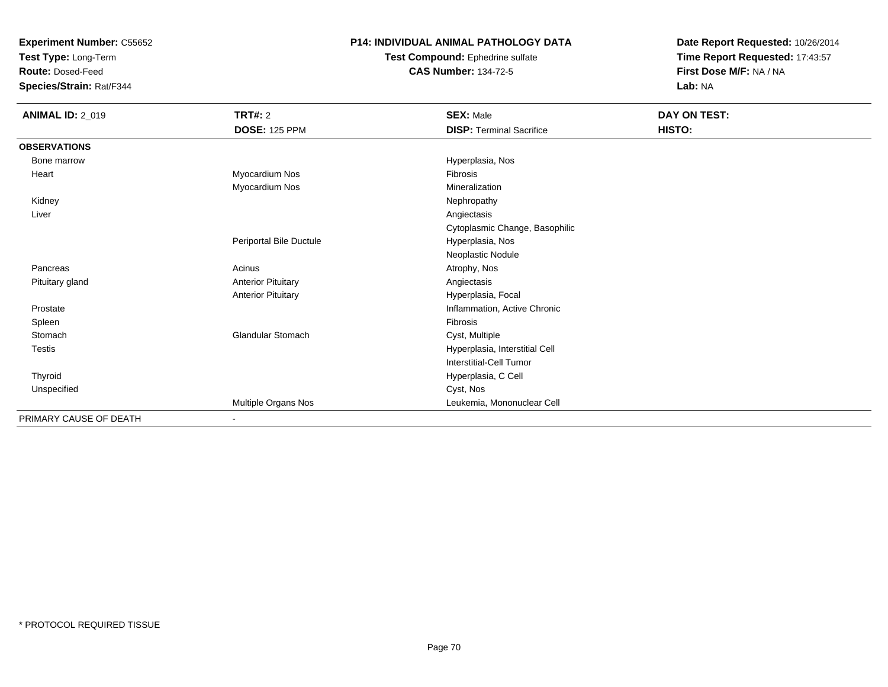**Experiment Number:** C55652
**Test Type:** Long-Term
**Route:** Dosed-Feed
**Species/Strain:** Rat/F344

# P14: INDIVIDUAL ANIMAL PATHOLOGY DATA

**Test Compound:** Ephedrine sulfate
**CAS Number:** 134-72-5

**Date Report Requested:** 10/26/2014
**Time Report Requested:** 17:43:57
**First Dose M/F:** NA / NA
**Lab:** NA

| **ANIMAL ID:** 2_019 | **TRT#:** 2 | **SEX:** Male | **DAY ON TEST:** |
|---|---|---|---|
| | **DOSE:** 125 PPM | **DISP:** Terminal Sacrifice | **HISTO:** |
| **OBSERVATIONS** | | | |
| Bone marrow | | Hyperplasia, Nos | |
| Heart | Myocardium Nos | Fibrosis | |
| | Myocardium Nos | Mineralization | |
| Kidney | | Nephropathy | |
| Liver | | Angiectasis | |
| | | Cytoplasmic Change, Basophilic | |
| | Periportal Bile Ductule | Hyperplasia, Nos | |
| | | Neoplastic Nodule | |
| Pancreas | Acinus | Atrophy, Nos | |
| Pituitary gland | Anterior Pituitary | Angiectasis | |
| | Anterior Pituitary | Hyperplasia, Focal | |
| Prostate | | Inflammation, Active Chronic | |
| Spleen | | Fibrosis | |
| Stomach | Glandular Stomach | Cyst, Multiple | |
| Testis | | Hyperplasia, Interstitial Cell | |
| | | Interstitial-Cell Tumor | |
| Thyroid | | Hyperplasia, C Cell | |
| Unspecified | | Cyst, Nos | |
| | Multiple Organs Nos | Leukemia, Mononuclear Cell | |
| PRIMARY CAUSE OF DEATH | - | | |

\* PROTOCOL REQUIRED TISSUE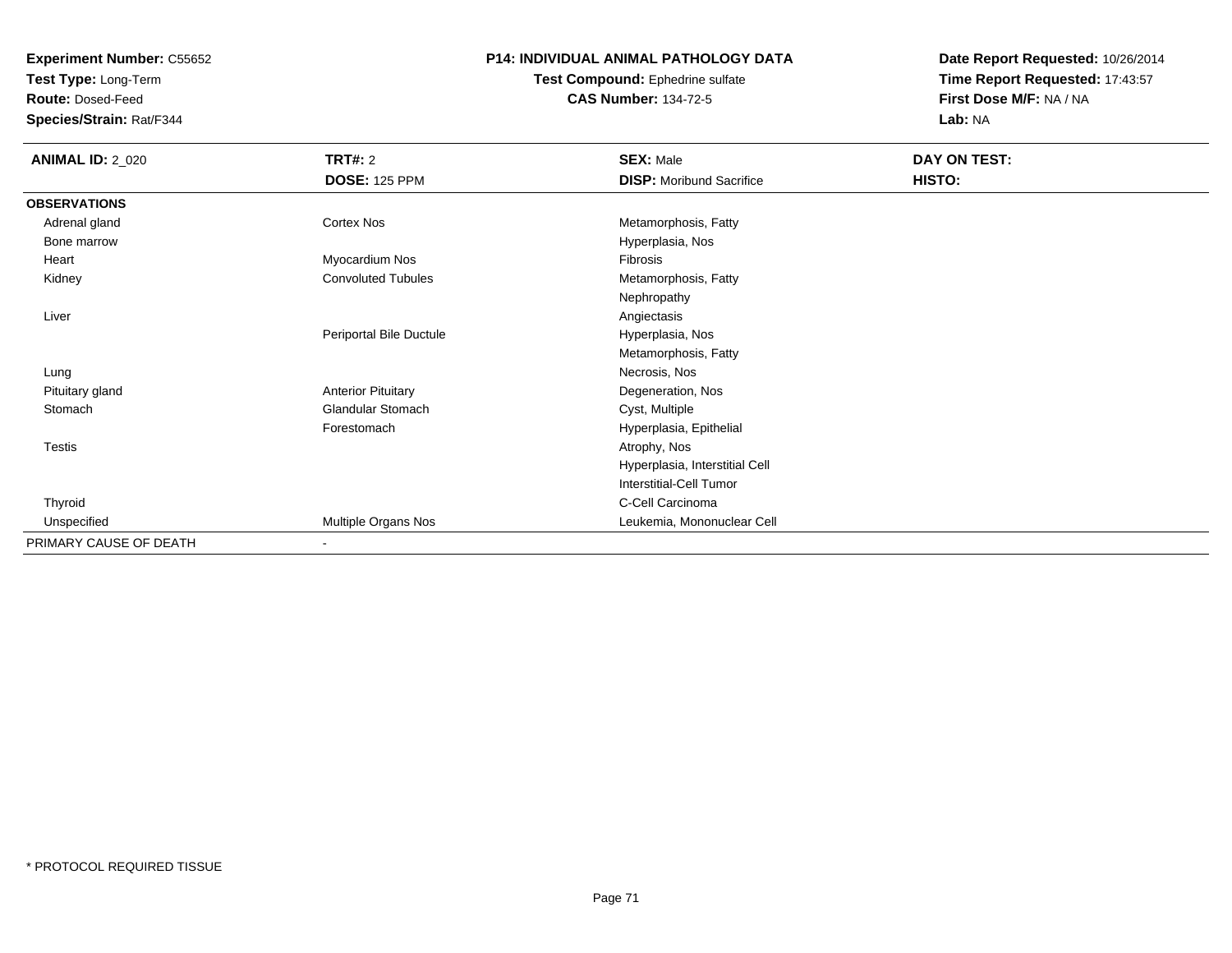**Experiment Number:** C55652
**Test Type:** Long-Term
**Route:** Dosed-Feed
**Species/Strain:** Rat/F344

**P14: INDIVIDUAL ANIMAL PATHOLOGY DATA**
**Test Compound:** Ephedrine sulfate
**CAS Number:** 134-72-5

**Date Report Requested:** 10/26/2014
**Time Report Requested:** 17:43:57
**First Dose M/F:** NA / NA
**Lab:** NA

| **ANIMAL ID:** 2_020 | **TRT#:** 2 | **SEX:** Male | **DAY ON TEST:** |
|---|---|---|---|
| | **DOSE:** 125 PPM | **DISP:** Moribund Sacrifice | **HISTO:** |
| **OBSERVATIONS** | | | |
| Adrenal gland | Cortex Nos | Metamorphosis, Fatty | |
| Bone marrow | | Hyperplasia, Nos | |
| Heart | Myocardium Nos | Fibrosis | |
| Kidney | Convoluted Tubules | Metamorphosis, Fatty | |
| | | Nephropathy | |
| Liver | | Angiectasis | |
| | Periportal Bile Ductule | Hyperplasia, Nos | |
| | | Metamorphosis, Fatty | |
| Lung | | Necrosis, Nos | |
| Pituitary gland | Anterior Pituitary | Degeneration, Nos | |
| Stomach | Glandular Stomach | Cyst, Multiple | |
| | Forestomach | Hyperplasia, Epithelial | |
| Testis | | Atrophy, Nos | |
| | | Hyperplasia, Interstitial Cell | |
| | | Interstitial-Cell Tumor | |
| Thyroid | | C-Cell Carcinoma | |
| Unspecified | Multiple Organs Nos | Leukemia, Mononuclear Cell | |
| PRIMARY CAUSE OF DEATH | - | | |

* PROTOCOL REQUIRED TISSUE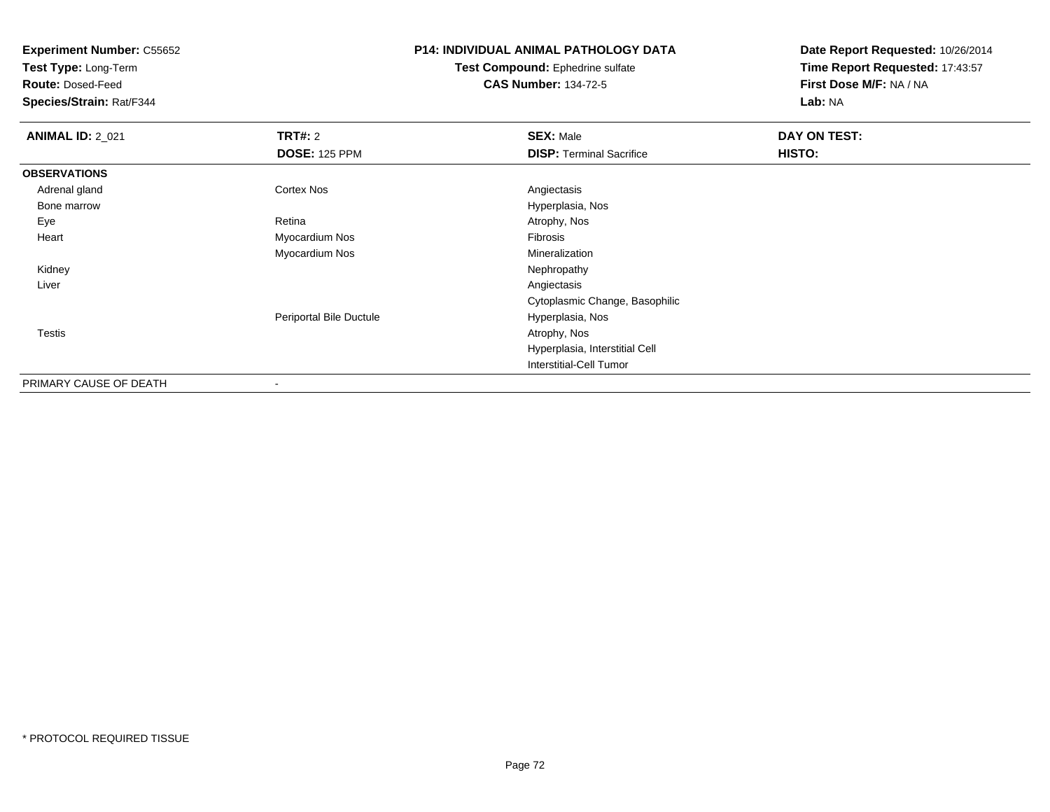**Experiment Number:** C55652
**Test Type:** Long-Term
**Route:** Dosed-Feed
**Species/Strain:** Rat/F344

**P14: INDIVIDUAL ANIMAL PATHOLOGY DATA**
**Test Compound:** Ephedrine sulfate
**CAS Number:** 134-72-5

**Date Report Requested:** 10/26/2014
**Time Report Requested:** 17:43:57
**First Dose M/F:** NA / NA
**Lab:** NA

| **ANIMAL ID:** 2_021 | **TRT#:** 2<br>**DOSE:** 125 PPM | **SEX:** Male<br>**DISP:** Terminal Sacrifice | **DAY ON TEST:**<br>**HISTO:** |
|---|---|---|---|
| **OBSERVATIONS** | | | |
| Adrenal gland | Cortex Nos | Angiectasis | |
| Bone marrow | | Hyperplasia, Nos | |
| Eye | Retina | Atrophy, Nos | |
| Heart | Myocardium Nos | Fibrosis | |
| | Myocardium Nos | Mineralization | |
| Kidney | | Nephropathy | |
| Liver | | Angiectasis | |
| | | Cytoplasmic Change, Basophilic | |
| | Periportal Bile Ductule | Hyperplasia, Nos | |
| Testis | | Atrophy, Nos | |
| | | Hyperplasia, Interstitial Cell | |
| | | Interstitial-Cell Tumor | |
| PRIMARY CAUSE OF DEATH | - | | |

\* PROTOCOL REQUIRED TISSUE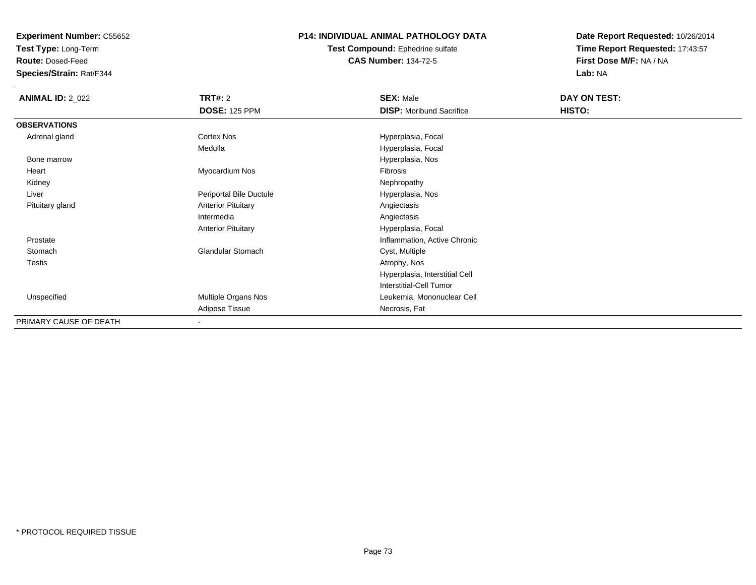**Experiment Number:** C55652
**Test Type:** Long-Term
**Route:** Dosed-Feed
**Species/Strain:** Rat/F344

**P14: INDIVIDUAL ANIMAL PATHOLOGY DATA**
**Test Compound:** Ephedrine sulfate
**CAS Number:** 134-72-5

**Date Report Requested:** 10/26/2014
**Time Report Requested:** 17:43:57
**First Dose M/F:** NA / NA
**Lab:** NA

| **ANIMAL ID:** 2_022 | **TRT#:** 2 | **SEX:** Male | **DAY ON TEST:** |
|---|---|---|---|
| | **DOSE:** 125 PPM | **DISP:** Moribund Sacrifice | **HISTO:** |
| **OBSERVATIONS** | | | |
| Adrenal gland | Cortex Nos | Hyperplasia, Focal | |
| | Medulla | Hyperplasia, Focal | |
| Bone marrow | | Hyperplasia, Nos | |
| Heart | Myocardium Nos | Fibrosis | |
| Kidney | | Nephropathy | |
| Liver | Periportal Bile Ductule | Hyperplasia, Nos | |
| Pituitary gland | Anterior Pituitary | Angiectasis | |
| | Intermedia | Angiectasis | |
| | Anterior Pituitary | Hyperplasia, Focal | |
| Prostate | | Inflammation, Active Chronic | |
| Stomach | Glandular Stomach | Cyst, Multiple | |
| Testis | | Atrophy, Nos | |
| | | Hyperplasia, Interstitial Cell | |
| | | Interstitial-Cell Tumor | |
| Unspecified | Multiple Organs Nos | Leukemia, Mononuclear Cell | |
| | Adipose Tissue | Necrosis, Fat | |
| PRIMARY CAUSE OF DEATH | - | | |

\* PROTOCOL REQUIRED TISSUE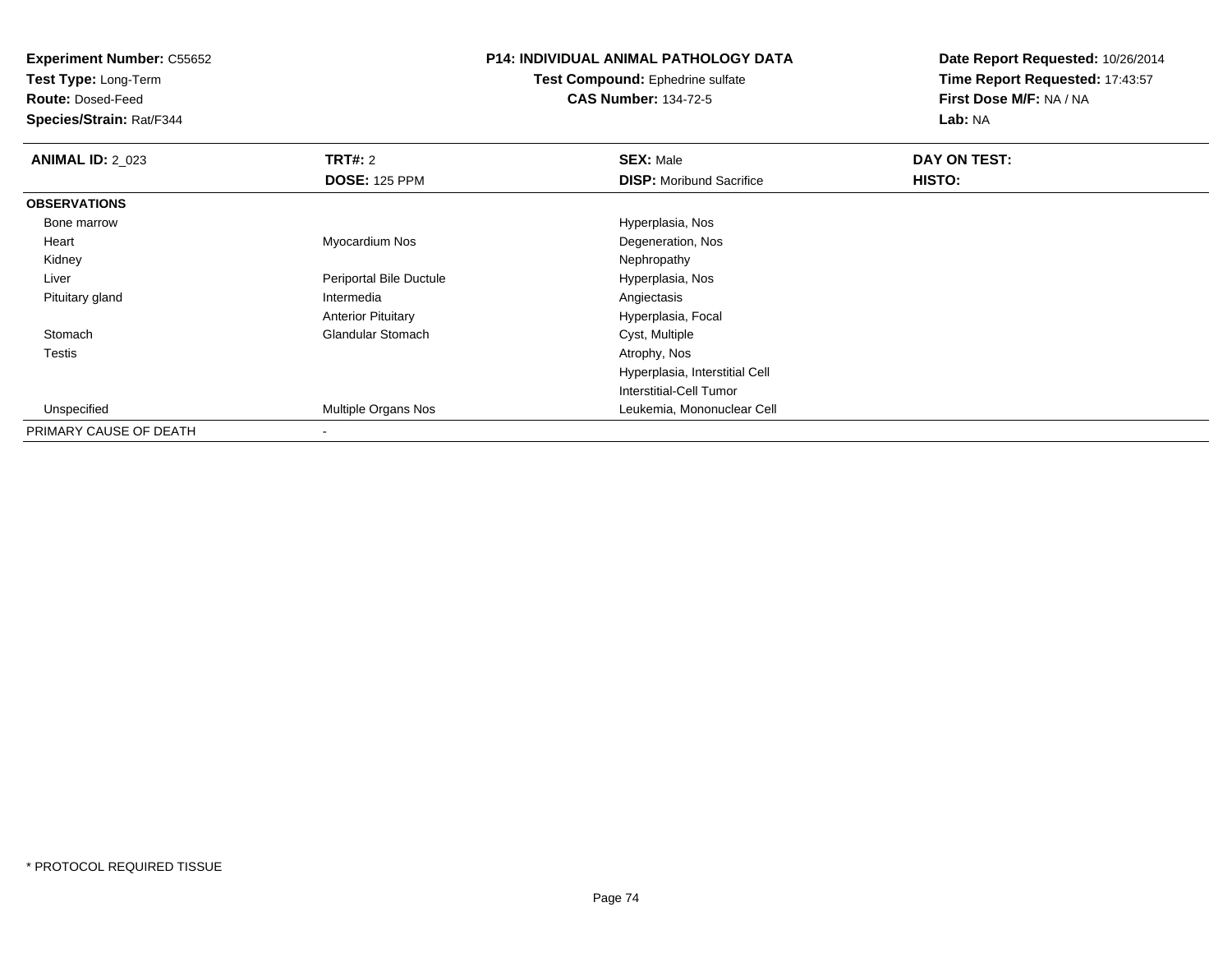**Experiment Number:** C55652
**Test Type:** Long-Term
**Route:** Dosed-Feed
**Species/Strain:** Rat/F344

## P14: INDIVIDUAL ANIMAL PATHOLOGY DATA

**Test Compound:** Ephedrine sulfate
**CAS Number:** 134-72-5

**Date Report Requested:** 10/26/2014
**Time Report Requested:** 17:43:57
**First Dose M/F:** NA / NA
**Lab:** NA

| **ANIMAL ID:** 2_023 | **TRT#:** 2 | **SEX:** Male | **DAY ON TEST:** |
|---|---|---|---|
| | **DOSE:** 125 PPM | **DISP:** Moribund Sacrifice | **HISTO:** |
| **OBSERVATIONS** | | | |
| Bone marrow | | Hyperplasia, Nos | |
| Heart | Myocardium Nos | Degeneration, Nos | |
| Kidney | | Nephropathy | |
| Liver | Periportal Bile Ductule | Hyperplasia, Nos | |
| Pituitary gland | Intermedia | Angiectasis | |
| | Anterior Pituitary | Hyperplasia, Focal | |
| Stomach | Glandular Stomach | Cyst, Multiple | |
| Testis | | Atrophy, Nos | |
| | | Hyperplasia, Interstitial Cell | |
| | | Interstitial-Cell Tumor | |
| Unspecified | Multiple Organs Nos | Leukemia, Mononuclear Cell | |
| PRIMARY CAUSE OF DEATH | - | | |

\* PROTOCOL REQUIRED TISSUE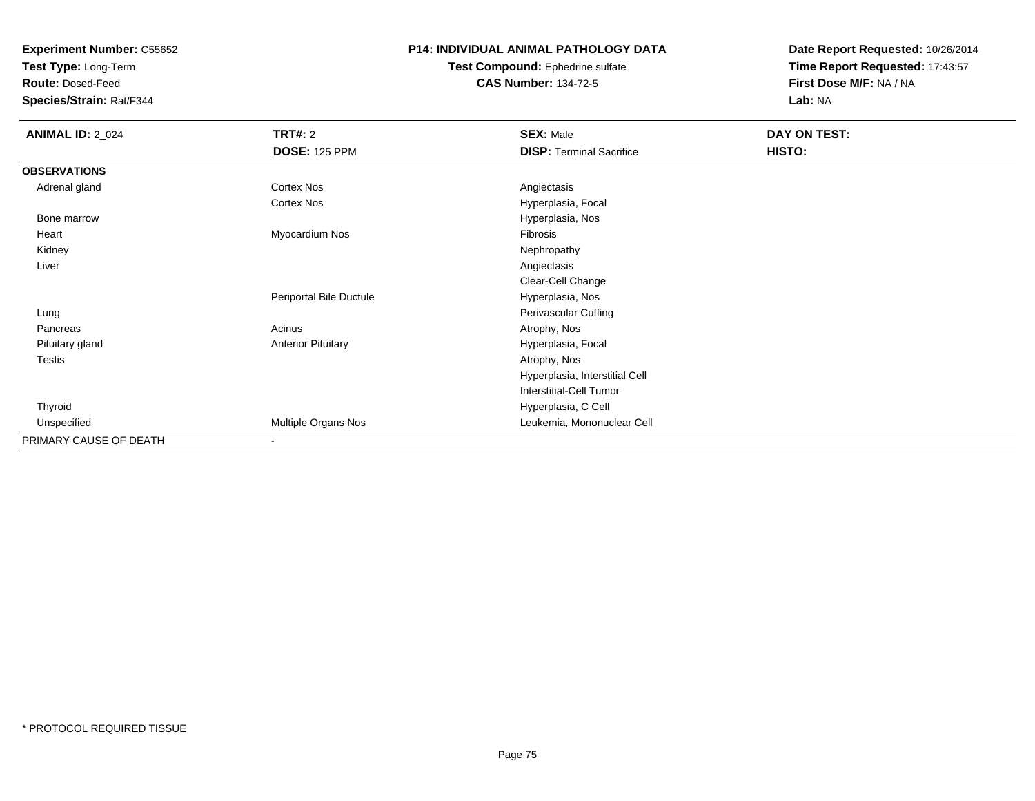**Experiment Number:** C55652
**Test Type:** Long-Term
**Route:** Dosed-Feed
**Species/Strain:** Rat/F344

**P14: INDIVIDUAL ANIMAL PATHOLOGY DATA**
**Test Compound:** Ephedrine sulfate
**CAS Number:** 134-72-5

**Date Report Requested:** 10/26/2014
**Time Report Requested:** 17:43:57
**First Dose M/F:** NA / NA
**Lab:** NA

| **ANIMAL ID:** 2_024 | **TRT#:** 2 | **SEX:** Male | **DAY ON TEST:** |
|---|---|---|---|
| | **DOSE:** 125 PPM | **DISP:** Terminal Sacrifice | **HISTO:** |
| **OBSERVATIONS** | | | |
| Adrenal gland | Cortex Nos | Angiectasis | |
| | Cortex Nos | Hyperplasia, Focal | |
| Bone marrow | | Hyperplasia, Nos | |
| Heart | Myocardium Nos | Fibrosis | |
| Kidney | | Nephropathy | |
| Liver | | Angiectasis | |
| | | Clear-Cell Change | |
| | Periportal Bile Ductule | Hyperplasia, Nos | |
| Lung | | Perivascular Cuffing | |
| Pancreas | Acinus | Atrophy, Nos | |
| Pituitary gland | Anterior Pituitary | Hyperplasia, Focal | |
| Testis | | Atrophy, Nos | |
| | | Hyperplasia, Interstitial Cell | |
| | | Interstitial-Cell Tumor | |
| Thyroid | | Hyperplasia, C Cell | |
| Unspecified | Multiple Organs Nos | Leukemia, Mononuclear Cell | |
| PRIMARY CAUSE OF DEATH | - | | |

\* PROTOCOL REQUIRED TISSUE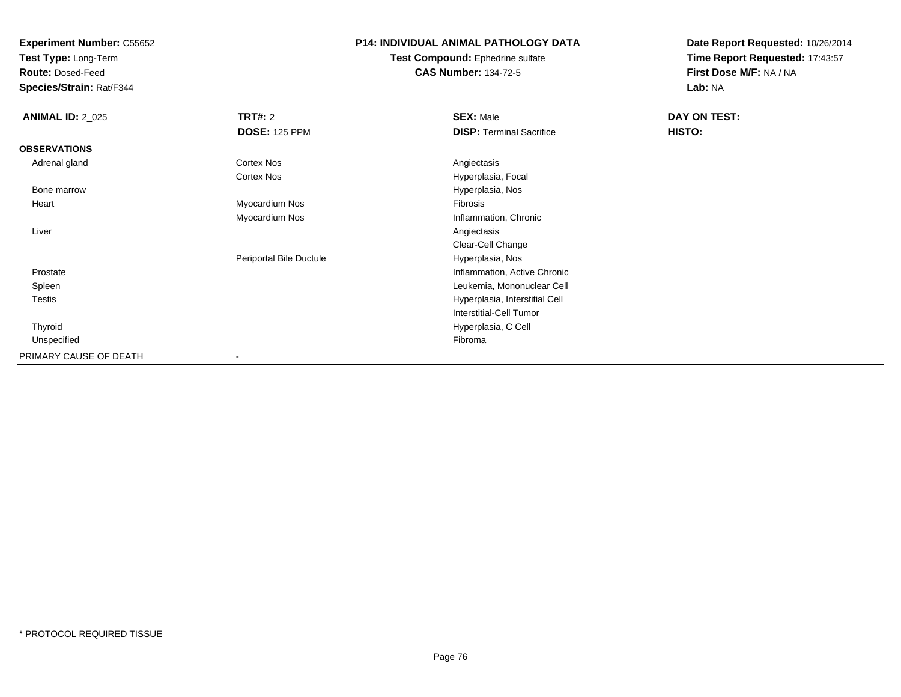**Experiment Number:** C55652
**Test Type:** Long-Term
**Route:** Dosed-Feed
**Species/Strain:** Rat/F344

**P14: INDIVIDUAL ANIMAL PATHOLOGY DATA**
**Test Compound:** Ephedrine sulfate
**CAS Number:** 134-72-5

**Date Report Requested:** 10/26/2014
**Time Report Requested:** 17:43:57
**First Dose M/F:** NA / NA
**Lab:** NA

| **ANIMAL ID:** 2_025 | **TRT#:** 2 | **SEX:** Male | **DAY ON TEST:** |
|---|---|---|---|
| | **DOSE:** 125 PPM | **DISP:** Terminal Sacrifice | **HISTO:** |
| **OBSERVATIONS** | | | |
| Adrenal gland | Cortex Nos | Angiectasis | |
| | Cortex Nos | Hyperplasia, Focal | |
| Bone marrow | | Hyperplasia, Nos | |
| Heart | Myocardium Nos | Fibrosis | |
| | Myocardium Nos | Inflammation, Chronic | |
| Liver | | Angiectasis | |
| | | Clear-Cell Change | |
| | Periportal Bile Ductule | Hyperplasia, Nos | |
| Prostate | | Inflammation, Active Chronic | |
| Spleen | | Leukemia, Mononuclear Cell | |
| Testis | | Hyperplasia, Interstitial Cell | |
| | | Interstitial-Cell Tumor | |
| Thyroid | | Hyperplasia, C Cell | |
| Unspecified | | Fibroma | |
| PRIMARY CAUSE OF DEATH | - | | |

* PROTOCOL REQUIRED TISSUE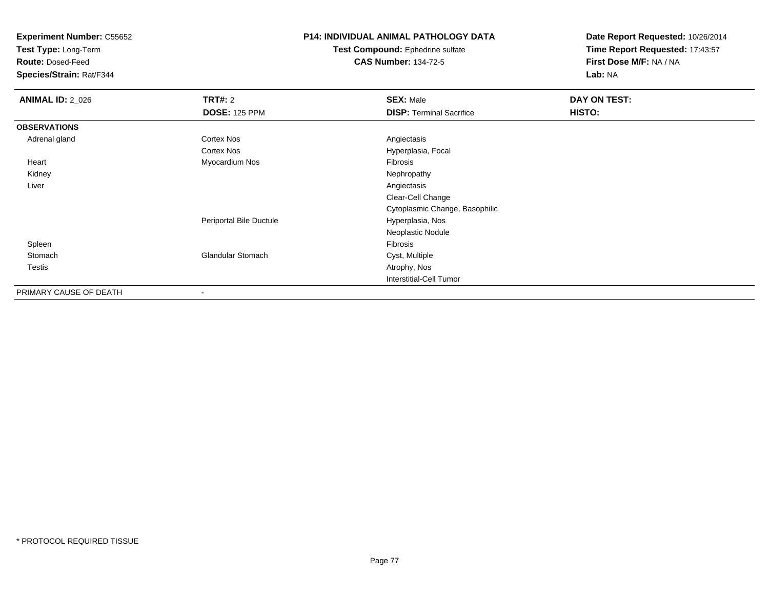**Experiment Number:** C55652
**Test Type:** Long-Term
**Route:** Dosed-Feed
**Species/Strain:** Rat/F344

**P14: INDIVIDUAL ANIMAL PATHOLOGY DATA**
**Test Compound:** Ephedrine sulfate
**CAS Number:** 134-72-5

**Date Report Requested:** 10/26/2014
**Time Report Requested:** 17:43:57
**First Dose M/F:** NA / NA
**Lab:** NA

| **ANIMAL ID:** 2_026 | **TRT#:** 2 | **SEX:** Male | **DAY ON TEST:** |
|---|---|---|---|
| | **DOSE:** 125 PPM | **DISP:** Terminal Sacrifice | **HISTO:** |
| **OBSERVATIONS** | | | |
| Adrenal gland | Cortex Nos | Angiectasis | |
| | Cortex Nos | Hyperplasia, Focal | |
| Heart | Myocardium Nos | Fibrosis | |
| Kidney | | Nephropathy | |
| Liver | | Angiectasis | |
| | | Clear-Cell Change | |
| | | Cytoplasmic Change, Basophilic | |
| | Periportal Bile Ductule | Hyperplasia, Nos | |
| | | Neoplastic Nodule | |
| Spleen | | Fibrosis | |
| Stomach | Glandular Stomach | Cyst, Multiple | |
| Testis | | Atrophy, Nos | |
| | | Interstitial-Cell Tumor | |
| PRIMARY CAUSE OF DEATH | - | | |

\* PROTOCOL REQUIRED TISSUE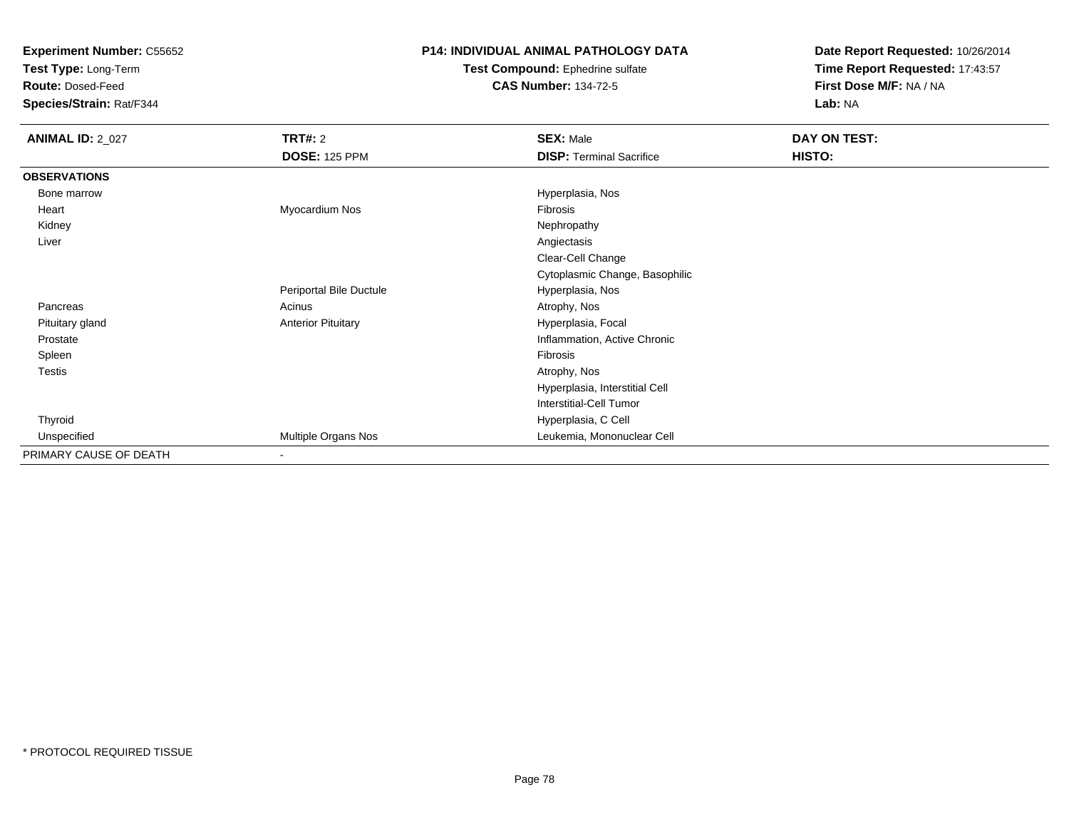**Experiment Number:** C55652
**Test Type:** Long-Term
**Route:** Dosed-Feed
**Species/Strain:** Rat/F344

**P14: INDIVIDUAL ANIMAL PATHOLOGY DATA**
**Test Compound:** Ephedrine sulfate
**CAS Number:** 134-72-5

**Date Report Requested:** 10/26/2014
**Time Report Requested:** 17:43:57
**First Dose M/F:** NA / NA
**Lab:** NA

| **ANIMAL ID:** 2_027 | **TRT#:** 2 | **SEX:** Male | **DAY ON TEST:** |
|---|---|---|---|
| | **DOSE:** 125 PPM | **DISP:** Terminal Sacrifice | **HISTO:** |
| **OBSERVATIONS** | | | |
| Bone marrow | | Hyperplasia, Nos | |
| Heart | Myocardium Nos | Fibrosis | |
| Kidney | | Nephropathy | |
| Liver | | Angiectasis | |
| | | Clear-Cell Change | |
| | | Cytoplasmic Change, Basophilic | |
| | Periportal Bile Ductule | Hyperplasia, Nos | |
| Pancreas | Acinus | Atrophy, Nos | |
| Pituitary gland | Anterior Pituitary | Hyperplasia, Focal | |
| Prostate | | Inflammation, Active Chronic | |
| Spleen | | Fibrosis | |
| Testis | | Atrophy, Nos | |
| | | Hyperplasia, Interstitial Cell | |
| | | Interstitial-Cell Tumor | |
| Thyroid | | Hyperplasia, C Cell | |
| Unspecified | Multiple Organs Nos | Leukemia, Mononuclear Cell | |
| PRIMARY CAUSE OF DEATH | - | | |

\* PROTOCOL REQUIRED TISSUE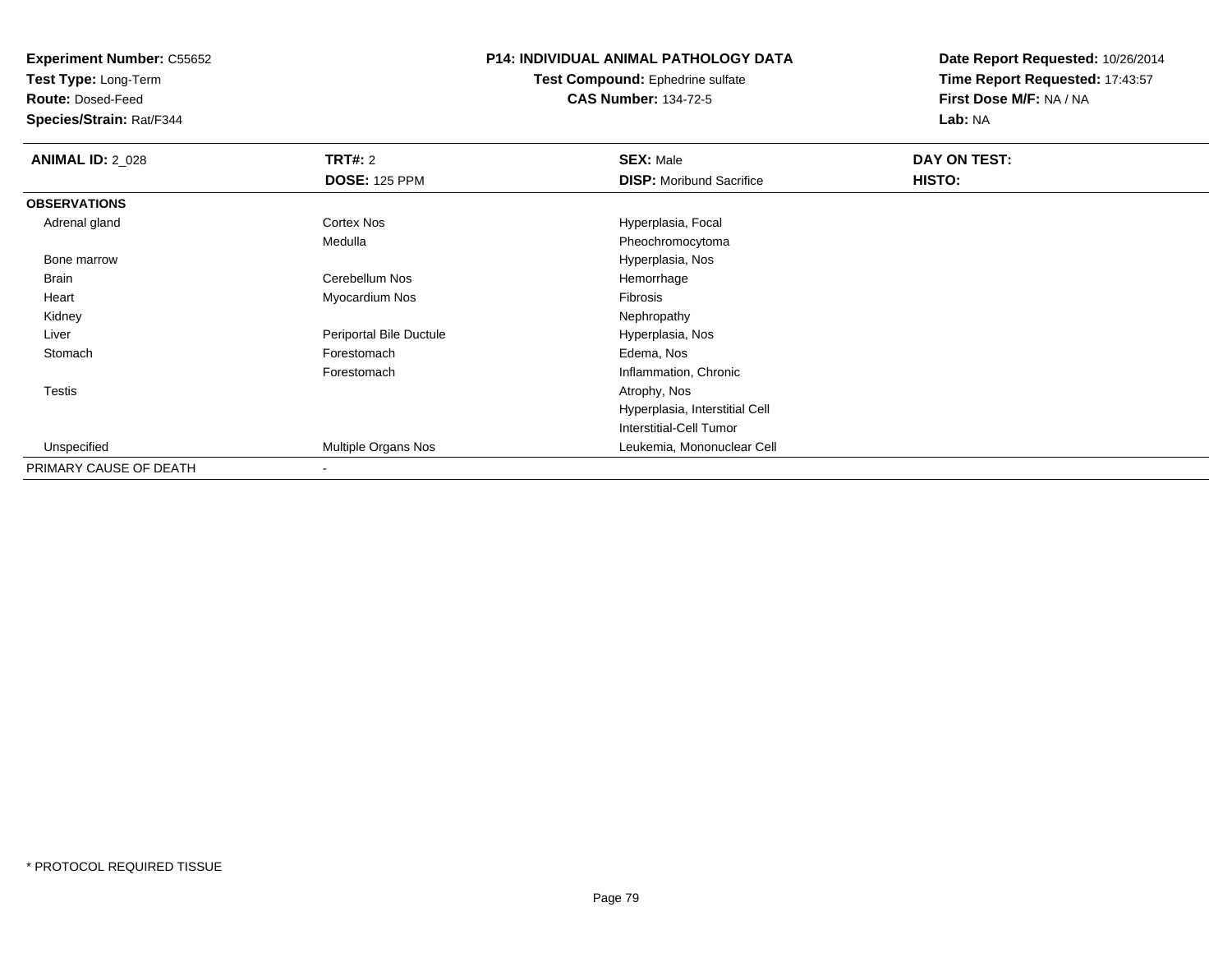**Experiment Number:** C55652
**Test Type:** Long-Term
**Route:** Dosed-Feed
**Species/Strain:** Rat/F344

**P14: INDIVIDUAL ANIMAL PATHOLOGY DATA**
**Test Compound:** Ephedrine sulfate
**CAS Number:** 134-72-5

**Date Report Requested:** 10/26/2014
**Time Report Requested:** 17:43:57
**First Dose M/F:** NA / NA
**Lab:** NA

| **ANIMAL ID:** 2_028 | **TRT#:** 2 | **SEX:** Male | **DAY ON TEST:** |
|---|---|---|---|
| | **DOSE:** 125 PPM | **DISP:** Moribund Sacrifice | **HISTO:** |
| **OBSERVATIONS** | | | |
| Adrenal gland | Cortex Nos | Hyperplasia, Focal | |
| | Medulla | Pheochromocytoma | |
| Bone marrow | | Hyperplasia, Nos | |
| Brain | Cerebellum Nos | Hemorrhage | |
| Heart | Myocardium Nos | Fibrosis | |
| Kidney | | Nephropathy | |
| Liver | Periportal Bile Ductule | Hyperplasia, Nos | |
| Stomach | Forestomach | Edema, Nos | |
| | Forestomach | Inflammation, Chronic | |
| Testis | | Atrophy, Nos | |
| | | Hyperplasia, Interstitial Cell | |
| | | Interstitial-Cell Tumor | |
| Unspecified | Multiple Organs Nos | Leukemia, Mononuclear Cell | |
| PRIMARY CAUSE OF DEATH | - | | |

* PROTOCOL REQUIRED TISSUE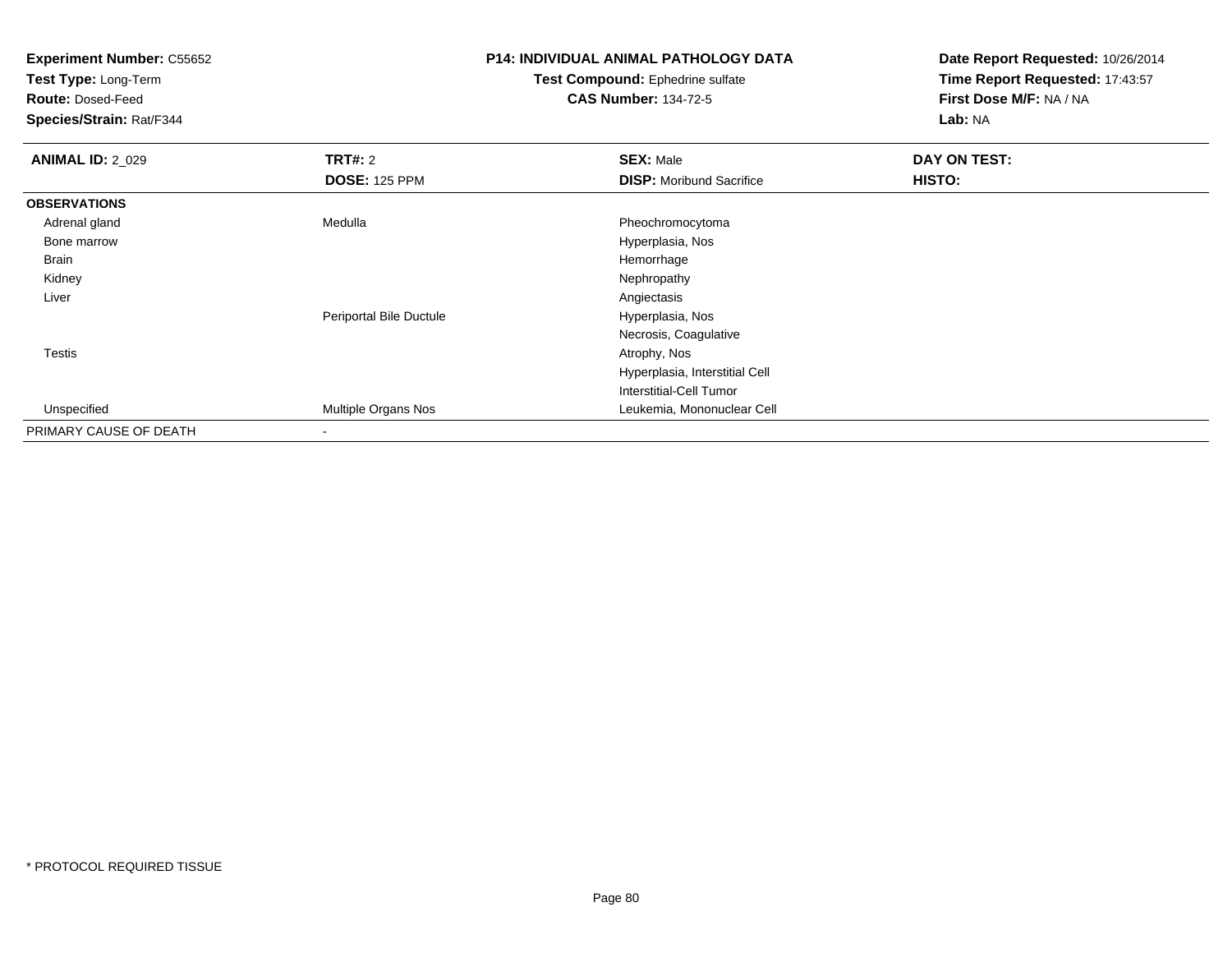**Experiment Number:** C55652
**Test Type:** Long-Term
**Route:** Dosed-Feed
**Species/Strain:** Rat/F344

**P14: INDIVIDUAL ANIMAL PATHOLOGY DATA**
**Test Compound:** Ephedrine sulfate
**CAS Number:** 134-72-5

**Date Report Requested:** 10/26/2014
**Time Report Requested:** 17:43:57
**First Dose M/F:** NA / NA
**Lab:** NA

| **ANIMAL ID:** 2_029 | **TRT#:** 2 | **SEX:** Male | **DAY ON TEST:** |
|---|---|---|---|
| | **DOSE:** 125 PPM | **DISP:** Moribund Sacrifice | **HISTO:** |
| **OBSERVATIONS** | | | |
| Adrenal gland | Medulla | Pheochromocytoma | |
| Bone marrow | | Hyperplasia, Nos | |
| Brain | | Hemorrhage | |
| Kidney | | Nephropathy | |
| Liver | | Angiectasis | |
| | Periportal Bile Ductule | Hyperplasia, Nos | |
| | | Necrosis, Coagulative | |
| Testis | | Atrophy, Nos | |
| | | Hyperplasia, Interstitial Cell | |
| | | Interstitial-Cell Tumor | |
| Unspecified | Multiple Organs Nos | Leukemia, Mononuclear Cell | |
| PRIMARY CAUSE OF DEATH | - | | |

* PROTOCOL REQUIRED TISSUE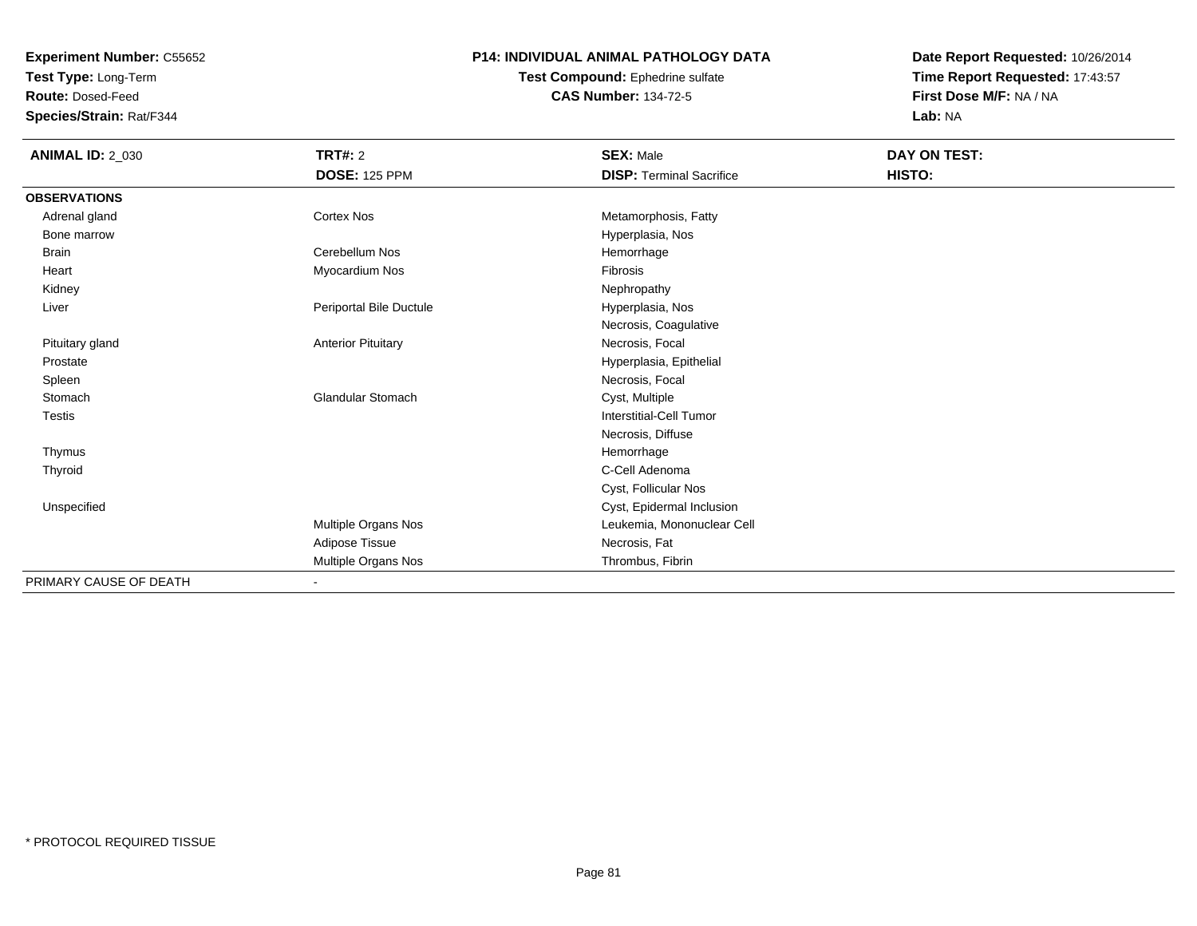**Experiment Number:** C55652
**Test Type:** Long-Term
**Route:** Dosed-Feed
**Species/Strain:** Rat/F344

## P14: INDIVIDUAL ANIMAL PATHOLOGY DATA

**Test Compound:** Ephedrine sulfate
**CAS Number:** 134-72-5

**Date Report Requested:** 10/26/2014
**Time Report Requested:** 17:43:57
**First Dose M/F:** NA / NA
**Lab:** NA

| **ANIMAL ID:** 2_030 | **TRT#:** 2 | **SEX:** Male | **DAY ON TEST:** |
|---|---|---|---|
| | **DOSE:** 125 PPM | **DISP:** Terminal Sacrifice | **HISTO:** |
| **OBSERVATIONS** | | | |
| Adrenal gland | Cortex Nos | Metamorphosis, Fatty | |
| Bone marrow | | Hyperplasia, Nos | |
| Brain | Cerebellum Nos | Hemorrhage | |
| Heart | Myocardium Nos | Fibrosis | |
| Kidney | | Nephropathy | |
| Liver | Periportal Bile Ductule | Hyperplasia, Nos | |
| | | Necrosis, Coagulative | |
| Pituitary gland | Anterior Pituitary | Necrosis, Focal | |
| Prostate | | Hyperplasia, Epithelial | |
| Spleen | | Necrosis, Focal | |
| Stomach | Glandular Stomach | Cyst, Multiple | |
| Testis | | Interstitial-Cell Tumor | |
| | | Necrosis, Diffuse | |
| Thymus | | Hemorrhage | |
| Thyroid | | C-Cell Adenoma | |
| | | Cyst, Follicular Nos | |
| Unspecified | | Cyst, Epidermal Inclusion | |
| | Multiple Organs Nos | Leukemia, Mononuclear Cell | |
| | Adipose Tissue | Necrosis, Fat | |
| | Multiple Organs Nos | Thrombus, Fibrin | |
| PRIMARY CAUSE OF DEATH | - | | |

* PROTOCOL REQUIRED TISSUE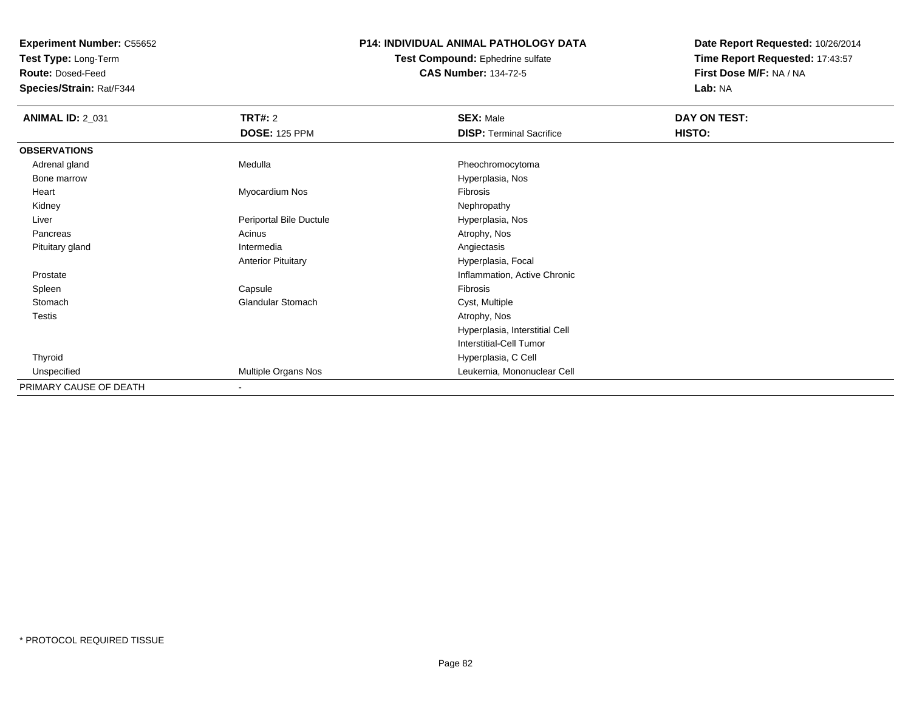**Experiment Number:** C55652
**Test Type:** Long-Term
**Route:** Dosed-Feed
**Species/Strain:** Rat/F344

**P14: INDIVIDUAL ANIMAL PATHOLOGY DATA**
**Test Compound:** Ephedrine sulfate
**CAS Number:** 134-72-5

**Date Report Requested:** 10/26/2014
**Time Report Requested:** 17:43:57
**First Dose M/F:** NA / NA
**Lab:** NA

| **ANIMAL ID:** 2_031 | **TRT#:** 2 | **SEX:** Male | **DAY ON TEST:** |
|---|---|---|---|
| | **DOSE:** 125 PPM | **DISP:** Terminal Sacrifice | **HISTO:** |
| **OBSERVATIONS** | | | |
| Adrenal gland | Medulla | Pheochromocytoma | |
| Bone marrow | | Hyperplasia, Nos | |
| Heart | Myocardium Nos | Fibrosis | |
| Kidney | | Nephropathy | |
| Liver | Periportal Bile Ductule | Hyperplasia, Nos | |
| Pancreas | Acinus | Atrophy, Nos | |
| Pituitary gland | Intermedia | Angiectasis | |
| | Anterior Pituitary | Hyperplasia, Focal | |
| Prostate | | Inflammation, Active Chronic | |
| Spleen | Capsule | Fibrosis | |
| Stomach | Glandular Stomach | Cyst, Multiple | |
| Testis | | Atrophy, Nos | |
| | | Hyperplasia, Interstitial Cell | |
| | | Interstitial-Cell Tumor | |
| Thyroid | | Hyperplasia, C Cell | |
| Unspecified | Multiple Organs Nos | Leukemia, Mononuclear Cell | |
| PRIMARY CAUSE OF DEATH | - | | |

* PROTOCOL REQUIRED TISSUE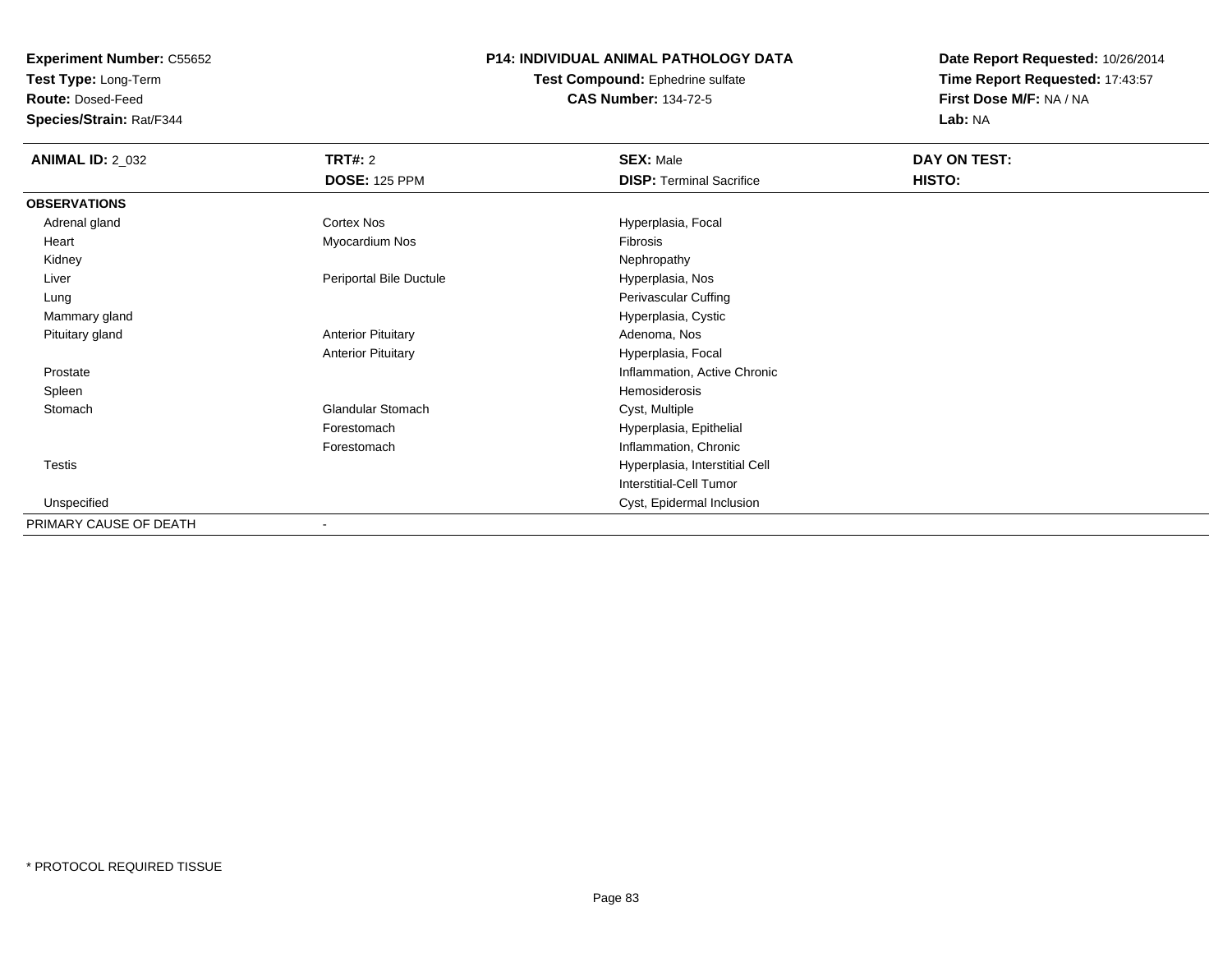**Experiment Number:** C55652
**Test Type:** Long-Term
**Route:** Dosed-Feed
**Species/Strain:** Rat/F344

**P14: INDIVIDUAL ANIMAL PATHOLOGY DATA**
**Test Compound:** Ephedrine sulfate
**CAS Number:** 134-72-5

**Date Report Requested:** 10/26/2014
**Time Report Requested:** 17:43:57
**First Dose M/F:** NA / NA
**Lab:** NA

| **ANIMAL ID:** 2_032 | **TRT#:** 2 | **SEX:** Male | **DAY ON TEST:** |
|---|---|---|---|
| | **DOSE:** 125 PPM | **DISP:** Terminal Sacrifice | **HISTO:** |
| **OBSERVATIONS** | | | |
| Adrenal gland | Cortex Nos | Hyperplasia, Focal | |
| Heart | Myocardium Nos | Fibrosis | |
| Kidney | | Nephropathy | |
| Liver | Periportal Bile Ductule | Hyperplasia, Nos | |
| Lung | | Perivascular Cuffing | |
| Mammary gland | | Hyperplasia, Cystic | |
| Pituitary gland | Anterior Pituitary | Adenoma, Nos | |
| | Anterior Pituitary | Hyperplasia, Focal | |
| Prostate | | Inflammation, Active Chronic | |
| Spleen | | Hemosiderosis | |
| Stomach | Glandular Stomach | Cyst, Multiple | |
| | Forestomach | Hyperplasia, Epithelial | |
| | Forestomach | Inflammation, Chronic | |
| Testis | | Hyperplasia, Interstitial Cell | |
| | | Interstitial-Cell Tumor | |
| Unspecified | | Cyst, Epidermal Inclusion | |
| PRIMARY CAUSE OF DEATH | - | | |

\* PROTOCOL REQUIRED TISSUE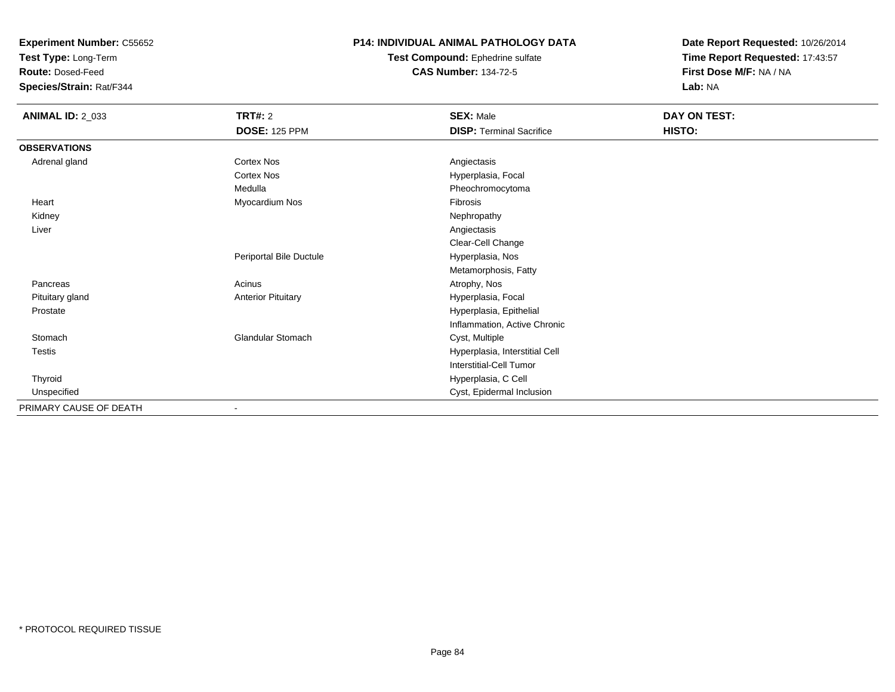**Experiment Number:** C55652
**Test Type:** Long-Term
**Route:** Dosed-Feed
**Species/Strain:** Rat/F344

# P14: INDIVIDUAL ANIMAL PATHOLOGY DATA

**Test Compound:** Ephedrine sulfate
**CAS Number:** 134-72-5

**Date Report Requested:** 10/26/2014
**Time Report Requested:** 17:43:57
**First Dose M/F:** NA / NA
**Lab:** NA

| **ANIMAL ID:** 2_033 | **TRT#:** 2 | **SEX:** Male | **DAY ON TEST:** |
|---|---|---|---|
| | **DOSE:** 125 PPM | **DISP:** Terminal Sacrifice | **HISTO:** |
| **OBSERVATIONS** | | | |
| Adrenal gland | Cortex Nos | Angiectasis | |
| | Cortex Nos | Hyperplasia, Focal | |
| | Medulla | Pheochromocytoma | |
| Heart | Myocardium Nos | Fibrosis | |
| Kidney | | Nephropathy | |
| Liver | | Angiectasis | |
| | | Clear-Cell Change | |
| | Periportal Bile Ductule | Hyperplasia, Nos | |
| | | Metamorphosis, Fatty | |
| Pancreas | Acinus | Atrophy, Nos | |
| Pituitary gland | Anterior Pituitary | Hyperplasia, Focal | |
| Prostate | | Hyperplasia, Epithelial | |
| | | Inflammation, Active Chronic | |
| Stomach | Glandular Stomach | Cyst, Multiple | |
| Testis | | Hyperplasia, Interstitial Cell | |
| | | Interstitial-Cell Tumor | |
| Thyroid | | Hyperplasia, C Cell | |
| Unspecified | | Cyst, Epidermal Inclusion | |
| PRIMARY CAUSE OF DEATH | - | | |

* PROTOCOL REQUIRED TISSUE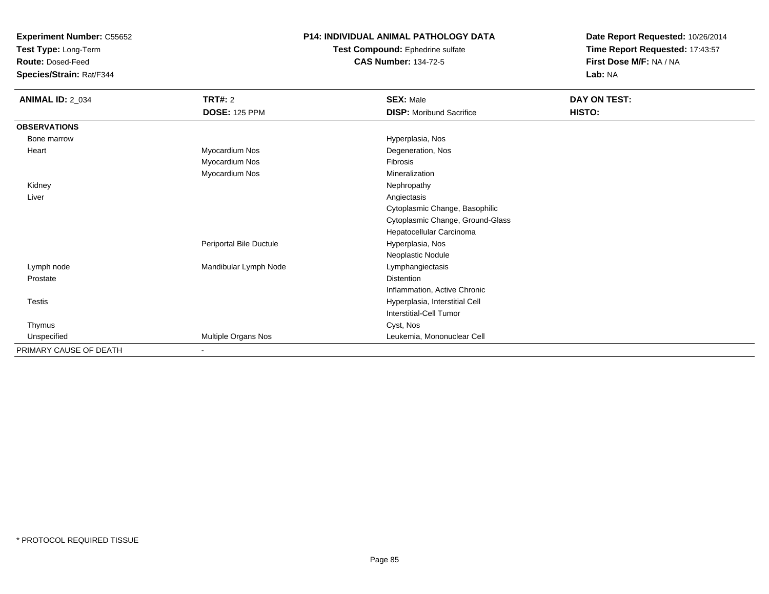**Experiment Number:** C55652
**Test Type:** Long-Term
**Route:** Dosed-Feed
**Species/Strain:** Rat/F344

**P14: INDIVIDUAL ANIMAL PATHOLOGY DATA**
**Test Compound:** Ephedrine sulfate
**CAS Number:** 134-72-5

**Date Report Requested:** 10/26/2014
**Time Report Requested:** 17:43:57
**First Dose M/F:** NA / NA
**Lab:** NA

| **ANIMAL ID:** 2_034 | **TRT#:** 2 | **SEX:** Male | **DAY ON TEST:** |
|---|---|---|---|
| | **DOSE:** 125 PPM | **DISP:** Moribund Sacrifice | **HISTO:** |
| **OBSERVATIONS** | | | |
| Bone marrow | | Hyperplasia, Nos | |
| Heart | Myocardium Nos | Degeneration, Nos | |
| | Myocardium Nos | Fibrosis | |
| | Myocardium Nos | Mineralization | |
| Kidney | | Nephropathy | |
| Liver | | Angiectasis | |
| | | Cytoplasmic Change, Basophilic | |
| | | Cytoplasmic Change, Ground-Glass | |
| | | Hepatocellular Carcinoma | |
| | Periportal Bile Ductule | Hyperplasia, Nos | |
| | | Neoplastic Nodule | |
| Lymph node | Mandibular Lymph Node | Lymphangiectasis | |
| Prostate | | Distention | |
| | | Inflammation, Active Chronic | |
| Testis | | Hyperplasia, Interstitial Cell | |
| | | Interstitial-Cell Tumor | |
| Thymus | | Cyst, Nos | |
| Unspecified | Multiple Organs Nos | Leukemia, Mononuclear Cell | |
| PRIMARY CAUSE OF DEATH | - | | |

* PROTOCOL REQUIRED TISSUE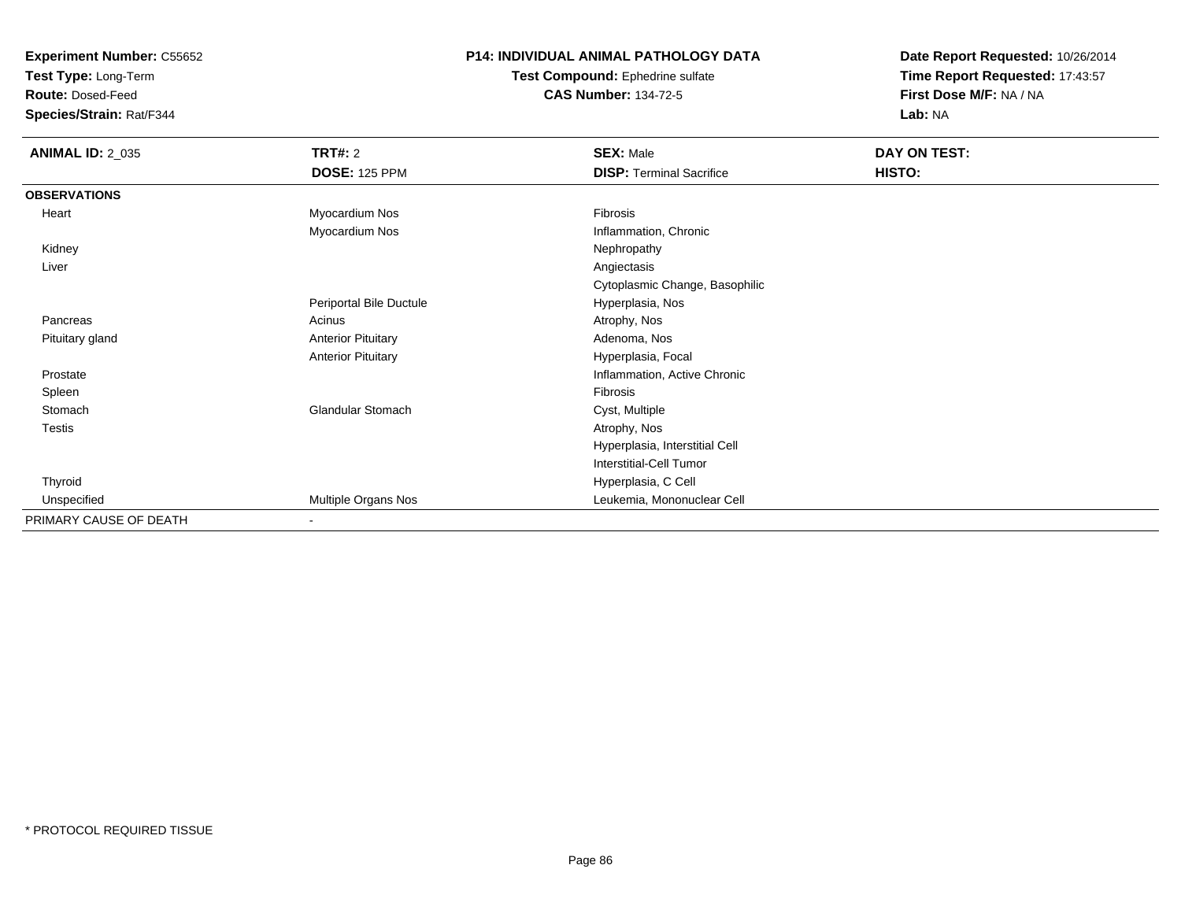**Experiment Number:** C55652
**Test Type:** Long-Term
**Route:** Dosed-Feed
**Species/Strain:** Rat/F344

**P14: INDIVIDUAL ANIMAL PATHOLOGY DATA**
**Test Compound:** Ephedrine sulfate
**CAS Number:** 134-72-5

**Date Report Requested:** 10/26/2014
**Time Report Requested:** 17:43:57
**First Dose M/F:** NA / NA
**Lab:** NA

| **ANIMAL ID:** 2_035 | **TRT#:** 2 | **SEX:** Male | **DAY ON TEST:** |
|---|---|---|---|
| | **DOSE:** 125 PPM | **DISP:** Terminal Sacrifice | **HISTO:** |
| **OBSERVATIONS** | | | |
| Heart | Myocardium Nos | Fibrosis | |
| | Myocardium Nos | Inflammation, Chronic | |
| Kidney | | Nephropathy | |
| Liver | | Angiectasis | |
| | | Cytoplasmic Change, Basophilic | |
| | Periportal Bile Ductule | Hyperplasia, Nos | |
| Pancreas | Acinus | Atrophy, Nos | |
| Pituitary gland | Anterior Pituitary | Adenoma, Nos | |
| | Anterior Pituitary | Hyperplasia, Focal | |
| Prostate | | Inflammation, Active Chronic | |
| Spleen | | Fibrosis | |
| Stomach | Glandular Stomach | Cyst, Multiple | |
| Testis | | Atrophy, Nos | |
| | | Hyperplasia, Interstitial Cell | |
| | | Interstitial-Cell Tumor | |
| Thyroid | | Hyperplasia, C Cell | |
| Unspecified | Multiple Organs Nos | Leukemia, Mononuclear Cell | |
| PRIMARY CAUSE OF DEATH | - | | |

\* PROTOCOL REQUIRED TISSUE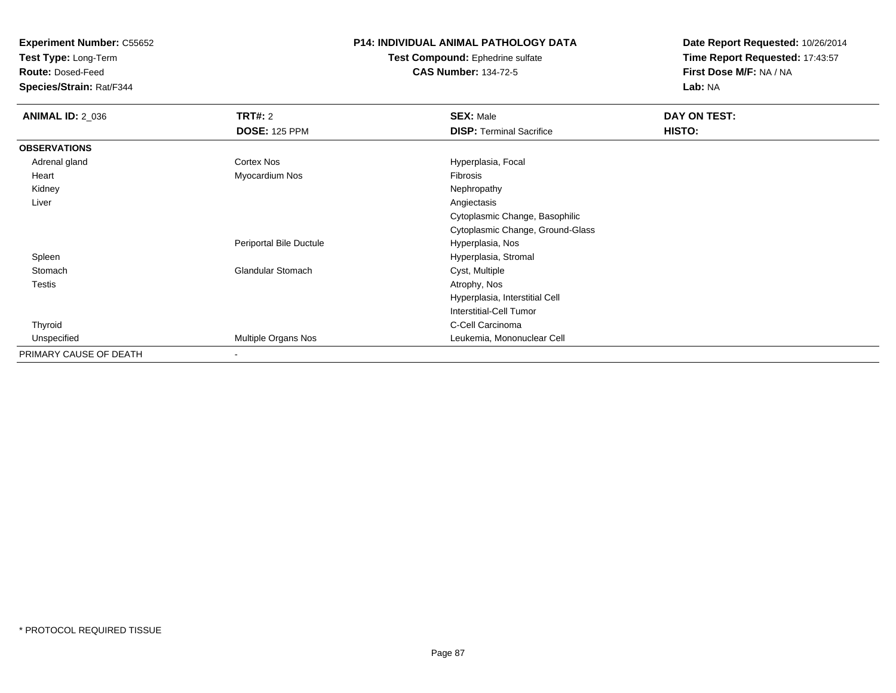**Experiment Number:** C55652
**Test Type:** Long-Term
**Route:** Dosed-Feed
**Species/Strain:** Rat/F344

**P14: INDIVIDUAL ANIMAL PATHOLOGY DATA**
**Test Compound:** Ephedrine sulfate
**CAS Number:** 134-72-5

**Date Report Requested:** 10/26/2014
**Time Report Requested:** 17:43:57
**First Dose M/F:** NA / NA
**Lab:** NA

| **ANIMAL ID:** 2_036 | **TRT#:** 2 | **SEX:** Male | **DAY ON TEST:** |
|---|---|---|---|
| | **DOSE:** 125 PPM | **DISP:** Terminal Sacrifice | **HISTO:** |
| **OBSERVATIONS** | | | |
| Adrenal gland | Cortex Nos | Hyperplasia, Focal | |
| Heart | Myocardium Nos | Fibrosis | |
| Kidney | | Nephropathy | |
| Liver | | Angiectasis | |
| | | Cytoplasmic Change, Basophilic | |
| | | Cytoplasmic Change, Ground-Glass | |
| | Periportal Bile Ductule | Hyperplasia, Nos | |
| Spleen | | Hyperplasia, Stromal | |
| Stomach | Glandular Stomach | Cyst, Multiple | |
| Testis | | Atrophy, Nos | |
| | | Hyperplasia, Interstitial Cell | |
| | | Interstitial-Cell Tumor | |
| Thyroid | | C-Cell Carcinoma | |
| Unspecified | Multiple Organs Nos | Leukemia, Mononuclear Cell | |
| PRIMARY CAUSE OF DEATH | - | | |

\* PROTOCOL REQUIRED TISSUE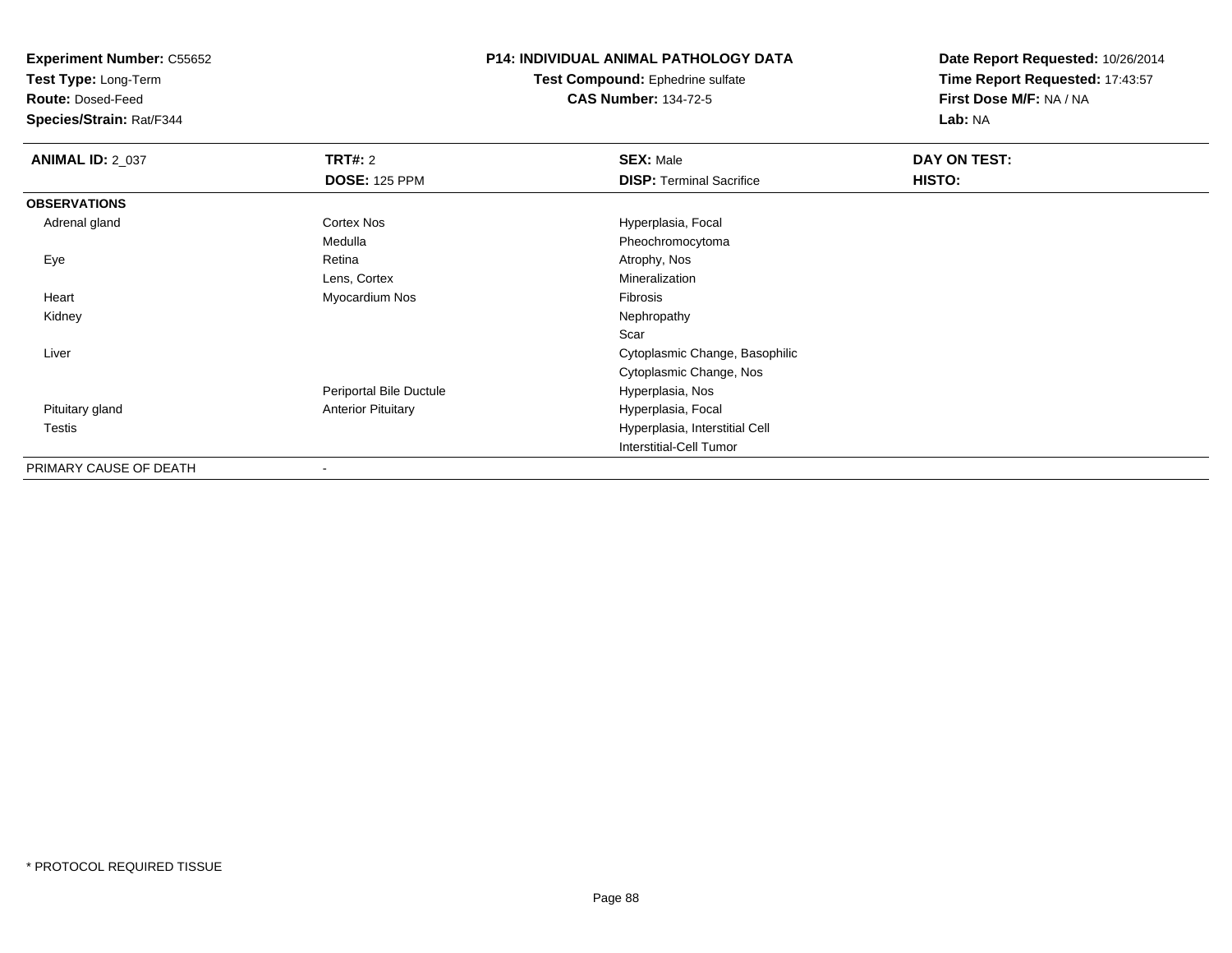**Experiment Number:** C55652
**Test Type:** Long-Term
**Route:** Dosed-Feed
**Species/Strain:** Rat/F344

**P14: INDIVIDUAL ANIMAL PATHOLOGY DATA**
**Test Compound:** Ephedrine sulfate
**CAS Number:** 134-72-5

**Date Report Requested:** 10/26/2014
**Time Report Requested:** 17:43:57
**First Dose M/F:** NA / NA
**Lab:** NA

| **ANIMAL ID:** 2_037 | **TRT#:** 2 | **SEX:** Male | **DAY ON TEST:** |
|---|---|---|---|
| | **DOSE:** 125 PPM | **DISP:** Terminal Sacrifice | **HISTO:** |
| **OBSERVATIONS** | | | |
| Adrenal gland | Cortex Nos | Hyperplasia, Focal | |
| | Medulla | Pheochromocytoma | |
| Eye | Retina | Atrophy, Nos | |
| | Lens, Cortex | Mineralization | |
| Heart | Myocardium Nos | Fibrosis | |
| Kidney | | Nephropathy | |
| | | Scar | |
| Liver | | Cytoplasmic Change, Basophilic | |
| | | Cytoplasmic Change, Nos | |
| | Periportal Bile Ductule | Hyperplasia, Nos | |
| Pituitary gland | Anterior Pituitary | Hyperplasia, Focal | |
| Testis | | Hyperplasia, Interstitial Cell | |
| | | Interstitial-Cell Tumor | |
| PRIMARY CAUSE OF DEATH | - | | |

* PROTOCOL REQUIRED TISSUE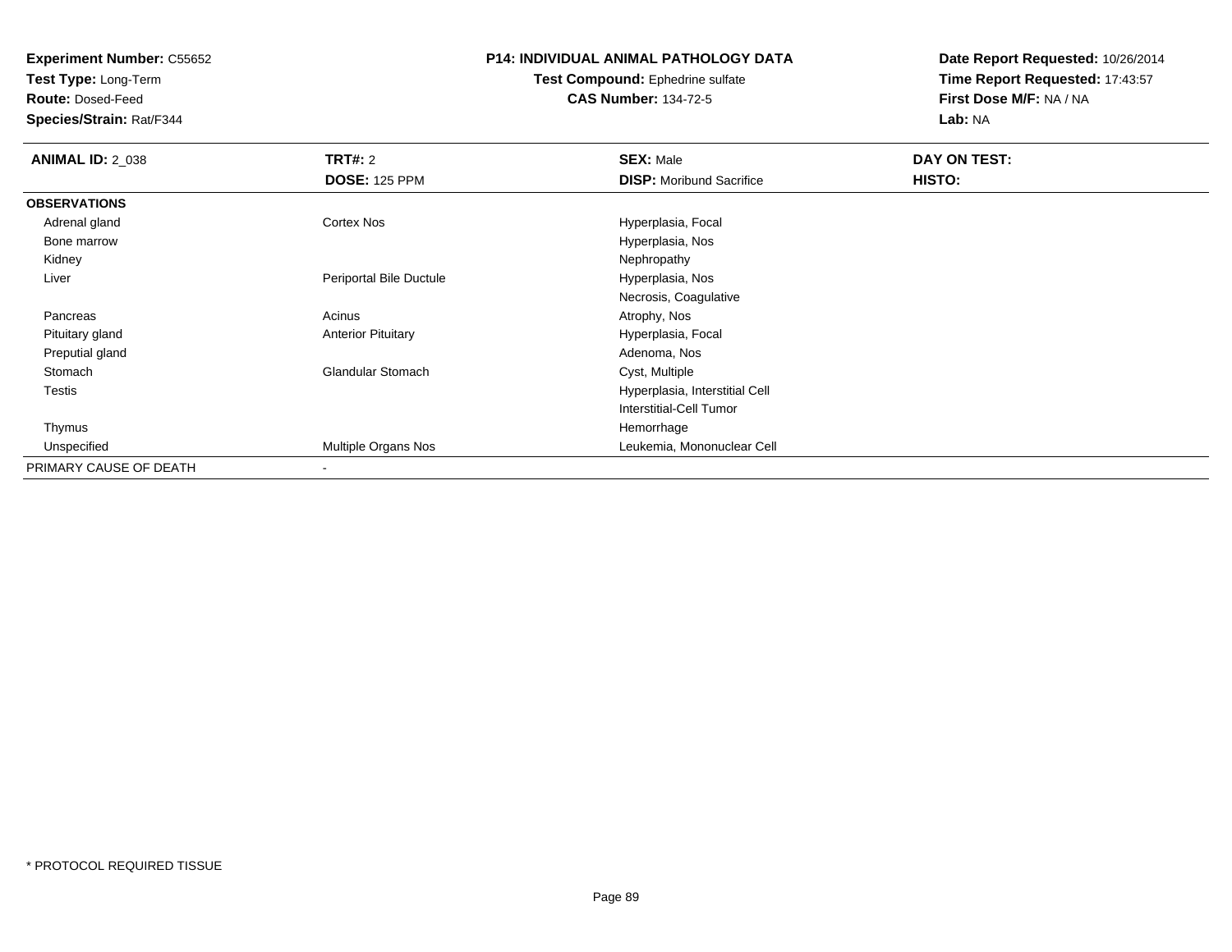**Experiment Number:** C55652
**Test Type:** Long-Term
**Route:** Dosed-Feed
**Species/Strain:** Rat/F344

**P14: INDIVIDUAL ANIMAL PATHOLOGY DATA**
**Test Compound:** Ephedrine sulfate
**CAS Number:** 134-72-5

**Date Report Requested:** 10/26/2014
**Time Report Requested:** 17:43:57
**First Dose M/F:** NA / NA
**Lab:** NA

| **ANIMAL ID:** 2_038 | **TRT#:** 2 | **SEX:** Male | **DAY ON TEST:** |
|---|---|---|---|
| | **DOSE:** 125 PPM | **DISP:** Moribund Sacrifice | **HISTO:** |
| **OBSERVATIONS** | | | |
| Adrenal gland | Cortex Nos | Hyperplasia, Focal | |
| Bone marrow | | Hyperplasia, Nos | |
| Kidney | | Nephropathy | |
| Liver | Periportal Bile Ductule | Hyperplasia, Nos | |
| | | Necrosis, Coagulative | |
| Pancreas | Acinus | Atrophy, Nos | |
| Pituitary gland | Anterior Pituitary | Hyperplasia, Focal | |
| Preputial gland | | Adenoma, Nos | |
| Stomach | Glandular Stomach | Cyst, Multiple | |
| Testis | | Hyperplasia, Interstitial Cell | |
| | | Interstitial-Cell Tumor | |
| Thymus | | Hemorrhage | |
| Unspecified | Multiple Organs Nos | Leukemia, Mononuclear Cell | |
| PRIMARY CAUSE OF DEATH | - | | |

* PROTOCOL REQUIRED TISSUE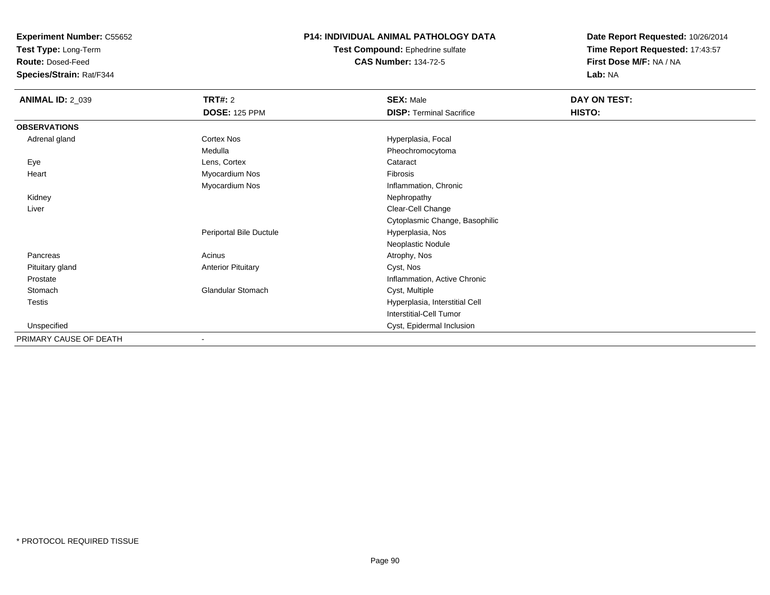**Experiment Number:** C55652
**Test Type:** Long-Term
**Route:** Dosed-Feed
**Species/Strain:** Rat/F344

**P14: INDIVIDUAL ANIMAL PATHOLOGY DATA**
**Test Compound:** Ephedrine sulfate
**CAS Number:** 134-72-5

**Date Report Requested:** 10/26/2014
**Time Report Requested:** 17:43:57
**First Dose M/F:** NA / NA
**Lab:** NA

| **ANIMAL ID:** 2_039 | **TRT#:** 2 | **SEX:** Male | **DAY ON TEST:** |
|---|---|---|---|
| | **DOSE:** 125 PPM | **DISP:** Terminal Sacrifice | **HISTO:** |
| **OBSERVATIONS** | | | |
| Adrenal gland | Cortex Nos | Hyperplasia, Focal | |
| | Medulla | Pheochromocytoma | |
| Eye | Lens, Cortex | Cataract | |
| Heart | Myocardium Nos | Fibrosis | |
| | Myocardium Nos | Inflammation, Chronic | |
| Kidney | | Nephropathy | |
| Liver | | Clear-Cell Change | |
| | | Cytoplasmic Change, Basophilic | |
| | Periportal Bile Ductule | Hyperplasia, Nos | |
| | | Neoplastic Nodule | |
| Pancreas | Acinus | Atrophy, Nos | |
| Pituitary gland | Anterior Pituitary | Cyst, Nos | |
| Prostate | | Inflammation, Active Chronic | |
| Stomach | Glandular Stomach | Cyst, Multiple | |
| Testis | | Hyperplasia, Interstitial Cell | |
| | | Interstitial-Cell Tumor | |
| Unspecified | | Cyst, Epidermal Inclusion | |
| PRIMARY CAUSE OF DEATH | - | | |

* PROTOCOL REQUIRED TISSUE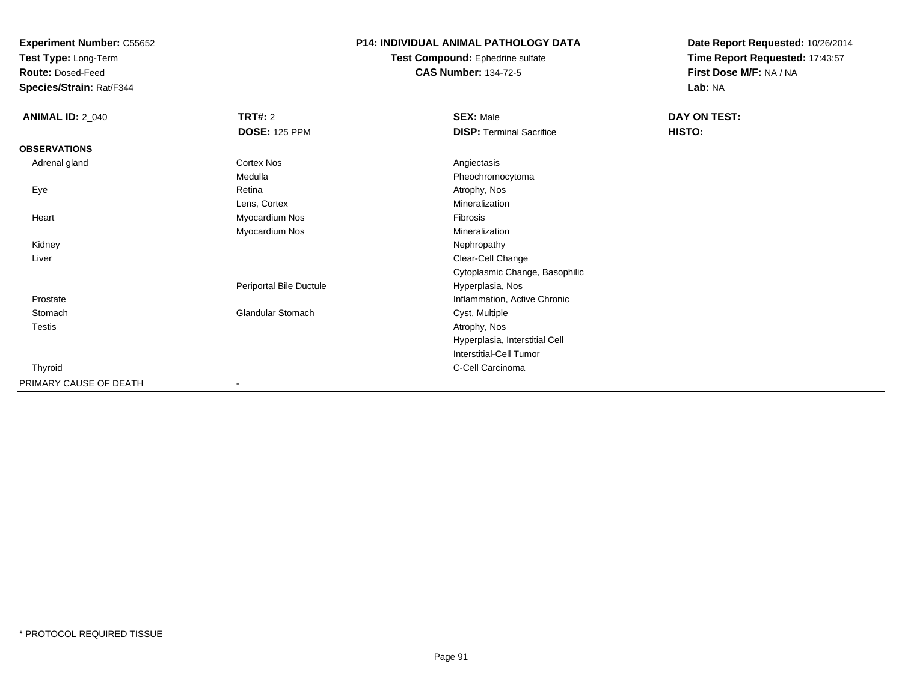**Experiment Number:** C55652
**Test Type:** Long-Term
**Route:** Dosed-Feed
**Species/Strain:** Rat/F344

**P14: INDIVIDUAL ANIMAL PATHOLOGY DATA**
**Test Compound:** Ephedrine sulfate
**CAS Number:** 134-72-5

**Date Report Requested:** 10/26/2014
**Time Report Requested:** 17:43:57
**First Dose M/F:** NA / NA
**Lab:** NA

| **ANIMAL ID:** 2_040 | **TRT#:** 2 | **SEX:** Male | **DAY ON TEST:** |
|---|---|---|---|
| | **DOSE:** 125 PPM | **DISP:** Terminal Sacrifice | **HISTO:** |
| **OBSERVATIONS** | | | |
| Adrenal gland | Cortex Nos | Angiectasis | |
| | Medulla | Pheochromocytoma | |
| Eye | Retina | Atrophy, Nos | |
| | Lens, Cortex | Mineralization | |
| Heart | Myocardium Nos | Fibrosis | |
| | Myocardium Nos | Mineralization | |
| Kidney | | Nephropathy | |
| Liver | | Clear-Cell Change | |
| | | Cytoplasmic Change, Basophilic | |
| | Periportal Bile Ductule | Hyperplasia, Nos | |
| Prostate | | Inflammation, Active Chronic | |
| Stomach | Glandular Stomach | Cyst, Multiple | |
| Testis | | Atrophy, Nos | |
| | | Hyperplasia, Interstitial Cell | |
| | | Interstitial-Cell Tumor | |
| Thyroid | | C-Cell Carcinoma | |
| PRIMARY CAUSE OF DEATH | - | | |

* PROTOCOL REQUIRED TISSUE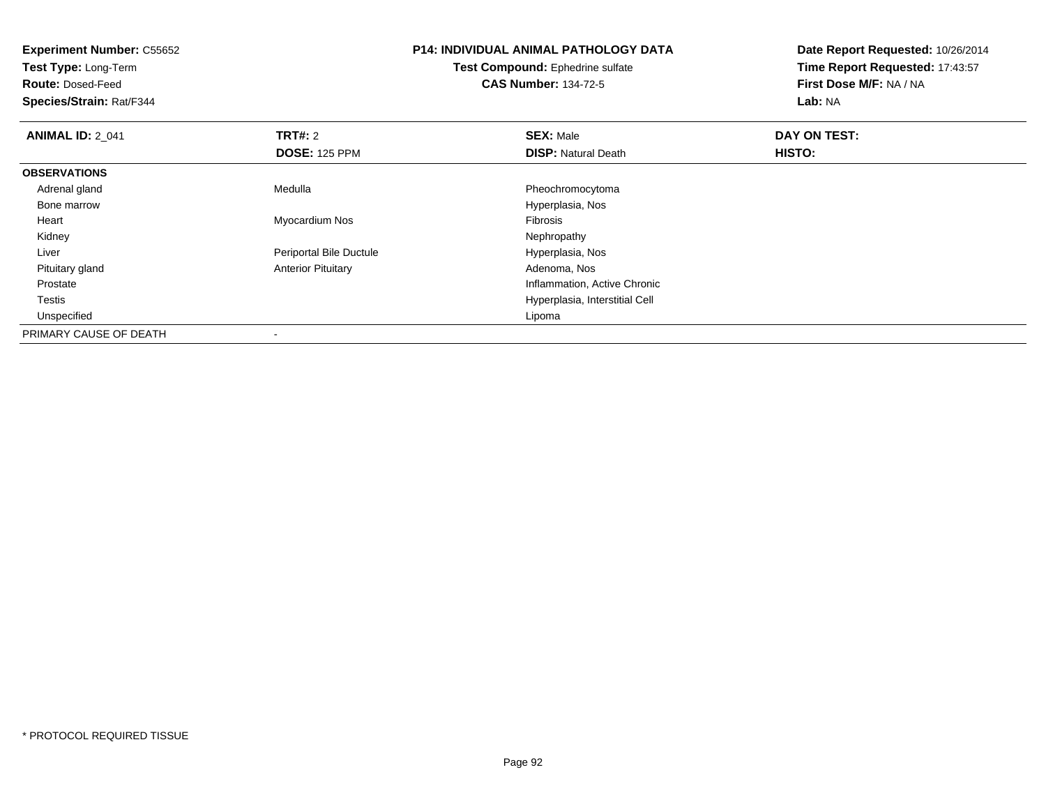**Experiment Number:** C55652
**Test Type:** Long-Term
**Route:** Dosed-Feed
**Species/Strain:** Rat/F344

**P14: INDIVIDUAL ANIMAL PATHOLOGY DATA**
**Test Compound:** Ephedrine sulfate
**CAS Number:** 134-72-5

**Date Report Requested:** 10/26/2014
**Time Report Requested:** 17:43:57
**First Dose M/F:** NA / NA
**Lab:** NA

| **ANIMAL ID:** 2_041 | **TRT#:** 2 | **SEX:** Male | **DAY ON TEST:** |
|---|---|---|---|
| | **DOSE:** 125 PPM | **DISP:** Natural Death | **HISTO:** |
| **OBSERVATIONS** | | | |
| Adrenal gland | Medulla | Pheochromocytoma | |
| Bone marrow | | Hyperplasia, Nos | |
| Heart | Myocardium Nos | Fibrosis | |
| Kidney | | Nephropathy | |
| Liver | Periportal Bile Ductule | Hyperplasia, Nos | |
| Pituitary gland | Anterior Pituitary | Adenoma, Nos | |
| Prostate | | Inflammation, Active Chronic | |
| Testis | | Hyperplasia, Interstitial Cell | |
| Unspecified | | Lipoma | |
| PRIMARY CAUSE OF DEATH | - | | |

* PROTOCOL REQUIRED TISSUE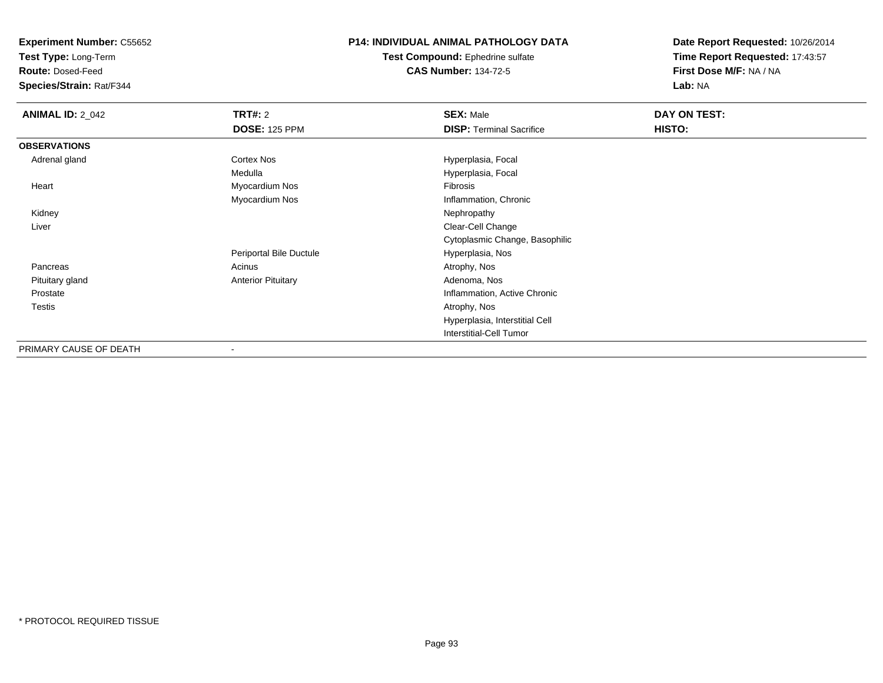**Experiment Number:** C55652
**Test Type:** Long-Term
**Route:** Dosed-Feed
**Species/Strain:** Rat/F344

**P14: INDIVIDUAL ANIMAL PATHOLOGY DATA**
**Test Compound:** Ephedrine sulfate
**CAS Number:** 134-72-5

**Date Report Requested:** 10/26/2014
**Time Report Requested:** 17:43:57
**First Dose M/F:** NA / NA
**Lab:** NA

| **ANIMAL ID:** 2_042 | **TRT#:** 2 | **SEX:** Male | **DAY ON TEST:** |
|---|---|---|---|
| | **DOSE:** 125 PPM | **DISP:** Terminal Sacrifice | **HISTO:** |
| **OBSERVATIONS** | | | |
| Adrenal gland | Cortex Nos | Hyperplasia, Focal | |
| | Medulla | Hyperplasia, Focal | |
| Heart | Myocardium Nos | Fibrosis | |
| | Myocardium Nos | Inflammation, Chronic | |
| Kidney | | Nephropathy | |
| Liver | | Clear-Cell Change | |
| | | Cytoplasmic Change, Basophilic | |
| | Periportal Bile Ductule | Hyperplasia, Nos | |
| Pancreas | Acinus | Atrophy, Nos | |
| Pituitary gland | Anterior Pituitary | Adenoma, Nos | |
| Prostate | | Inflammation, Active Chronic | |
| Testis | | Atrophy, Nos | |
| | | Hyperplasia, Interstitial Cell | |
| | | Interstitial-Cell Tumor | |
| PRIMARY CAUSE OF DEATH | - | | |

* PROTOCOL REQUIRED TISSUE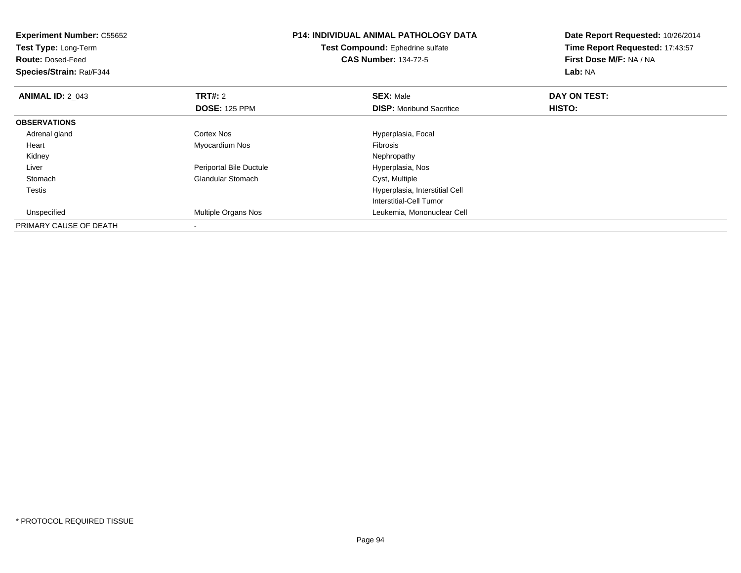**Experiment Number:** C55652
**Test Type:** Long-Term
**Route:** Dosed-Feed
**Species/Strain:** Rat/F344

**P14: INDIVIDUAL ANIMAL PATHOLOGY DATA**
**Test Compound:** Ephedrine sulfate
**CAS Number:** 134-72-5

**Date Report Requested:** 10/26/2014
**Time Report Requested:** 17:43:57
**First Dose M/F:** NA / NA
**Lab:** NA

| **ANIMAL ID:** 2_043 | **TRT#:** 2 | **SEX:** Male | **DAY ON TEST:** |
|---|---|---|---|
| | **DOSE:** 125 PPM | **DISP:** Moribund Sacrifice | **HISTO:** |
| **OBSERVATIONS** | | | |
| Adrenal gland | Cortex Nos | Hyperplasia, Focal | |
| Heart | Myocardium Nos | Fibrosis | |
| Kidney | | Nephropathy | |
| Liver | Periportal Bile Ductule | Hyperplasia, Nos | |
| Stomach | Glandular Stomach | Cyst, Multiple | |
| Testis | | Hyperplasia, Interstitial Cell | |
| | | Interstitial-Cell Tumor | |
| Unspecified | Multiple Organs Nos | Leukemia, Mononuclear Cell | |
| PRIMARY CAUSE OF DEATH | - | | |

* PROTOCOL REQUIRED TISSUE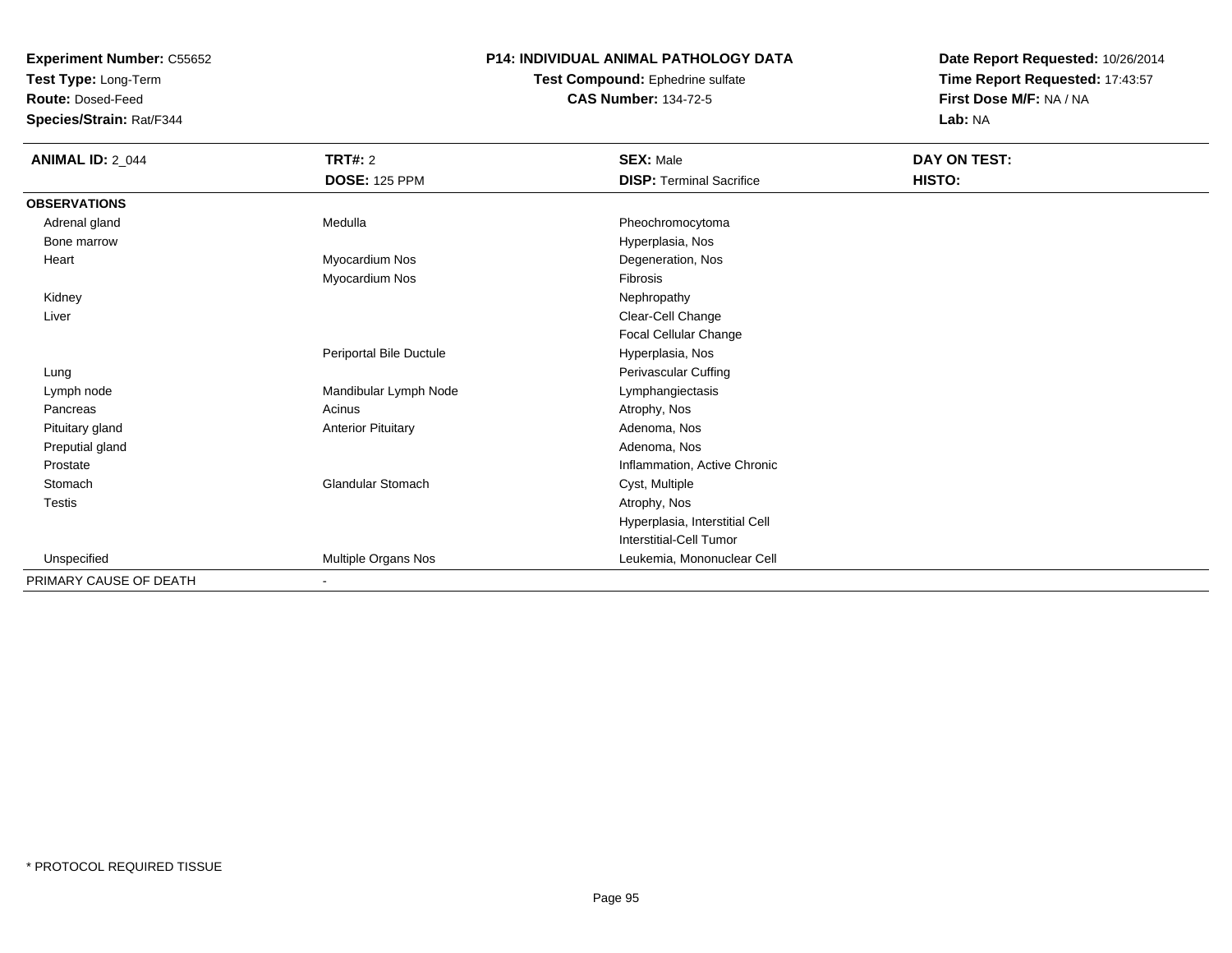**Experiment Number:** C55652
**Test Type:** Long-Term
**Route:** Dosed-Feed
**Species/Strain:** Rat/F344

# P14: INDIVIDUAL ANIMAL PATHOLOGY DATA

**Test Compound:** Ephedrine sulfate
**CAS Number:** 134-72-5

**Date Report Requested:** 10/26/2014
**Time Report Requested:** 17:43:57
**First Dose M/F:** NA / NA
**Lab:** NA

| **ANIMAL ID:** 2_044 | **TRT#:** 2 | **SEX:** Male | **DAY ON TEST:** |
|---|---|---|---|
| | **DOSE:** 125 PPM | **DISP:** Terminal Sacrifice | **HISTO:** |
| **OBSERVATIONS** | | | |
| Adrenal gland | Medulla | Pheochromocytoma | |
| Bone marrow | | Hyperplasia, Nos | |
| Heart | Myocardium Nos | Degeneration, Nos | |
| | Myocardium Nos | Fibrosis | |
| Kidney | | Nephropathy | |
| Liver | | Clear-Cell Change | |
| | | Focal Cellular Change | |
| | Periportal Bile Ductule | Hyperplasia, Nos | |
| Lung | | Perivascular Cuffing | |
| Lymph node | Mandibular Lymph Node | Lymphangiectasis | |
| Pancreas | Acinus | Atrophy, Nos | |
| Pituitary gland | Anterior Pituitary | Adenoma, Nos | |
| Preputial gland | | Adenoma, Nos | |
| Prostate | | Inflammation, Active Chronic | |
| Stomach | Glandular Stomach | Cyst, Multiple | |
| Testis | | Atrophy, Nos | |
| | | Hyperplasia, Interstitial Cell | |
| | | Interstitial-Cell Tumor | |
| Unspecified | Multiple Organs Nos | Leukemia, Mononuclear Cell | |
| PRIMARY CAUSE OF DEATH | - | | |

* PROTOCOL REQUIRED TISSUE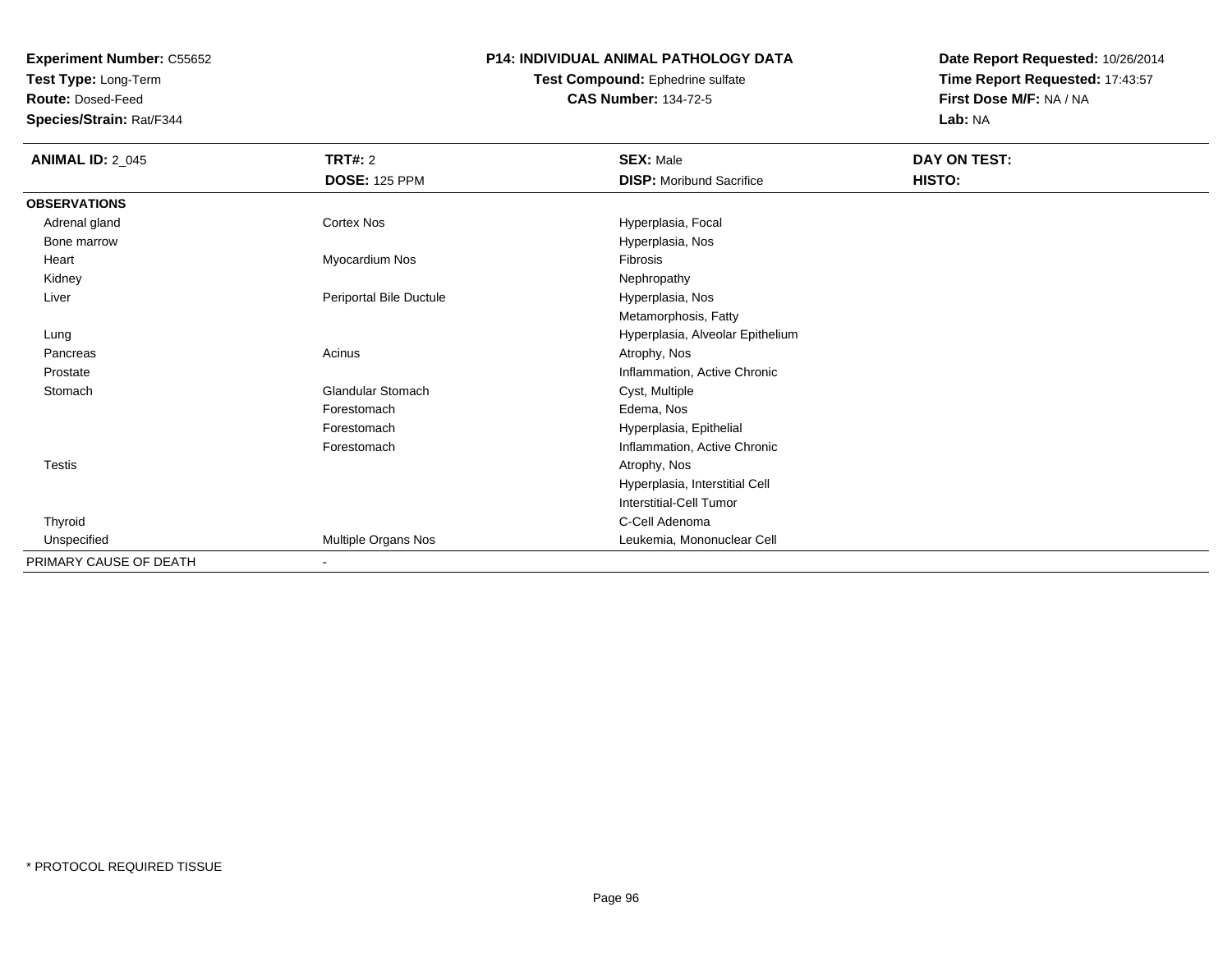**Experiment Number:** C55652
**Test Type:** Long-Term
**Route:** Dosed-Feed
**Species/Strain:** Rat/F344

**P14: INDIVIDUAL ANIMAL PATHOLOGY DATA**
**Test Compound:** Ephedrine sulfate
**CAS Number:** 134-72-5

**Date Report Requested:** 10/26/2014
**Time Report Requested:** 17:43:57
**First Dose M/F:** NA / NA
**Lab:** NA

| **ANIMAL ID:** 2_045 | **TRT#:** 2 | **SEX:** Male | **DAY ON TEST:** |
|---|---|---|---|
| | **DOSE:** 125 PPM | **DISP:** Moribund Sacrifice | **HISTO:** |
| **OBSERVATIONS** | | | |
| Adrenal gland | Cortex Nos | Hyperplasia, Focal | |
| Bone marrow | | Hyperplasia, Nos | |
| Heart | Myocardium Nos | Fibrosis | |
| Kidney | | Nephropathy | |
| Liver | Periportal Bile Ductule | Hyperplasia, Nos | |
| | | Metamorphosis, Fatty | |
| Lung | | Hyperplasia, Alveolar Epithelium | |
| Pancreas | Acinus | Atrophy, Nos | |
| Prostate | | Inflammation, Active Chronic | |
| Stomach | Glandular Stomach | Cyst, Multiple | |
| | Forestomach | Edema, Nos | |
| | Forestomach | Hyperplasia, Epithelial | |
| | Forestomach | Inflammation, Active Chronic | |
| Testis | | Atrophy, Nos | |
| | | Hyperplasia, Interstitial Cell | |
| | | Interstitial-Cell Tumor | |
| Thyroid | | C-Cell Adenoma | |
| Unspecified | Multiple Organs Nos | Leukemia, Mononuclear Cell | |
| PRIMARY CAUSE OF DEATH | - | | |

\* PROTOCOL REQUIRED TISSUE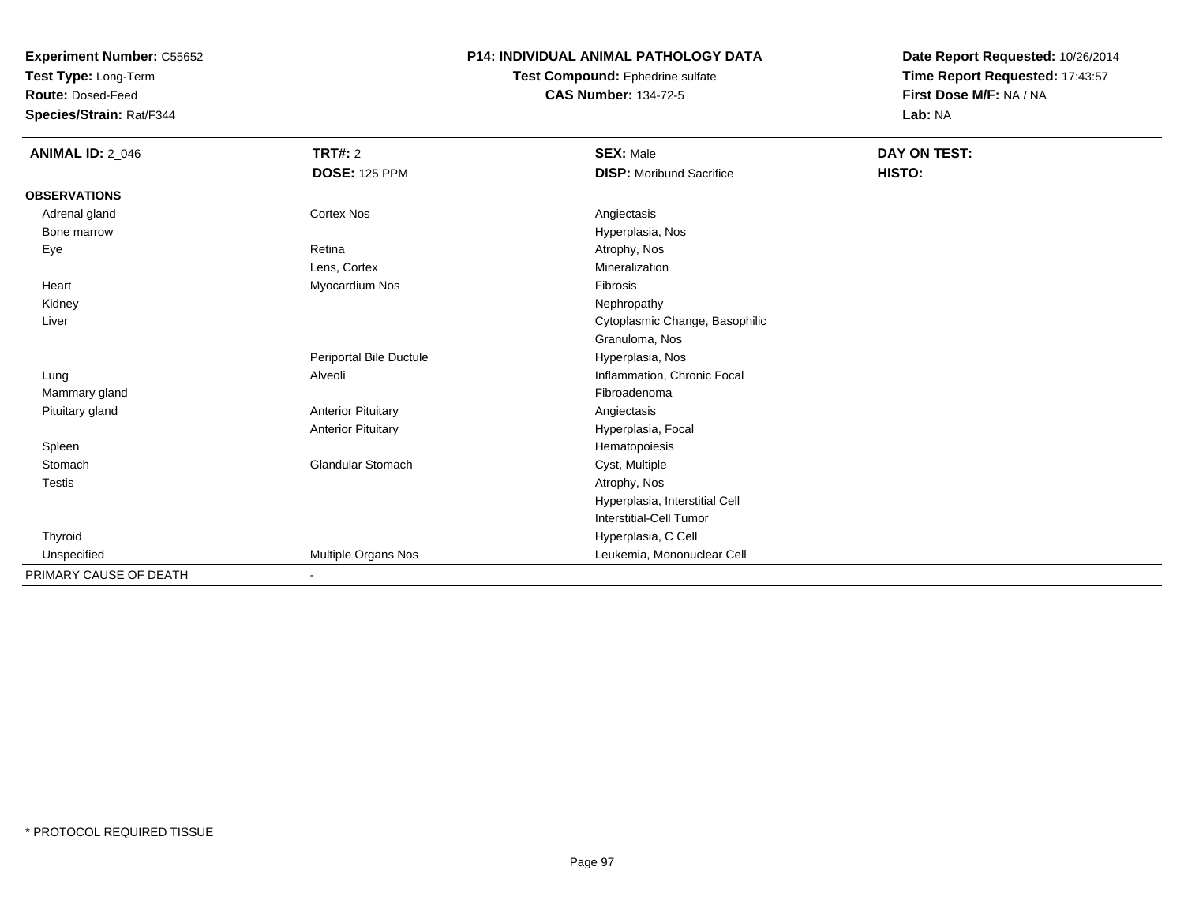**Experiment Number:** C55652
**Test Type:** Long-Term
**Route:** Dosed-Feed
**Species/Strain:** Rat/F344

**P14: INDIVIDUAL ANIMAL PATHOLOGY DATA**
**Test Compound:** Ephedrine sulfate
**CAS Number:** 134-72-5

**Date Report Requested:** 10/26/2014
**Time Report Requested:** 17:43:57
**First Dose M/F:** NA / NA
**Lab:** NA

| **ANIMAL ID:** 2_046 | **TRT#:** 2 | **SEX:** Male | **DAY ON TEST:** |
|---|---|---|---|
| | **DOSE:** 125 PPM | **DISP:** Moribund Sacrifice | **HISTO:** |
| **OBSERVATIONS** | | | |
| Adrenal gland | Cortex Nos | Angiectasis | |
| Bone marrow | | Hyperplasia, Nos | |
| Eye | Retina | Atrophy, Nos | |
| | Lens, Cortex | Mineralization | |
| Heart | Myocardium Nos | Fibrosis | |
| Kidney | | Nephropathy | |
| Liver | | Cytoplasmic Change, Basophilic | |
| | | Granuloma, Nos | |
| | Periportal Bile Ductule | Hyperplasia, Nos | |
| Lung | Alveoli | Inflammation, Chronic Focal | |
| Mammary gland | | Fibroadenoma | |
| Pituitary gland | Anterior Pituitary | Angiectasis | |
| | Anterior Pituitary | Hyperplasia, Focal | |
| Spleen | | Hematopoiesis | |
| Stomach | Glandular Stomach | Cyst, Multiple | |
| Testis | | Atrophy, Nos | |
| | | Hyperplasia, Interstitial Cell | |
| | | Interstitial-Cell Tumor | |
| Thyroid | | Hyperplasia, C Cell | |
| Unspecified | Multiple Organs Nos | Leukemia, Mononuclear Cell | |
| PRIMARY CAUSE OF DEATH | - | | |

\* PROTOCOL REQUIRED TISSUE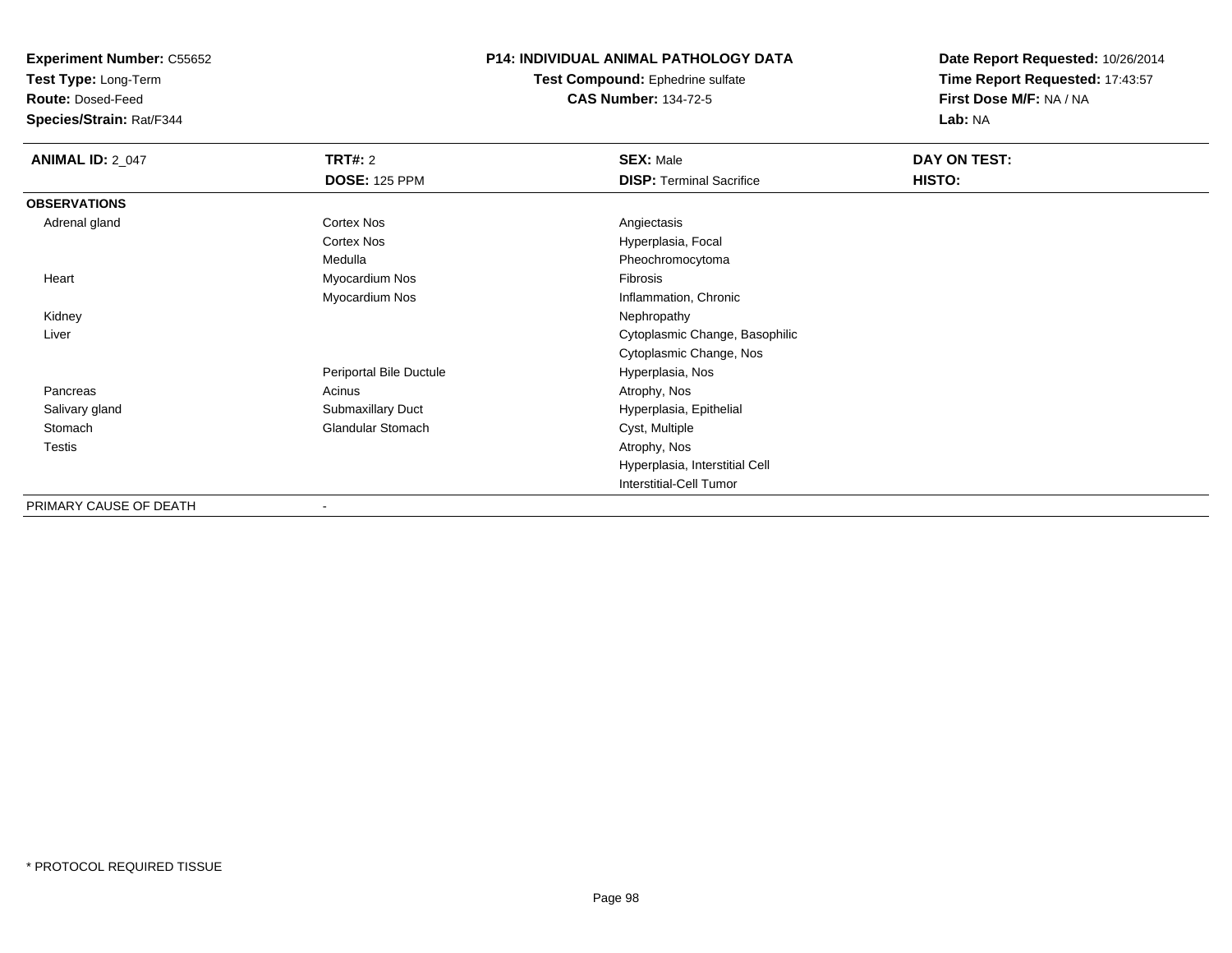**Experiment Number:** C55652
**Test Type:** Long-Term
**Route:** Dosed-Feed
**Species/Strain:** Rat/F344

**P14: INDIVIDUAL ANIMAL PATHOLOGY DATA**
**Test Compound:** Ephedrine sulfate
**CAS Number:** 134-72-5

**Date Report Requested:** 10/26/2014
**Time Report Requested:** 17:43:57
**First Dose M/F:** NA / NA
**Lab:** NA

| **ANIMAL ID:** 2_047 | **TRT#:** 2 | **SEX:** Male | **DAY ON TEST:** |
|---|---|---|---|
| | **DOSE:** 125 PPM | **DISP:** Terminal Sacrifice | **HISTO:** |
| **OBSERVATIONS** | | | |
| Adrenal gland | Cortex Nos | Angiectasis | |
| | Cortex Nos | Hyperplasia, Focal | |
| | Medulla | Pheochromocytoma | |
| Heart | Myocardium Nos | Fibrosis | |
| | Myocardium Nos | Inflammation, Chronic | |
| Kidney | | Nephropathy | |
| Liver | | Cytoplasmic Change, Basophilic | |
| | | Cytoplasmic Change, Nos | |
| | Periportal Bile Ductule | Hyperplasia, Nos | |
| Pancreas | Acinus | Atrophy, Nos | |
| Salivary gland | Submaxillary Duct | Hyperplasia, Epithelial | |
| Stomach | Glandular Stomach | Cyst, Multiple | |
| Testis | | Atrophy, Nos | |
| | | Hyperplasia, Interstitial Cell | |
| | | Interstitial-Cell Tumor | |
| PRIMARY CAUSE OF DEATH | - | | |

* PROTOCOL REQUIRED TISSUE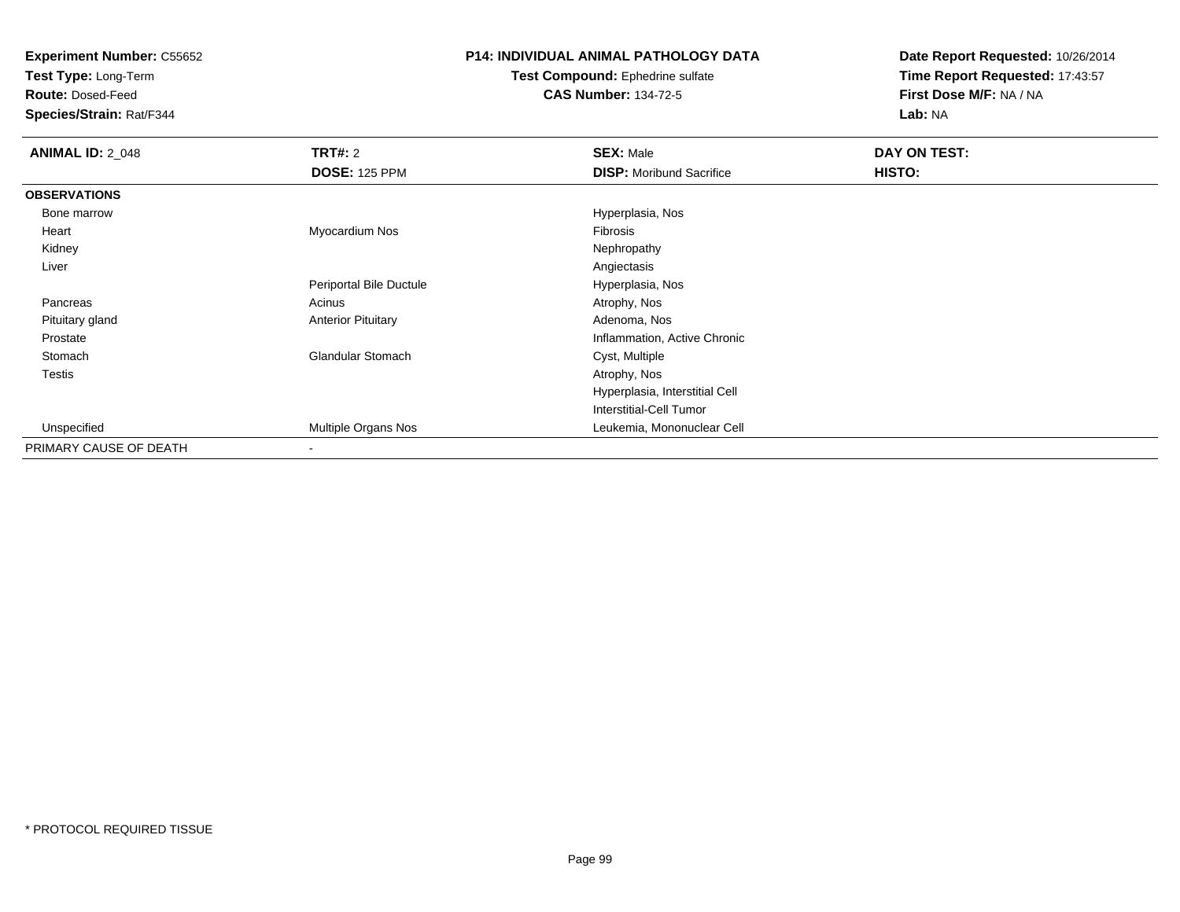**Experiment Number:** C55652
**Test Type:** Long-Term
**Route:** Dosed-Feed
**Species/Strain:** Rat/F344

**P14: INDIVIDUAL ANIMAL PATHOLOGY DATA**
**Test Compound:** Ephedrine sulfate
**CAS Number:** 134-72-5

**Date Report Requested:** 10/26/2014
**Time Report Requested:** 17:43:57
**First Dose M/F:** NA / NA
**Lab:** NA

| **ANIMAL ID:** 2_048 | **TRT#:** 2 | **SEX:** Male | **DAY ON TEST:** |
|---|---|---|---|
| | **DOSE:** 125 PPM | **DISP:** Moribund Sacrifice | **HISTO:** |
| **OBSERVATIONS** | | | |
| Bone marrow | | Hyperplasia, Nos | |
| Heart | Myocardium Nos | Fibrosis | |
| Kidney | | Nephropathy | |
| Liver | | Angiectasis | |
| | Periportal Bile Ductule | Hyperplasia, Nos | |
| Pancreas | Acinus | Atrophy, Nos | |
| Pituitary gland | Anterior Pituitary | Adenoma, Nos | |
| Prostate | | Inflammation, Active Chronic | |
| Stomach | Glandular Stomach | Cyst, Multiple | |
| Testis | | Atrophy, Nos | |
| | | Hyperplasia, Interstitial Cell | |
| | | Interstitial-Cell Tumor | |
| Unspecified | Multiple Organs Nos | Leukemia, Mononuclear Cell | |
| PRIMARY CAUSE OF DEATH | - | | |

\* PROTOCOL REQUIRED TISSUE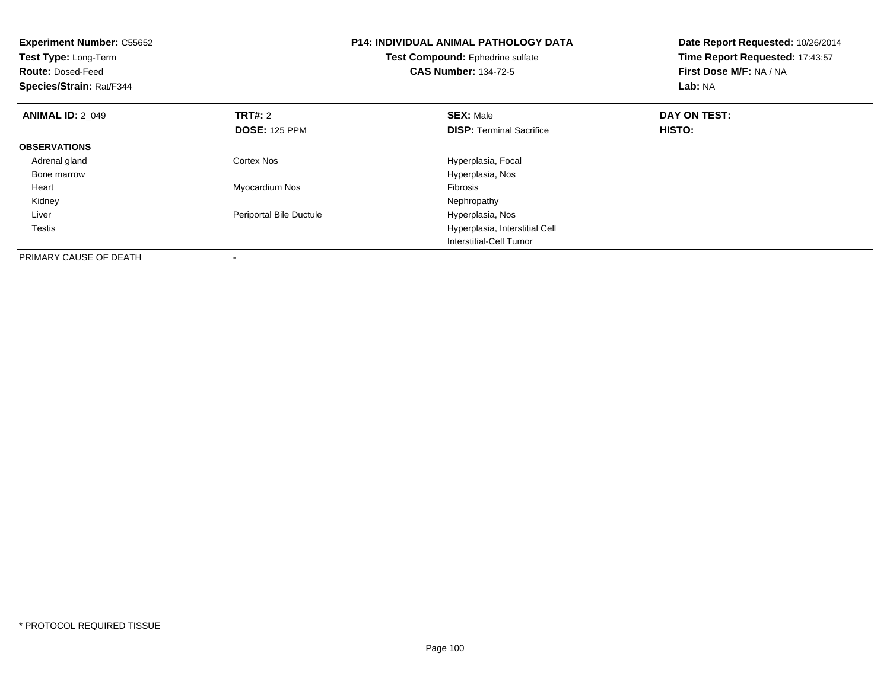**Experiment Number:** C55652
**Test Type:** Long-Term
**Route:** Dosed-Feed
**Species/Strain:** Rat/F344

**P14: INDIVIDUAL ANIMAL PATHOLOGY DATA**
**Test Compound:** Ephedrine sulfate
**CAS Number:** 134-72-5

**Date Report Requested:** 10/26/2014
**Time Report Requested:** 17:43:57
**First Dose M/F:** NA / NA
**Lab:** NA

| **ANIMAL ID:** 2_049 | **TRT#:** 2 | **SEX:** Male | **DAY ON TEST:** |
|---|---|---|---|
| | **DOSE:** 125 PPM | **DISP:** Terminal Sacrifice | **HISTO:** |
| **OBSERVATIONS** | | | |
| Adrenal gland | Cortex Nos | Hyperplasia, Focal | |
| Bone marrow | | Hyperplasia, Nos | |
| Heart | Myocardium Nos | Fibrosis | |
| Kidney | | Nephropathy | |
| Liver | Periportal Bile Ductule | Hyperplasia, Nos | |
| Testis | | Hyperplasia, Interstitial Cell | |
| | | Interstitial-Cell Tumor | |
| PRIMARY CAUSE OF DEATH | - | | |

\* PROTOCOL REQUIRED TISSUE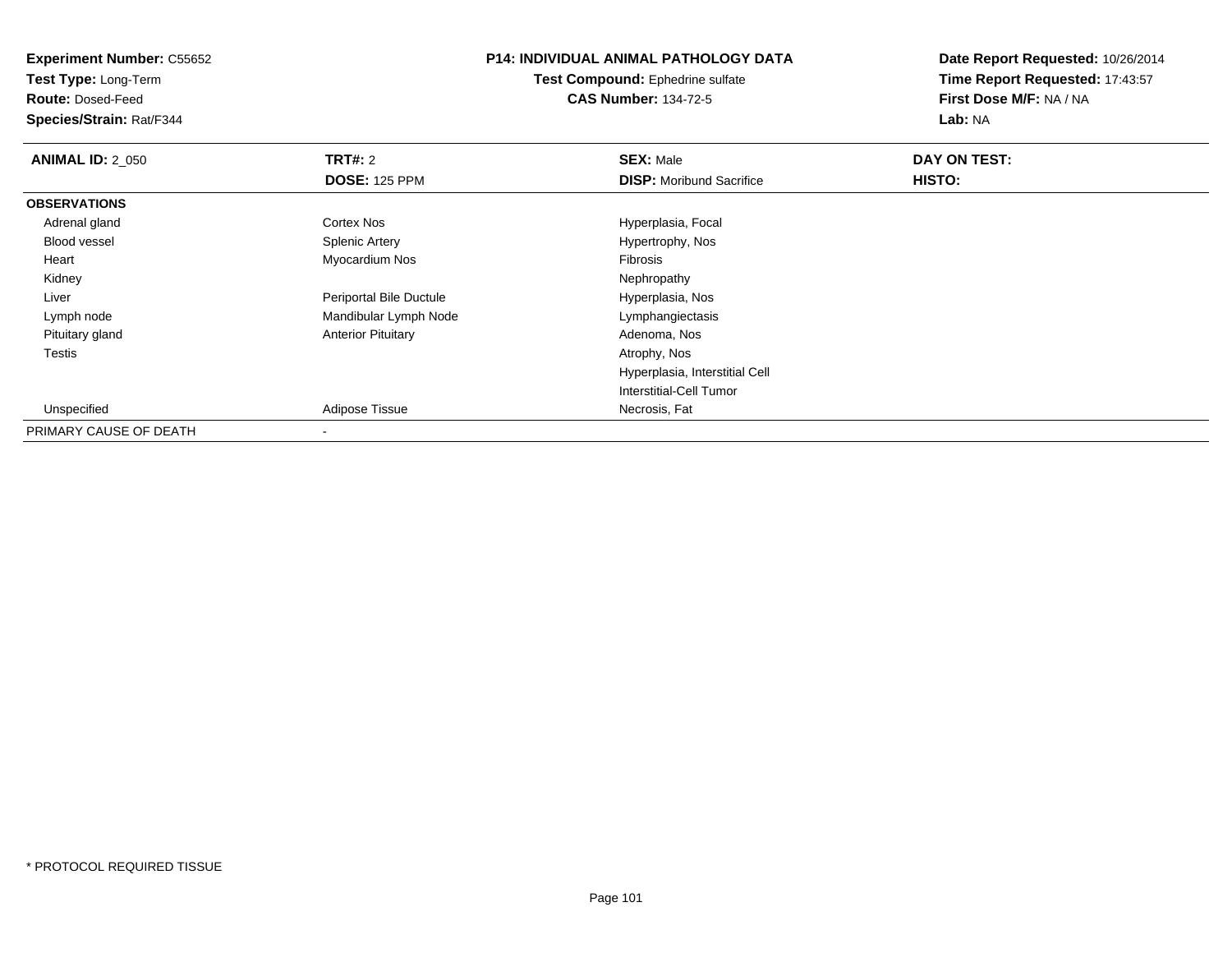**Experiment Number:** C55652
**Test Type:** Long-Term
**Route:** Dosed-Feed
**Species/Strain:** Rat/F344

**P14: INDIVIDUAL ANIMAL PATHOLOGY DATA**
**Test Compound:** Ephedrine sulfate
**CAS Number:** 134-72-5

**Date Report Requested:** 10/26/2014
**Time Report Requested:** 17:43:57
**First Dose M/F:** NA / NA
**Lab:** NA

| **ANIMAL ID:** 2_050 | **TRT#:** 2 | **SEX:** Male | **DAY ON TEST:** |
|---|---|---|---|
| | **DOSE:** 125 PPM | **DISP:** Moribund Sacrifice | **HISTO:** |
| **OBSERVATIONS** | | | |
| Adrenal gland | Cortex Nos | Hyperplasia, Focal | |
| Blood vessel | Splenic Artery | Hypertrophy, Nos | |
| Heart | Myocardium Nos | Fibrosis | |
| Kidney | | Nephropathy | |
| Liver | Periportal Bile Ductule | Hyperplasia, Nos | |
| Lymph node | Mandibular Lymph Node | Lymphangiectasis | |
| Pituitary gland | Anterior Pituitary | Adenoma, Nos | |
| Testis | | Atrophy, Nos | |
| | | Hyperplasia, Interstitial Cell | |
| | | Interstitial-Cell Tumor | |
| Unspecified | Adipose Tissue | Necrosis, Fat | |
| PRIMARY CAUSE OF DEATH | - | | |

\* PROTOCOL REQUIRED TISSUE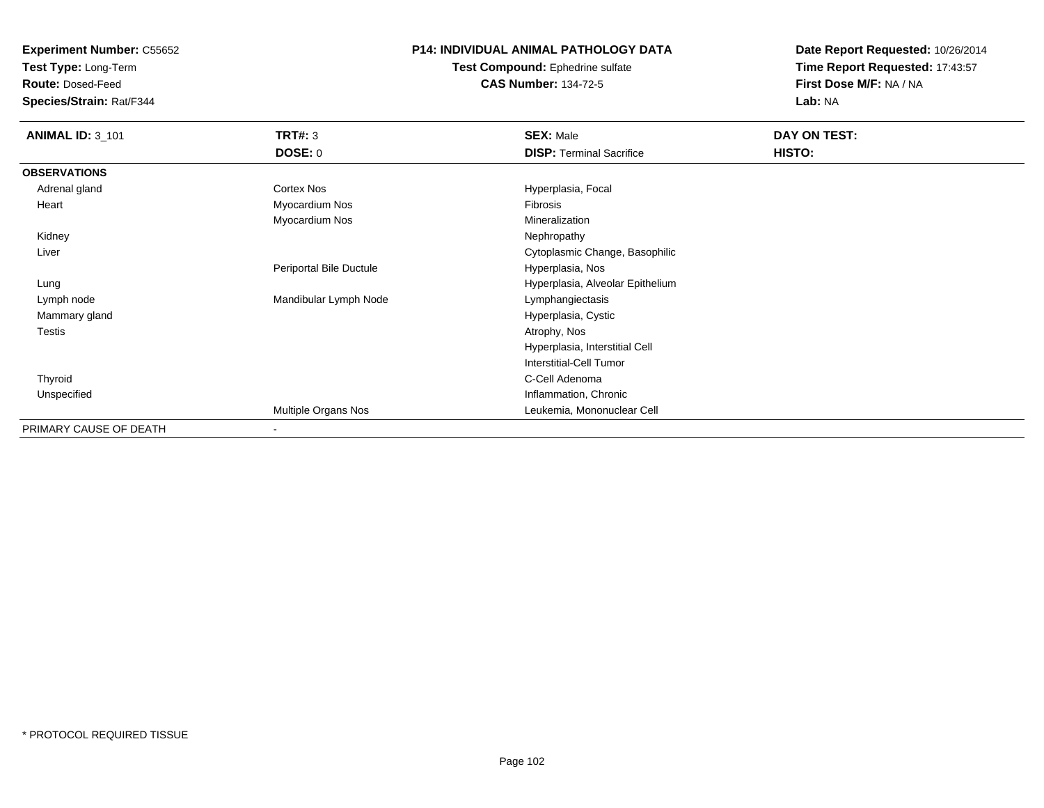**Experiment Number:** C55652
**Test Type:** Long-Term
**Route:** Dosed-Feed
**Species/Strain:** Rat/F344

**P14: INDIVIDUAL ANIMAL PATHOLOGY DATA**
**Test Compound:** Ephedrine sulfate
**CAS Number:** 134-72-5

**Date Report Requested:** 10/26/2014
**Time Report Requested:** 17:43:57
**First Dose M/F:** NA / NA
**Lab:** NA

| **ANIMAL ID:** 3_101 | **TRT#:** 3 | **SEX:** Male | **DAY ON TEST:** |
|---|---|---|---|
| | **DOSE:** 0 | **DISP:** Terminal Sacrifice | **HISTO:** |
| **OBSERVATIONS** | | | |
| Adrenal gland | Cortex Nos | Hyperplasia, Focal | |
| Heart | Myocardium Nos | Fibrosis | |
| | Myocardium Nos | Mineralization | |
| Kidney | | Nephropathy | |
| Liver | | Cytoplasmic Change, Basophilic | |
| | Periportal Bile Ductule | Hyperplasia, Nos | |
| Lung | | Hyperplasia, Alveolar Epithelium | |
| Lymph node | Mandibular Lymph Node | Lymphangiectasis | |
| Mammary gland | | Hyperplasia, Cystic | |
| Testis | | Atrophy, Nos | |
| | | Hyperplasia, Interstitial Cell | |
| | | Interstitial-Cell Tumor | |
| Thyroid | | C-Cell Adenoma | |
| Unspecified | | Inflammation, Chronic | |
| | Multiple Organs Nos | Leukemia, Mononuclear Cell | |
| PRIMARY CAUSE OF DEATH | - | | |

* PROTOCOL REQUIRED TISSUE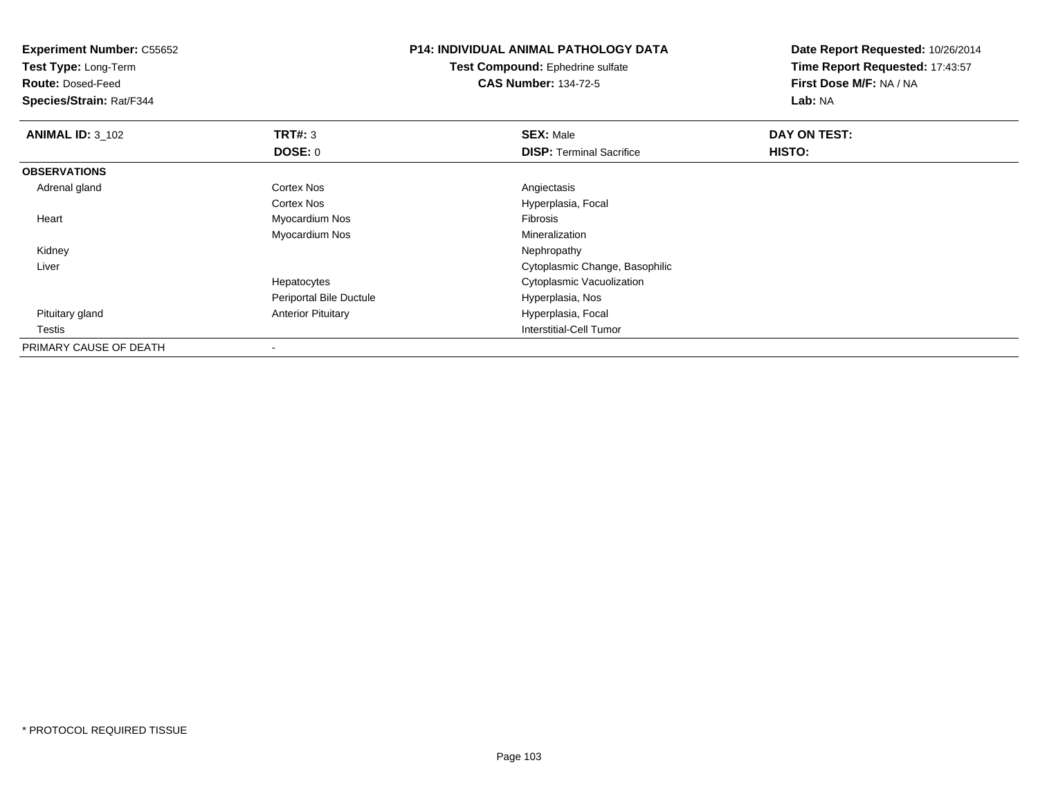**Experiment Number:** C55652
**Test Type:** Long-Term
**Route:** Dosed-Feed
**Species/Strain:** Rat/F344

# P14: INDIVIDUAL ANIMAL PATHOLOGY DATA

**Test Compound:** Ephedrine sulfate
**CAS Number:** 134-72-5

**Date Report Requested:** 10/26/2014
**Time Report Requested:** 17:43:57
**First Dose M/F:** NA / NA
**Lab:** NA

| **ANIMAL ID:** 3_102 | **TRT#:** 3 | **SEX:** Male | **DAY ON TEST:** |
|---|---|---|---|
| | **DOSE:** 0 | **DISP:** Terminal Sacrifice | **HISTO:** |
| **OBSERVATIONS** | | | |
| Adrenal gland | Cortex Nos | Angiectasis | |
| | Cortex Nos | Hyperplasia, Focal | |
| Heart | Myocardium Nos | Fibrosis | |
| | Myocardium Nos | Mineralization | |
| Kidney | | Nephropathy | |
| Liver | | Cytoplasmic Change, Basophilic | |
| | Hepatocytes | Cytoplasmic Vacuolization | |
| | Periportal Bile Ductule | Hyperplasia, Nos | |
| Pituitary gland | Anterior Pituitary | Hyperplasia, Focal | |
| Testis | | Interstitial-Cell Tumor | |
| PRIMARY CAUSE OF DEATH | - | | |

\* PROTOCOL REQUIRED TISSUE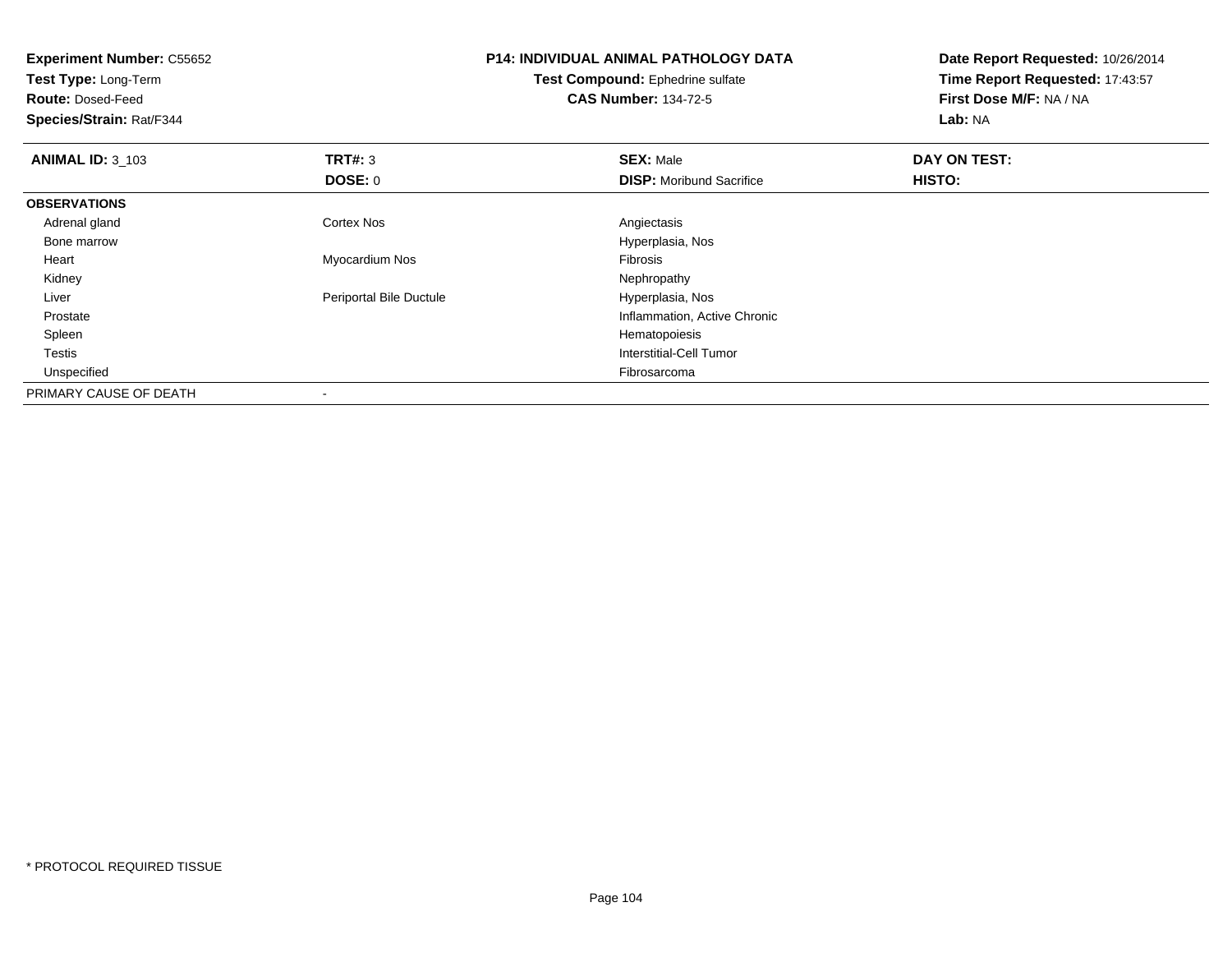**Experiment Number:** C55652
**Test Type:** Long-Term
**Route:** Dosed-Feed
**Species/Strain:** Rat/F344

**P14: INDIVIDUAL ANIMAL PATHOLOGY DATA**
**Test Compound:** Ephedrine sulfate
**CAS Number:** 134-72-5

**Date Report Requested:** 10/26/2014
**Time Report Requested:** 17:43:57
**First Dose M/F:** NA / NA
**Lab:** NA

| **ANIMAL ID:** 3_103 | **TRT#:** 3 | **SEX:** Male | **DAY ON TEST:** |
|---|---|---|---|
| | **DOSE:** 0 | **DISP:** Moribund Sacrifice | **HISTO:** |
| **OBSERVATIONS** | | | |
| Adrenal gland | Cortex Nos | Angiectasis | |
| Bone marrow | | Hyperplasia, Nos | |
| Heart | Myocardium Nos | Fibrosis | |
| Kidney | | Nephropathy | |
| Liver | Periportal Bile Ductule | Hyperplasia, Nos | |
| Prostate | | Inflammation, Active Chronic | |
| Spleen | | Hematopoiesis | |
| Testis | | Interstitial-Cell Tumor | |
| Unspecified | | Fibrosarcoma | |
| PRIMARY CAUSE OF DEATH | - | | |

* PROTOCOL REQUIRED TISSUE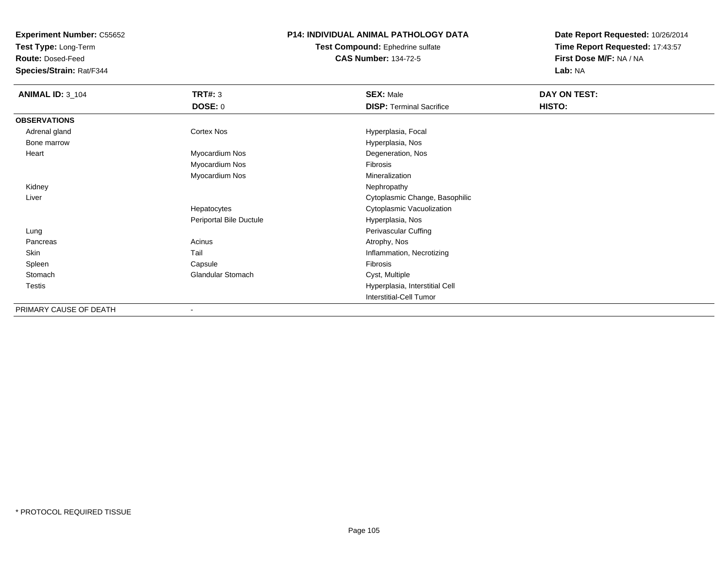**Experiment Number:** C55652
**Test Type:** Long-Term
**Route:** Dosed-Feed
**Species/Strain:** Rat/F344

**P14: INDIVIDUAL ANIMAL PATHOLOGY DATA**
**Test Compound:** Ephedrine sulfate
**CAS Number:** 134-72-5

**Date Report Requested:** 10/26/2014
**Time Report Requested:** 17:43:57
**First Dose M/F:** NA / NA
**Lab:** NA

| **ANIMAL ID:** 3_104 | **TRT#:** 3 | **SEX:** Male | **DAY ON TEST:** |
|---|---|---|---|
| | **DOSE:** 0 | **DISP:** Terminal Sacrifice | **HISTO:** |
| **OBSERVATIONS** | | | |
| Adrenal gland | Cortex Nos | Hyperplasia, Focal | |
| Bone marrow | | Hyperplasia, Nos | |
| Heart | Myocardium Nos | Degeneration, Nos | |
| | Myocardium Nos | Fibrosis | |
| | Myocardium Nos | Mineralization | |
| Kidney | | Nephropathy | |
| Liver | | Cytoplasmic Change, Basophilic | |
| | Hepatocytes | Cytoplasmic Vacuolization | |
| | Periportal Bile Ductule | Hyperplasia, Nos | |
| Lung | | Perivascular Cuffing | |
| Pancreas | Acinus | Atrophy, Nos | |
| Skin | Tail | Inflammation, Necrotizing | |
| Spleen | Capsule | Fibrosis | |
| Stomach | Glandular Stomach | Cyst, Multiple | |
| Testis | | Hyperplasia, Interstitial Cell | |
| | | Interstitial-Cell Tumor | |
| PRIMARY CAUSE OF DEATH | - | | |

* PROTOCOL REQUIRED TISSUE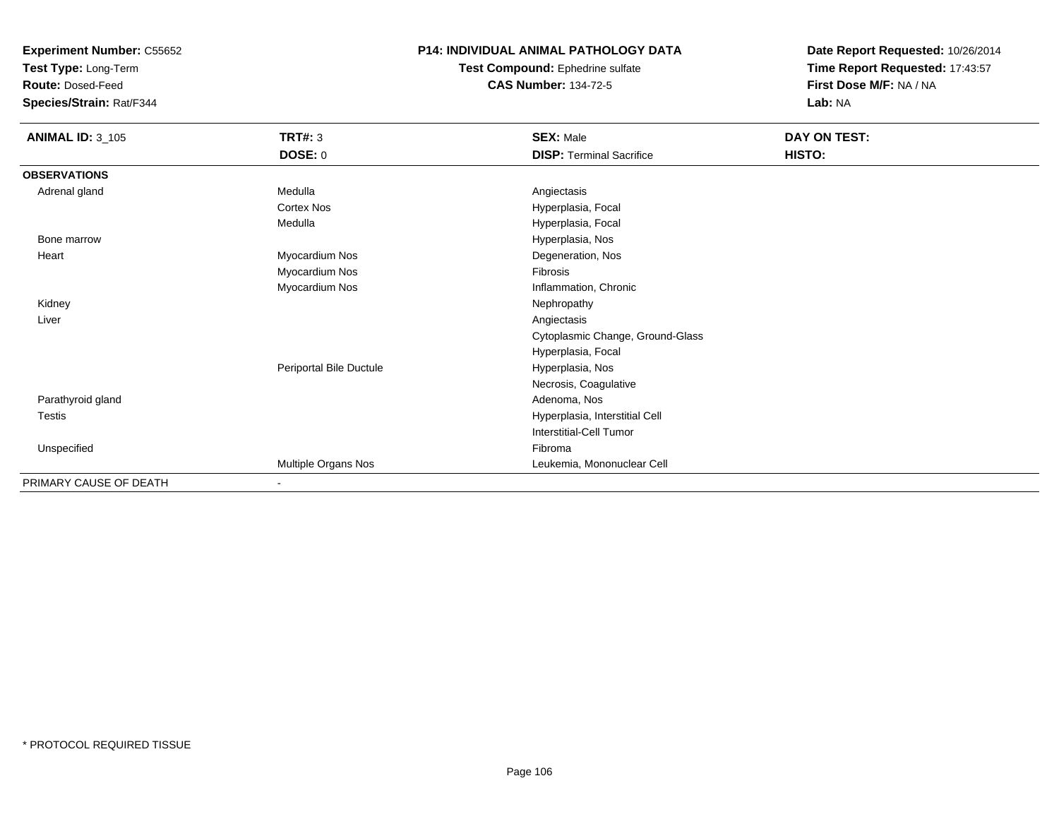**Experiment Number:** C55652
**Test Type:** Long-Term
**Route:** Dosed-Feed
**Species/Strain:** Rat/F344

**P14: INDIVIDUAL ANIMAL PATHOLOGY DATA**
**Test Compound:** Ephedrine sulfate
**CAS Number:** 134-72-5

**Date Report Requested:** 10/26/2014
**Time Report Requested:** 17:43:57
**First Dose M/F:** NA / NA
**Lab:** NA

| **ANIMAL ID:** 3_105 | **TRT#:** 3 | **SEX:** Male | **DAY ON TEST:** |
|---|---|---|---|
| | **DOSE:** 0 | **DISP:** Terminal Sacrifice | **HISTO:** |
| **OBSERVATIONS** | | | |
| Adrenal gland | Medulla | Angiectasis | |
| | Cortex Nos | Hyperplasia, Focal | |
| | Medulla | Hyperplasia, Focal | |
| Bone marrow | | Hyperplasia, Nos | |
| Heart | Myocardium Nos | Degeneration, Nos | |
| | Myocardium Nos | Fibrosis | |
| | Myocardium Nos | Inflammation, Chronic | |
| Kidney | | Nephropathy | |
| Liver | | Angiectasis | |
| | | Cytoplasmic Change, Ground-Glass | |
| | | Hyperplasia, Focal | |
| | Periportal Bile Ductule | Hyperplasia, Nos | |
| | | Necrosis, Coagulative | |
| Parathyroid gland | | Adenoma, Nos | |
| Testis | | Hyperplasia, Interstitial Cell | |
| | | Interstitial-Cell Tumor | |
| Unspecified | | Fibroma | |
| | Multiple Organs Nos | Leukemia, Mononuclear Cell | |
| PRIMARY CAUSE OF DEATH | - | | |

* PROTOCOL REQUIRED TISSUE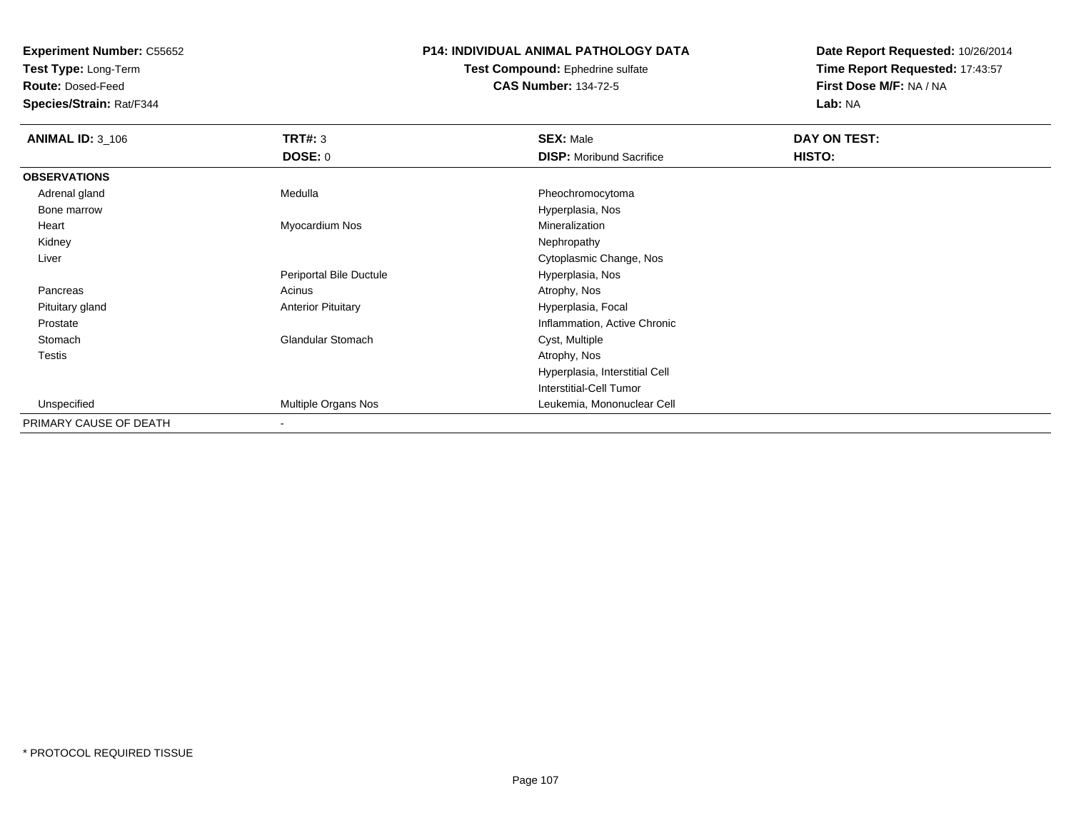**Experiment Number:** C55652
**Test Type:** Long-Term
**Route:** Dosed-Feed
**Species/Strain:** Rat/F344

**P14: INDIVIDUAL ANIMAL PATHOLOGY DATA**
**Test Compound:** Ephedrine sulfate
**CAS Number:** 134-72-5

**Date Report Requested:** 10/26/2014
**Time Report Requested:** 17:43:57
**First Dose M/F:** NA / NA
**Lab:** NA

| **ANIMAL ID:** 3_106 | **TRT#:** 3 | **SEX:** Male | **DAY ON TEST:** |
|---|---|---|---|
| | **DOSE:** 0 | **DISP:** Moribund Sacrifice | **HISTO:** |
| **OBSERVATIONS** | | | |
| Adrenal gland | Medulla | Pheochromocytoma | |
| Bone marrow | | Hyperplasia, Nos | |
| Heart | Myocardium Nos | Mineralization | |
| Kidney | | Nephropathy | |
| Liver | | Cytoplasmic Change, Nos | |
| | Periportal Bile Ductule | Hyperplasia, Nos | |
| Pancreas | Acinus | Atrophy, Nos | |
| Pituitary gland | Anterior Pituitary | Hyperplasia, Focal | |
| Prostate | | Inflammation, Active Chronic | |
| Stomach | Glandular Stomach | Cyst, Multiple | |
| Testis | | Atrophy, Nos | |
| | | Hyperplasia, Interstitial Cell | |
| | | Interstitial-Cell Tumor | |
| Unspecified | Multiple Organs Nos | Leukemia, Mononuclear Cell | |
| PRIMARY CAUSE OF DEATH | - | | |

* PROTOCOL REQUIRED TISSUE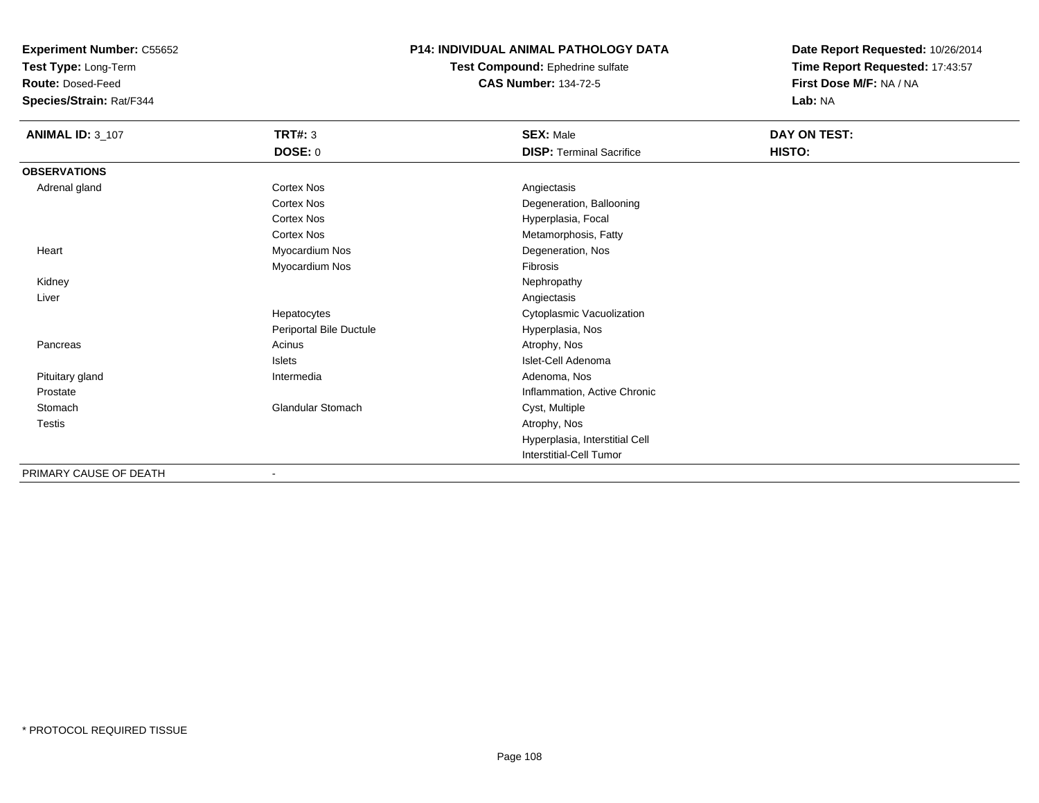**Experiment Number:** C55652
**Test Type:** Long-Term
**Route:** Dosed-Feed
**Species/Strain:** Rat/F344

**P14: INDIVIDUAL ANIMAL PATHOLOGY DATA**
**Test Compound:** Ephedrine sulfate
**CAS Number:** 134-72-5

**Date Report Requested:** 10/26/2014
**Time Report Requested:** 17:43:57
**First Dose M/F:** NA / NA
**Lab:** NA

| **ANIMAL ID:** 3_107 | **TRT#:** 3 | **SEX:** Male | **DAY ON TEST:** |
|---|---|---|---|
| | **DOSE:** 0 | **DISP:** Terminal Sacrifice | **HISTO:** |
| **OBSERVATIONS** | | | |
| Adrenal gland | Cortex Nos | Angiectasis | |
| | Cortex Nos | Degeneration, Ballooning | |
| | Cortex Nos | Hyperplasia, Focal | |
| | Cortex Nos | Metamorphosis, Fatty | |
| Heart | Myocardium Nos | Degeneration, Nos | |
| | Myocardium Nos | Fibrosis | |
| Kidney | | Nephropathy | |
| Liver | | Angiectasis | |
| | Hepatocytes | Cytoplasmic Vacuolization | |
| | Periportal Bile Ductule | Hyperplasia, Nos | |
| Pancreas | Acinus | Atrophy, Nos | |
| | Islets | Islet-Cell Adenoma | |
| Pituitary gland | Intermedia | Adenoma, Nos | |
| Prostate | | Inflammation, Active Chronic | |
| Stomach | Glandular Stomach | Cyst, Multiple | |
| Testis | | Atrophy, Nos | |
| | | Hyperplasia, Interstitial Cell | |
| | | Interstitial-Cell Tumor | |
| PRIMARY CAUSE OF DEATH | - | | |

\* PROTOCOL REQUIRED TISSUE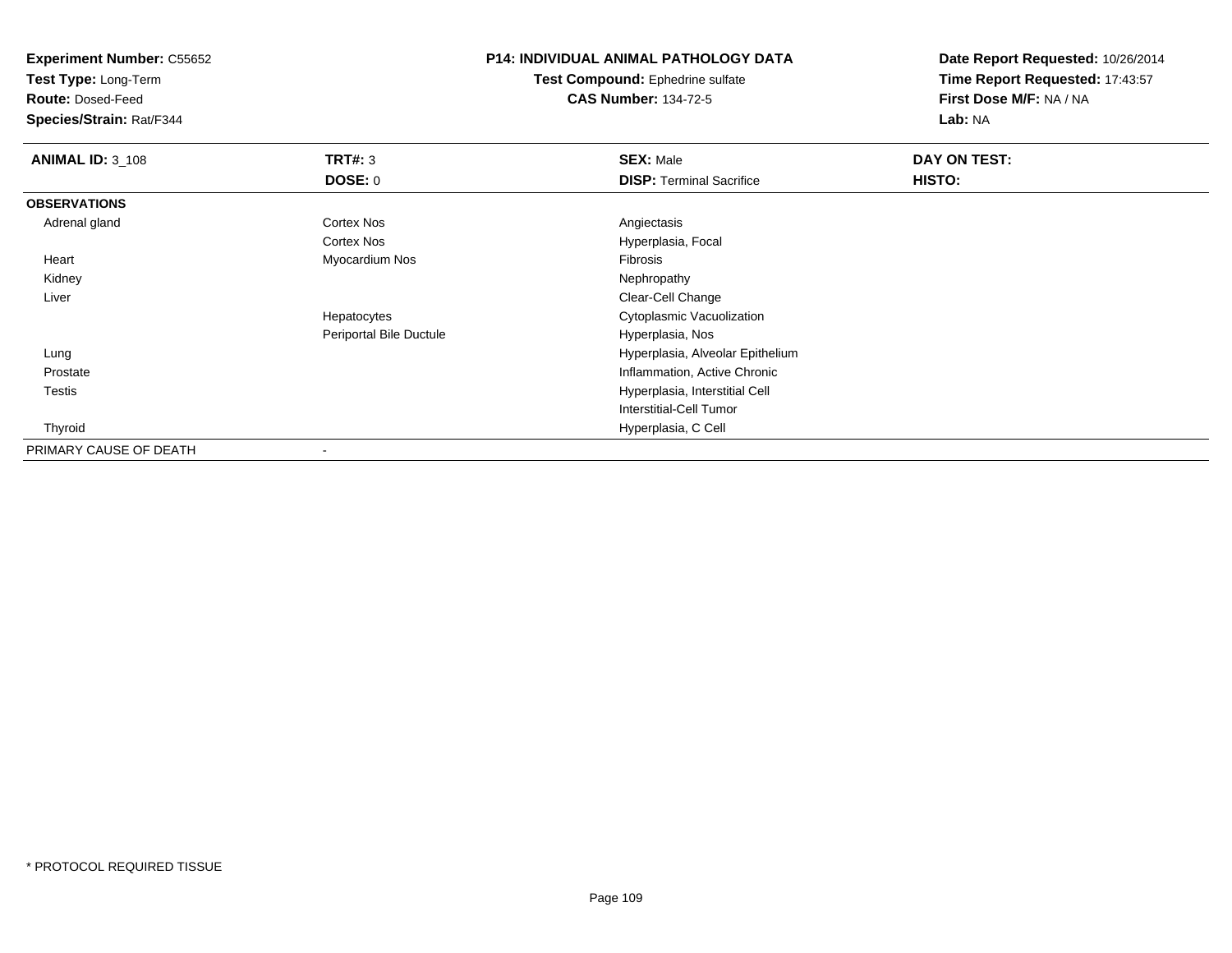**Experiment Number:** C55652
**Test Type:** Long-Term
**Route:** Dosed-Feed
**Species/Strain:** Rat/F344

**P14: INDIVIDUAL ANIMAL PATHOLOGY DATA**
**Test Compound:** Ephedrine sulfate
**CAS Number:** 134-72-5

**Date Report Requested:** 10/26/2014
**Time Report Requested:** 17:43:57
**First Dose M/F:** NA / NA
**Lab:** NA

| **ANIMAL ID:** 3_108 | **TRT#:** 3 | **SEX:** Male | **DAY ON TEST:** |
|---|---|---|---|
| | **DOSE:** 0 | **DISP:** Terminal Sacrifice | **HISTO:** |
| **OBSERVATIONS** | | | |
| Adrenal gland | Cortex Nos | Angiectasis | |
| | Cortex Nos | Hyperplasia, Focal | |
| Heart | Myocardium Nos | Fibrosis | |
| Kidney | | Nephropathy | |
| Liver | | Clear-Cell Change | |
| | Hepatocytes | Cytoplasmic Vacuolization | |
| | Periportal Bile Ductule | Hyperplasia, Nos | |
| Lung | | Hyperplasia, Alveolar Epithelium | |
| Prostate | | Inflammation, Active Chronic | |
| Testis | | Hyperplasia, Interstitial Cell | |
| | | Interstitial-Cell Tumor | |
| Thyroid | | Hyperplasia, C Cell | |
| PRIMARY CAUSE OF DEATH | - | | |

* PROTOCOL REQUIRED TISSUE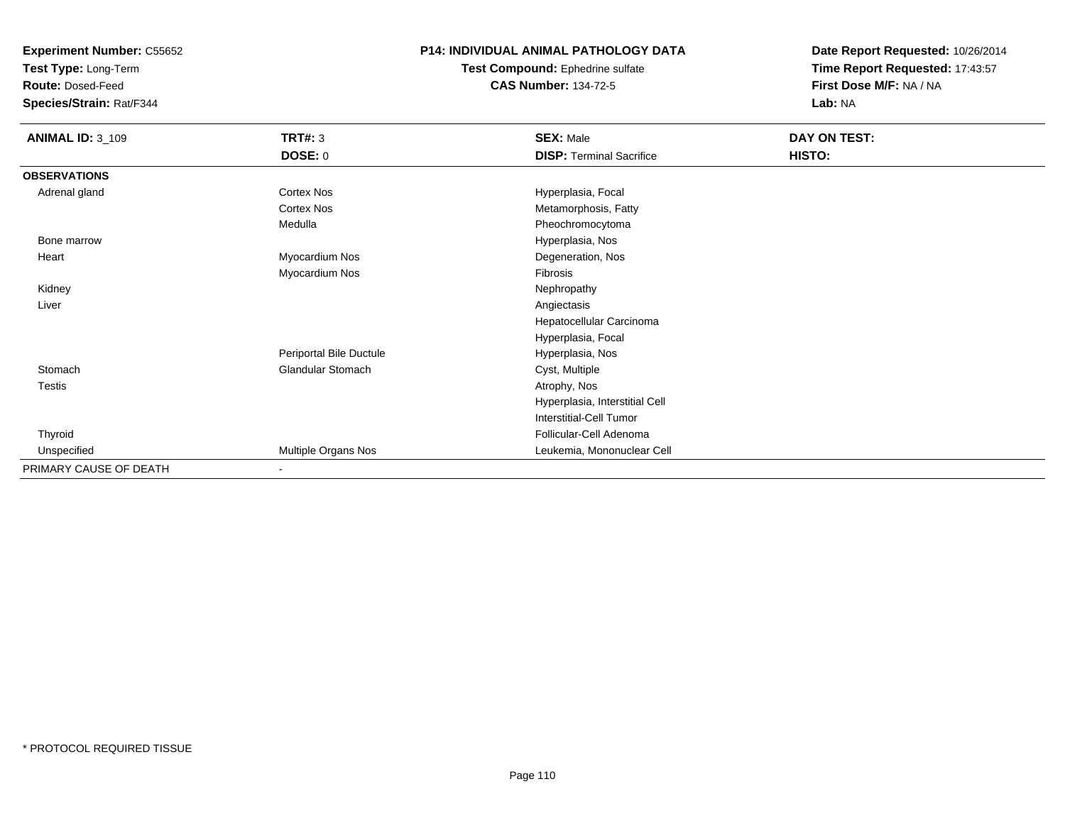**Experiment Number:** C55652
**Test Type:** Long-Term
**Route:** Dosed-Feed
**Species/Strain:** Rat/F344

**P14: INDIVIDUAL ANIMAL PATHOLOGY DATA**
**Test Compound:** Ephedrine sulfate
**CAS Number:** 134-72-5

**Date Report Requested:** 10/26/2014
**Time Report Requested:** 17:43:57
**First Dose M/F:** NA / NA
**Lab:** NA

| **ANIMAL ID:** 3_109 | **TRT#:** 3 | **SEX:** Male | **DAY ON TEST:** |
|---|---|---|---|
| | **DOSE:** 0 | **DISP:** Terminal Sacrifice | **HISTO:** |
| **OBSERVATIONS** | | | |
| Adrenal gland | Cortex Nos | Hyperplasia, Focal | |
| | Cortex Nos | Metamorphosis, Fatty | |
| | Medulla | Pheochromocytoma | |
| Bone marrow | | Hyperplasia, Nos | |
| Heart | Myocardium Nos | Degeneration, Nos | |
| | Myocardium Nos | Fibrosis | |
| Kidney | | Nephropathy | |
| Liver | | Angiectasis | |
| | | Hepatocellular Carcinoma | |
| | | Hyperplasia, Focal | |
| | Periportal Bile Ductule | Hyperplasia, Nos | |
| Stomach | Glandular Stomach | Cyst, Multiple | |
| Testis | | Atrophy, Nos | |
| | | Hyperplasia, Interstitial Cell | |
| | | Interstitial-Cell Tumor | |
| Thyroid | | Follicular-Cell Adenoma | |
| Unspecified | Multiple Organs Nos | Leukemia, Mononuclear Cell | |
| PRIMARY CAUSE OF DEATH | - | | |

* PROTOCOL REQUIRED TISSUE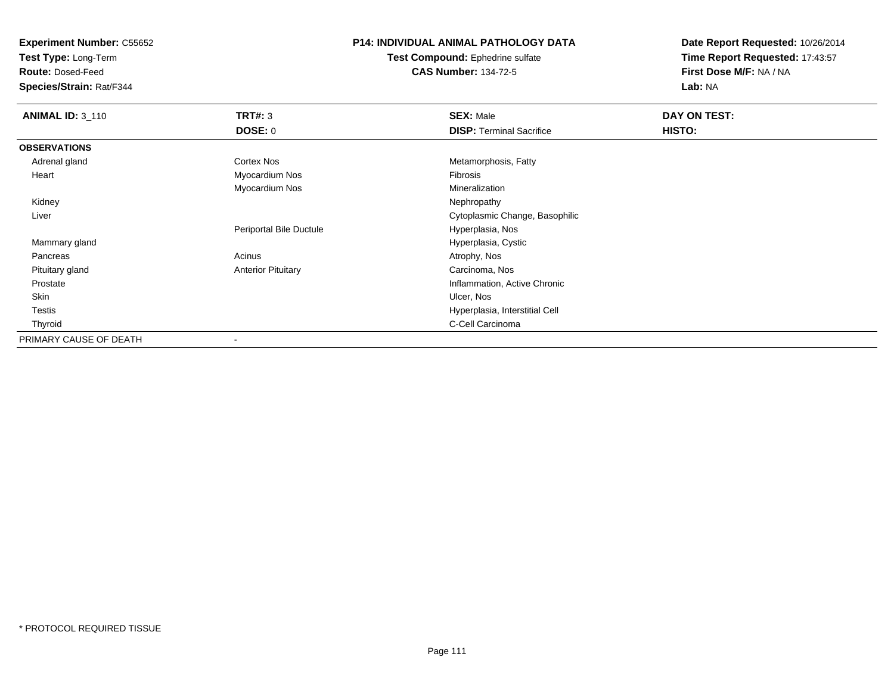**Experiment Number:** C55652
**Test Type:** Long-Term
**Route:** Dosed-Feed
**Species/Strain:** Rat/F344

**P14: INDIVIDUAL ANIMAL PATHOLOGY DATA**
**Test Compound:** Ephedrine sulfate
**CAS Number:** 134-72-5

**Date Report Requested:** 10/26/2014
**Time Report Requested:** 17:43:57
**First Dose M/F:** NA / NA
**Lab:** NA

| **ANIMAL ID:** 3_110 | **TRT#:** 3 | **SEX:** Male | **DAY ON TEST:** |
|---|---|---|---|
| | **DOSE:** 0 | **DISP:** Terminal Sacrifice | **HISTO:** |
| **OBSERVATIONS** | | | |
| Adrenal gland | Cortex Nos | Metamorphosis, Fatty | |
| Heart | Myocardium Nos | Fibrosis | |
| | Myocardium Nos | Mineralization | |
| Kidney | | Nephropathy | |
| Liver | | Cytoplasmic Change, Basophilic | |
| | Periportal Bile Ductule | Hyperplasia, Nos | |
| Mammary gland | | Hyperplasia, Cystic | |
| Pancreas | Acinus | Atrophy, Nos | |
| Pituitary gland | Anterior Pituitary | Carcinoma, Nos | |
| Prostate | | Inflammation, Active Chronic | |
| Skin | | Ulcer, Nos | |
| Testis | | Hyperplasia, Interstitial Cell | |
| Thyroid | | C-Cell Carcinoma | |
| PRIMARY CAUSE OF DEATH | - | | |

* PROTOCOL REQUIRED TISSUE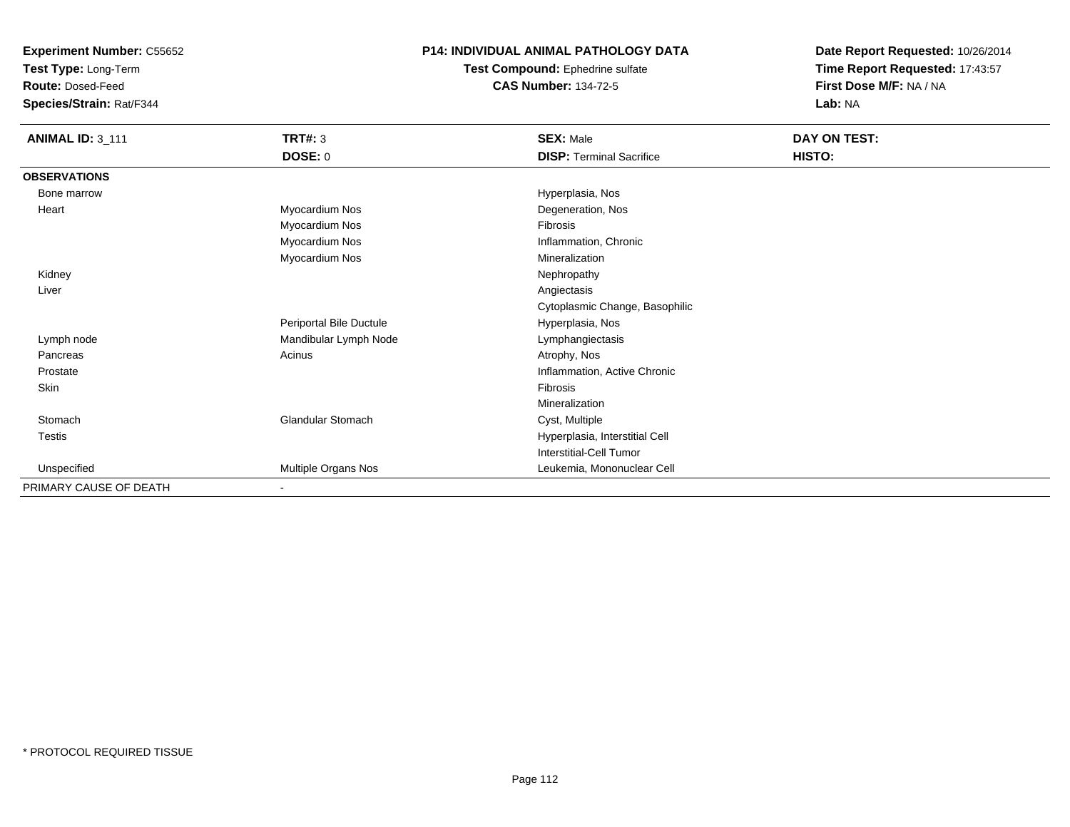**Experiment Number:** C55652
**Test Type:** Long-Term
**Route:** Dosed-Feed
**Species/Strain:** Rat/F344

**P14: INDIVIDUAL ANIMAL PATHOLOGY DATA**
**Test Compound:** Ephedrine sulfate
**CAS Number:** 134-72-5

**Date Report Requested:** 10/26/2014
**Time Report Requested:** 17:43:57
**First Dose M/F:** NA / NA
**Lab:** NA

| **ANIMAL ID:** 3_111 | **TRT#:** 3 | **SEX:** Male | **DAY ON TEST:** |
|---|---|---|---|
| | **DOSE:** 0 | **DISP:** Terminal Sacrifice | **HISTO:** |
| **OBSERVATIONS** | | | |
| Bone marrow | | Hyperplasia, Nos | |
| Heart | Myocardium Nos | Degeneration, Nos | |
| | Myocardium Nos | Fibrosis | |
| | Myocardium Nos | Inflammation, Chronic | |
| | Myocardium Nos | Mineralization | |
| Kidney | | Nephropathy | |
| Liver | | Angiectasis | |
| | | Cytoplasmic Change, Basophilic | |
| | Periportal Bile Ductule | Hyperplasia, Nos | |
| Lymph node | Mandibular Lymph Node | Lymphangiectasis | |
| Pancreas | Acinus | Atrophy, Nos | |
| Prostate | | Inflammation, Active Chronic | |
| Skin | | Fibrosis | |
| | | Mineralization | |
| Stomach | Glandular Stomach | Cyst, Multiple | |
| Testis | | Hyperplasia, Interstitial Cell | |
| | | Interstitial-Cell Tumor | |
| Unspecified | Multiple Organs Nos | Leukemia, Mononuclear Cell | |
| PRIMARY CAUSE OF DEATH | - | | |

* PROTOCOL REQUIRED TISSUE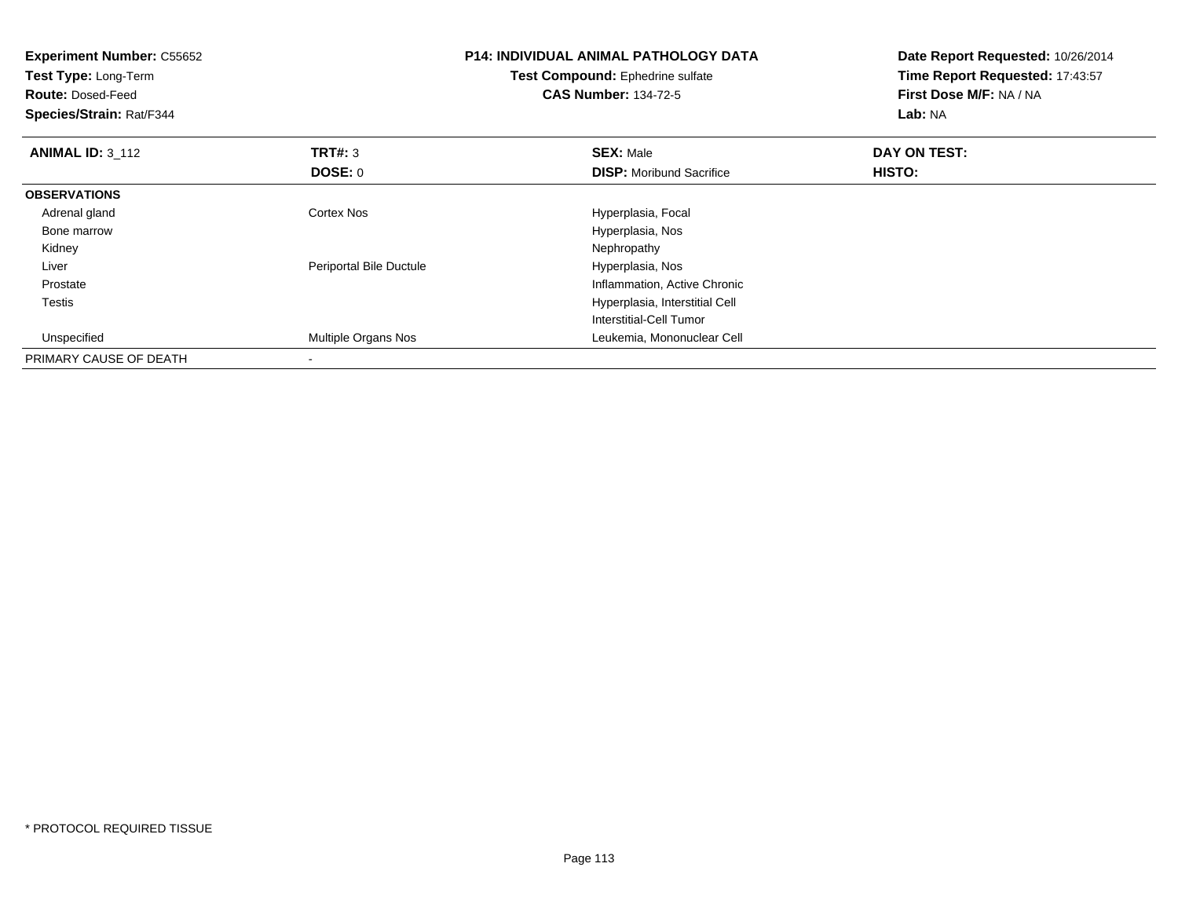**Experiment Number:** C55652
**Test Type:** Long-Term
**Route:** Dosed-Feed
**Species/Strain:** Rat/F344

**P14: INDIVIDUAL ANIMAL PATHOLOGY DATA**
**Test Compound:** Ephedrine sulfate
**CAS Number:** 134-72-5

**Date Report Requested:** 10/26/2014
**Time Report Requested:** 17:43:57
**First Dose M/F:** NA / NA
**Lab:** NA

| **ANIMAL ID:** 3_112 | **TRT#:** 3 | **SEX:** Male | **DAY ON TEST:** |
|---|---|---|---|
| | **DOSE:** 0 | **DISP:** Moribund Sacrifice | **HISTO:** |
| **OBSERVATIONS** | | | |
| Adrenal gland | Cortex Nos | Hyperplasia, Focal | |
| Bone marrow | | Hyperplasia, Nos | |
| Kidney | | Nephropathy | |
| Liver | Periportal Bile Ductule | Hyperplasia, Nos | |
| Prostate | | Inflammation, Active Chronic | |
| Testis | | Hyperplasia, Interstitial Cell | |
| | | Interstitial-Cell Tumor | |
| Unspecified | Multiple Organs Nos | Leukemia, Mononuclear Cell | |
| PRIMARY CAUSE OF DEATH | - | | |

* PROTOCOL REQUIRED TISSUE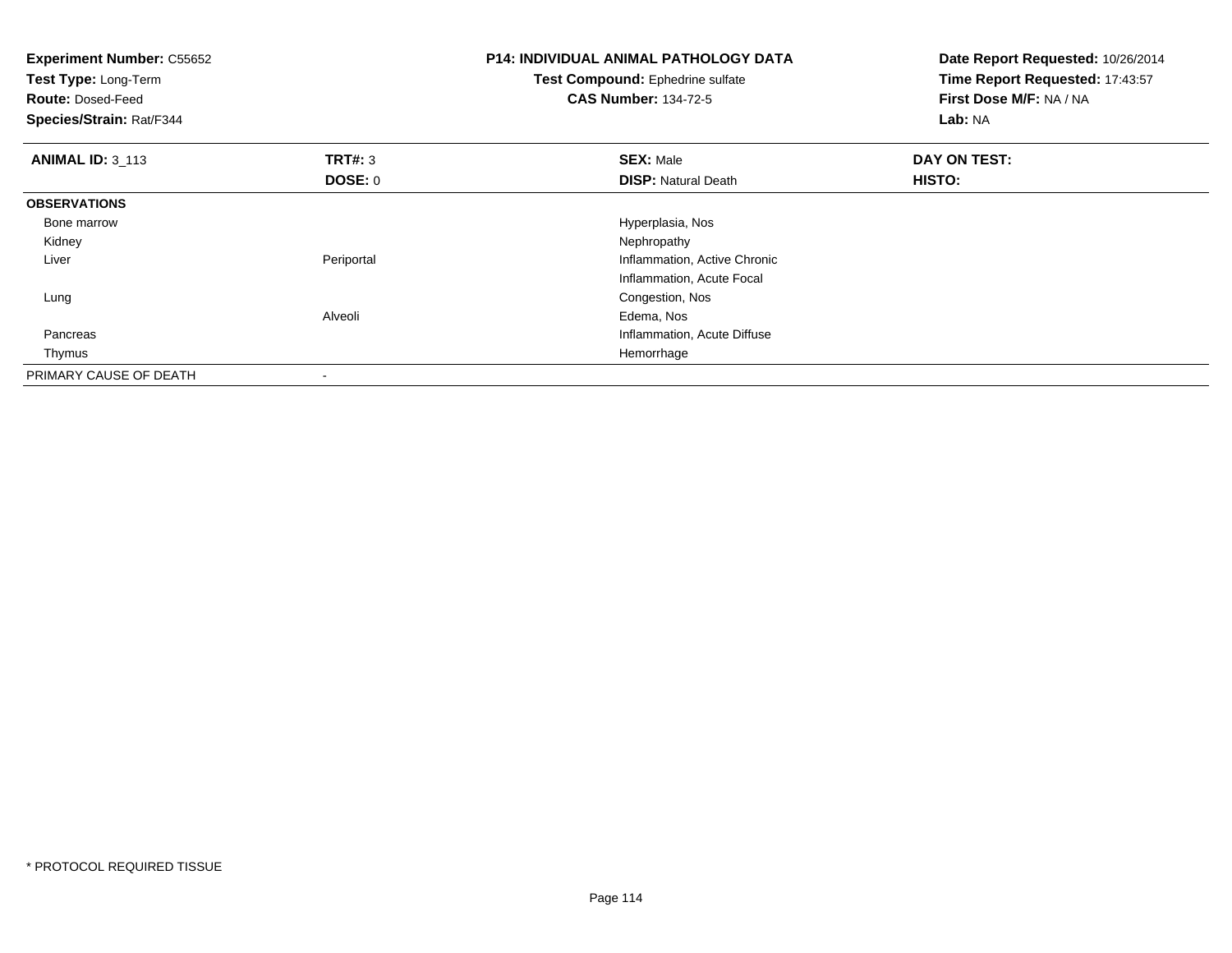**Experiment Number:** C55652
**Test Type:** Long-Term
**Route:** Dosed-Feed
**Species/Strain:** Rat/F344

**P14: INDIVIDUAL ANIMAL PATHOLOGY DATA**
**Test Compound:** Ephedrine sulfate
**CAS Number:** 134-72-5

**Date Report Requested:** 10/26/2014
**Time Report Requested:** 17:43:57
**First Dose M/F:** NA / NA
**Lab:** NA

| **ANIMAL ID:** 3_113 | **TRT#:** 3 | **SEX:** Male | **DAY ON TEST:** |
|---|---|---|---|
| | **DOSE:** 0 | **DISP:** Natural Death | **HISTO:** |
| **OBSERVATIONS** | | | |
| Bone marrow | | Hyperplasia, Nos | |
| Kidney | | Nephropathy | |
| Liver | Periportal | Inflammation, Active Chronic | |
| | | Inflammation, Acute Focal | |
| Lung | | Congestion, Nos | |
| | Alveoli | Edema, Nos | |
| Pancreas | | Inflammation, Acute Diffuse | |
| Thymus | | Hemorrhage | |
| PRIMARY CAUSE OF DEATH | - | | |

* PROTOCOL REQUIRED TISSUE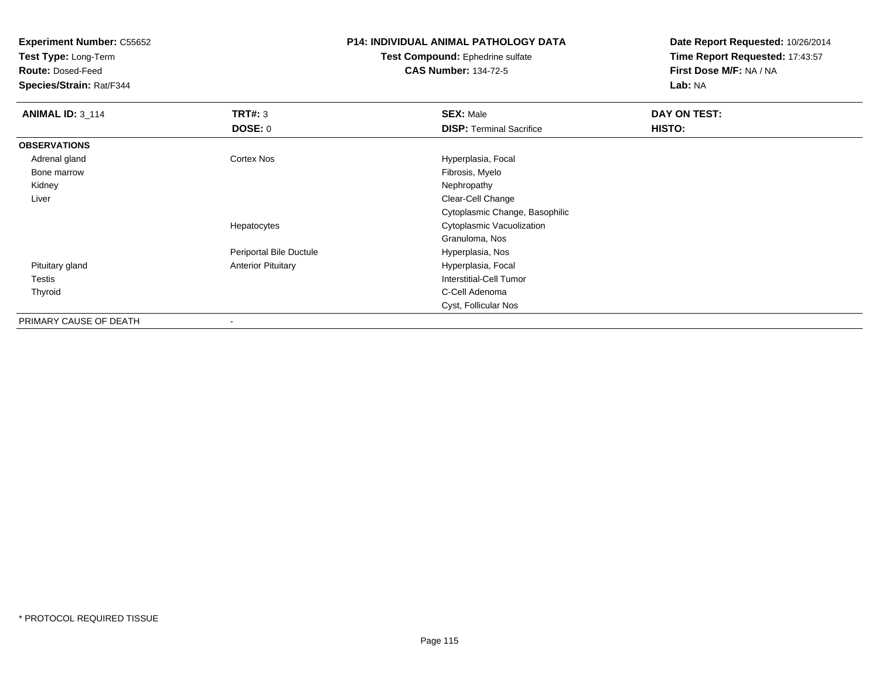**Experiment Number:** C55652
**Test Type:** Long-Term
**Route:** Dosed-Feed
**Species/Strain:** Rat/F344

**P14: INDIVIDUAL ANIMAL PATHOLOGY DATA**
**Test Compound:** Ephedrine sulfate
**CAS Number:** 134-72-5

**Date Report Requested:** 10/26/2014
**Time Report Requested:** 17:43:57
**First Dose M/F:** NA / NA
**Lab:** NA

| **ANIMAL ID:** 3_114 | **TRT#:** 3 | **SEX:** Male | **DAY ON TEST:** |
|---|---|---|---|
| | **DOSE:** 0 | **DISP:** Terminal Sacrifice | **HISTO:** |
| **OBSERVATIONS** | | | |
| Adrenal gland | Cortex Nos | Hyperplasia, Focal | |
| Bone marrow | | Fibrosis, Myelo | |
| Kidney | | Nephropathy | |
| Liver | | Clear-Cell Change | |
| | | Cytoplasmic Change, Basophilic | |
| | Hepatocytes | Cytoplasmic Vacuolization | |
| | | Granuloma, Nos | |
| | Periportal Bile Ductule | Hyperplasia, Nos | |
| Pituitary gland | Anterior Pituitary | Hyperplasia, Focal | |
| Testis | | Interstitial-Cell Tumor | |
| Thyroid | | C-Cell Adenoma | |
| | | Cyst, Follicular Nos | |
| PRIMARY CAUSE OF DEATH | - | | |

* PROTOCOL REQUIRED TISSUE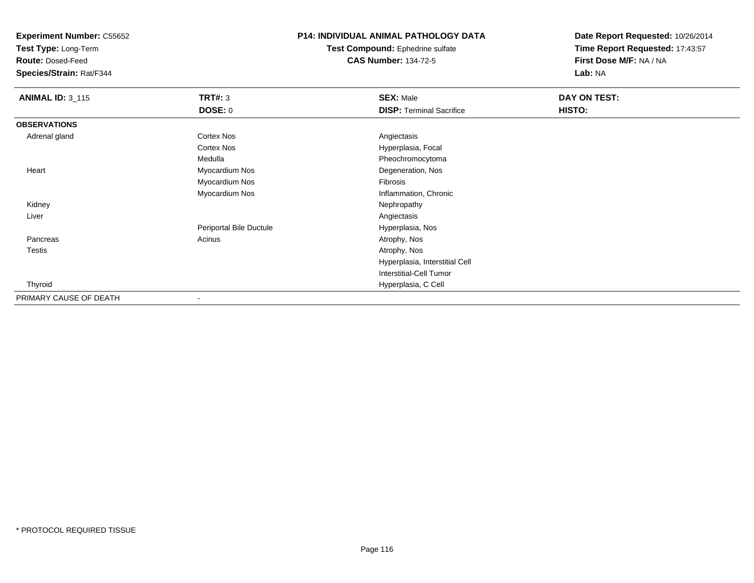**Experiment Number:** C55652
**Test Type:** Long-Term
**Route:** Dosed-Feed
**Species/Strain:** Rat/F344

**P14: INDIVIDUAL ANIMAL PATHOLOGY DATA**
**Test Compound:** Ephedrine sulfate
**CAS Number:** 134-72-5

**Date Report Requested:** 10/26/2014
**Time Report Requested:** 17:43:57
**First Dose M/F:** NA / NA
**Lab:** NA

| **ANIMAL ID:** 3_115 | **TRT#:** 3 | **SEX:** Male | **DAY ON TEST:** |
|---|---|---|---|
| | **DOSE:** 0 | **DISP:** Terminal Sacrifice | **HISTO:** |
| **OBSERVATIONS** | | | |
| Adrenal gland | Cortex Nos | Angiectasis | |
| | Cortex Nos | Hyperplasia, Focal | |
| | Medulla | Pheochromocytoma | |
| Heart | Myocardium Nos | Degeneration, Nos | |
| | Myocardium Nos | Fibrosis | |
| | Myocardium Nos | Inflammation, Chronic | |
| Kidney | | Nephropathy | |
| Liver | | Angiectasis | |
| | Periportal Bile Ductule | Hyperplasia, Nos | |
| Pancreas | Acinus | Atrophy, Nos | |
| Testis | | Atrophy, Nos | |
| | | Hyperplasia, Interstitial Cell | |
| | | Interstitial-Cell Tumor | |
| Thyroid | | Hyperplasia, C Cell | |
| PRIMARY CAUSE OF DEATH | - | | |

\* PROTOCOL REQUIRED TISSUE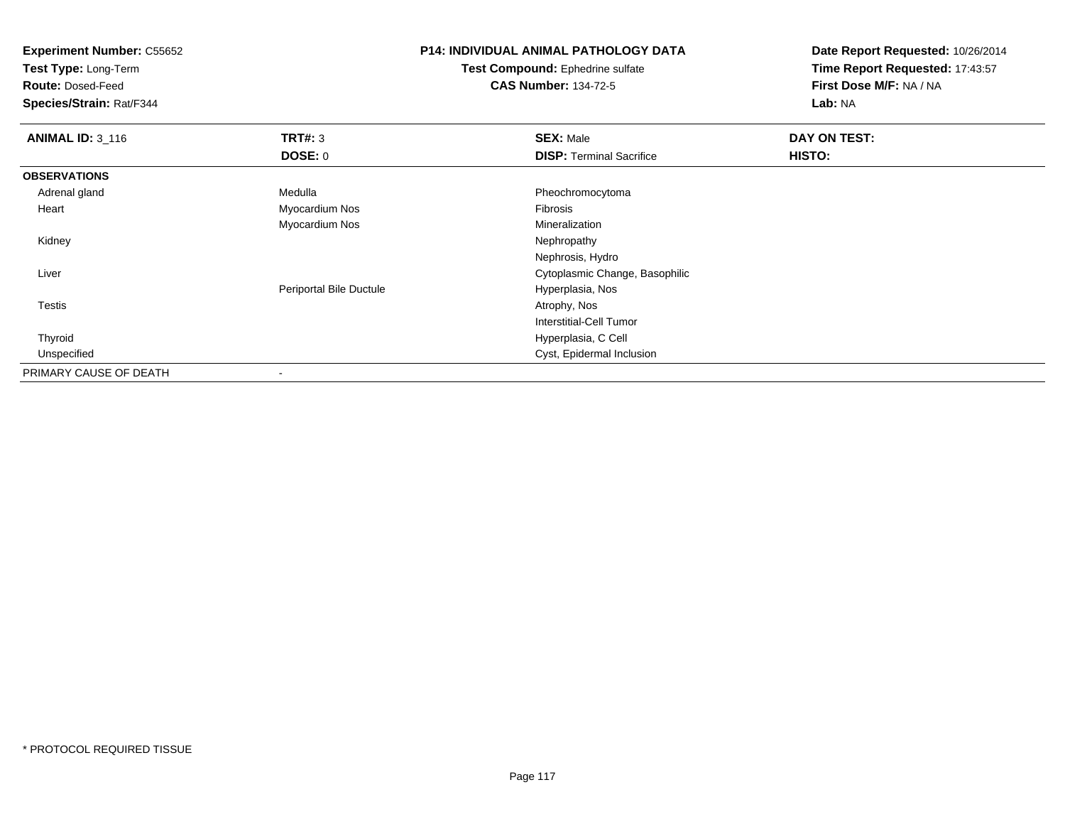**Experiment Number:** C55652
**Test Type:** Long-Term
**Route:** Dosed-Feed
**Species/Strain:** Rat/F344

**P14: INDIVIDUAL ANIMAL PATHOLOGY DATA**
**Test Compound:** Ephedrine sulfate
**CAS Number:** 134-72-5

**Date Report Requested:** 10/26/2014
**Time Report Requested:** 17:43:57
**First Dose M/F:** NA / NA
**Lab:** NA

| **ANIMAL ID:** 3_116 | **TRT#:** 3 | **SEX:** Male | **DAY ON TEST:** |
|---|---|---|---|
| | **DOSE:** 0 | **DISP:** Terminal Sacrifice | **HISTO:** |
| **OBSERVATIONS** | | | |
| Adrenal gland | Medulla | Pheochromocytoma | |
| Heart | Myocardium Nos | Fibrosis | |
| | Myocardium Nos | Mineralization | |
| Kidney | | Nephropathy | |
| | | Nephrosis, Hydro | |
| Liver | | Cytoplasmic Change, Basophilic | |
| | Periportal Bile Ductule | Hyperplasia, Nos | |
| Testis | | Atrophy, Nos | |
| | | Interstitial-Cell Tumor | |
| Thyroid | | Hyperplasia, C Cell | |
| Unspecified | | Cyst, Epidermal Inclusion | |
| PRIMARY CAUSE OF DEATH | - | | |

* PROTOCOL REQUIRED TISSUE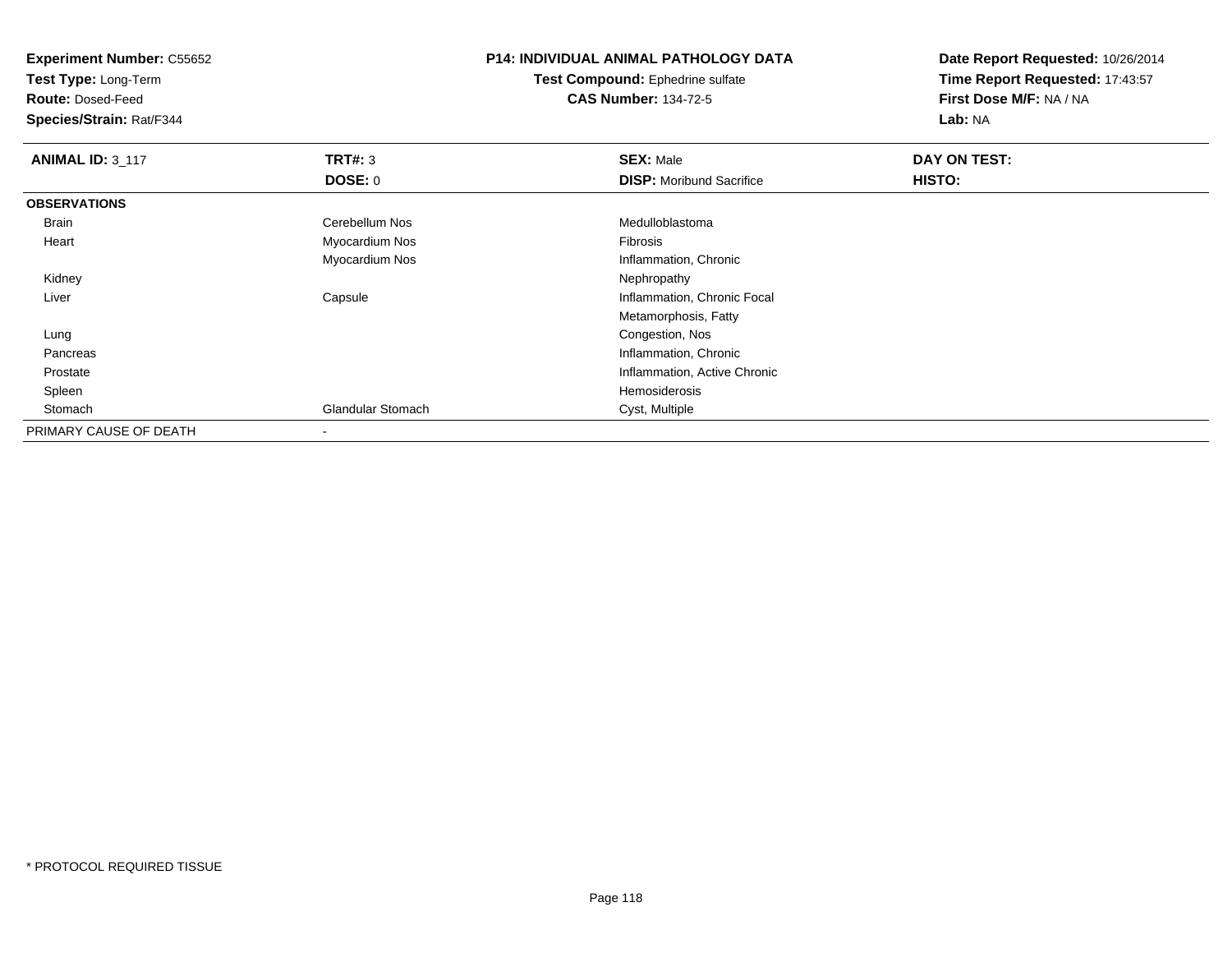**Experiment Number:** C55652
**Test Type:** Long-Term
**Route:** Dosed-Feed
**Species/Strain:** Rat/F344

**P14: INDIVIDUAL ANIMAL PATHOLOGY DATA**
**Test Compound:** Ephedrine sulfate
**CAS Number:** 134-72-5

**Date Report Requested:** 10/26/2014
**Time Report Requested:** 17:43:57
**First Dose M/F:** NA / NA
**Lab:** NA

| **ANIMAL ID:** 3_117 | **TRT#:** 3 | **SEX:** Male | **DAY ON TEST:** |
|---|---|---|---|
| | **DOSE:** 0 | **DISP:** Moribund Sacrifice | **HISTO:** |
| **OBSERVATIONS** | | | |
| Brain | Cerebellum Nos | Medulloblastoma | |
| Heart | Myocardium Nos | Fibrosis | |
| | Myocardium Nos | Inflammation, Chronic | |
| Kidney | | Nephropathy | |
| Liver | Capsule | Inflammation, Chronic Focal | |
| | | Metamorphosis, Fatty | |
| Lung | | Congestion, Nos | |
| Pancreas | | Inflammation, Chronic | |
| Prostate | | Inflammation, Active Chronic | |
| Spleen | | Hemosiderosis | |
| Stomach | Glandular Stomach | Cyst, Multiple | |
| PRIMARY CAUSE OF DEATH | - | | |

* PROTOCOL REQUIRED TISSUE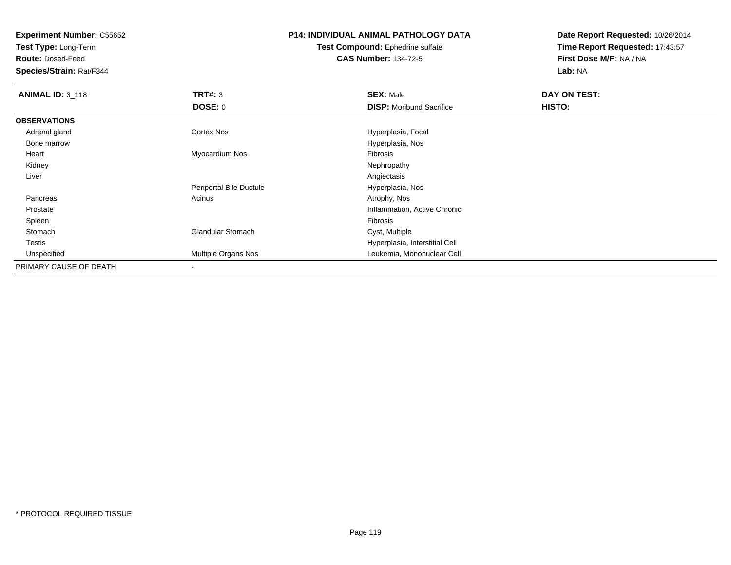**Experiment Number:** C55652
**Test Type:** Long-Term
**Route:** Dosed-Feed
**Species/Strain:** Rat/F344

**P14: INDIVIDUAL ANIMAL PATHOLOGY DATA**
**Test Compound:** Ephedrine sulfate
**CAS Number:** 134-72-5

**Date Report Requested:** 10/26/2014
**Time Report Requested:** 17:43:57
**First Dose M/F:** NA / NA
**Lab:** NA

| **ANIMAL ID:** 3_118 | **TRT#:** 3 | **SEX:** Male | **DAY ON TEST:** |
|---|---|---|---|
| | **DOSE:** 0 | **DISP:** Moribund Sacrifice | **HISTO:** |
| **OBSERVATIONS** | | | |
| Adrenal gland | Cortex Nos | Hyperplasia, Focal | |
| Bone marrow | | Hyperplasia, Nos | |
| Heart | Myocardium Nos | Fibrosis | |
| Kidney | | Nephropathy | |
| Liver | | Angiectasis | |
| | Periportal Bile Ductule | Hyperplasia, Nos | |
| Pancreas | Acinus | Atrophy, Nos | |
| Prostate | | Inflammation, Active Chronic | |
| Spleen | | Fibrosis | |
| Stomach | Glandular Stomach | Cyst, Multiple | |
| Testis | | Hyperplasia, Interstitial Cell | |
| Unspecified | Multiple Organs Nos | Leukemia, Mononuclear Cell | |
| PRIMARY CAUSE OF DEATH | - | | |

* PROTOCOL REQUIRED TISSUE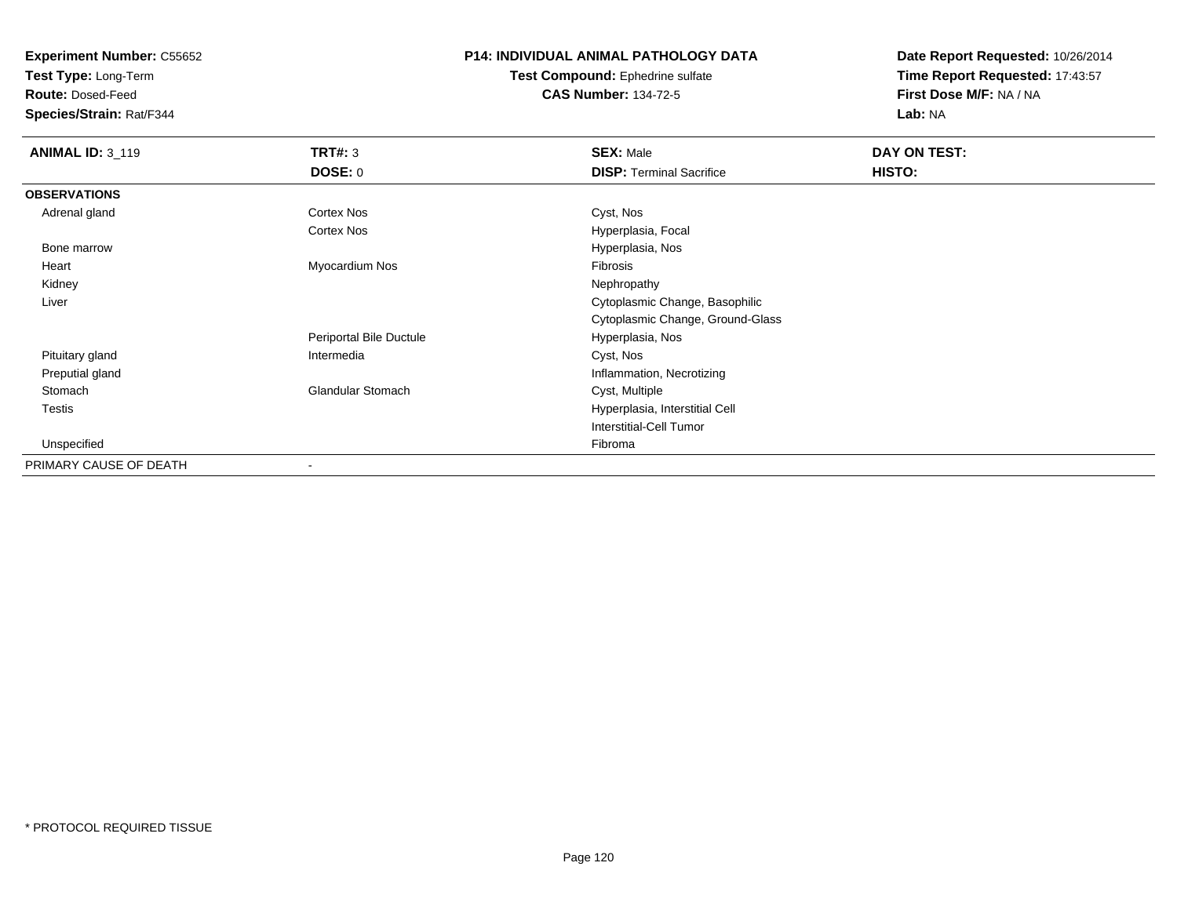**Experiment Number:** C55652
**Test Type:** Long-Term
**Route:** Dosed-Feed
**Species/Strain:** Rat/F344

**P14: INDIVIDUAL ANIMAL PATHOLOGY DATA**
**Test Compound:** Ephedrine sulfate
**CAS Number:** 134-72-5

**Date Report Requested:** 10/26/2014
**Time Report Requested:** 17:43:57
**First Dose M/F:** NA / NA
**Lab:** NA

| **ANIMAL ID:** 3_119 | **TRT#:** 3 | **SEX:** Male | **DAY ON TEST:** |
|---|---|---|---|
| | **DOSE:** 0 | **DISP:** Terminal Sacrifice | **HISTO:** |
| **OBSERVATIONS** | | | |
| Adrenal gland | Cortex Nos | Cyst, Nos | |
| | Cortex Nos | Hyperplasia, Focal | |
| Bone marrow | | Hyperplasia, Nos | |
| Heart | Myocardium Nos | Fibrosis | |
| Kidney | | Nephropathy | |
| Liver | | Cytoplasmic Change, Basophilic | |
| | | Cytoplasmic Change, Ground-Glass | |
| | Periportal Bile Ductule | Hyperplasia, Nos | |
| Pituitary gland | Intermedia | Cyst, Nos | |
| Preputial gland | | Inflammation, Necrotizing | |
| Stomach | Glandular Stomach | Cyst, Multiple | |
| Testis | | Hyperplasia, Interstitial Cell | |
| | | Interstitial-Cell Tumor | |
| Unspecified | | Fibroma | |
| PRIMARY CAUSE OF DEATH | - | | |

* PROTOCOL REQUIRED TISSUE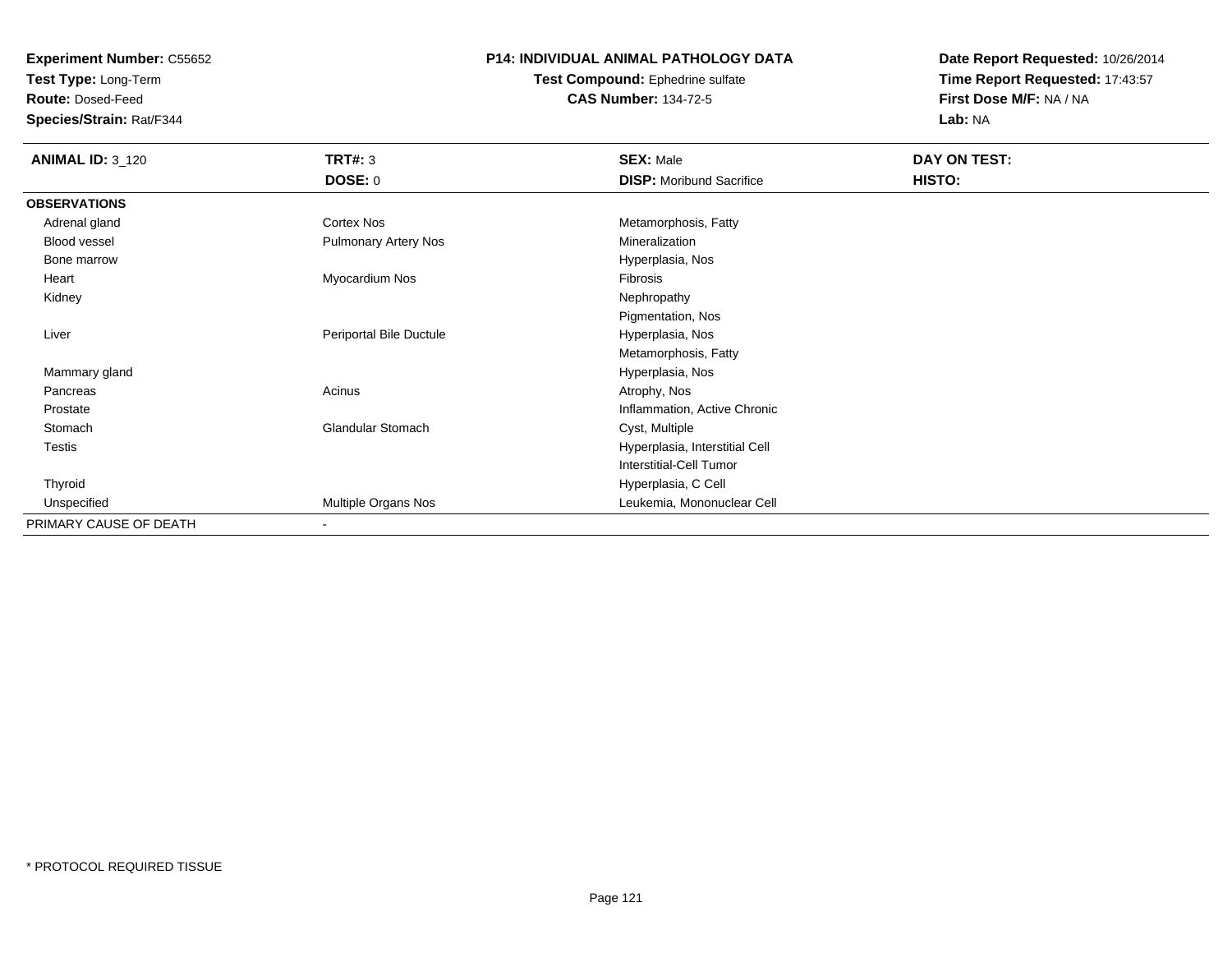**Experiment Number:** C55652
**Test Type:** Long-Term
**Route:** Dosed-Feed
**Species/Strain:** Rat/F344

**P14: INDIVIDUAL ANIMAL PATHOLOGY DATA**
**Test Compound:** Ephedrine sulfate
**CAS Number:** 134-72-5

**Date Report Requested:** 10/26/2014
**Time Report Requested:** 17:43:57
**First Dose M/F:** NA / NA
**Lab:** NA

| **ANIMAL ID:** 3_120 | **TRT#:** 3 | **SEX:** Male | **DAY ON TEST:** |
|---|---|---|---|
| | **DOSE:** 0 | **DISP:** Moribund Sacrifice | **HISTO:** |
| **OBSERVATIONS** | | | |
| Adrenal gland | Cortex Nos | Metamorphosis, Fatty | |
| Blood vessel | Pulmonary Artery Nos | Mineralization | |
| Bone marrow | | Hyperplasia, Nos | |
| Heart | Myocardium Nos | Fibrosis | |
| Kidney | | Nephropathy | |
| | | Pigmentation, Nos | |
| Liver | Periportal Bile Ductule | Hyperplasia, Nos | |
| | | Metamorphosis, Fatty | |
| Mammary gland | | Hyperplasia, Nos | |
| Pancreas | Acinus | Atrophy, Nos | |
| Prostate | | Inflammation, Active Chronic | |
| Stomach | Glandular Stomach | Cyst, Multiple | |
| Testis | | Hyperplasia, Interstitial Cell | |
| | | Interstitial-Cell Tumor | |
| Thyroid | | Hyperplasia, C Cell | |
| Unspecified | Multiple Organs Nos | Leukemia, Mononuclear Cell | |
| PRIMARY CAUSE OF DEATH | - | | |

* PROTOCOL REQUIRED TISSUE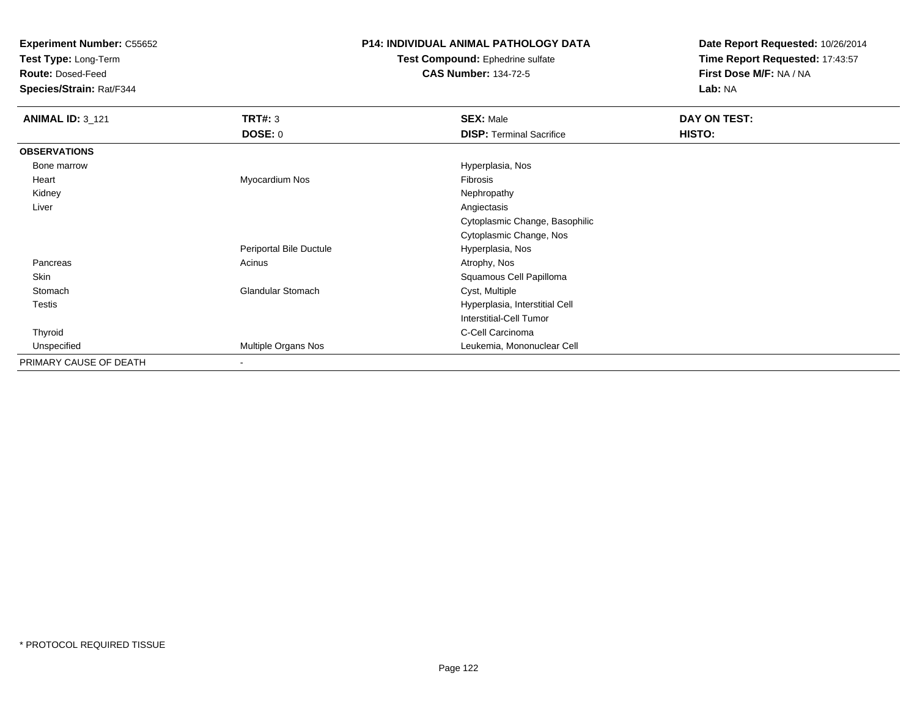**Experiment Number:** C55652
**Test Type:** Long-Term
**Route:** Dosed-Feed
**Species/Strain:** Rat/F344

**P14: INDIVIDUAL ANIMAL PATHOLOGY DATA**
**Test Compound:** Ephedrine sulfate
**CAS Number:** 134-72-5

**Date Report Requested:** 10/26/2014
**Time Report Requested:** 17:43:57
**First Dose M/F:** NA / NA
**Lab:** NA

| **ANIMAL ID:** 3_121 | **TRT#:** 3 | **SEX:** Male | **DAY ON TEST:** |
|---|---|---|---|
| | **DOSE:** 0 | **DISP:** Terminal Sacrifice | **HISTO:** |
| **OBSERVATIONS** | | | |
| Bone marrow | | Hyperplasia, Nos | |
| Heart | Myocardium Nos | Fibrosis | |
| Kidney | | Nephropathy | |
| Liver | | Angiectasis | |
| | | Cytoplasmic Change, Basophilic | |
| | | Cytoplasmic Change, Nos | |
| | Periportal Bile Ductule | Hyperplasia, Nos | |
| Pancreas | Acinus | Atrophy, Nos | |
| Skin | | Squamous Cell Papilloma | |
| Stomach | Glandular Stomach | Cyst, Multiple | |
| Testis | | Hyperplasia, Interstitial Cell | |
| | | Interstitial-Cell Tumor | |
| Thyroid | | C-Cell Carcinoma | |
| Unspecified | Multiple Organs Nos | Leukemia, Mononuclear Cell | |
| PRIMARY CAUSE OF DEATH | - | | |

* PROTOCOL REQUIRED TISSUE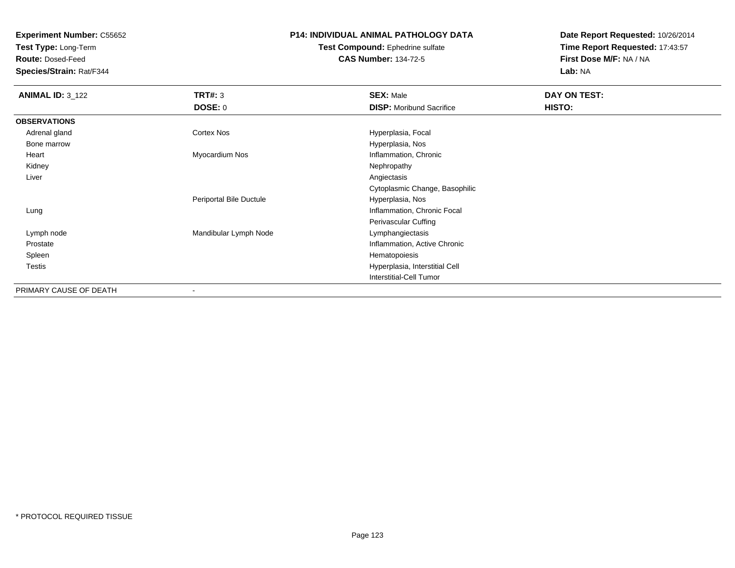**Experiment Number:** C55652
**Test Type:** Long-Term
**Route:** Dosed-Feed
**Species/Strain:** Rat/F344

**P14: INDIVIDUAL ANIMAL PATHOLOGY DATA**
**Test Compound:** Ephedrine sulfate
**CAS Number:** 134-72-5

**Date Report Requested:** 10/26/2014
**Time Report Requested:** 17:43:57
**First Dose M/F:** NA / NA
**Lab:** NA

| **ANIMAL ID:** 3_122 | **TRT#:** 3 | **SEX:** Male | **DAY ON TEST:** |
|---|---|---|---|
| | **DOSE:** 0 | **DISP:** Moribund Sacrifice | **HISTO:** |
| **OBSERVATIONS** | | | |
| Adrenal gland | Cortex Nos | Hyperplasia, Focal | |
| Bone marrow | | Hyperplasia, Nos | |
| Heart | Myocardium Nos | Inflammation, Chronic | |
| Kidney | | Nephropathy | |
| Liver | | Angiectasis | |
| | | Cytoplasmic Change, Basophilic | |
| | Periportal Bile Ductule | Hyperplasia, Nos | |
| Lung | | Inflammation, Chronic Focal | |
| | | Perivascular Cuffing | |
| Lymph node | Mandibular Lymph Node | Lymphangiectasis | |
| Prostate | | Inflammation, Active Chronic | |
| Spleen | | Hematopoiesis | |
| Testis | | Hyperplasia, Interstitial Cell | |
| | | Interstitial-Cell Tumor | |
| PRIMARY CAUSE OF DEATH | - | | |

* PROTOCOL REQUIRED TISSUE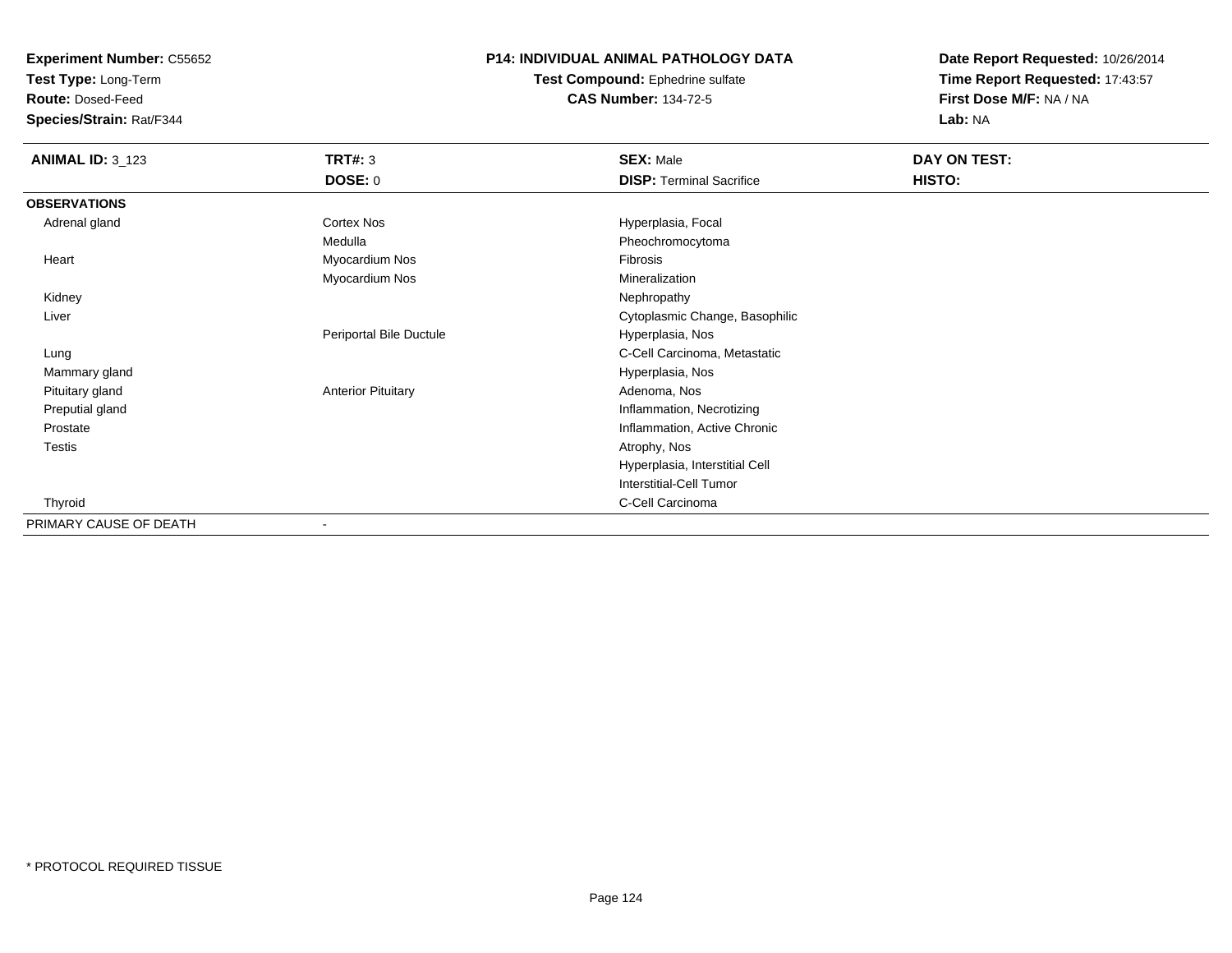**Experiment Number:** C55652
**Test Type:** Long-Term
**Route:** Dosed-Feed
**Species/Strain:** Rat/F344

**P14: INDIVIDUAL ANIMAL PATHOLOGY DATA**
**Test Compound:** Ephedrine sulfate
**CAS Number:** 134-72-5

**Date Report Requested:** 10/26/2014
**Time Report Requested:** 17:43:57
**First Dose M/F:** NA / NA
**Lab:** NA

| **ANIMAL ID:** 3_123 | **TRT#:** 3 | **SEX:** Male | **DAY ON TEST:** |
|---|---|---|---|
| | **DOSE:** 0 | **DISP:** Terminal Sacrifice | **HISTO:** |
| **OBSERVATIONS** | | | |
| Adrenal gland | Cortex Nos | Hyperplasia, Focal | |
| | Medulla | Pheochromocytoma | |
| Heart | Myocardium Nos | Fibrosis | |
| | Myocardium Nos | Mineralization | |
| Kidney | | Nephropathy | |
| Liver | | Cytoplasmic Change, Basophilic | |
| | Periportal Bile Ductule | Hyperplasia, Nos | |
| Lung | | C-Cell Carcinoma, Metastatic | |
| Mammary gland | | Hyperplasia, Nos | |
| Pituitary gland | Anterior Pituitary | Adenoma, Nos | |
| Preputial gland | | Inflammation, Necrotizing | |
| Prostate | | Inflammation, Active Chronic | |
| Testis | | Atrophy, Nos | |
| | | Hyperplasia, Interstitial Cell | |
| | | Interstitial-Cell Tumor | |
| Thyroid | | C-Cell Carcinoma | |
| PRIMARY CAUSE OF DEATH | - | | |

\* PROTOCOL REQUIRED TISSUE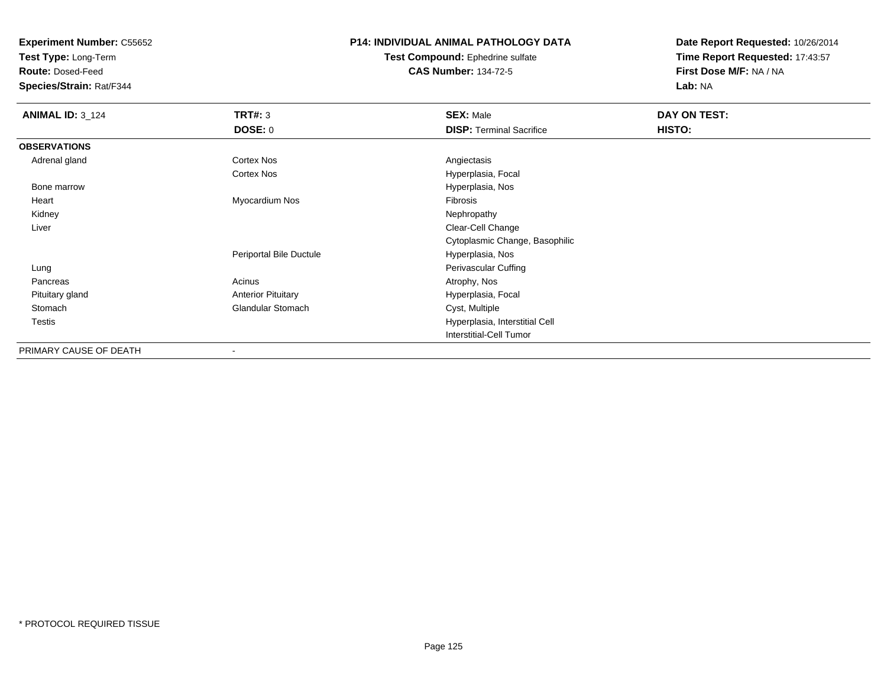**Experiment Number:** C55652
**Test Type:** Long-Term
**Route:** Dosed-Feed
**Species/Strain:** Rat/F344

**P14: INDIVIDUAL ANIMAL PATHOLOGY DATA**
**Test Compound:** Ephedrine sulfate
**CAS Number:** 134-72-5

**Date Report Requested:** 10/26/2014
**Time Report Requested:** 17:43:57
**First Dose M/F:** NA / NA
**Lab:** NA

| **ANIMAL ID:** 3_124 | **TRT#:** 3 | **SEX:** Male | **DAY ON TEST:** |
|---|---|---|---|
| | **DOSE:** 0 | **DISP:** Terminal Sacrifice | **HISTO:** |
| **OBSERVATIONS** | | | |
| Adrenal gland | Cortex Nos | Angiectasis | |
| | Cortex Nos | Hyperplasia, Focal | |
| Bone marrow | | Hyperplasia, Nos | |
| Heart | Myocardium Nos | Fibrosis | |
| Kidney | | Nephropathy | |
| Liver | | Clear-Cell Change | |
| | | Cytoplasmic Change, Basophilic | |
| | Periportal Bile Ductule | Hyperplasia, Nos | |
| Lung | | Perivascular Cuffing | |
| Pancreas | Acinus | Atrophy, Nos | |
| Pituitary gland | Anterior Pituitary | Hyperplasia, Focal | |
| Stomach | Glandular Stomach | Cyst, Multiple | |
| Testis | | Hyperplasia, Interstitial Cell | |
| | | Interstitial-Cell Tumor | |
| PRIMARY CAUSE OF DEATH | - | | |

* PROTOCOL REQUIRED TISSUE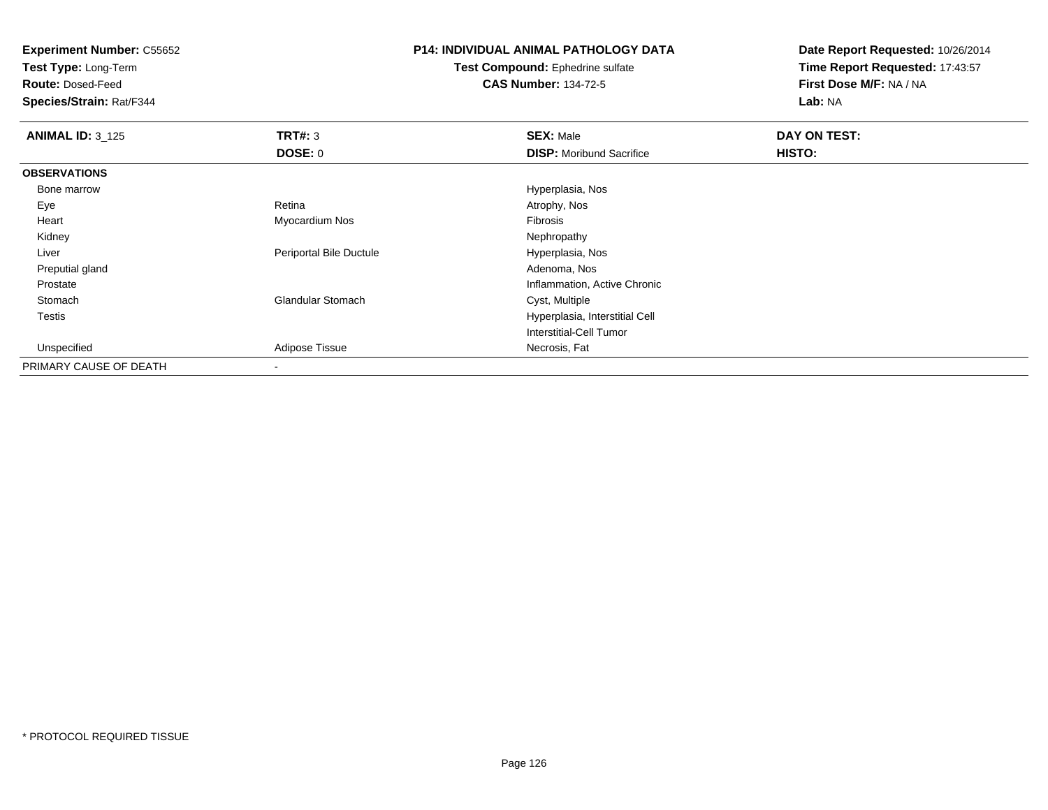**Experiment Number:** C55652
**Test Type:** Long-Term
**Route:** Dosed-Feed
**Species/Strain:** Rat/F344

**P14: INDIVIDUAL ANIMAL PATHOLOGY DATA**
**Test Compound:** Ephedrine sulfate
**CAS Number:** 134-72-5

**Date Report Requested:** 10/26/2014
**Time Report Requested:** 17:43:57
**First Dose M/F:** NA / NA
**Lab:** NA

| **ANIMAL ID:** 3_125 | **TRT#:** 3 | **SEX:** Male | **DAY ON TEST:** |
|---|---|---|---|
| | **DOSE:** 0 | **DISP:** Moribund Sacrifice | **HISTO:** |
| **OBSERVATIONS** | | | |
| Bone marrow | | Hyperplasia, Nos | |
| Eye | Retina | Atrophy, Nos | |
| Heart | Myocardium Nos | Fibrosis | |
| Kidney | | Nephropathy | |
| Liver | Periportal Bile Ductule | Hyperplasia, Nos | |
| Preputial gland | | Adenoma, Nos | |
| Prostate | | Inflammation, Active Chronic | |
| Stomach | Glandular Stomach | Cyst, Multiple | |
| Testis | | Hyperplasia, Interstitial Cell | |
| | | Interstitial-Cell Tumor | |
| Unspecified | Adipose Tissue | Necrosis, Fat | |
| PRIMARY CAUSE OF DEATH | - | | |

* PROTOCOL REQUIRED TISSUE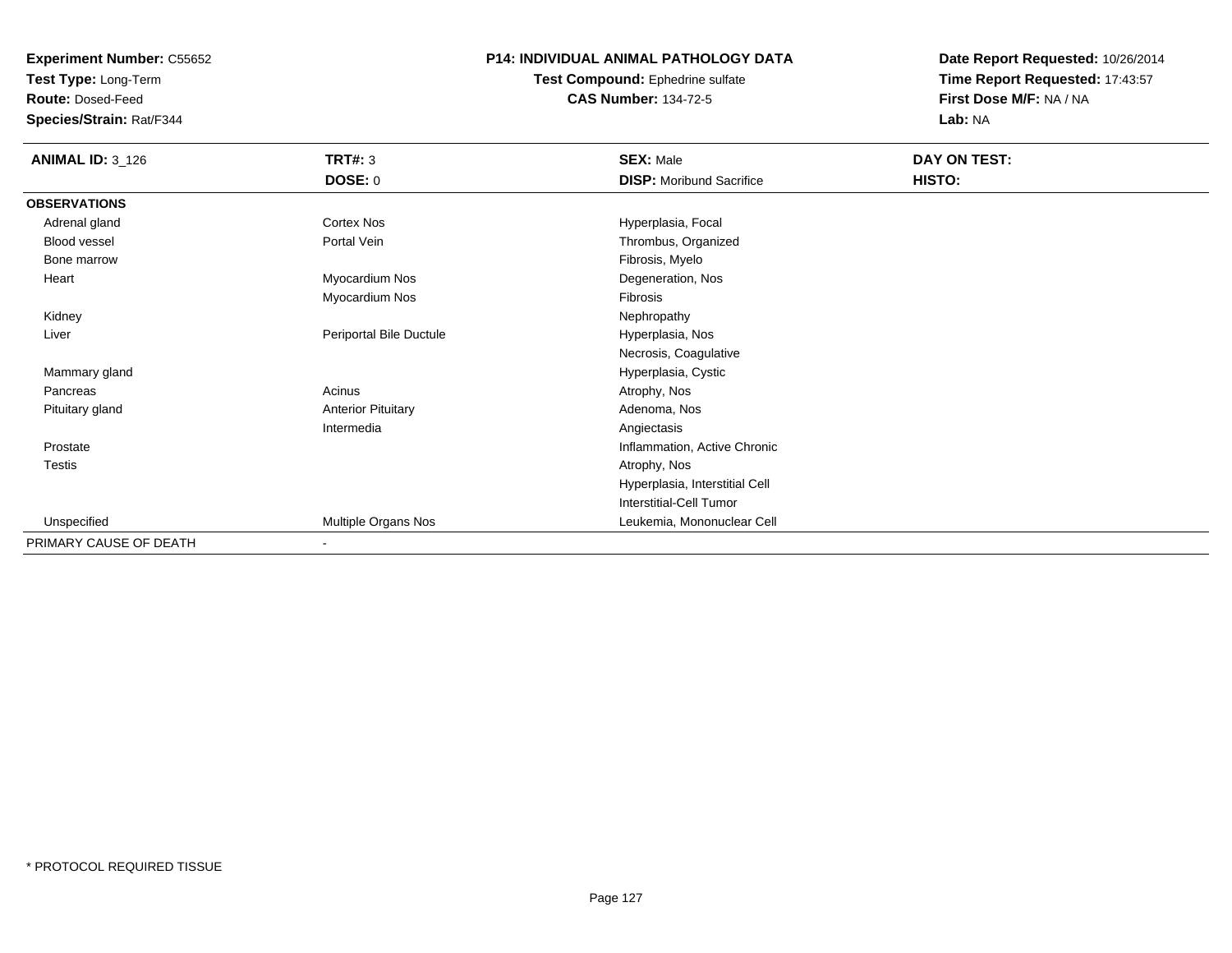**Experiment Number:** C55652
**Test Type:** Long-Term
**Route:** Dosed-Feed
**Species/Strain:** Rat/F344

**P14: INDIVIDUAL ANIMAL PATHOLOGY DATA**
**Test Compound:** Ephedrine sulfate
**CAS Number:** 134-72-5

**Date Report Requested:** 10/26/2014
**Time Report Requested:** 17:43:57
**First Dose M/F:** NA / NA
**Lab:** NA

| **ANIMAL ID:** 3_126 | **TRT#:** 3 | **SEX:** Male | **DAY ON TEST:** |
|---|---|---|---|
| | **DOSE:** 0 | **DISP:** Moribund Sacrifice | **HISTO:** |
| **OBSERVATIONS** | | | |
| Adrenal gland | Cortex Nos | Hyperplasia, Focal | |
| Blood vessel | Portal Vein | Thrombus, Organized | |
| Bone marrow | | Fibrosis, Myelo | |
| Heart | Myocardium Nos | Degeneration, Nos | |
| | Myocardium Nos | Fibrosis | |
| Kidney | | Nephropathy | |
| Liver | Periportal Bile Ductule | Hyperplasia, Nos | |
| | | Necrosis, Coagulative | |
| Mammary gland | | Hyperplasia, Cystic | |
| Pancreas | Acinus | Atrophy, Nos | |
| Pituitary gland | Anterior Pituitary | Adenoma, Nos | |
| | Intermedia | Angiectasis | |
| Prostate | | Inflammation, Active Chronic | |
| Testis | | Atrophy, Nos | |
| | | Hyperplasia, Interstitial Cell | |
| | | Interstitial-Cell Tumor | |
| Unspecified | Multiple Organs Nos | Leukemia, Mononuclear Cell | |
| PRIMARY CAUSE OF DEATH | - | | |

* PROTOCOL REQUIRED TISSUE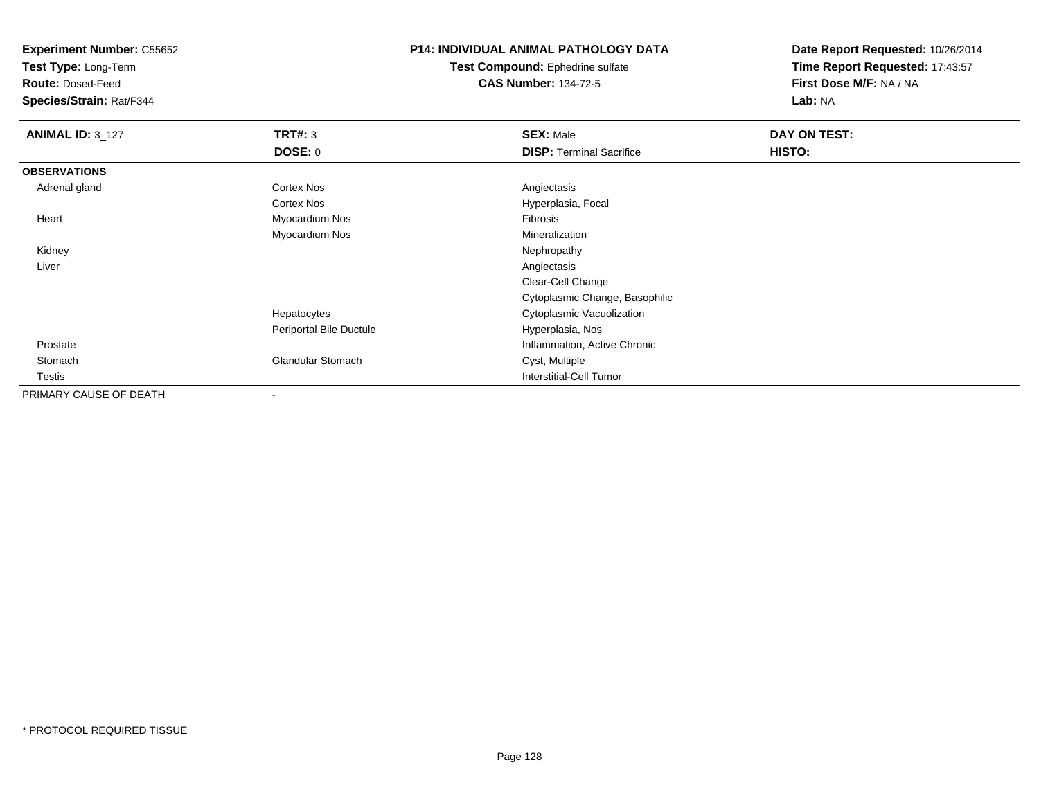**Experiment Number:** C55652
**Test Type:** Long-Term
**Route:** Dosed-Feed
**Species/Strain:** Rat/F344

**P14: INDIVIDUAL ANIMAL PATHOLOGY DATA**
**Test Compound:** Ephedrine sulfate
**CAS Number:** 134-72-5

**Date Report Requested:** 10/26/2014
**Time Report Requested:** 17:43:57
**First Dose M/F:** NA / NA
**Lab:** NA

| **ANIMAL ID:** 3_127 | **TRT#:** 3 | **SEX:** Male | **DAY ON TEST:** |
|---|---|---|---|
| | **DOSE:** 0 | **DISP:** Terminal Sacrifice | **HISTO:** |
| **OBSERVATIONS** | | | |
| Adrenal gland | Cortex Nos | Angiectasis | |
| | Cortex Nos | Hyperplasia, Focal | |
| Heart | Myocardium Nos | Fibrosis | |
| | Myocardium Nos | Mineralization | |
| Kidney | | Nephropathy | |
| Liver | | Angiectasis | |
| | | Clear-Cell Change | |
| | | Cytoplasmic Change, Basophilic | |
| | Hepatocytes | Cytoplasmic Vacuolization | |
| | Periportal Bile Ductule | Hyperplasia, Nos | |
| Prostate | | Inflammation, Active Chronic | |
| Stomach | Glandular Stomach | Cyst, Multiple | |
| Testis | | Interstitial-Cell Tumor | |
| PRIMARY CAUSE OF DEATH | - | | |

\* PROTOCOL REQUIRED TISSUE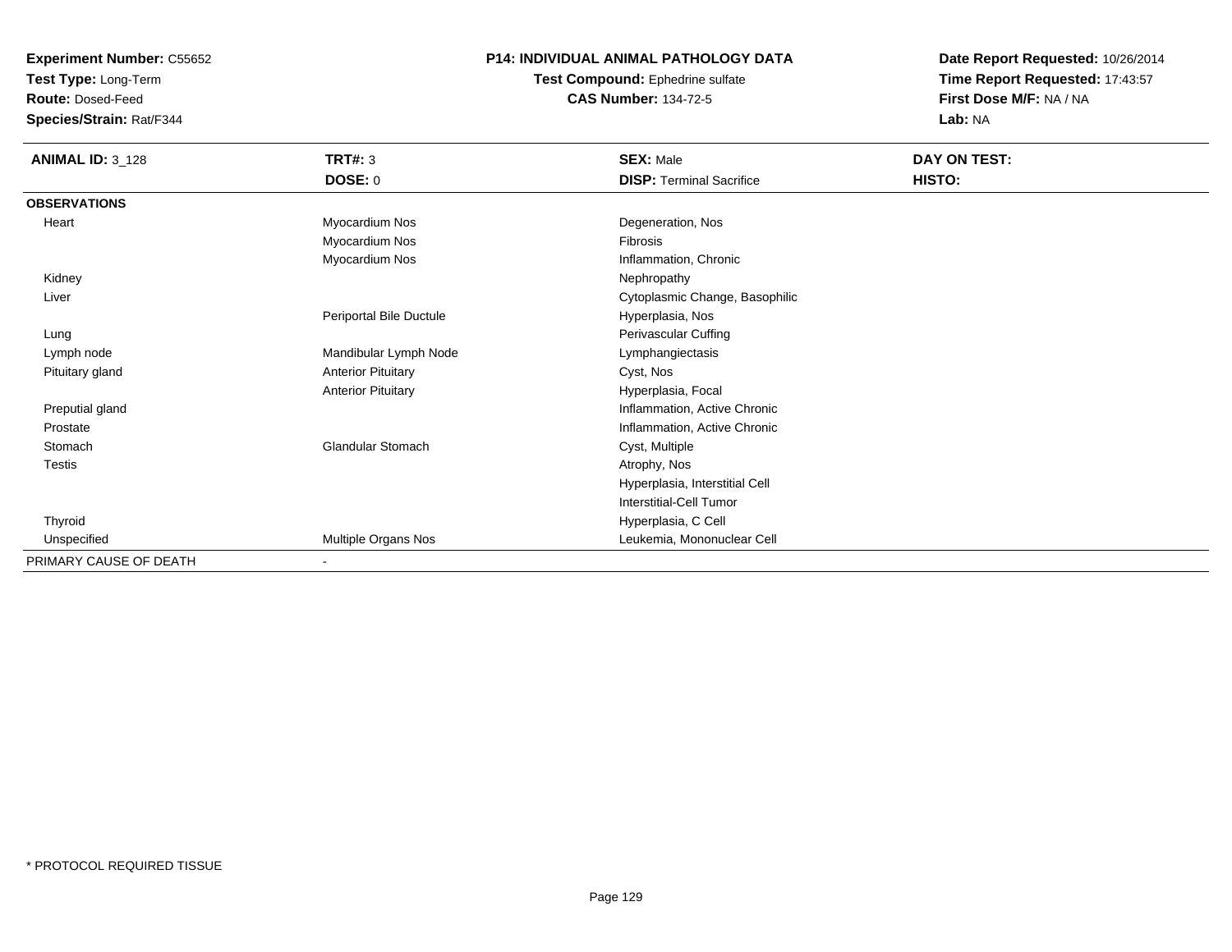**Experiment Number:** C55652
**Test Type:** Long-Term
**Route:** Dosed-Feed
**Species/Strain:** Rat/F344

**P14: INDIVIDUAL ANIMAL PATHOLOGY DATA**
**Test Compound:** Ephedrine sulfate
**CAS Number:** 134-72-5

**Date Report Requested:** 10/26/2014
**Time Report Requested:** 17:43:57
**First Dose M/F:** NA / NA
**Lab:** NA

| **ANIMAL ID:** 3_128 | **TRT#:** 3 | **SEX:** Male | **DAY ON TEST:** |
|---|---|---|---|
| | **DOSE:** 0 | **DISP:** Terminal Sacrifice | **HISTO:** |
| **OBSERVATIONS** | | | |
| Heart | Myocardium Nos | Degeneration, Nos | |
| | Myocardium Nos | Fibrosis | |
| | Myocardium Nos | Inflammation, Chronic | |
| Kidney | | Nephropathy | |
| Liver | | Cytoplasmic Change, Basophilic | |
| | Periportal Bile Ductule | Hyperplasia, Nos | |
| Lung | | Perivascular Cuffing | |
| Lymph node | Mandibular Lymph Node | Lymphangiectasis | |
| Pituitary gland | Anterior Pituitary | Cyst, Nos | |
| | Anterior Pituitary | Hyperplasia, Focal | |
| Preputial gland | | Inflammation, Active Chronic | |
| Prostate | | Inflammation, Active Chronic | |
| Stomach | Glandular Stomach | Cyst, Multiple | |
| Testis | | Atrophy, Nos | |
| | | Hyperplasia, Interstitial Cell | |
| | | Interstitial-Cell Tumor | |
| Thyroid | | Hyperplasia, C Cell | |
| Unspecified | Multiple Organs Nos | Leukemia, Mononuclear Cell | |
| PRIMARY CAUSE OF DEATH | - | | |

* PROTOCOL REQUIRED TISSUE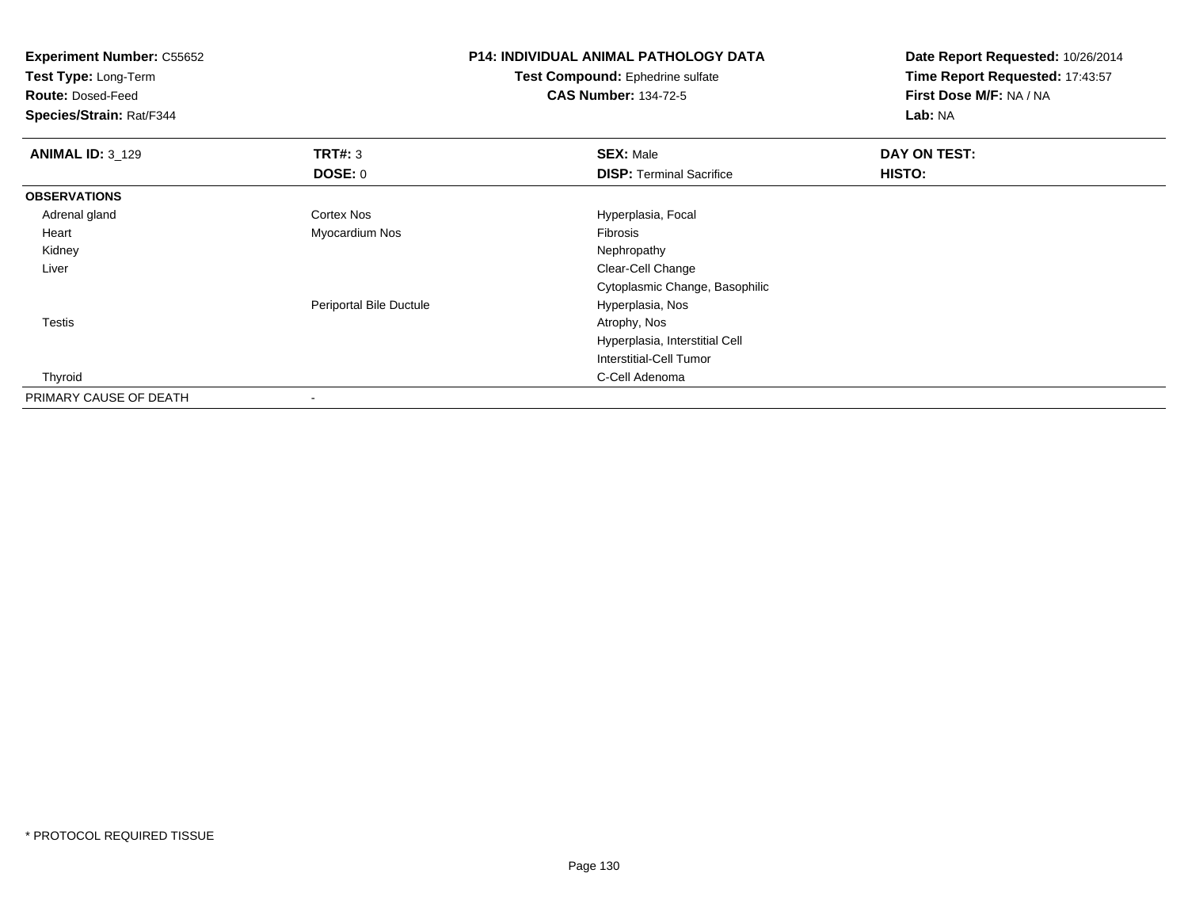**Experiment Number:** C55652
**Test Type:** Long-Term
**Route:** Dosed-Feed
**Species/Strain:** Rat/F344

**P14: INDIVIDUAL ANIMAL PATHOLOGY DATA**
**Test Compound:** Ephedrine sulfate
**CAS Number:** 134-72-5

**Date Report Requested:** 10/26/2014
**Time Report Requested:** 17:43:57
**First Dose M/F:** NA / NA
**Lab:** NA

| **ANIMAL ID:** 3_129 | **TRT#:** 3 | **SEX:** Male | **DAY ON TEST:** |
|---|---|---|---|
| | **DOSE:** 0 | **DISP:** Terminal Sacrifice | **HISTO:** |
| **OBSERVATIONS** | | | |
| Adrenal gland | Cortex Nos | Hyperplasia, Focal | |
| Heart | Myocardium Nos | Fibrosis | |
| Kidney | | Nephropathy | |
| Liver | | Clear-Cell Change | |
| | | Cytoplasmic Change, Basophilic | |
| | Periportal Bile Ductule | Hyperplasia, Nos | |
| Testis | | Atrophy, Nos | |
| | | Hyperplasia, Interstitial Cell | |
| | | Interstitial-Cell Tumor | |
| Thyroid | | C-Cell Adenoma | |
| PRIMARY CAUSE OF DEATH | - | | |

* PROTOCOL REQUIRED TISSUE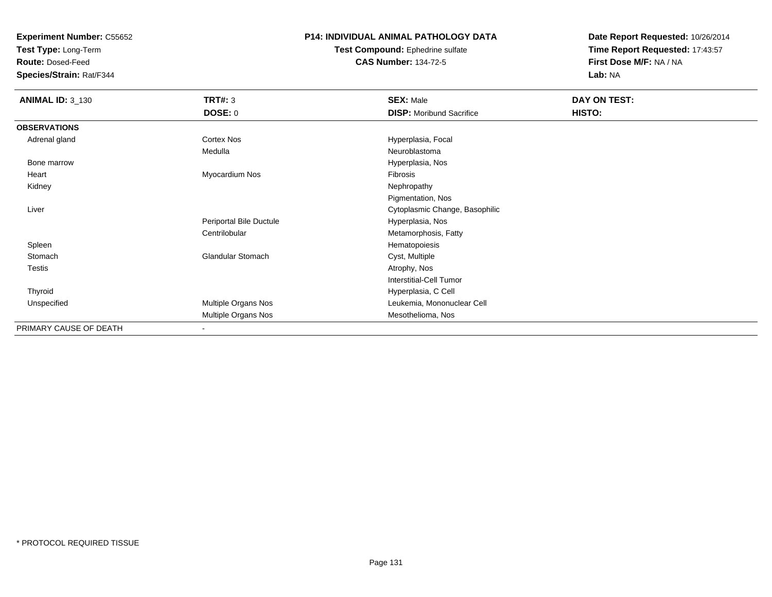**Experiment Number:** C55652
**Test Type:** Long-Term
**Route:** Dosed-Feed
**Species/Strain:** Rat/F344

**P14: INDIVIDUAL ANIMAL PATHOLOGY DATA**
**Test Compound:** Ephedrine sulfate
**CAS Number:** 134-72-5

**Date Report Requested:** 10/26/2014
**Time Report Requested:** 17:43:57
**First Dose M/F:** NA / NA
**Lab:** NA

| **ANIMAL ID:** 3_130 | **TRT#:** 3 | **SEX:** Male | **DAY ON TEST:** |
|---|---|---|---|
| | **DOSE:** 0 | **DISP:** Moribund Sacrifice | **HISTO:** |
| **OBSERVATIONS** | | | |
| Adrenal gland | Cortex Nos | Hyperplasia, Focal | |
| | Medulla | Neuroblastoma | |
| Bone marrow | | Hyperplasia, Nos | |
| Heart | Myocardium Nos | Fibrosis | |
| Kidney | | Nephropathy | |
| | | Pigmentation, Nos | |
| Liver | | Cytoplasmic Change, Basophilic | |
| | Periportal Bile Ductule | Hyperplasia, Nos | |
| | Centrilobular | Metamorphosis, Fatty | |
| Spleen | | Hematopoiesis | |
| Stomach | Glandular Stomach | Cyst, Multiple | |
| Testis | | Atrophy, Nos | |
| | | Interstitial-Cell Tumor | |
| Thyroid | | Hyperplasia, C Cell | |
| Unspecified | Multiple Organs Nos | Leukemia, Mononuclear Cell | |
| | Multiple Organs Nos | Mesothelioma, Nos | |
| PRIMARY CAUSE OF DEATH | - | | |

* PROTOCOL REQUIRED TISSUE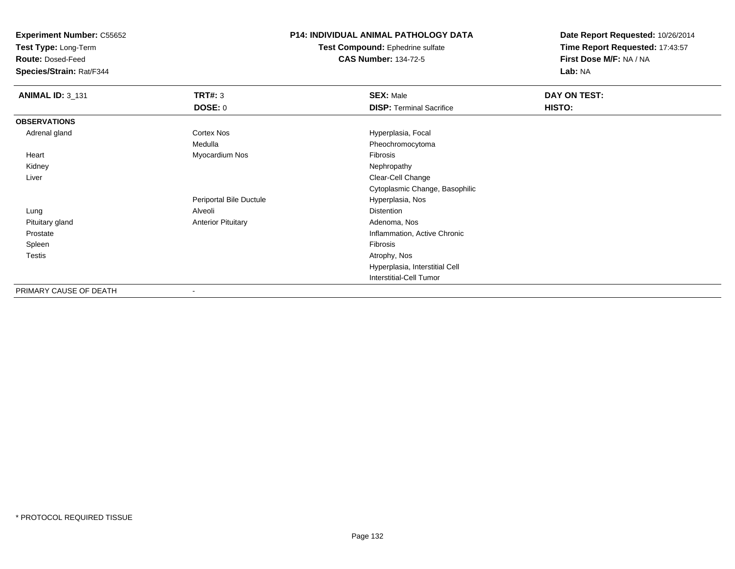**Experiment Number:** C55652
**Test Type:** Long-Term
**Route:** Dosed-Feed
**Species/Strain:** Rat/F344

**P14: INDIVIDUAL ANIMAL PATHOLOGY DATA**
**Test Compound:** Ephedrine sulfate
**CAS Number:** 134-72-5

**Date Report Requested:** 10/26/2014
**Time Report Requested:** 17:43:57
**First Dose M/F:** NA / NA
**Lab:** NA

| **ANIMAL ID:** 3_131 | **TRT#:** 3 | **SEX:** Male | **DAY ON TEST:** |
|---|---|---|---|
| | **DOSE:** 0 | **DISP:** Terminal Sacrifice | **HISTO:** |
| **OBSERVATIONS** | | | |
| Adrenal gland | Cortex Nos | Hyperplasia, Focal | |
| | Medulla | Pheochromocytoma | |
| Heart | Myocardium Nos | Fibrosis | |
| Kidney | | Nephropathy | |
| Liver | | Clear-Cell Change | |
| | | Cytoplasmic Change, Basophilic | |
| | Periportal Bile Ductule | Hyperplasia, Nos | |
| Lung | Alveoli | Distention | |
| Pituitary gland | Anterior Pituitary | Adenoma, Nos | |
| Prostate | | Inflammation, Active Chronic | |
| Spleen | | Fibrosis | |
| Testis | | Atrophy, Nos | |
| | | Hyperplasia, Interstitial Cell | |
| | | Interstitial-Cell Tumor | |
| PRIMARY CAUSE OF DEATH | - | | |

* PROTOCOL REQUIRED TISSUE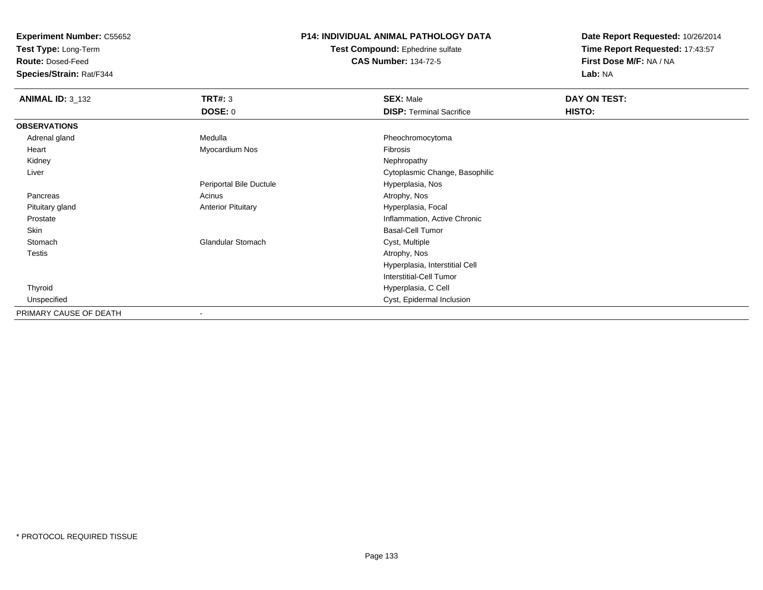**Experiment Number:** C55652
**Test Type:** Long-Term
**Route:** Dosed-Feed
**Species/Strain:** Rat/F344

**P14: INDIVIDUAL ANIMAL PATHOLOGY DATA**
**Test Compound:** Ephedrine sulfate
**CAS Number:** 134-72-5

**Date Report Requested:** 10/26/2014
**Time Report Requested:** 17:43:57
**First Dose M/F:** NA / NA
**Lab:** NA

| **ANIMAL ID:** 3_132 | **TRT#:** 3 | **SEX:** Male | **DAY ON TEST:** |
|---|---|---|---|
| | **DOSE:** 0 | **DISP:** Terminal Sacrifice | **HISTO:** |
| **OBSERVATIONS** | | | |
| Adrenal gland | Medulla | Pheochromocytoma | |
| Heart | Myocardium Nos | Fibrosis | |
| Kidney | | Nephropathy | |
| Liver | | Cytoplasmic Change, Basophilic | |
| | Periportal Bile Ductule | Hyperplasia, Nos | |
| Pancreas | Acinus | Atrophy, Nos | |
| Pituitary gland | Anterior Pituitary | Hyperplasia, Focal | |
| Prostate | | Inflammation, Active Chronic | |
| Skin | | Basal-Cell Tumor | |
| Stomach | Glandular Stomach | Cyst, Multiple | |
| Testis | | Atrophy, Nos | |
| | | Hyperplasia, Interstitial Cell | |
| | | Interstitial-Cell Tumor | |
| Thyroid | | Hyperplasia, C Cell | |
| Unspecified | | Cyst, Epidermal Inclusion | |
| PRIMARY CAUSE OF DEATH | - | | |

* PROTOCOL REQUIRED TISSUE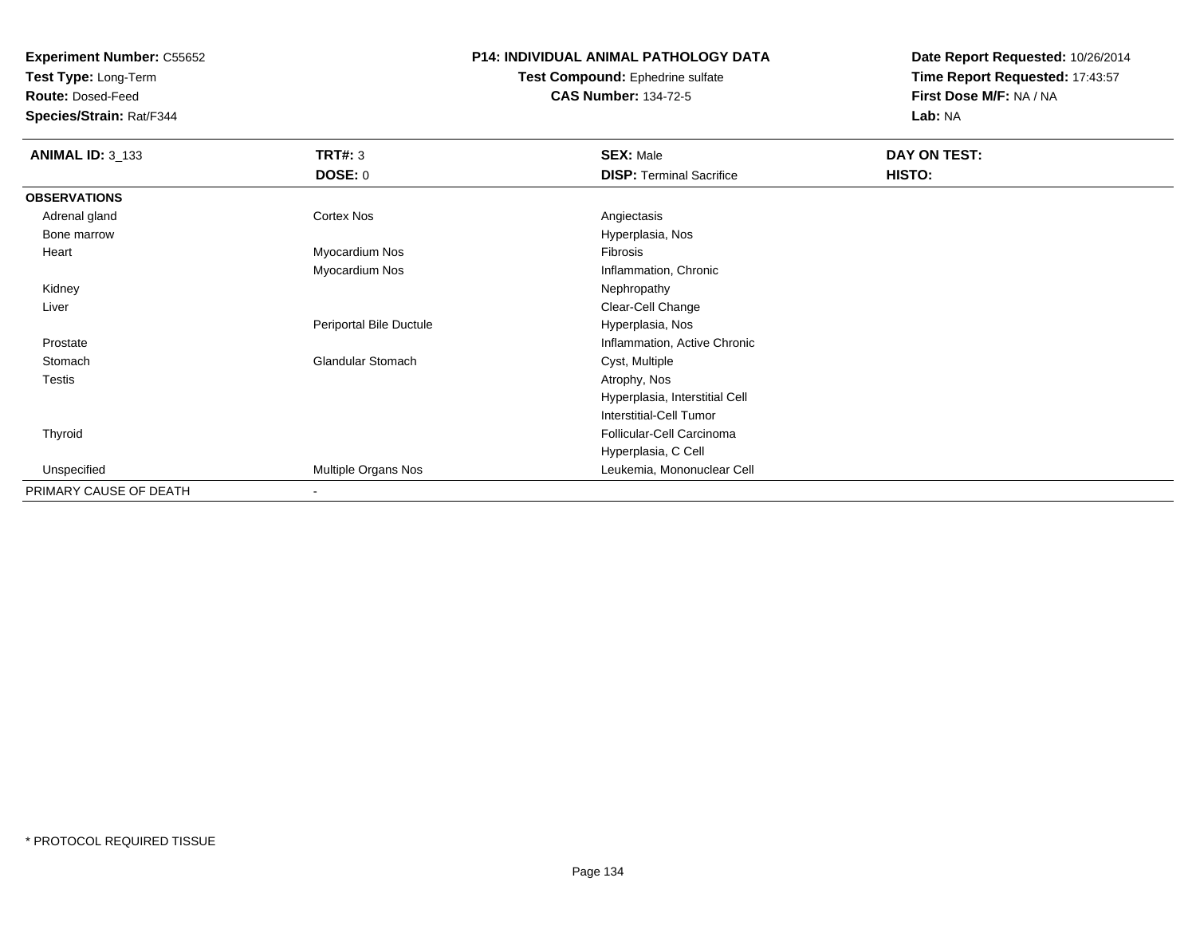**Experiment Number:** C55652
**Test Type:** Long-Term
**Route:** Dosed-Feed
**Species/Strain:** Rat/F344

**P14: INDIVIDUAL ANIMAL PATHOLOGY DATA**
**Test Compound:** Ephedrine sulfate
**CAS Number:** 134-72-5

**Date Report Requested:** 10/26/2014
**Time Report Requested:** 17:43:57
**First Dose M/F:** NA / NA
**Lab:** NA

| **ANIMAL ID:** 3_133 | **TRT#:** 3 | **SEX:** Male | **DAY ON TEST:** |
|---|---|---|---|
| | **DOSE:** 0 | **DISP:** Terminal Sacrifice | **HISTO:** |
| **OBSERVATIONS** | | | |
| Adrenal gland | Cortex Nos | Angiectasis | |
| Bone marrow | | Hyperplasia, Nos | |
| Heart | Myocardium Nos | Fibrosis | |
| | Myocardium Nos | Inflammation, Chronic | |
| Kidney | | Nephropathy | |
| Liver | | Clear-Cell Change | |
| | Periportal Bile Ductule | Hyperplasia, Nos | |
| Prostate | | Inflammation, Active Chronic | |
| Stomach | Glandular Stomach | Cyst, Multiple | |
| Testis | | Atrophy, Nos | |
| | | Hyperplasia, Interstitial Cell | |
| | | Interstitial-Cell Tumor | |
| Thyroid | | Follicular-Cell Carcinoma | |
| | | Hyperplasia, C Cell | |
| Unspecified | Multiple Organs Nos | Leukemia, Mononuclear Cell | |
| PRIMARY CAUSE OF DEATH | - | | |

* PROTOCOL REQUIRED TISSUE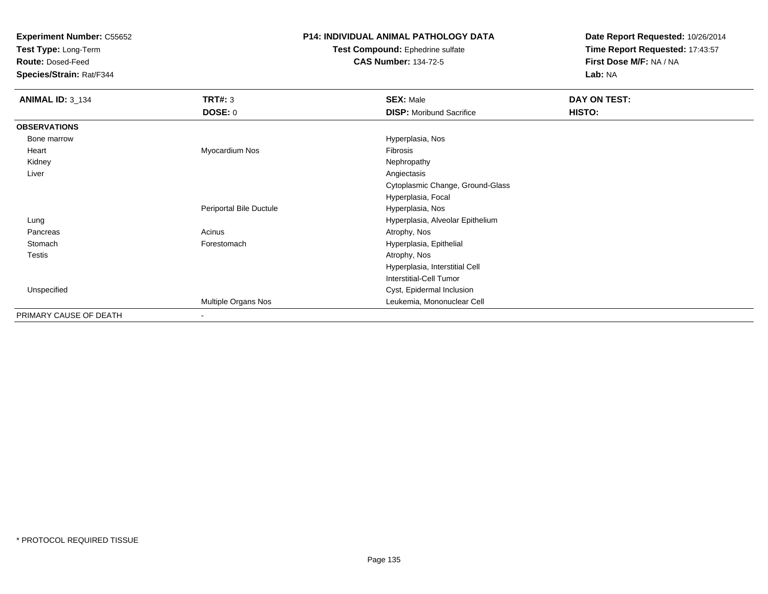**Experiment Number:** C55652
**Test Type:** Long-Term
**Route:** Dosed-Feed
**Species/Strain:** Rat/F344

**P14: INDIVIDUAL ANIMAL PATHOLOGY DATA**
**Test Compound:** Ephedrine sulfate
**CAS Number:** 134-72-5

**Date Report Requested:** 10/26/2014
**Time Report Requested:** 17:43:57
**First Dose M/F:** NA / NA
**Lab:** NA

| **ANIMAL ID:** 3_134 | **TRT#:** 3 | **SEX:** Male | **DAY ON TEST:** |
|---|---|---|---|
| | **DOSE:** 0 | **DISP:** Moribund Sacrifice | **HISTO:** |
| **OBSERVATIONS** | | | |
| Bone marrow | | Hyperplasia, Nos | |
| Heart | Myocardium Nos | Fibrosis | |
| Kidney | | Nephropathy | |
| Liver | | Angiectasis | |
| | | Cytoplasmic Change, Ground-Glass | |
| | | Hyperplasia, Focal | |
| | Periportal Bile Ductule | Hyperplasia, Nos | |
| Lung | | Hyperplasia, Alveolar Epithelium | |
| Pancreas | Acinus | Atrophy, Nos | |
| Stomach | Forestomach | Hyperplasia, Epithelial | |
| Testis | | Atrophy, Nos | |
| | | Hyperplasia, Interstitial Cell | |
| | | Interstitial-Cell Tumor | |
| Unspecified | | Cyst, Epidermal Inclusion | |
| | Multiple Organs Nos | Leukemia, Mononuclear Cell | |
| PRIMARY CAUSE OF DEATH | - | | |

\* PROTOCOL REQUIRED TISSUE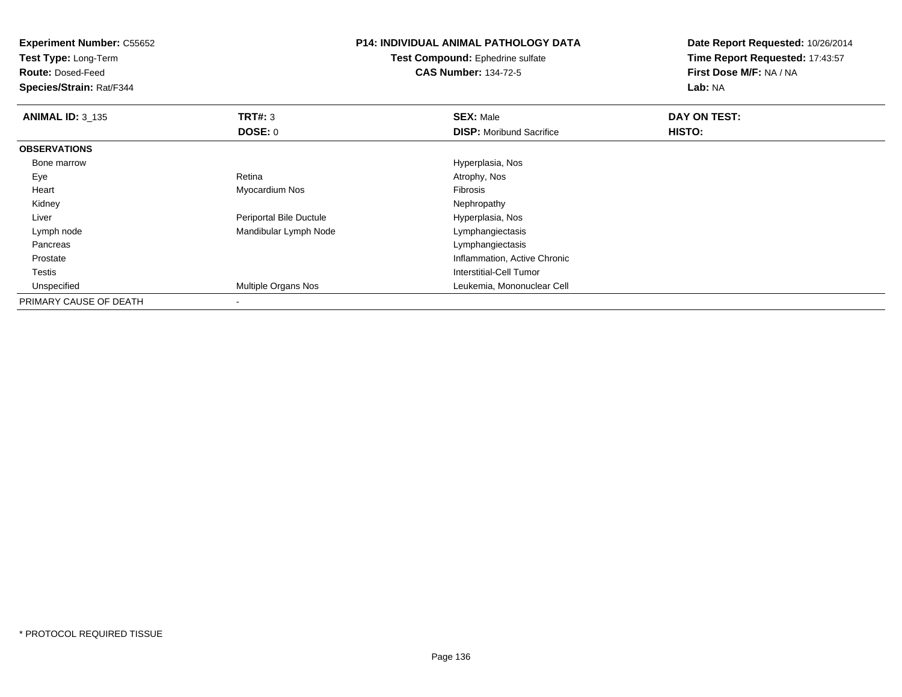**Experiment Number:** C55652
**Test Type:** Long-Term
**Route:** Dosed-Feed
**Species/Strain:** Rat/F344

**P14: INDIVIDUAL ANIMAL PATHOLOGY DATA**
**Test Compound:** Ephedrine sulfate
**CAS Number:** 134-72-5

**Date Report Requested:** 10/26/2014
**Time Report Requested:** 17:43:57
**First Dose M/F:** NA / NA
**Lab:** NA

| **ANIMAL ID:** 3_135 | **TRT#:** 3 | **SEX:** Male | **DAY ON TEST:** |
|---|---|---|---|
| | **DOSE:** 0 | **DISP:** Moribund Sacrifice | **HISTO:** |
| **OBSERVATIONS** | | | |
| Bone marrow | | Hyperplasia, Nos | |
| Eye | Retina | Atrophy, Nos | |
| Heart | Myocardium Nos | Fibrosis | |
| Kidney | | Nephropathy | |
| Liver | Periportal Bile Ductule | Hyperplasia, Nos | |
| Lymph node | Mandibular Lymph Node | Lymphangiectasis | |
| Pancreas | | Lymphangiectasis | |
| Prostate | | Inflammation, Active Chronic | |
| Testis | | Interstitial-Cell Tumor | |
| Unspecified | Multiple Organs Nos | Leukemia, Mononuclear Cell | |
| PRIMARY CAUSE OF DEATH | - | | |

* PROTOCOL REQUIRED TISSUE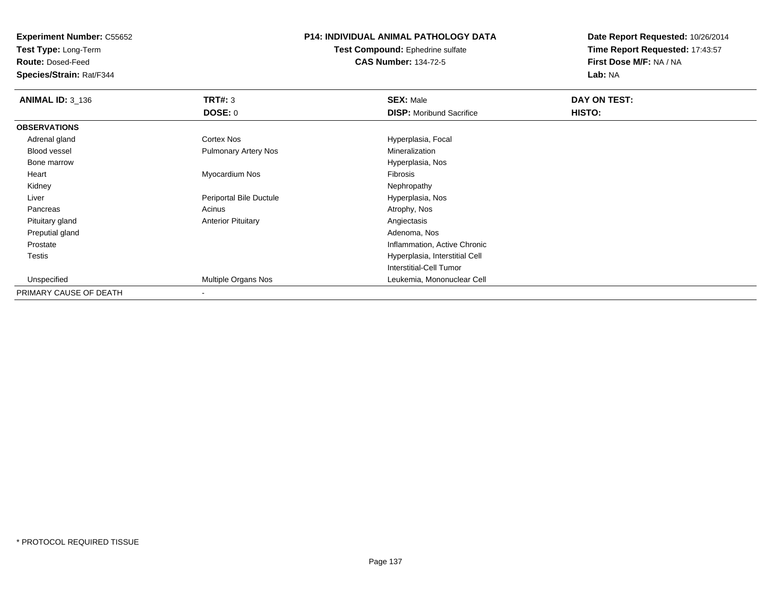**Experiment Number:** C55652
**Test Type:** Long-Term
**Route:** Dosed-Feed
**Species/Strain:** Rat/F344

**P14: INDIVIDUAL ANIMAL PATHOLOGY DATA**
**Test Compound:** Ephedrine sulfate
**CAS Number:** 134-72-5

**Date Report Requested:** 10/26/2014
**Time Report Requested:** 17:43:57
**First Dose M/F:** NA / NA
**Lab:** NA

| **ANIMAL ID:** 3_136 | **TRT#:** 3 | **SEX:** Male | **DAY ON TEST:** |
|---|---|---|---|
| | **DOSE:** 0 | **DISP:** Moribund Sacrifice | **HISTO:** |
| **OBSERVATIONS** | | | |
| Adrenal gland | Cortex Nos | Hyperplasia, Focal | |
| Blood vessel | Pulmonary Artery Nos | Mineralization | |
| Bone marrow | | Hyperplasia, Nos | |
| Heart | Myocardium Nos | Fibrosis | |
| Kidney | | Nephropathy | |
| Liver | Periportal Bile Ductule | Hyperplasia, Nos | |
| Pancreas | Acinus | Atrophy, Nos | |
| Pituitary gland | Anterior Pituitary | Angiectasis | |
| Preputial gland | | Adenoma, Nos | |
| Prostate | | Inflammation, Active Chronic | |
| Testis | | Hyperplasia, Interstitial Cell | |
| | | Interstitial-Cell Tumor | |
| Unspecified | Multiple Organs Nos | Leukemia, Mononuclear Cell | |
| PRIMARY CAUSE OF DEATH | - | | |

\* PROTOCOL REQUIRED TISSUE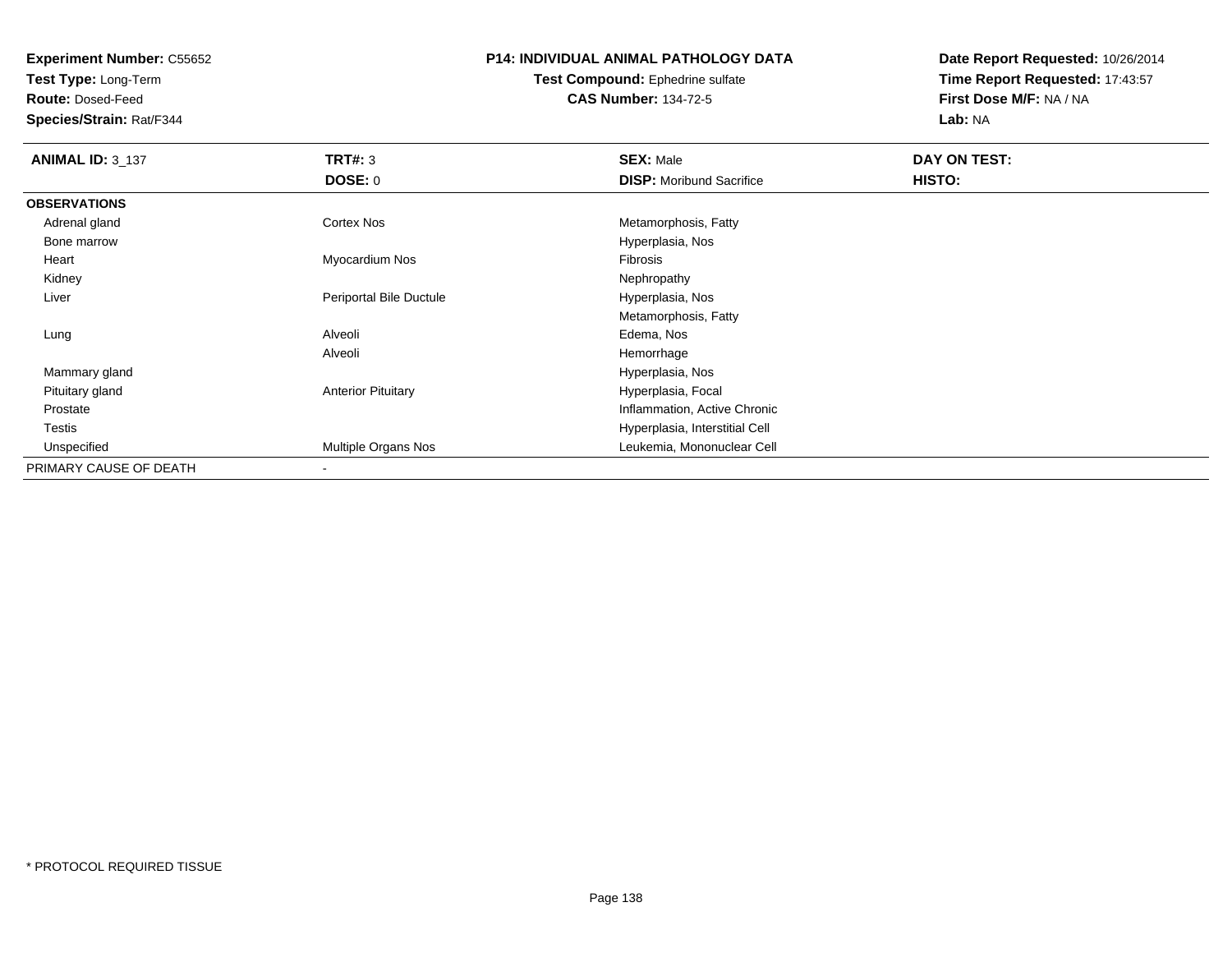**Experiment Number:** C55652
**Test Type:** Long-Term
**Route:** Dosed-Feed
**Species/Strain:** Rat/F344

**P14: INDIVIDUAL ANIMAL PATHOLOGY DATA**
**Test Compound:** Ephedrine sulfate
**CAS Number:** 134-72-5

**Date Report Requested:** 10/26/2014
**Time Report Requested:** 17:43:57
**First Dose M/F:** NA / NA
**Lab:** NA

| **ANIMAL ID:** 3_137 | **TRT#:** 3 | **SEX:** Male | **DAY ON TEST:** |
|---|---|---|---|
| | **DOSE:** 0 | **DISP:** Moribund Sacrifice | **HISTO:** |
| **OBSERVATIONS** | | | |
| Adrenal gland | Cortex Nos | Metamorphosis, Fatty | |
| Bone marrow | | Hyperplasia, Nos | |
| Heart | Myocardium Nos | Fibrosis | |
| Kidney | | Nephropathy | |
| Liver | Periportal Bile Ductule | Hyperplasia, Nos | |
| | | Metamorphosis, Fatty | |
| Lung | Alveoli | Edema, Nos | |
| | Alveoli | Hemorrhage | |
| Mammary gland | | Hyperplasia, Nos | |
| Pituitary gland | Anterior Pituitary | Hyperplasia, Focal | |
| Prostate | | Inflammation, Active Chronic | |
| Testis | | Hyperplasia, Interstitial Cell | |
| Unspecified | Multiple Organs Nos | Leukemia, Mononuclear Cell | |
| PRIMARY CAUSE OF DEATH | - | | |

\* PROTOCOL REQUIRED TISSUE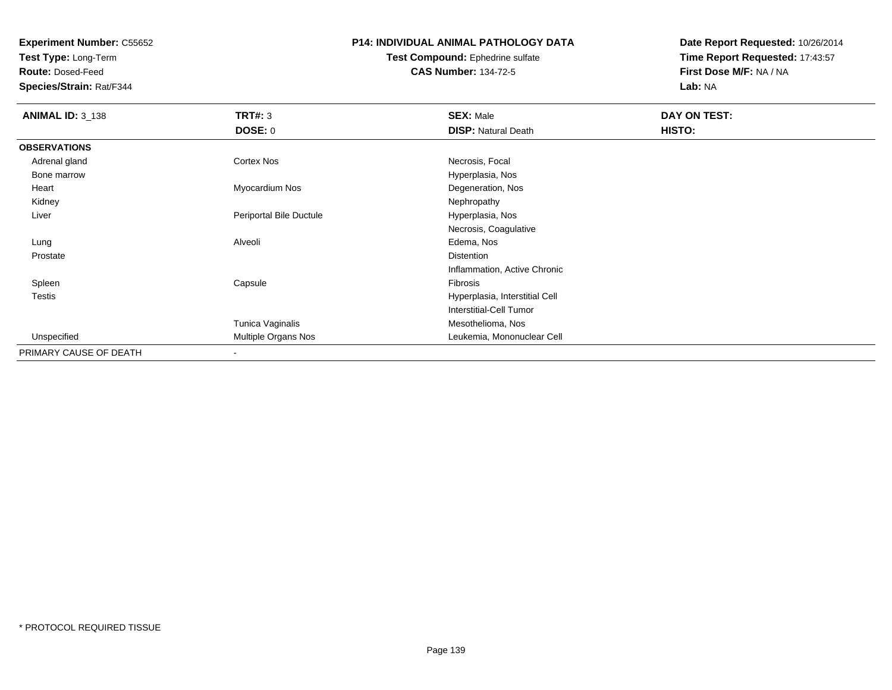**Experiment Number:** C55652
**Test Type:** Long-Term
**Route:** Dosed-Feed
**Species/Strain:** Rat/F344

**P14: INDIVIDUAL ANIMAL PATHOLOGY DATA**
**Test Compound:** Ephedrine sulfate
**CAS Number:** 134-72-5

**Date Report Requested:** 10/26/2014
**Time Report Requested:** 17:43:57
**First Dose M/F:** NA / NA
**Lab:** NA

| **ANIMAL ID:** 3_138 | **TRT#:** 3 | **SEX:** Male | **DAY ON TEST:** |
|---|---|---|---|
| | **DOSE:** 0 | **DISP:** Natural Death | **HISTO:** |
| **OBSERVATIONS** | | | |
| Adrenal gland | Cortex Nos | Necrosis, Focal | |
| Bone marrow | | Hyperplasia, Nos | |
| Heart | Myocardium Nos | Degeneration, Nos | |
| Kidney | | Nephropathy | |
| Liver | Periportal Bile Ductule | Hyperplasia, Nos | |
| | | Necrosis, Coagulative | |
| Lung | Alveoli | Edema, Nos | |
| Prostate | | Distention | |
| | | Inflammation, Active Chronic | |
| Spleen | Capsule | Fibrosis | |
| Testis | | Hyperplasia, Interstitial Cell | |
| | | Interstitial-Cell Tumor | |
| | Tunica Vaginalis | Mesothelioma, Nos | |
| Unspecified | Multiple Organs Nos | Leukemia, Mononuclear Cell | |
| PRIMARY CAUSE OF DEATH | - | | |

* PROTOCOL REQUIRED TISSUE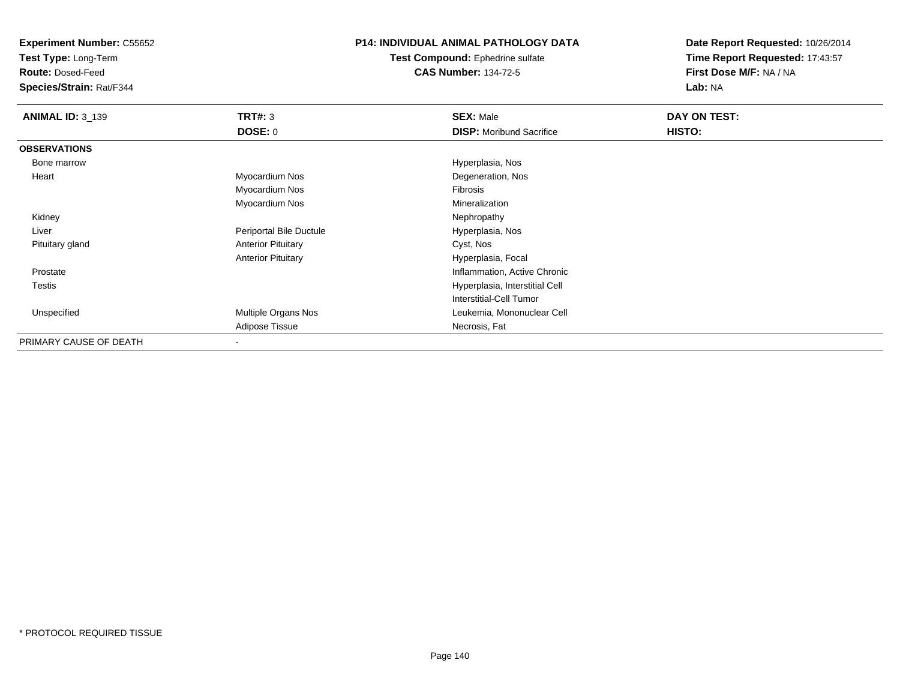**Experiment Number:** C55652
**Test Type:** Long-Term
**Route:** Dosed-Feed
**Species/Strain:** Rat/F344

# P14: INDIVIDUAL ANIMAL PATHOLOGY DATA

**Test Compound:** Ephedrine sulfate
**CAS Number:** 134-72-5

**Date Report Requested:** 10/26/2014
**Time Report Requested:** 17:43:57
**First Dose M/F:** NA / NA
**Lab:** NA

| **ANIMAL ID:** 3_139 | **TRT#:** 3 | **SEX:** Male | **DAY ON TEST:** |
|---|---|---|---|
| | **DOSE:** 0 | **DISP:** Moribund Sacrifice | **HISTO:** |
| **OBSERVATIONS** | | | |
| Bone marrow | | Hyperplasia, Nos | |
| Heart | Myocardium Nos | Degeneration, Nos | |
| | Myocardium Nos | Fibrosis | |
| | Myocardium Nos | Mineralization | |
| Kidney | | Nephropathy | |
| Liver | Periportal Bile Ductule | Hyperplasia, Nos | |
| Pituitary gland | Anterior Pituitary | Cyst, Nos | |
| | Anterior Pituitary | Hyperplasia, Focal | |
| Prostate | | Inflammation, Active Chronic | |
| Testis | | Hyperplasia, Interstitial Cell | |
| | | Interstitial-Cell Tumor | |
| Unspecified | Multiple Organs Nos | Leukemia, Mononuclear Cell | |
| | Adipose Tissue | Necrosis, Fat | |
| PRIMARY CAUSE OF DEATH | - | | |

* PROTOCOL REQUIRED TISSUE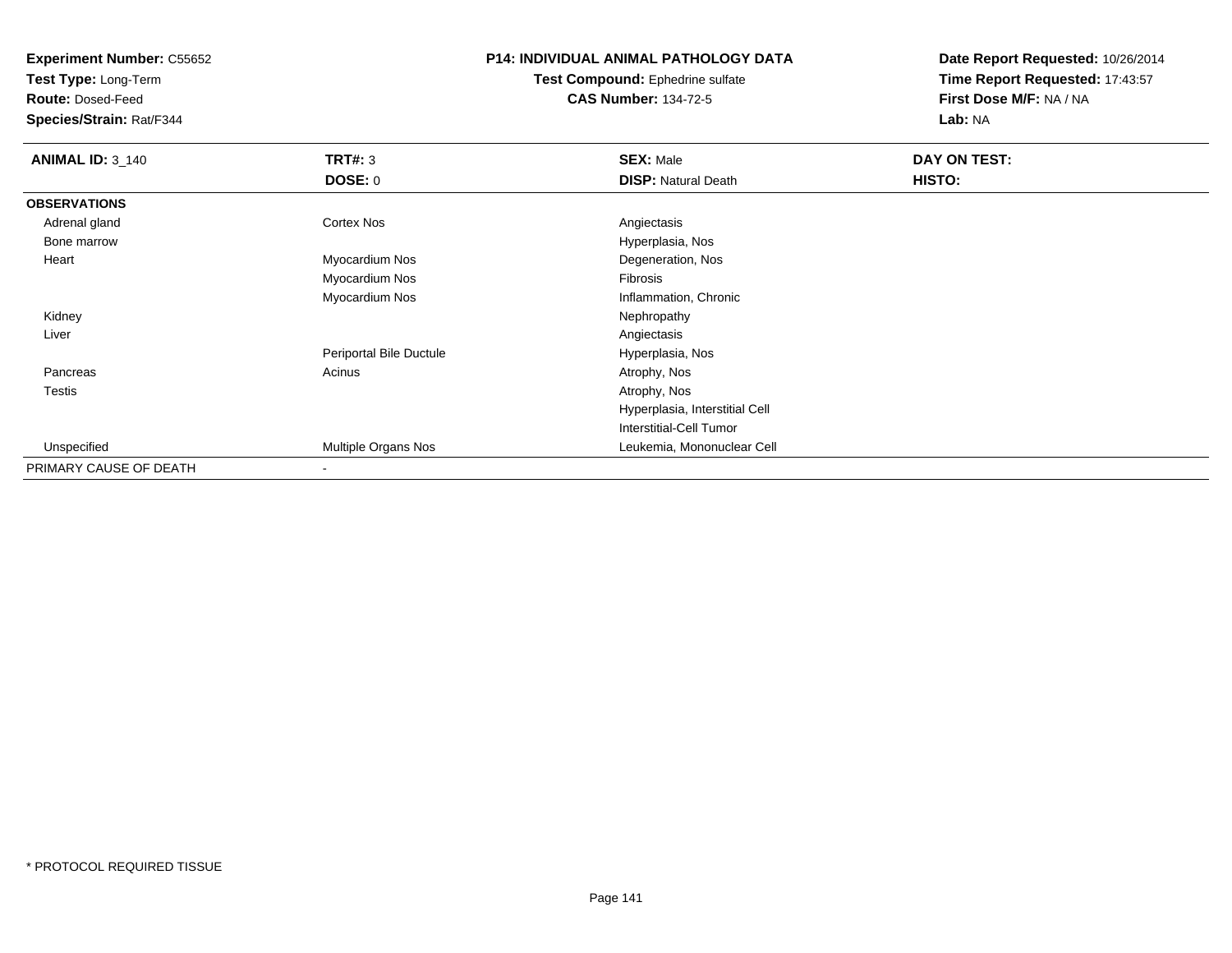**Experiment Number:** C55652
**Test Type:** Long-Term
**Route:** Dosed-Feed
**Species/Strain:** Rat/F344

**P14: INDIVIDUAL ANIMAL PATHOLOGY DATA**
**Test Compound:** Ephedrine sulfate
**CAS Number:** 134-72-5

**Date Report Requested:** 10/26/2014
**Time Report Requested:** 17:43:57
**First Dose M/F:** NA / NA
**Lab:** NA

| **ANIMAL ID:** 3_140 | **TRT#:** 3 | **SEX:** Male | **DAY ON TEST:** |
|---|---|---|---|
| | **DOSE:** 0 | **DISP:** Natural Death | **HISTO:** |
| **OBSERVATIONS** | | | |
| Adrenal gland | Cortex Nos | Angiectasis | |
| Bone marrow | | Hyperplasia, Nos | |
| Heart | Myocardium Nos | Degeneration, Nos | |
| | Myocardium Nos | Fibrosis | |
| | Myocardium Nos | Inflammation, Chronic | |
| Kidney | | Nephropathy | |
| Liver | | Angiectasis | |
| | Periportal Bile Ductule | Hyperplasia, Nos | |
| Pancreas | Acinus | Atrophy, Nos | |
| Testis | | Atrophy, Nos | |
| | | Hyperplasia, Interstitial Cell | |
| | | Interstitial-Cell Tumor | |
| Unspecified | Multiple Organs Nos | Leukemia, Mononuclear Cell | |
| PRIMARY CAUSE OF DEATH | - | | |

* PROTOCOL REQUIRED TISSUE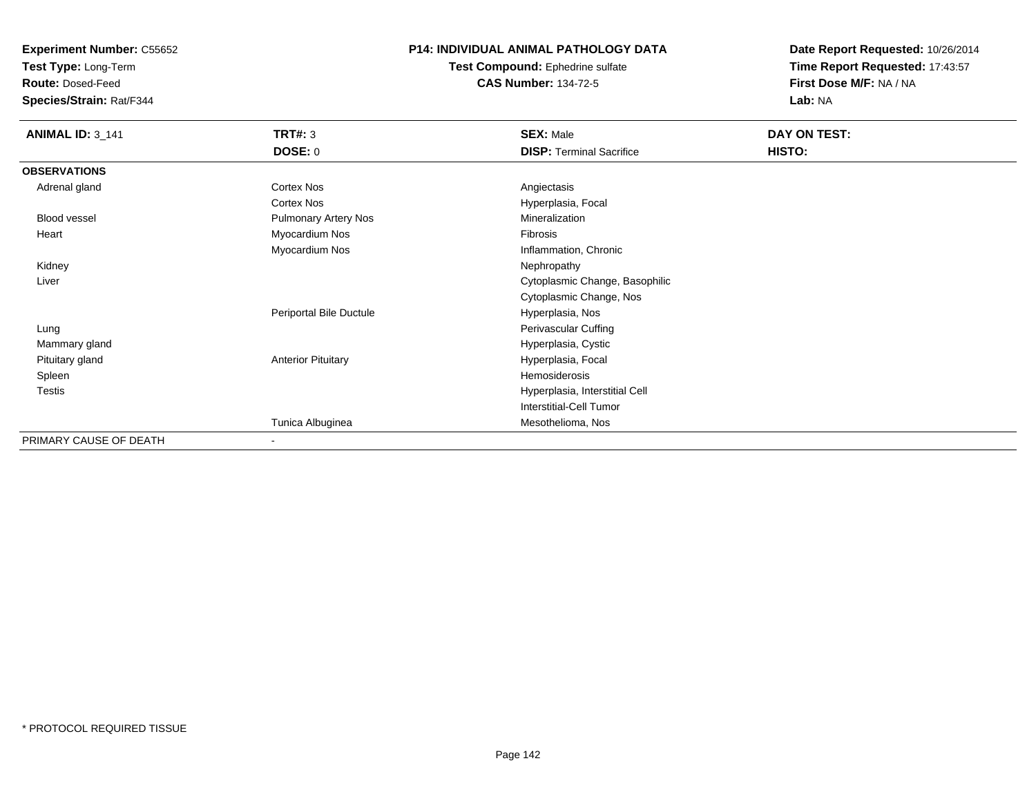**Experiment Number:** C55652
**Test Type:** Long-Term
**Route:** Dosed-Feed
**Species/Strain:** Rat/F344

**P14: INDIVIDUAL ANIMAL PATHOLOGY DATA**
**Test Compound:** Ephedrine sulfate
**CAS Number:** 134-72-5

**Date Report Requested:** 10/26/2014
**Time Report Requested:** 17:43:57
**First Dose M/F:** NA / NA
**Lab:** NA

| **ANIMAL ID:** 3_141 | **TRT#:** 3 | **SEX:** Male | **DAY ON TEST:** |
|---|---|---|---|
| | **DOSE:** 0 | **DISP:** Terminal Sacrifice | **HISTO:** |
| **OBSERVATIONS** | | | |
| Adrenal gland | Cortex Nos | Angiectasis | |
| | Cortex Nos | Hyperplasia, Focal | |
| Blood vessel | Pulmonary Artery Nos | Mineralization | |
| Heart | Myocardium Nos | Fibrosis | |
| | Myocardium Nos | Inflammation, Chronic | |
| Kidney | | Nephropathy | |
| Liver | | Cytoplasmic Change, Basophilic | |
| | | Cytoplasmic Change, Nos | |
| | Periportal Bile Ductule | Hyperplasia, Nos | |
| Lung | | Perivascular Cuffing | |
| Mammary gland | | Hyperplasia, Cystic | |
| Pituitary gland | Anterior Pituitary | Hyperplasia, Focal | |
| Spleen | | Hemosiderosis | |
| Testis | | Hyperplasia, Interstitial Cell | |
| | | Interstitial-Cell Tumor | |
| | Tunica Albuginea | Mesothelioma, Nos | |
| PRIMARY CAUSE OF DEATH | - | | |

* PROTOCOL REQUIRED TISSUE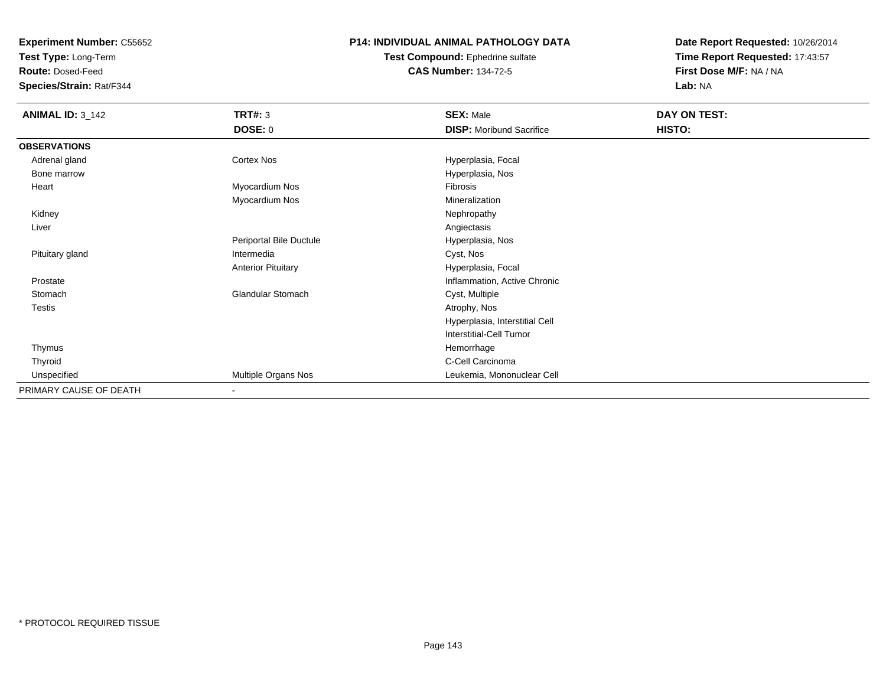**Experiment Number:** C55652
**Test Type:** Long-Term
**Route:** Dosed-Feed
**Species/Strain:** Rat/F344

**P14: INDIVIDUAL ANIMAL PATHOLOGY DATA**
**Test Compound:** Ephedrine sulfate
**CAS Number:** 134-72-5

**Date Report Requested:** 10/26/2014
**Time Report Requested:** 17:43:57
**First Dose M/F:** NA / NA
**Lab:** NA

| **ANIMAL ID:** 3_142 | **TRT#:** 3 | **SEX:** Male | **DAY ON TEST:** |
|---|---|---|---|
| | **DOSE:** 0 | **DISP:** Moribund Sacrifice | **HISTO:** |
| **OBSERVATIONS** | | | |
| Adrenal gland | Cortex Nos | Hyperplasia, Focal | |
| Bone marrow | | Hyperplasia, Nos | |
| Heart | Myocardium Nos | Fibrosis | |
| | Myocardium Nos | Mineralization | |
| Kidney | | Nephropathy | |
| Liver | | Angiectasis | |
| | Periportal Bile Ductule | Hyperplasia, Nos | |
| Pituitary gland | Intermedia | Cyst, Nos | |
| | Anterior Pituitary | Hyperplasia, Focal | |
| Prostate | | Inflammation, Active Chronic | |
| Stomach | Glandular Stomach | Cyst, Multiple | |
| Testis | | Atrophy, Nos | |
| | | Hyperplasia, Interstitial Cell | |
| | | Interstitial-Cell Tumor | |
| Thymus | | Hemorrhage | |
| Thyroid | | C-Cell Carcinoma | |
| Unspecified | Multiple Organs Nos | Leukemia, Mononuclear Cell | |
| PRIMARY CAUSE OF DEATH | - | | |

* PROTOCOL REQUIRED TISSUE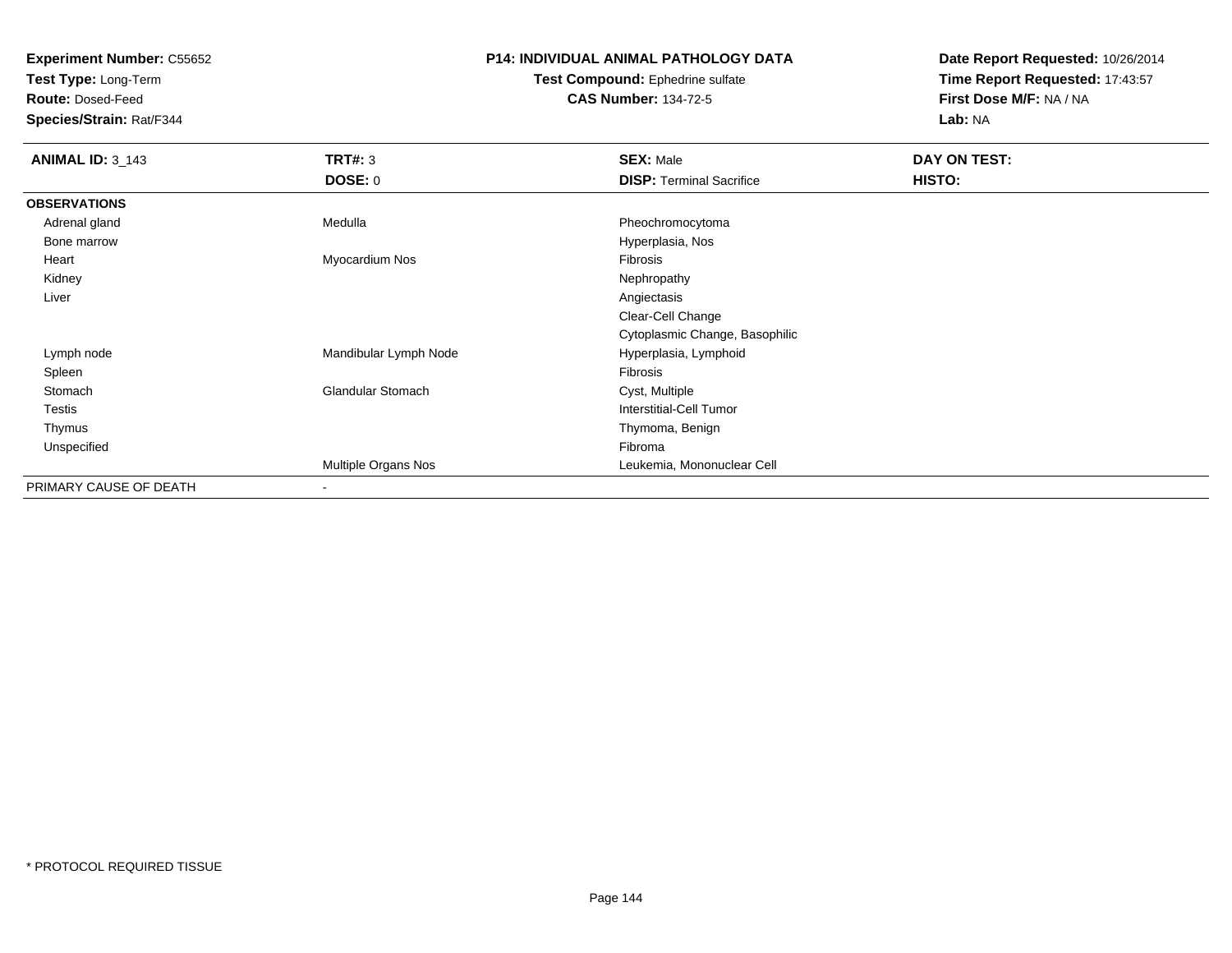**Experiment Number:** C55652
**Test Type:** Long-Term
**Route:** Dosed-Feed
**Species/Strain:** Rat/F344

**P14: INDIVIDUAL ANIMAL PATHOLOGY DATA**
**Test Compound:** Ephedrine sulfate
**CAS Number:** 134-72-5

**Date Report Requested:** 10/26/2014
**Time Report Requested:** 17:43:57
**First Dose M/F:** NA / NA
**Lab:** NA

| **ANIMAL ID:** 3_143 | **TRT#:** 3 | **SEX:** Male | **DAY ON TEST:** |
|---|---|---|---|
| | **DOSE:** 0 | **DISP:** Terminal Sacrifice | **HISTO:** |
| **OBSERVATIONS** | | | |
| Adrenal gland | Medulla | Pheochromocytoma | |
| Bone marrow | | Hyperplasia, Nos | |
| Heart | Myocardium Nos | Fibrosis | |
| Kidney | | Nephropathy | |
| Liver | | Angiectasis | |
| | | Clear-Cell Change | |
| | | Cytoplasmic Change, Basophilic | |
| Lymph node | Mandibular Lymph Node | Hyperplasia, Lymphoid | |
| Spleen | | Fibrosis | |
| Stomach | Glandular Stomach | Cyst, Multiple | |
| Testis | | Interstitial-Cell Tumor | |
| Thymus | | Thymoma, Benign | |
| Unspecified | | Fibroma | |
| | Multiple Organs Nos | Leukemia, Mononuclear Cell | |
| PRIMARY CAUSE OF DEATH | - | | |

* PROTOCOL REQUIRED TISSUE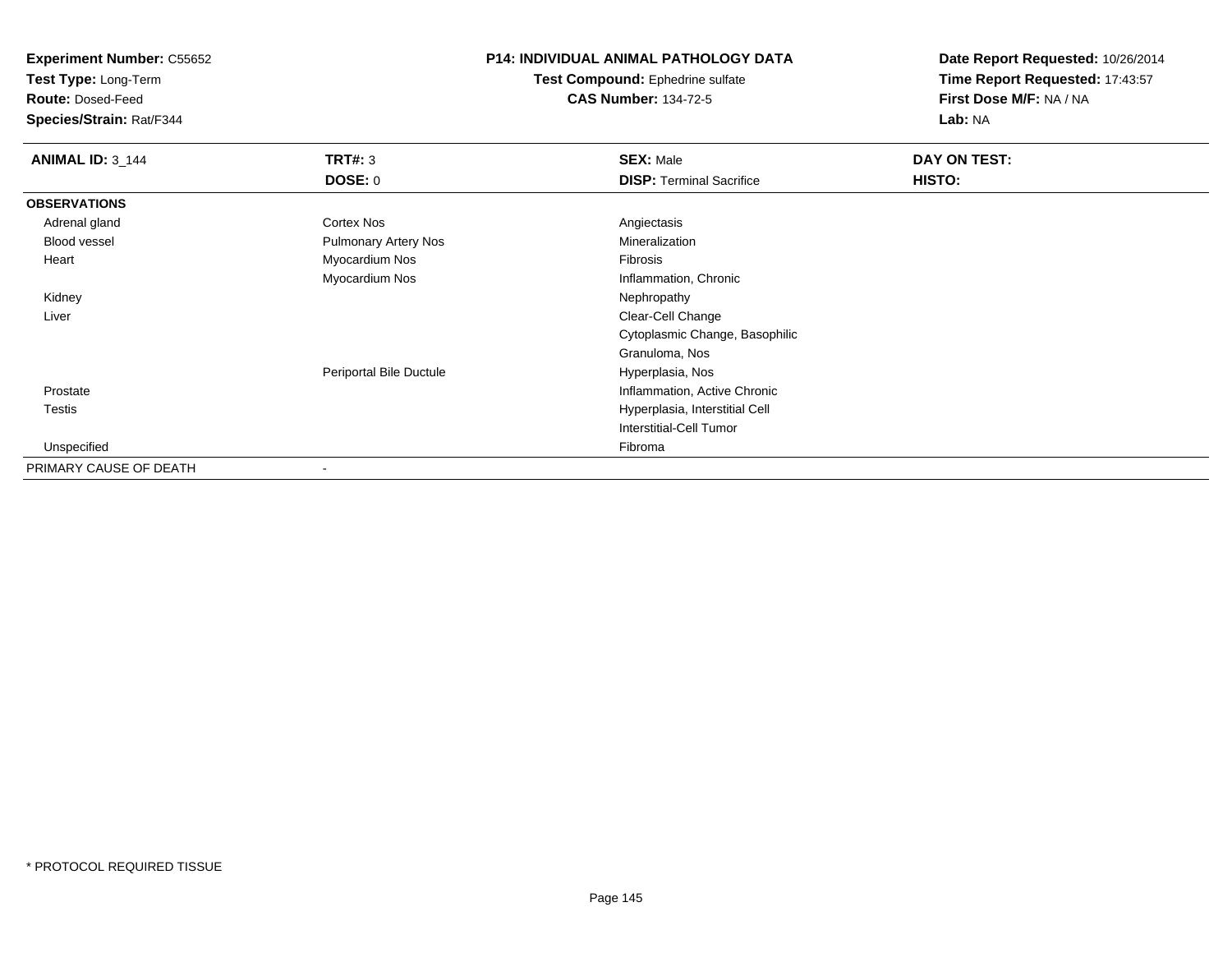**Experiment Number:** C55652
**Test Type:** Long-Term
**Route:** Dosed-Feed
**Species/Strain:** Rat/F344

**P14: INDIVIDUAL ANIMAL PATHOLOGY DATA**
**Test Compound:** Ephedrine sulfate
**CAS Number:** 134-72-5

**Date Report Requested:** 10/26/2014
**Time Report Requested:** 17:43:57
**First Dose M/F:** NA / NA
**Lab:** NA

| **ANIMAL ID:** 3_144 | **TRT#:** 3 | **SEX:** Male | **DAY ON TEST:** |
|---|---|---|---|
| | **DOSE:** 0 | **DISP:** Terminal Sacrifice | **HISTO:** |
| **OBSERVATIONS** | | | |
| Adrenal gland | Cortex Nos | Angiectasis | |
| Blood vessel | Pulmonary Artery Nos | Mineralization | |
| Heart | Myocardium Nos | Fibrosis | |
| | Myocardium Nos | Inflammation, Chronic | |
| Kidney | | Nephropathy | |
| Liver | | Clear-Cell Change | |
| | | Cytoplasmic Change, Basophilic | |
| | | Granuloma, Nos | |
| | Periportal Bile Ductule | Hyperplasia, Nos | |
| Prostate | | Inflammation, Active Chronic | |
| Testis | | Hyperplasia, Interstitial Cell | |
| | | Interstitial-Cell Tumor | |
| Unspecified | | Fibroma | |
| PRIMARY CAUSE OF DEATH | - | | |

* PROTOCOL REQUIRED TISSUE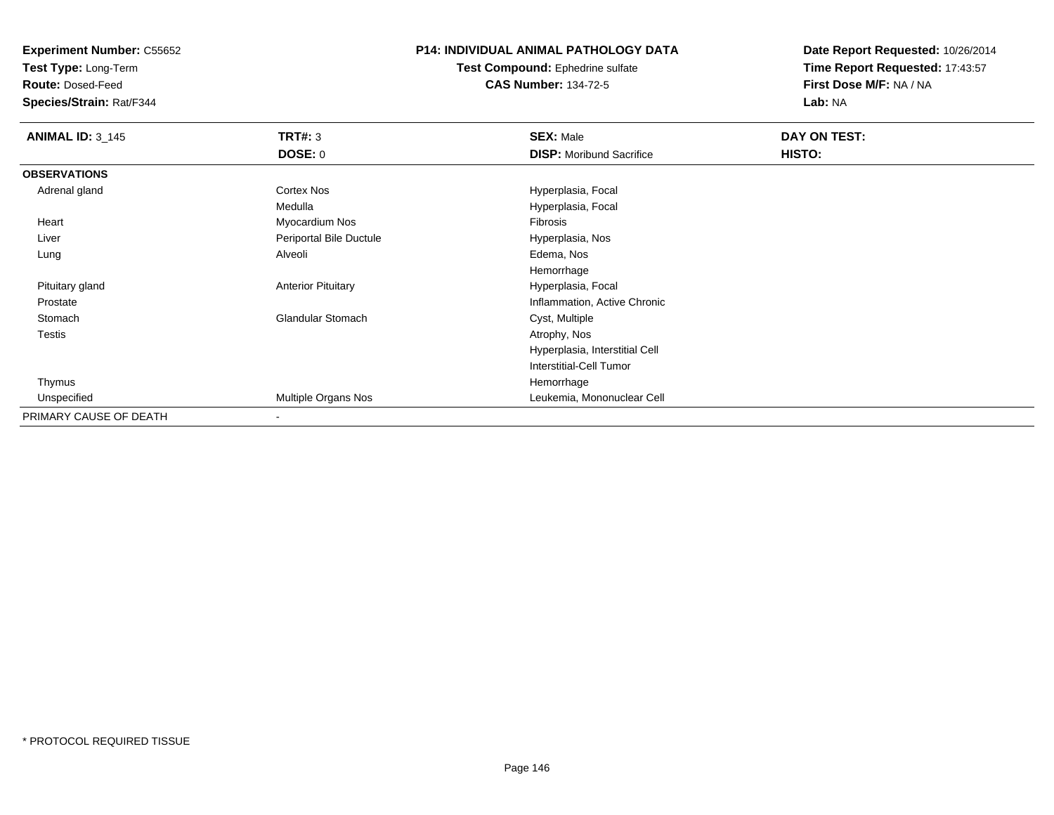**Experiment Number:** C55652
**Test Type:** Long-Term
**Route:** Dosed-Feed
**Species/Strain:** Rat/F344

**P14: INDIVIDUAL ANIMAL PATHOLOGY DATA**
**Test Compound:** Ephedrine sulfate
**CAS Number:** 134-72-5

**Date Report Requested:** 10/26/2014
**Time Report Requested:** 17:43:57
**First Dose M/F:** NA / NA
**Lab:** NA

| **ANIMAL ID:** 3_145 | **TRT#:** 3 | **SEX:** Male | **DAY ON TEST:** |
|---|---|---|---|
| | **DOSE:** 0 | **DISP:** Moribund Sacrifice | **HISTO:** |
| **OBSERVATIONS** | | | |
| Adrenal gland | Cortex Nos | Hyperplasia, Focal | |
| | Medulla | Hyperplasia, Focal | |
| Heart | Myocardium Nos | Fibrosis | |
| Liver | Periportal Bile Ductule | Hyperplasia, Nos | |
| Lung | Alveoli | Edema, Nos | |
| | | Hemorrhage | |
| Pituitary gland | Anterior Pituitary | Hyperplasia, Focal | |
| Prostate | | Inflammation, Active Chronic | |
| Stomach | Glandular Stomach | Cyst, Multiple | |
| Testis | | Atrophy, Nos | |
| | | Hyperplasia, Interstitial Cell | |
| | | Interstitial-Cell Tumor | |
| Thymus | | Hemorrhage | |
| Unspecified | Multiple Organs Nos | Leukemia, Mononuclear Cell | |
| PRIMARY CAUSE OF DEATH | - | | |

* PROTOCOL REQUIRED TISSUE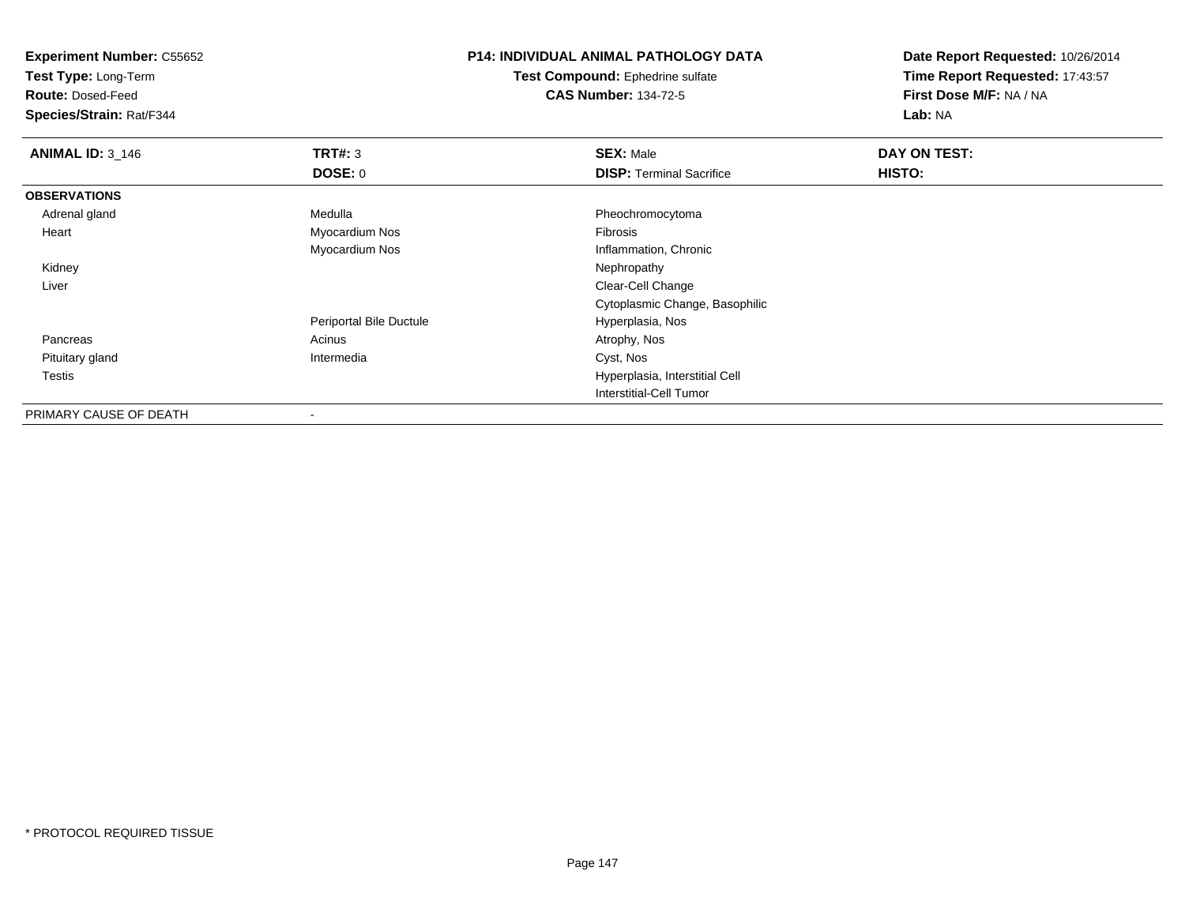**Experiment Number:** C55652
**Test Type:** Long-Term
**Route:** Dosed-Feed
**Species/Strain:** Rat/F344

**P14: INDIVIDUAL ANIMAL PATHOLOGY DATA**
**Test Compound:** Ephedrine sulfate
**CAS Number:** 134-72-5

**Date Report Requested:** 10/26/2014
**Time Report Requested:** 17:43:57
**First Dose M/F:** NA / NA
**Lab:** NA

| **ANIMAL ID:** 3_146 | **TRT#:** 3 | **SEX:** Male | **DAY ON TEST:** |
|---|---|---|---|
| | **DOSE:** 0 | **DISP:** Terminal Sacrifice | **HISTO:** |
| **OBSERVATIONS** | | | |
| Adrenal gland | Medulla | Pheochromocytoma | |
| Heart | Myocardium Nos | Fibrosis | |
| | Myocardium Nos | Inflammation, Chronic | |
| Kidney | | Nephropathy | |
| Liver | | Clear-Cell Change | |
| | | Cytoplasmic Change, Basophilic | |
| | Periportal Bile Ductule | Hyperplasia, Nos | |
| Pancreas | Acinus | Atrophy, Nos | |
| Pituitary gland | Intermedia | Cyst, Nos | |
| Testis | | Hyperplasia, Interstitial Cell | |
| | | Interstitial-Cell Tumor | |
| PRIMARY CAUSE OF DEATH | - | | |

\* PROTOCOL REQUIRED TISSUE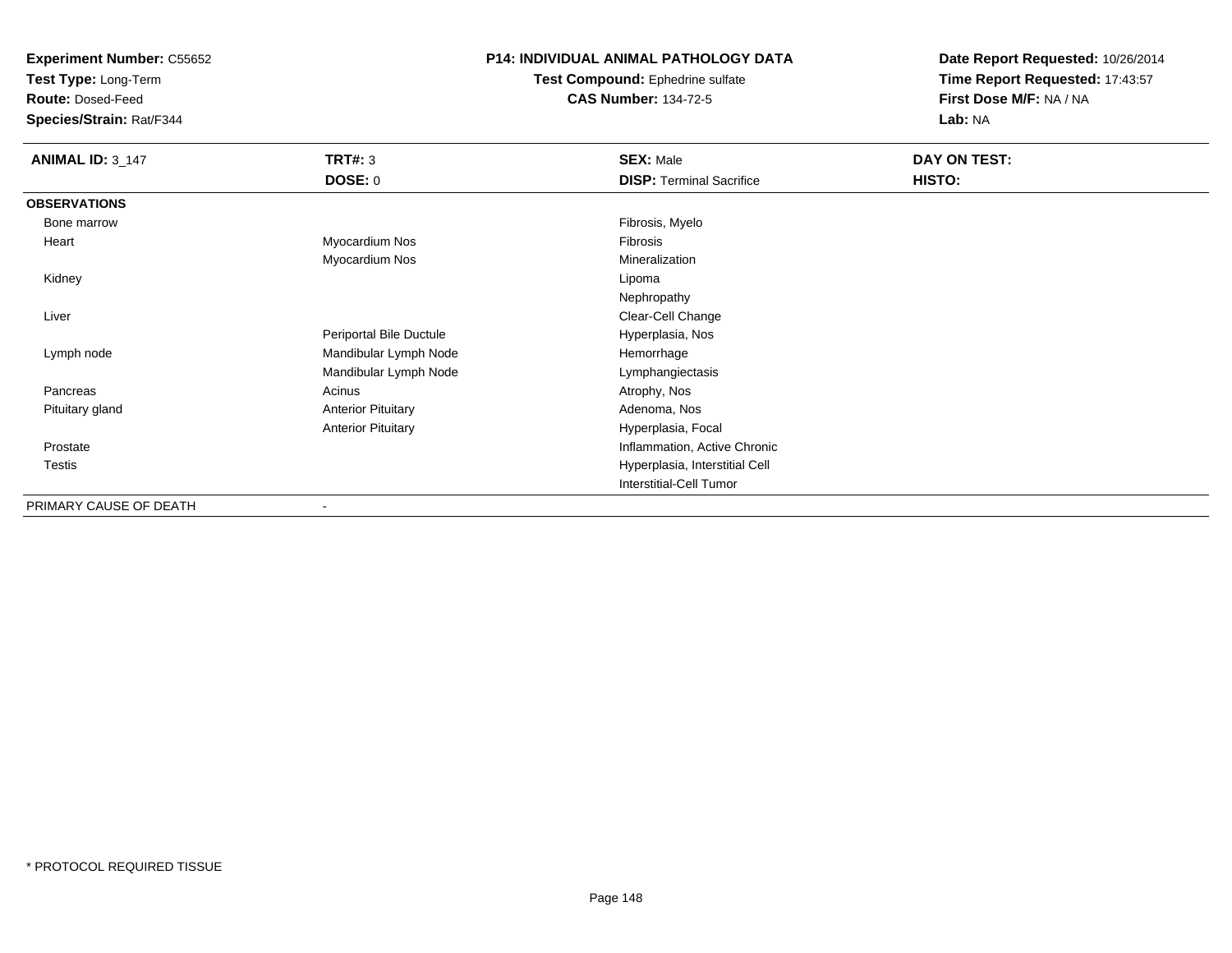**Experiment Number:** C55652
**Test Type:** Long-Term
**Route:** Dosed-Feed
**Species/Strain:** Rat/F344

**P14: INDIVIDUAL ANIMAL PATHOLOGY DATA**
**Test Compound:** Ephedrine sulfate
**CAS Number:** 134-72-5

**Date Report Requested:** 10/26/2014
**Time Report Requested:** 17:43:57
**First Dose M/F:** NA / NA
**Lab:** NA

| **ANIMAL ID:** 3_147 | **TRT#:** 3 | **SEX:** Male | **DAY ON TEST:** |
|---|---|---|---|
| | **DOSE:** 0 | **DISP:** Terminal Sacrifice | **HISTO:** |
| **OBSERVATIONS** | | | |
| Bone marrow | | Fibrosis, Myelo | |
| Heart | Myocardium Nos | Fibrosis | |
| | Myocardium Nos | Mineralization | |
| Kidney | | Lipoma | |
| | | Nephropathy | |
| Liver | | Clear-Cell Change | |
| | Periportal Bile Ductule | Hyperplasia, Nos | |
| Lymph node | Mandibular Lymph Node | Hemorrhage | |
| | Mandibular Lymph Node | Lymphangiectasis | |
| Pancreas | Acinus | Atrophy, Nos | |
| Pituitary gland | Anterior Pituitary | Adenoma, Nos | |
| | Anterior Pituitary | Hyperplasia, Focal | |
| Prostate | | Inflammation, Active Chronic | |
| Testis | | Hyperplasia, Interstitial Cell | |
| | | Interstitial-Cell Tumor | |
| PRIMARY CAUSE OF DEATH | - | | |

\* PROTOCOL REQUIRED TISSUE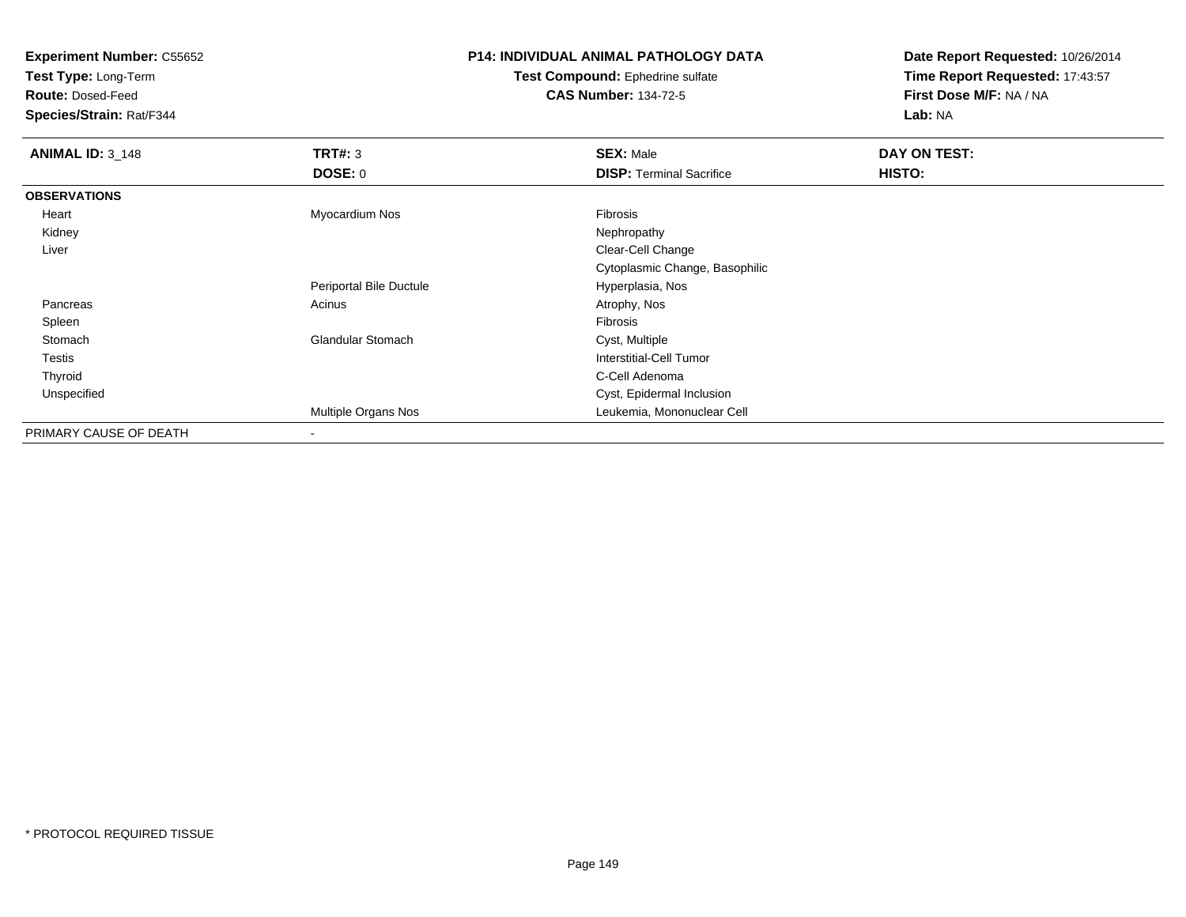**Experiment Number:** C55652
**Test Type:** Long-Term
**Route:** Dosed-Feed
**Species/Strain:** Rat/F344

**P14: INDIVIDUAL ANIMAL PATHOLOGY DATA**
**Test Compound:** Ephedrine sulfate
**CAS Number:** 134-72-5

**Date Report Requested:** 10/26/2014
**Time Report Requested:** 17:43:57
**First Dose M/F:** NA / NA
**Lab:** NA

| **ANIMAL ID:** 3_148 | **TRT#:** 3 | **SEX:** Male | **DAY ON TEST:** |
|---|---|---|---|
| | **DOSE:** 0 | **DISP:** Terminal Sacrifice | **HISTO:** |
| **OBSERVATIONS** | | | |
| Heart | Myocardium Nos | Fibrosis | |
| Kidney | | Nephropathy | |
| Liver | | Clear-Cell Change | |
| | | Cytoplasmic Change, Basophilic | |
| | Periportal Bile Ductule | Hyperplasia, Nos | |
| Pancreas | Acinus | Atrophy, Nos | |
| Spleen | | Fibrosis | |
| Stomach | Glandular Stomach | Cyst, Multiple | |
| Testis | | Interstitial-Cell Tumor | |
| Thyroid | | C-Cell Adenoma | |
| Unspecified | | Cyst, Epidermal Inclusion | |
| | Multiple Organs Nos | Leukemia, Mononuclear Cell | |
| PRIMARY CAUSE OF DEATH | - | | |

* PROTOCOL REQUIRED TISSUE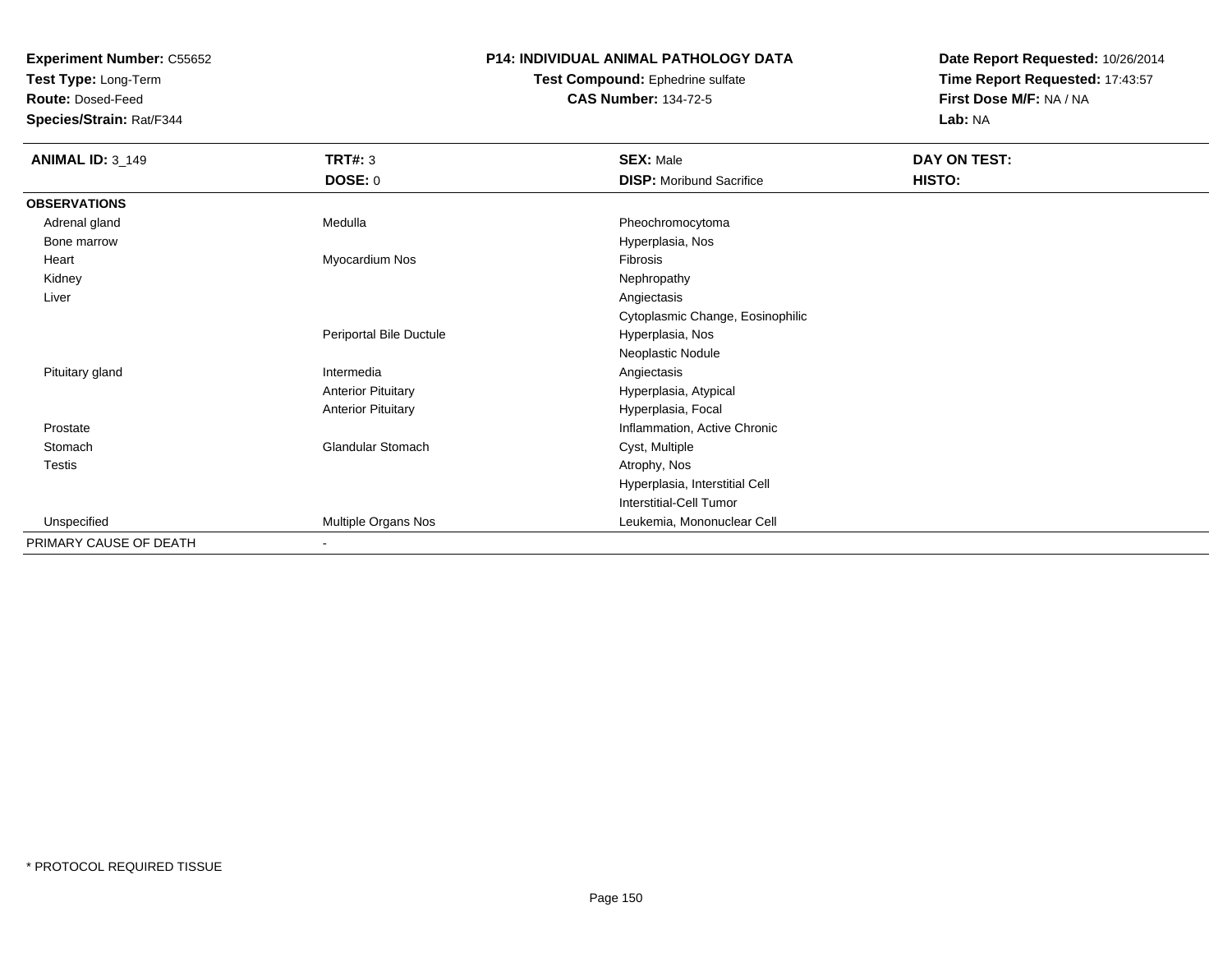**Experiment Number:** C55652
**Test Type:** Long-Term
**Route:** Dosed-Feed
**Species/Strain:** Rat/F344

## P14: INDIVIDUAL ANIMAL PATHOLOGY DATA

**Test Compound:** Ephedrine sulfate
**CAS Number:** 134-72-5

**Date Report Requested:** 10/26/2014
**Time Report Requested:** 17:43:57
**First Dose M/F:** NA / NA
**Lab:** NA

| **ANIMAL ID:** 3_149 | **TRT#:** 3 | **SEX:** Male | **DAY ON TEST:** |
|---|---|---|---|
| | **DOSE:** 0 | **DISP:** Moribund Sacrifice | **HISTO:** |
| **OBSERVATIONS** | | | |
| Adrenal gland | Medulla | Pheochromocytoma | |
| Bone marrow | | Hyperplasia, Nos | |
| Heart | Myocardium Nos | Fibrosis | |
| Kidney | | Nephropathy | |
| Liver | | Angiectasis | |
| | | Cytoplasmic Change, Eosinophilic | |
| | Periportal Bile Ductule | Hyperplasia, Nos | |
| | | Neoplastic Nodule | |
| Pituitary gland | Intermedia | Angiectasis | |
| | Anterior Pituitary | Hyperplasia, Atypical | |
| | Anterior Pituitary | Hyperplasia, Focal | |
| Prostate | | Inflammation, Active Chronic | |
| Stomach | Glandular Stomach | Cyst, Multiple | |
| Testis | | Atrophy, Nos | |
| | | Hyperplasia, Interstitial Cell | |
| | | Interstitial-Cell Tumor | |
| Unspecified | Multiple Organs Nos | Leukemia, Mononuclear Cell | |
| PRIMARY CAUSE OF DEATH | - | | |

* PROTOCOL REQUIRED TISSUE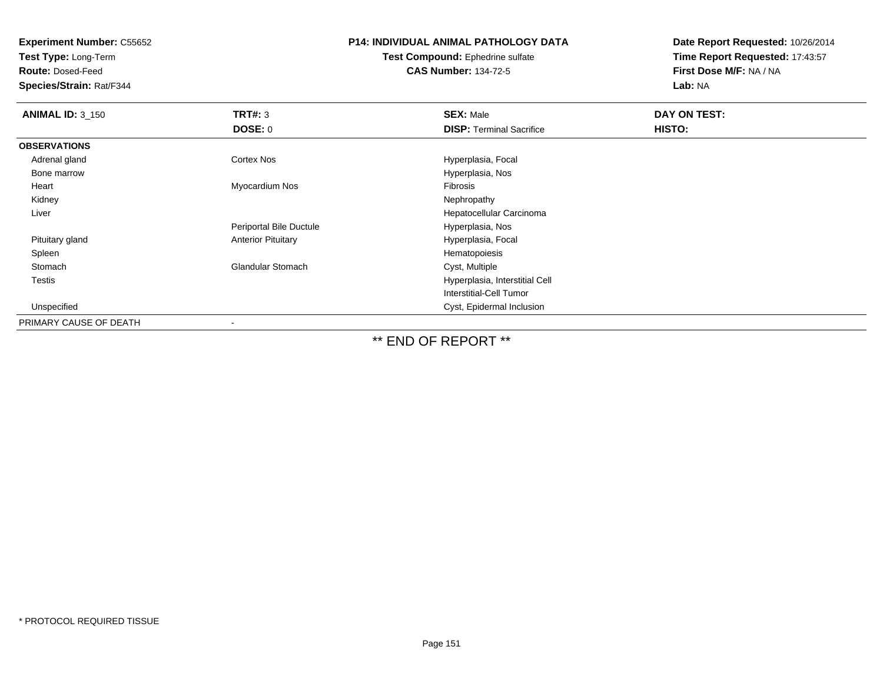**Experiment Number:** C55652
**Test Type:** Long-Term
**Route:** Dosed-Feed
**Species/Strain:** Rat/F344

**P14: INDIVIDUAL ANIMAL PATHOLOGY DATA**
**Test Compound:** Ephedrine sulfate
**CAS Number:** 134-72-5

**Date Report Requested:** 10/26/2014
**Time Report Requested:** 17:43:57
**First Dose M/F:** NA / NA
**Lab:** NA

| **ANIMAL ID:** 3_150 | **TRT#:** 3 | **SEX:** Male | **DAY ON TEST:** |
|---|---|---|---|
| | **DOSE:** 0 | **DISP:** Terminal Sacrifice | **HISTO:** |
| **OBSERVATIONS** | | | |
| Adrenal gland | Cortex Nos | Hyperplasia, Focal | |
| Bone marrow | | Hyperplasia, Nos | |
| Heart | Myocardium Nos | Fibrosis | |
| Kidney | | Nephropathy | |
| Liver | | Hepatocellular Carcinoma | |
| | Periportal Bile Ductule | Hyperplasia, Nos | |
| Pituitary gland | Anterior Pituitary | Hyperplasia, Focal | |
| Spleen | | Hematopoiesis | |
| Stomach | Glandular Stomach | Cyst, Multiple | |
| Testis | | Hyperplasia, Interstitial Cell | |
| | | Interstitial-Cell Tumor | |
| Unspecified | | Cyst, Epidermal Inclusion | |
| PRIMARY CAUSE OF DEATH | - | | |

** END OF REPORT **

* PROTOCOL REQUIRED TISSUE